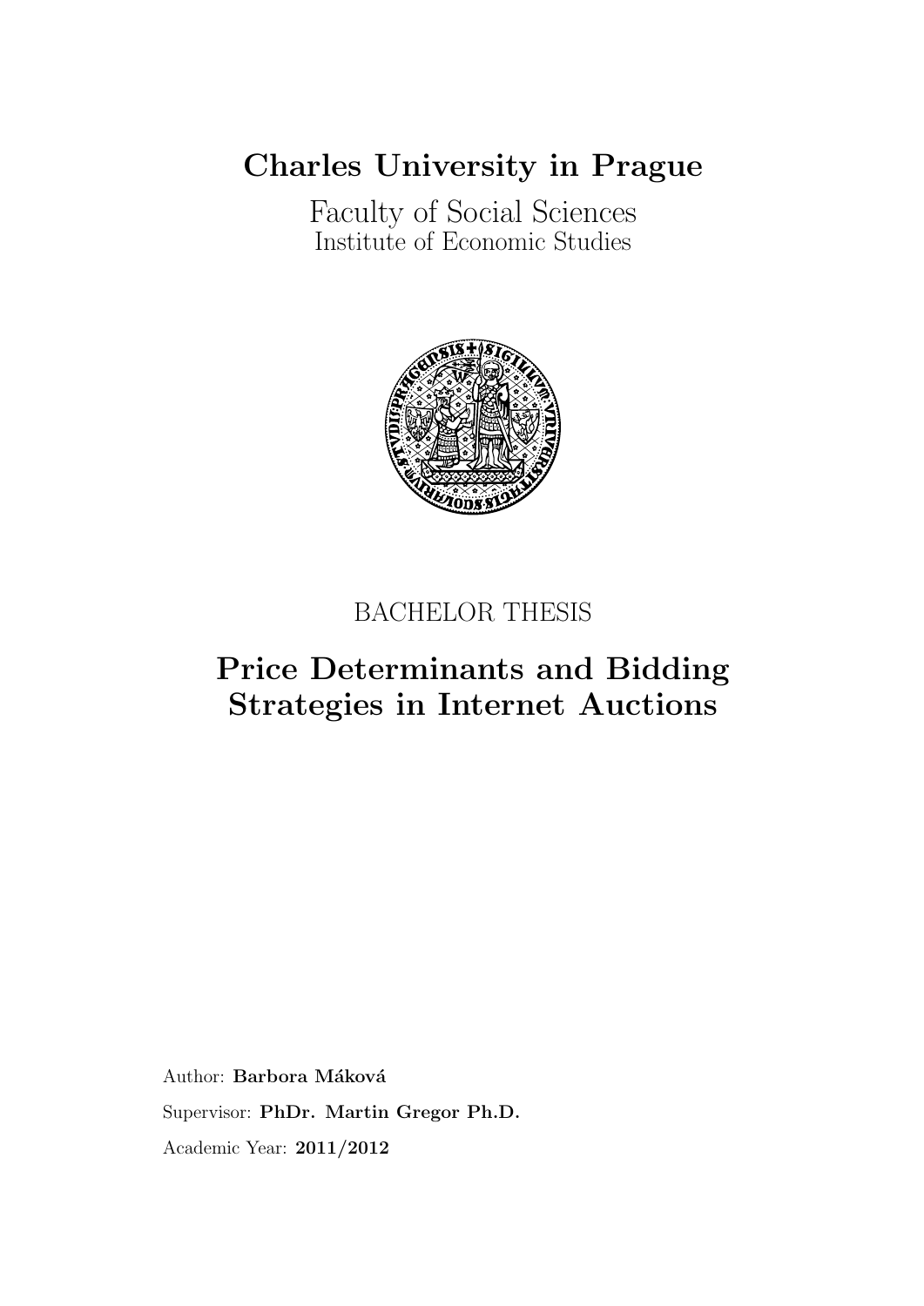# Charles University in Prague

Faculty of Social Sciences
Institute of Economic Studies

BACHELOR THESIS

## Price Determinants and Bidding Strategies in Internet Auctions

Author: **Barbora Máková**

Supervisor: **PhDr. Martin Gregor Ph.D.**

Academic Year: **2011/2012**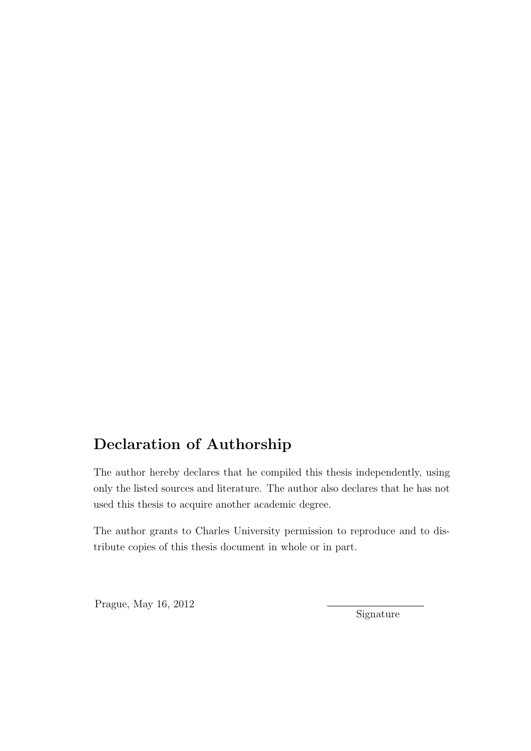## Declaration of Authorship

The author hereby declares that he compiled this thesis independently, using only the listed sources and literature. The author also declares that he has not used this thesis to acquire another academic degree.

The author grants to Charles University permission to reproduce and to distribute copies of this thesis document in whole or in part.

Prague, May 16, 2012

Signature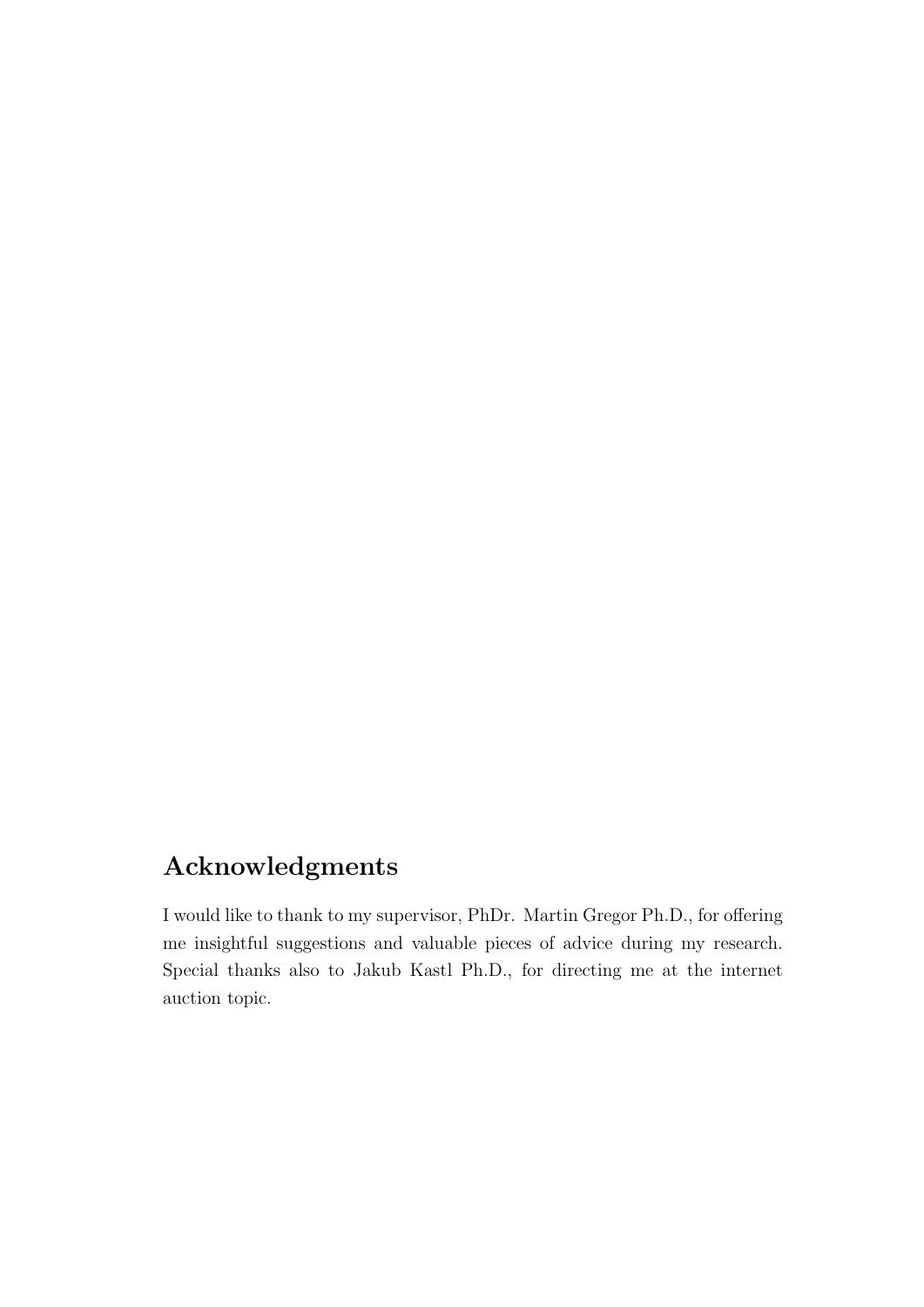## Acknowledgments

I would like to thank to my supervisor, PhDr. Martin Gregor Ph.D., for offering me insightful suggestions and valuable pieces of advice during my research. Special thanks also to Jakub Kastl Ph.D., for directing me at the internet auction topic.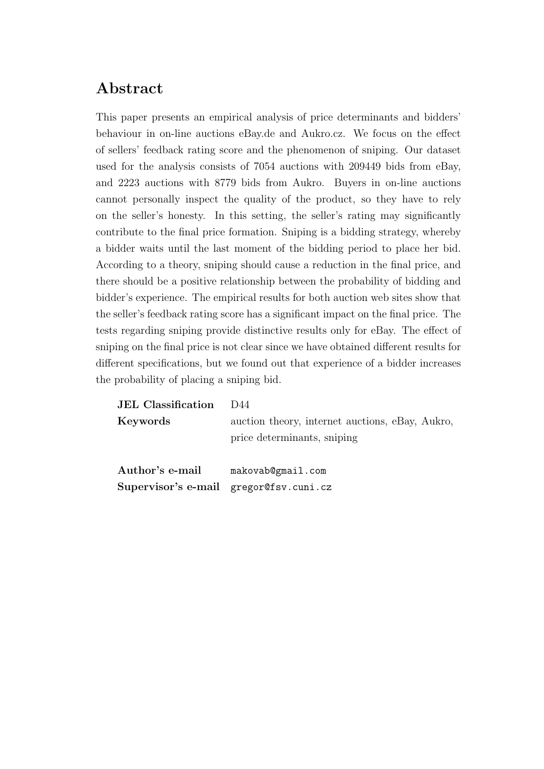## Abstract

This paper presents an empirical analysis of price determinants and bidders' behaviour in on-line auctions eBay.de and Aukro.cz. We focus on the effect of sellers' feedback rating score and the phenomenon of sniping. Our dataset used for the analysis consists of 7054 auctions with 209449 bids from eBay, and 2223 auctions with 8779 bids from Aukro. Buyers in on-line auctions cannot personally inspect the quality of the product, so they have to rely on the seller's honesty. In this setting, the seller's rating may significantly contribute to the final price formation. Sniping is a bidding strategy, whereby a bidder waits until the last moment of the bidding period to place her bid. According to a theory, sniping should cause a reduction in the final price, and there should be a positive relationship between the probability of bidding and bidder's experience. The empirical results for both auction web sites show that the seller's feedback rating score has a significant impact on the final price. The tests regarding sniping provide distinctive results only for eBay. The effect of sniping on the final price is not clear since we have obtained different results for different specifications, but we found out that experience of a bidder increases the probability of placing a sniping bid.

| | |
|---|---|
| **JEL Classification** | D44 |
| **Keywords** | auction theory, internet auctions, eBay, Aukro, price determinants, sniping |
| | |
| **Author's e-mail** | makovab@gmail.com |
| **Supervisor's e-mail** | gregor@fsv.cuni.cz |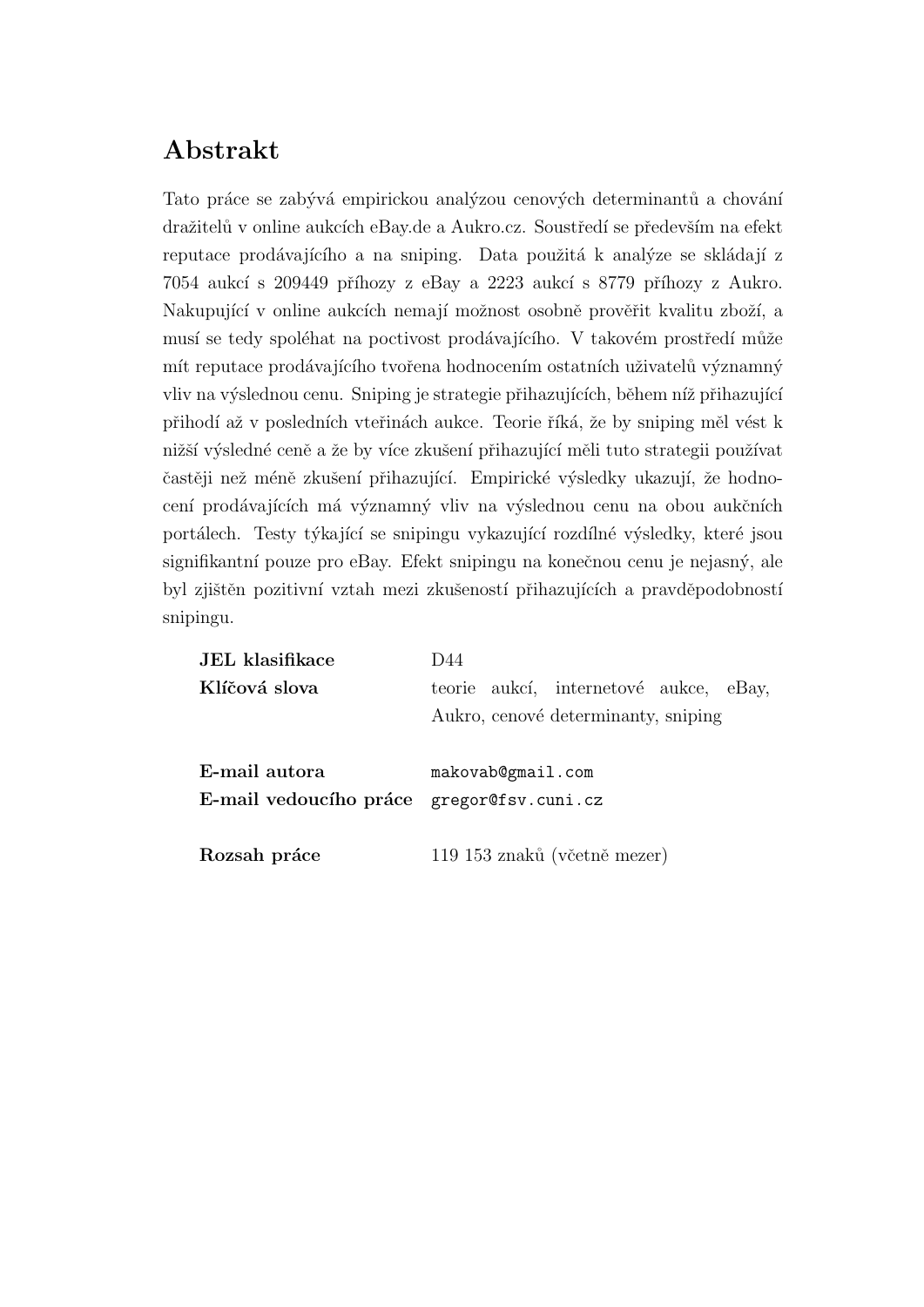# Abstrakt

Tato práce se zabývá empirickou analýzou cenových determinantů a chování dražitelů v online aukcích eBay.de a Aukro.cz. Soustředí se především na efekt reputace prodávajícího a na sniping. Data použitá k analýze se skládají z 7054 aukcí s 209449 příhozy z eBay a 2223 aukcí s 8779 příhozy z Aukro. Nakupující v online aukcích nemají možnost osobně prověřit kvalitu zboží, a musí se tedy spoléhat na poctivost prodávajícího. V takovém prostředí může mít reputace prodávajícího tvořena hodnocením ostatních uživatelů významný vliv na výslednou cenu. Sniping je strategie přihazujících, během níž přihazující přihodí až v posledních vteřinách aukce. Teorie říká, že by sniping měl vést k nižší výsledné ceně a že by více zkušení přihazující měli tuto strategii používat častěji než méně zkušení přihazující. Empirické výsledky ukazují, že hodnocení prodávajících má významný vliv na výslednou cenu na obou aukčních portálech. Testy týkající se snipingu vykazující rozdílné výsledky, které jsou signifikantní pouze pro eBay. Efekt snipingu na konečnou cenu je nejasný, ale byl zjištěn pozitivní vztah mezi zkušeností přihazujících a pravděpodobností snipingu.

| | |
|---|---|
| **JEL klasifikace** | D44 |
| **Klíčová slova** | teorie aukcí, internetové aukce, eBay, Aukro, cenové determinanty, sniping |
| **E-mail autora** | `makovab@gmail.com` |
| **E-mail vedoucího práce** | `gregor@fsv.cuni.cz` |
| **Rozsah práce** | 119 153 znaků (včetně mezer) |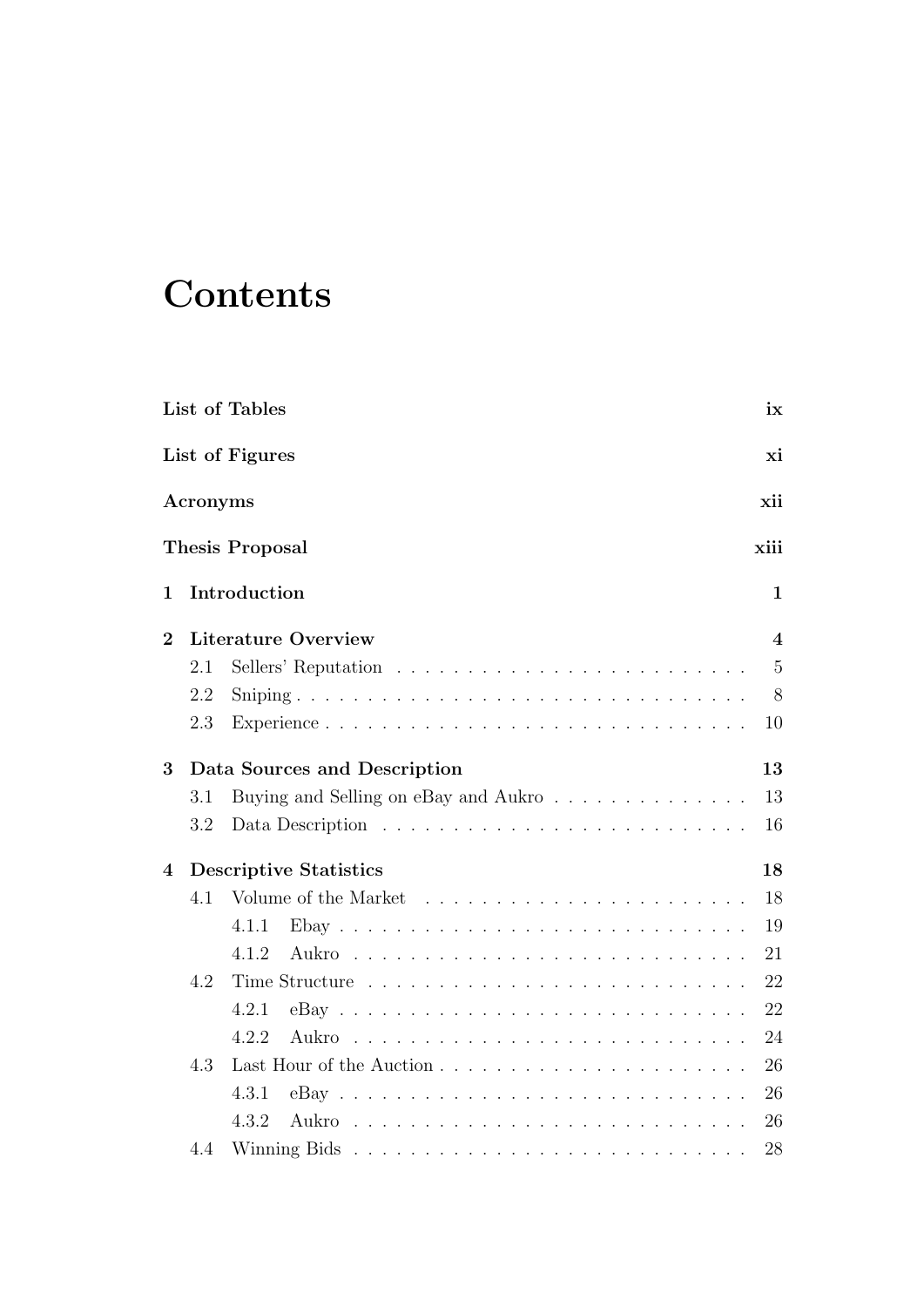# Contents

| | |
|---|---|
| **List of Tables** | **ix** |
| **List of Figures** | **xi** |
| **Acronyms** | **xii** |
| **Thesis Proposal** | **xiii** |
| **1 Introduction** | **1** |
| **2 Literature Overview** | **4** |
| 2.1 Sellers' Reputation | 5 |
| 2.2 Sniping | 8 |
| 2.3 Experience | 10 |
| **3 Data Sources and Description** | **13** |
| 3.1 Buying and Selling on eBay and Aukro | 13 |
| 3.2 Data Description | 16 |
| **4 Descriptive Statistics** | **18** |
| 4.1 Volume of the Market | 18 |
| 4.1.1 Ebay | 19 |
| 4.1.2 Aukro | 21 |
| 4.2 Time Structure | 22 |
| 4.2.1 eBay | 22 |
| 4.2.2 Aukro | 24 |
| 4.3 Last Hour of the Auction | 26 |
| 4.3.1 eBay | 26 |
| 4.3.2 Aukro | 26 |
| 4.4 Winning Bids | 28 |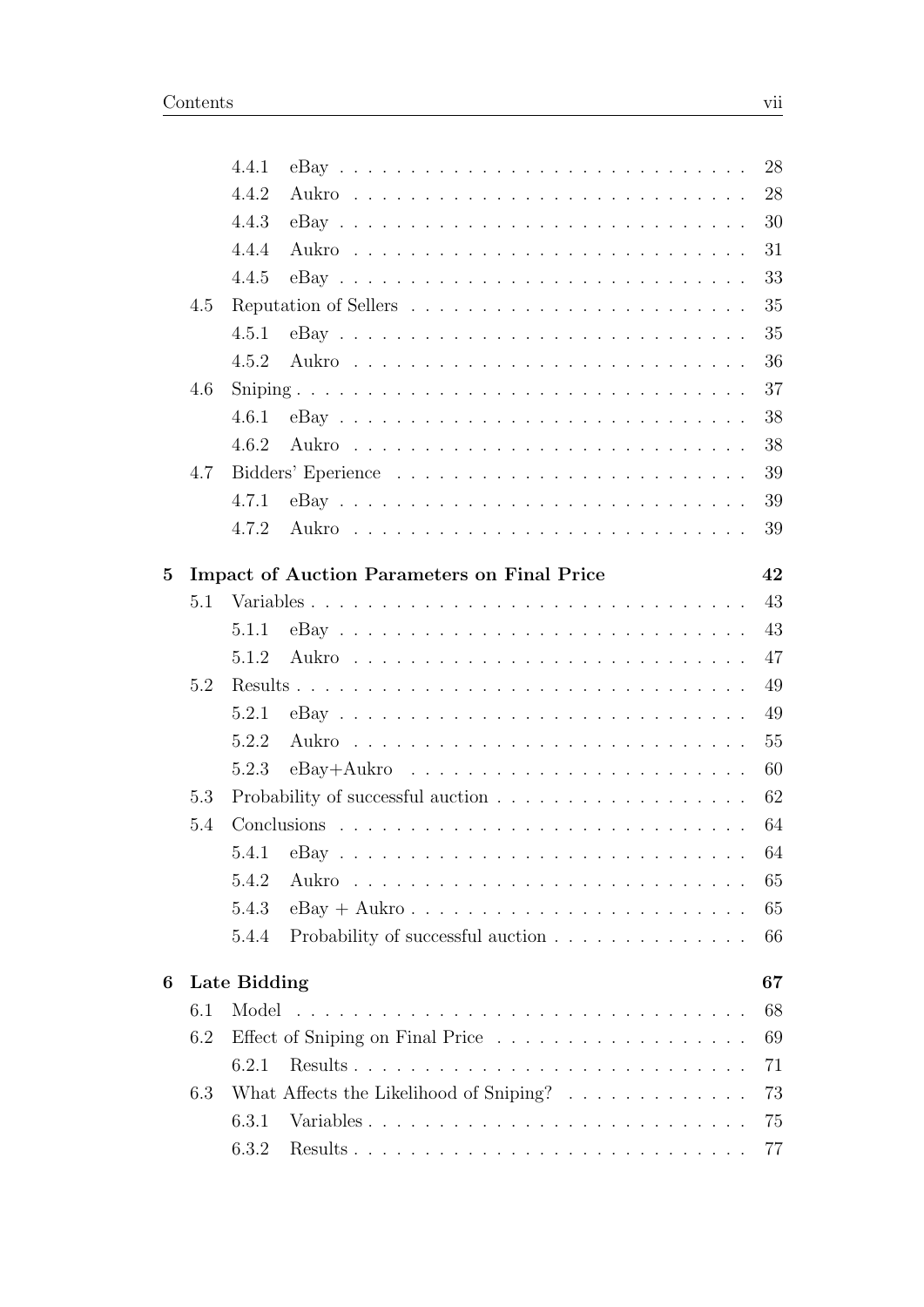- 4.4.1 eBay . . . . . 28
- 4.4.2 Aukro . . . . . 28
- 4.4.3 eBay . . . . . 30
- 4.4.4 Aukro . . . . . 31
- 4.4.5 eBay . . . . . 33
- 4.5 Reputation of Sellers . . . . . 35
  - 4.5.1 eBay . . . . . 35
  - 4.5.2 Aukro . . . . . 36
- 4.6 Sniping . . . . . 37
  - 4.6.1 eBay . . . . . 38
  - 4.6.2 Aukro . . . . . 38
- 4.7 Bidders' Eperience . . . . . 39
  - 4.7.1 eBay . . . . . 39
  - 4.7.2 Aukro . . . . . 39

**5 Impact of Auction Parameters on Final Price** **42**

- 5.1 Variables . . . . . 43
  - 5.1.1 eBay . . . . . 43
  - 5.1.2 Aukro . . . . . 47
- 5.2 Results . . . . . 49
  - 5.2.1 eBay . . . . . 49
  - 5.2.2 Aukro . . . . . 55
  - 5.2.3 eBay+Aukro . . . . . 60
- 5.3 Probability of successful auction . . . . . 62
- 5.4 Conclusions . . . . . 64
  - 5.4.1 eBay . . . . . 64
  - 5.4.2 Aukro . . . . . 65
  - 5.4.3 eBay + Aukro . . . . . 65
  - 5.4.4 Probability of successful auction . . . . . 66

**6 Late Bidding** **67**

- 6.1 Model . . . . . 68
- 6.2 Effect of Sniping on Final Price . . . . . 69
  - 6.2.1 Results . . . . . 71
- 6.3 What Affects the Likelihood of Sniping? . . . . . 73
  - 6.3.1 Variables . . . . . 75
  - 6.3.2 Results . . . . . 77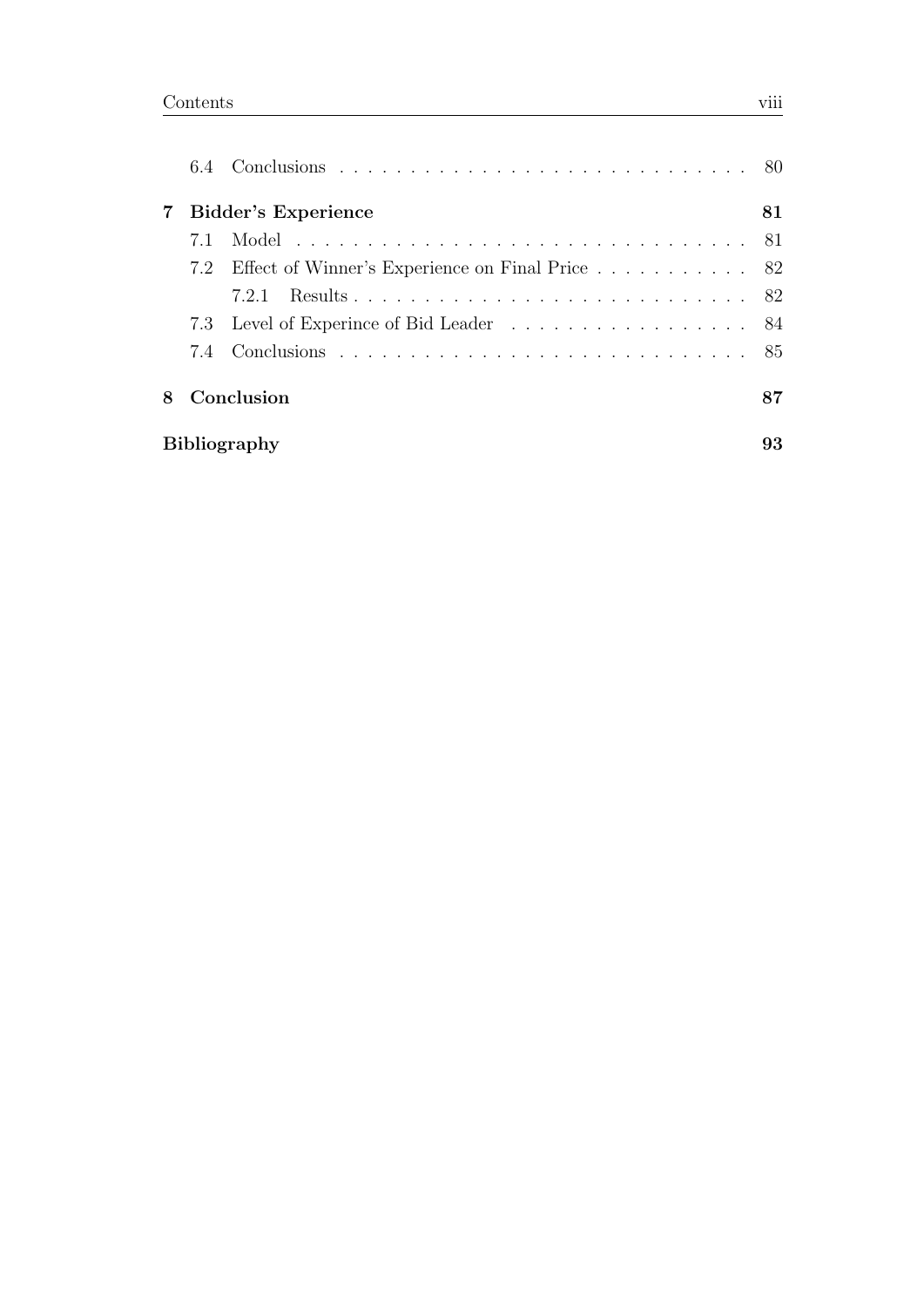6.4 Conclusions . . . 80

**7 Bidder's Experience** **81**

7.1 Model . . . 81

7.2 Effect of Winner's Experience on Final Price . . . 82

7.2.1 Results . . . 82

7.3 Level of Experince of Bid Leader . . . 84

7.4 Conclusions . . . 85

**8 Conclusion** **87**

**Bibliography** **93**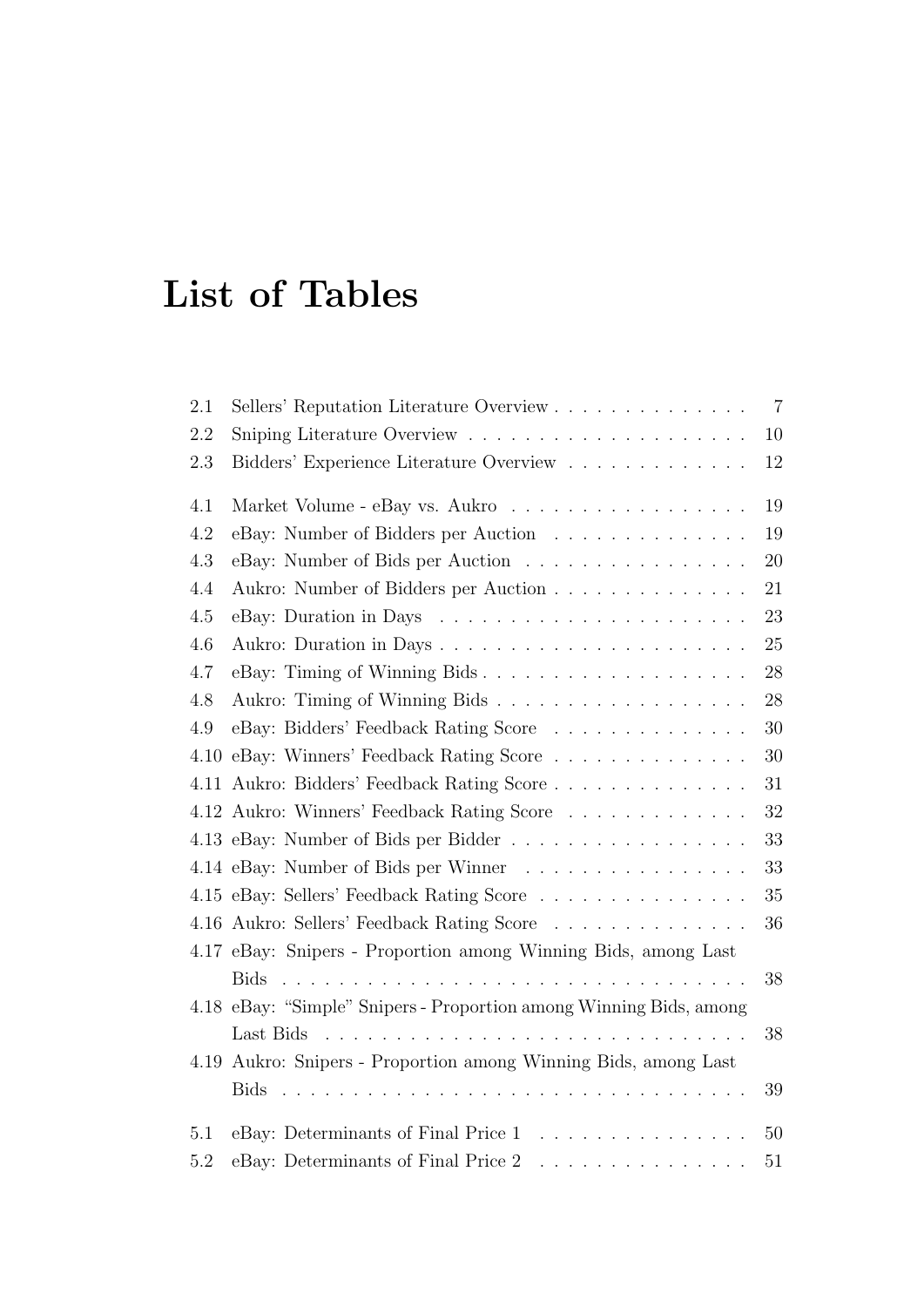# List of Tables

2.1 Sellers' Reputation Literature Overview . . . . . . . . . . . . . . 7
2.2 Sniping Literature Overview . . . . . . . . . . . . . . . . . . . . . 10
2.3 Bidders' Experience Literature Overview . . . . . . . . . . . . . 12

4.1 Market Volume - eBay vs. Aukro . . . . . . . . . . . . . . . . . 19
4.2 eBay: Number of Bidders per Auction . . . . . . . . . . . . . . 19
4.3 eBay: Number of Bids per Auction . . . . . . . . . . . . . . . . 20
4.4 Aukro: Number of Bidders per Auction . . . . . . . . . . . . . . 21
4.5 eBay: Duration in Days . . . . . . . . . . . . . . . . . . . . . . 23
4.6 Aukro: Duration in Days . . . . . . . . . . . . . . . . . . . . . . 25
4.7 eBay: Timing of Winning Bids . . . . . . . . . . . . . . . . . . . 28
4.8 Aukro: Timing of Winning Bids . . . . . . . . . . . . . . . . . . 28
4.9 eBay: Bidders' Feedback Rating Score . . . . . . . . . . . . . . 30
4.10 eBay: Winners' Feedback Rating Score . . . . . . . . . . . . . . 30
4.11 Aukro: Bidders' Feedback Rating Score . . . . . . . . . . . . . . 31
4.12 Aukro: Winners' Feedback Rating Score . . . . . . . . . . . . . 32
4.13 eBay: Number of Bids per Bidder . . . . . . . . . . . . . . . . . 33
4.14 eBay: Number of Bids per Winner . . . . . . . . . . . . . . . . 33
4.15 eBay: Sellers' Feedback Rating Score . . . . . . . . . . . . . . . 35
4.16 Aukro: Sellers' Feedback Rating Score . . . . . . . . . . . . . . 36
4.17 eBay: Snipers - Proportion among Winning Bids, among Last Bids . . . . . . . . . . . . . . . . . . . . . . . . . . . . . . . . . 38
4.18 eBay: "Simple" Snipers - Proportion among Winning Bids, among Last Bids . . . . . . . . . . . . . . . . . . . . . . . . . . . . . . 38
4.19 Aukro: Snipers - Proportion among Winning Bids, among Last Bids . . . . . . . . . . . . . . . . . . . . . . . . . . . . . . . . . 39

5.1 eBay: Determinants of Final Price 1 . . . . . . . . . . . . . . . 50
5.2 eBay: Determinants of Final Price 2 . . . . . . . . . . . . . . . 51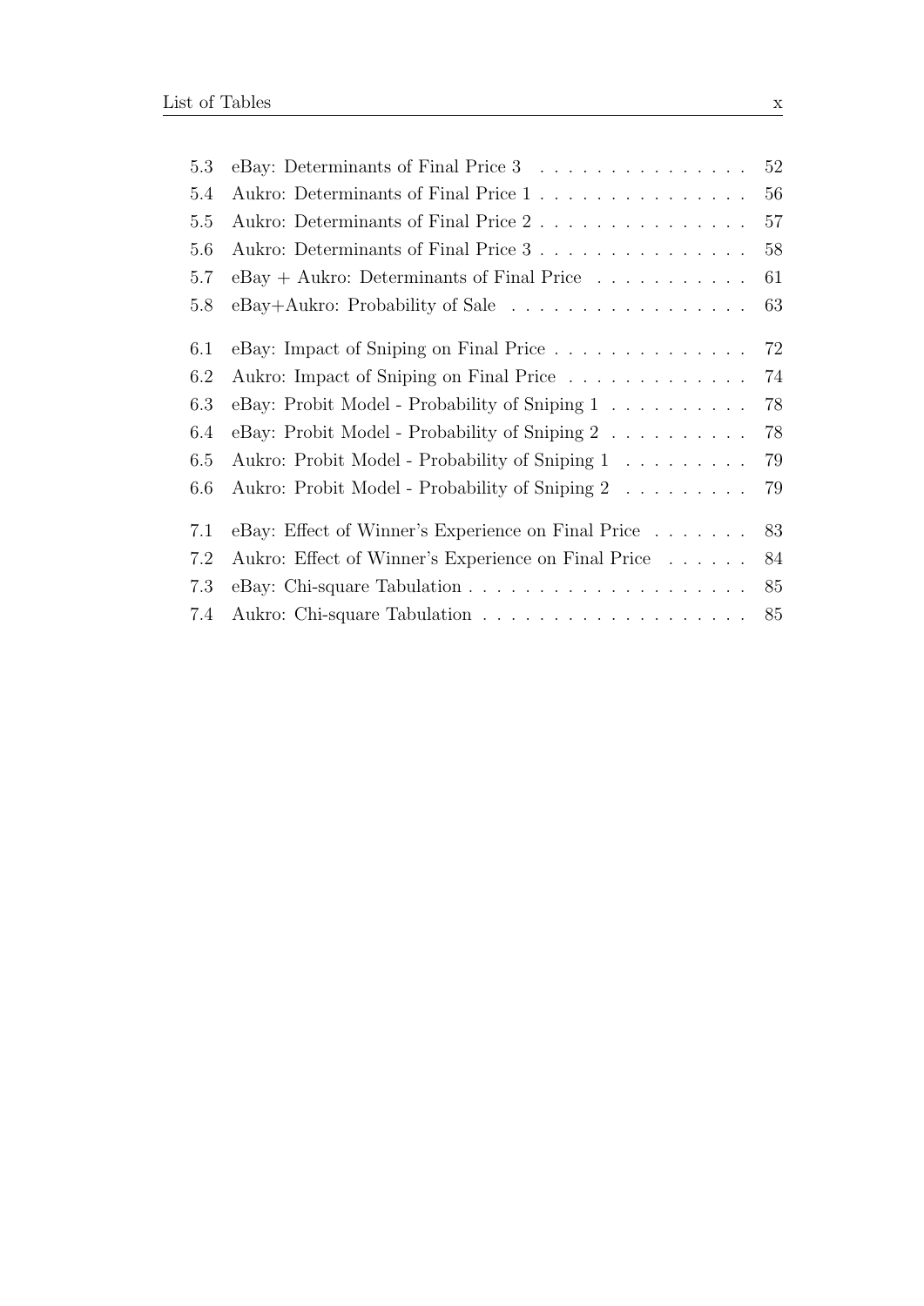| | | |
|---|---|---|
| 5.3 | eBay: Determinants of Final Price 3 | 52 |
| 5.4 | Aukro: Determinants of Final Price 1 | 56 |
| 5.5 | Aukro: Determinants of Final Price 2 | 57 |
| 5.6 | Aukro: Determinants of Final Price 3 | 58 |
| 5.7 | eBay + Aukro: Determinants of Final Price | 61 |
| 5.8 | eBay+Aukro: Probability of Sale | 63 |
| 6.1 | eBay: Impact of Sniping on Final Price | 72 |
| 6.2 | Aukro: Impact of Sniping on Final Price | 74 |
| 6.3 | eBay: Probit Model - Probability of Sniping 1 | 78 |
| 6.4 | eBay: Probit Model - Probability of Sniping 2 | 78 |
| 6.5 | Aukro: Probit Model - Probability of Sniping 1 | 79 |
| 6.6 | Aukro: Probit Model - Probability of Sniping 2 | 79 |
| 7.1 | eBay: Effect of Winner's Experience on Final Price | 83 |
| 7.2 | Aukro: Effect of Winner's Experience on Final Price | 84 |
| 7.3 | eBay: Chi-square Tabulation | 85 |
| 7.4 | Aukro: Chi-square Tabulation | 85 |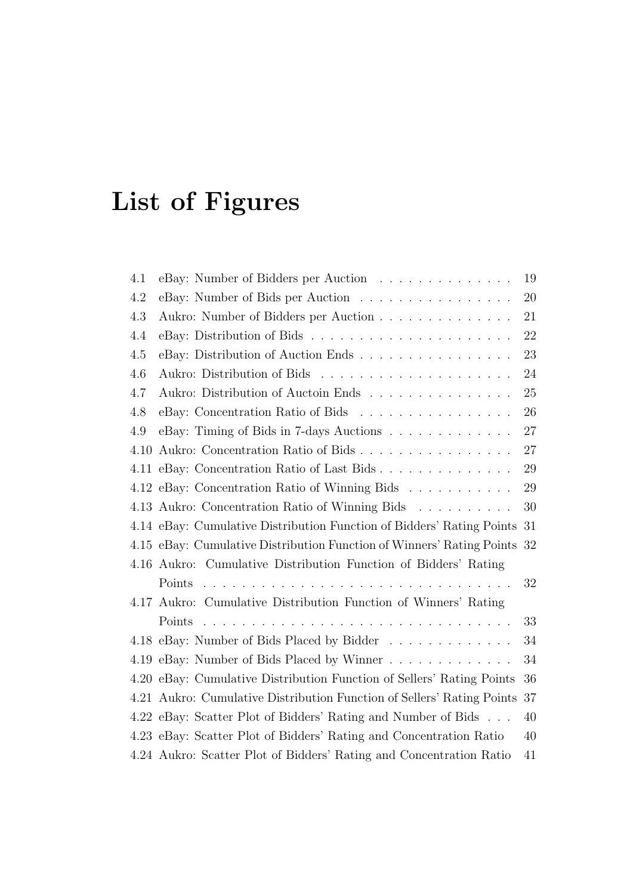# List of Figures

| | | |
|---|---|---|
| 4.1 | eBay: Number of Bidders per Auction | 19 |
| 4.2 | eBay: Number of Bids per Auction | 20 |
| 4.3 | Aukro: Number of Bidders per Auction | 21 |
| 4.4 | eBay: Distribution of Bids | 22 |
| 4.5 | eBay: Distribution of Auction Ends | 23 |
| 4.6 | Aukro: Distribution of Bids | 24 |
| 4.7 | Aukro: Distribution of Auctoin Ends | 25 |
| 4.8 | eBay: Concentration Ratio of Bids | 26 |
| 4.9 | eBay: Timing of Bids in 7-days Auctions | 27 |
| 4.10 | Aukro: Concentration Ratio of Bids | 27 |
| 4.11 | eBay: Concentration Ratio of Last Bids | 29 |
| 4.12 | eBay: Concentration Ratio of Winning Bids | 29 |
| 4.13 | Aukro: Concentration Ratio of Winning Bids | 30 |
| 4.14 | eBay: Cumulative Distribution Function of Bidders' Rating Points | 31 |
| 4.15 | eBay: Cumulative Distribution Function of Winners' Rating Points | 32 |
| 4.16 | Aukro: Cumulative Distribution Function of Bidders' Rating Points | 32 |
| 4.17 | Aukro: Cumulative Distribution Function of Winners' Rating Points | 33 |
| 4.18 | eBay: Number of Bids Placed by Bidder | 34 |
| 4.19 | eBay: Number of Bids Placed by Winner | 34 |
| 4.20 | eBay: Cumulative Distribution Function of Sellers' Rating Points | 36 |
| 4.21 | Aukro: Cumulative Distribution Function of Sellers' Rating Points | 37 |
| 4.22 | eBay: Scatter Plot of Bidders' Rating and Number of Bids | 40 |
| 4.23 | eBay: Scatter Plot of Bidders' Rating and Concentration Ratio | 40 |
| 4.24 | Aukro: Scatter Plot of Bidders' Rating and Concentration Ratio | 41 |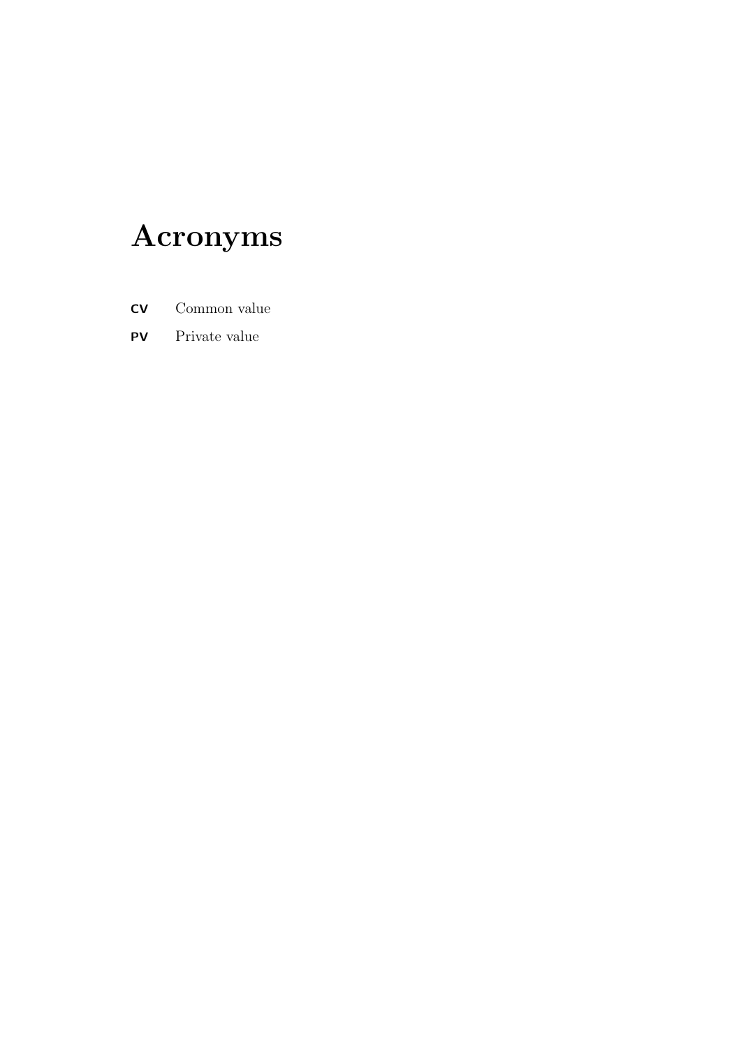# Acronyms

**CV** Common value

**PV** Private value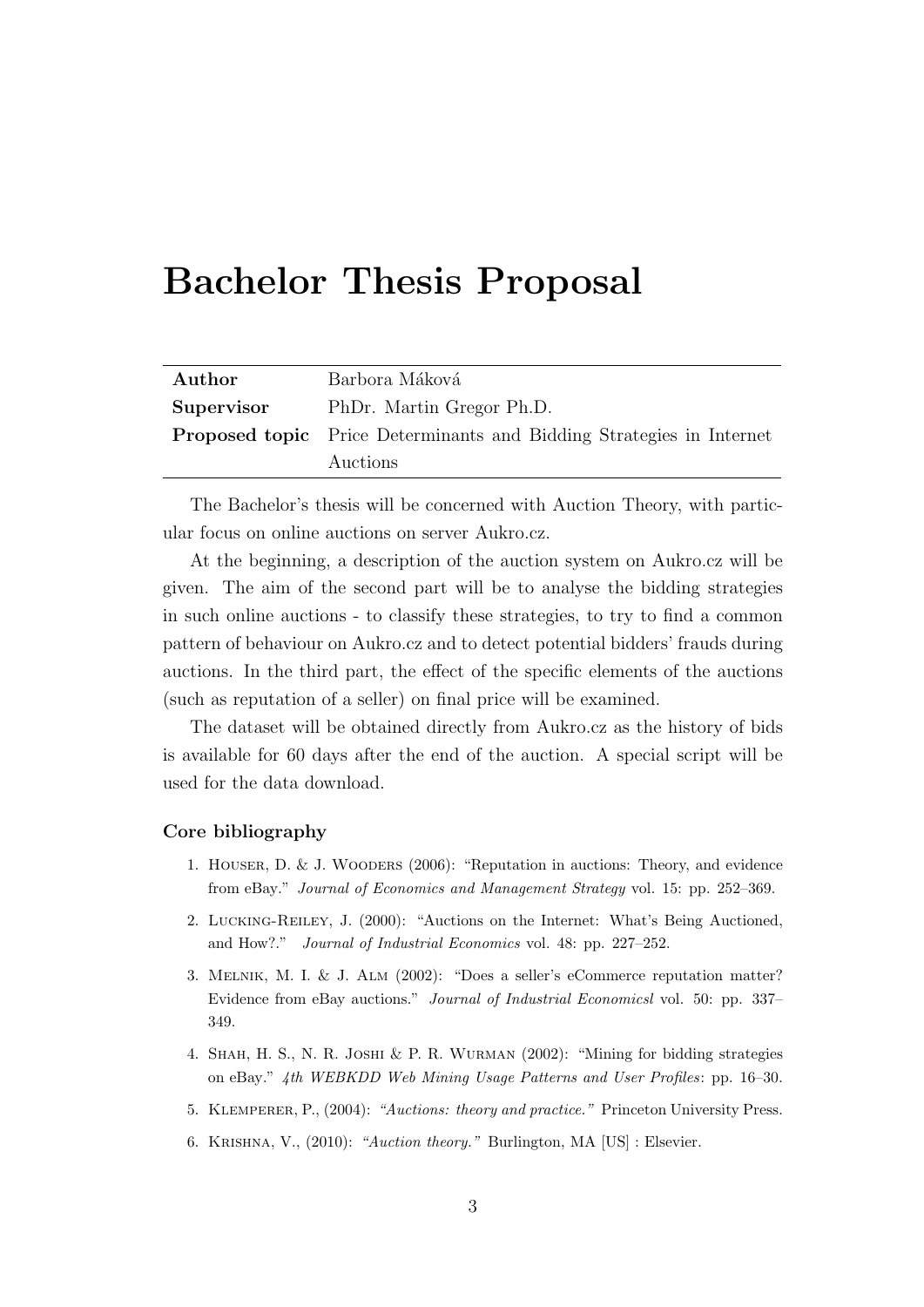# Bachelor Thesis Proposal

| | |
|---|---|
| **Author** | Barbora Máková |
| **Supervisor** | PhDr. Martin Gregor Ph.D. |
| **Proposed topic** | Price Determinants and Bidding Strategies in Internet Auctions |

The Bachelor's thesis will be concerned with Auction Theory, with particular focus on online auctions on server Aukro.cz.

At the beginning, a description of the auction system on Aukro.cz will be given. The aim of the second part will be to analyse the bidding strategies in such online auctions - to classify these strategies, to try to find a common pattern of behaviour on Aukro.cz and to detect potential bidders' frauds during auctions. In the third part, the effect of the specific elements of the auctions (such as reputation of a seller) on final price will be examined.

The dataset will be obtained directly from Aukro.cz as the history of bids is available for 60 days after the end of the auction. A special script will be used for the data download.

### Core bibliography

1. Houser, D. & J. Wooders (2006): "Reputation in auctions: Theory, and evidence from eBay." *Journal of Economics and Management Strategy* vol. 15: pp. 252–369.
2. Lucking-Reiley, J. (2000): "Auctions on the Internet: What's Being Auctioned, and How?." *Journal of Industrial Economics* vol. 48: pp. 227–252.
3. Melnik, M. I. & J. Alm (2002): "Does a seller's eCommerce reputation matter? Evidence from eBay auctions." *Journal of Industrial Economicsl* vol. 50: pp. 337–349.
4. Shah, H. S., N. R. Joshi & P. R. Wurman (2002): "Mining for bidding strategies on eBay." *4th WEBKDD Web Mining Usage Patterns and User Profiles*: pp. 16–30.
5. Klemperer, P., (2004): *"Auctions: theory and practice."* Princeton University Press.
6. Krishna, V., (2010): *"Auction theory."* Burlington, MA [US] : Elsevier.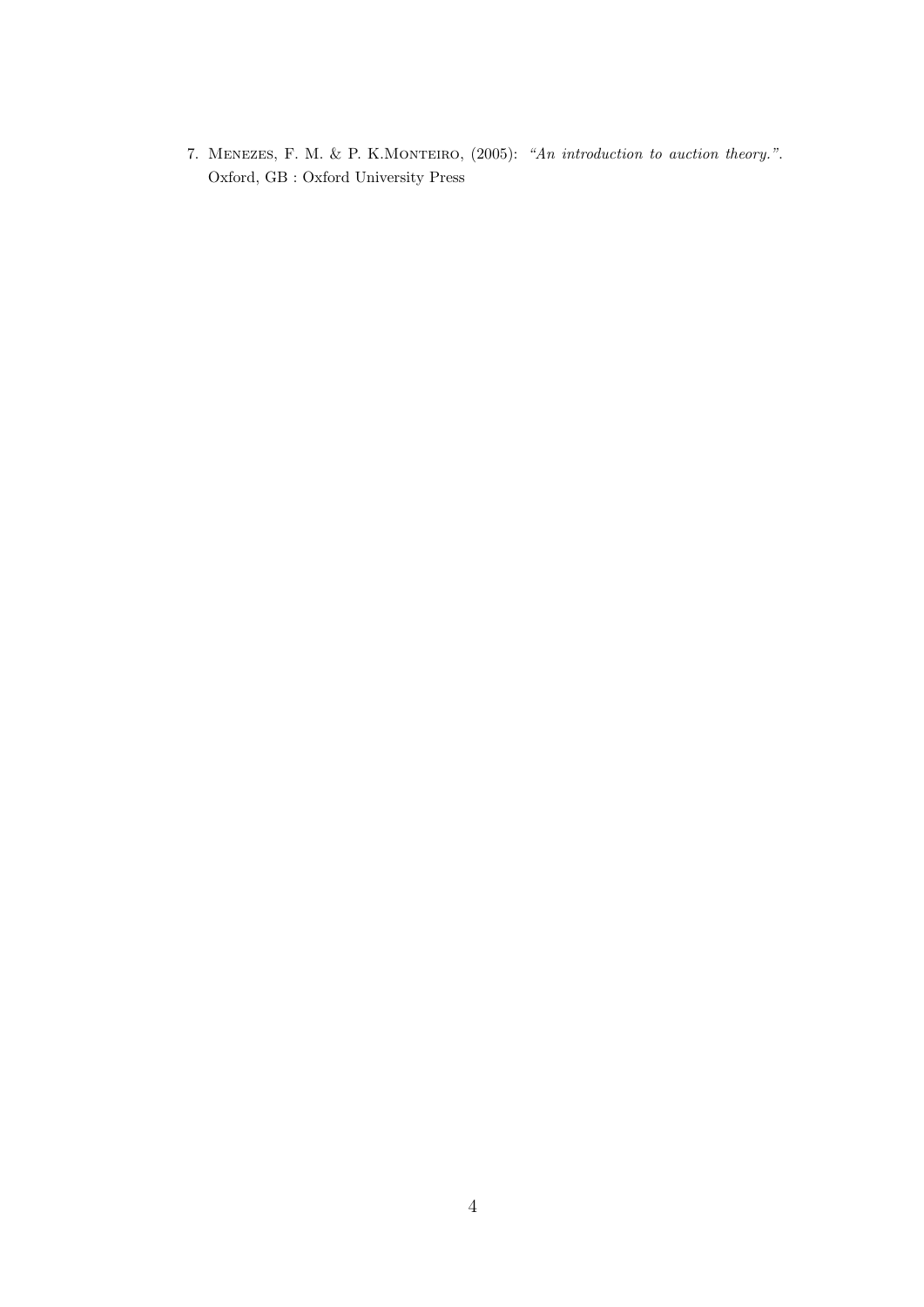7. Menezes, F. M. & P. K.Monteiro, (2005): *"An introduction to auction theory."*. Oxford, GB : Oxford University Press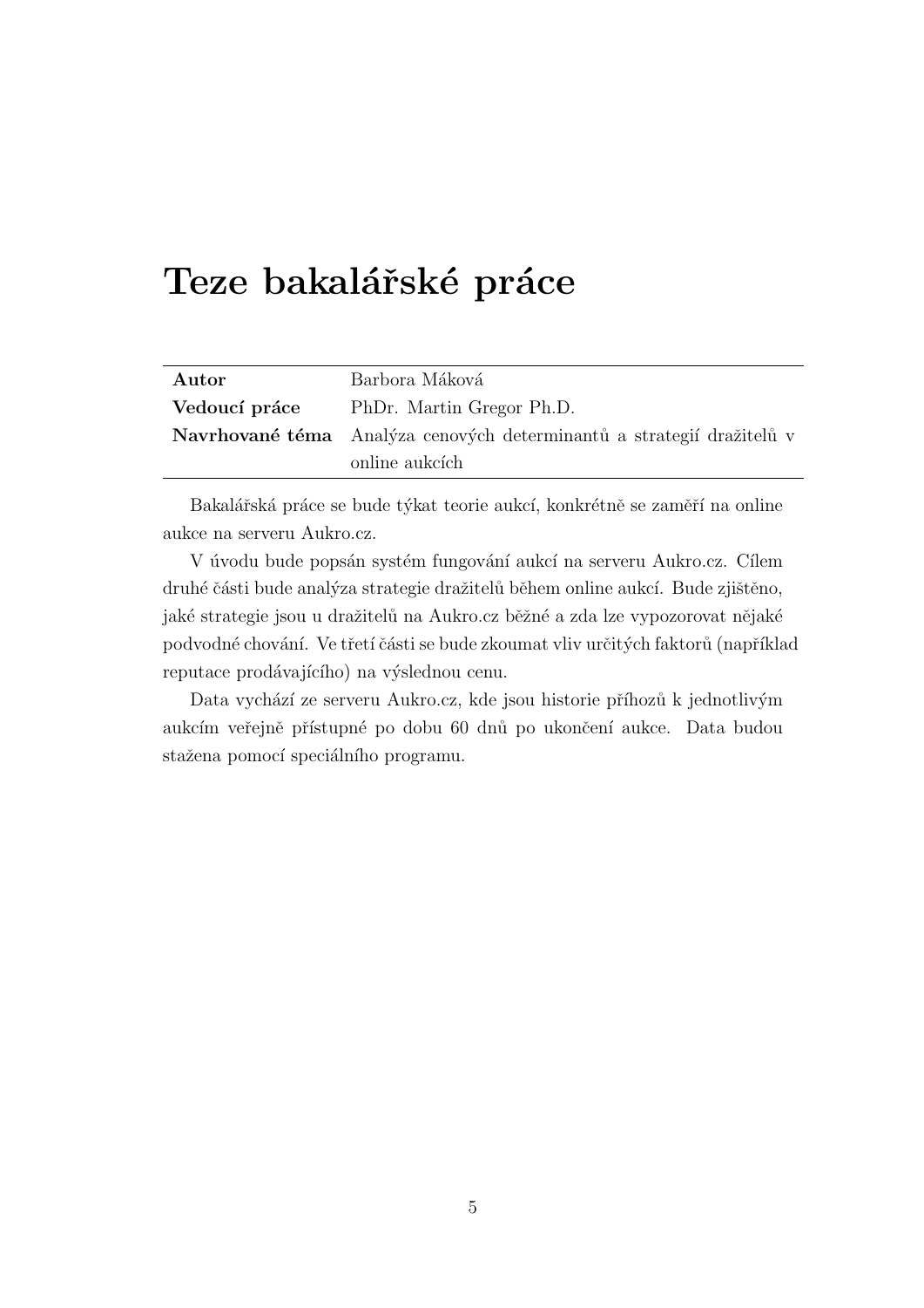# Teze bakalářské práce

| | |
|---|---|
| **Autor** | Barbora Máková |
| **Vedoucí práce** | PhDr. Martin Gregor Ph.D. |
| **Navrhované téma** | Analýza cenových determinantů a strategií dražitelů v online aukcích |

Bakalářská práce se bude týkat teorie aukcí, konkrétně se zaměří na online aukce na serveru Aukro.cz.

V úvodu bude popsán systém fungování aukcí na serveru Aukro.cz. Cílem druhé části bude analýza strategie dražitelů během online aukcí. Bude zjištěno, jaké strategie jsou u dražitelů na Aukro.cz běžné a zda lze vypozorovat nějaké podvodné chování. Ve třetí části se bude zkoumat vliv určitých faktorů (například reputace prodávajícího) na výslednou cenu.

Data vychází ze serveru Aukro.cz, kde jsou historie příhozů k jednotlivým aukcím veřejně přístupné po dobu 60 dnů po ukončení aukce. Data budou stažena pomocí speciálního programu.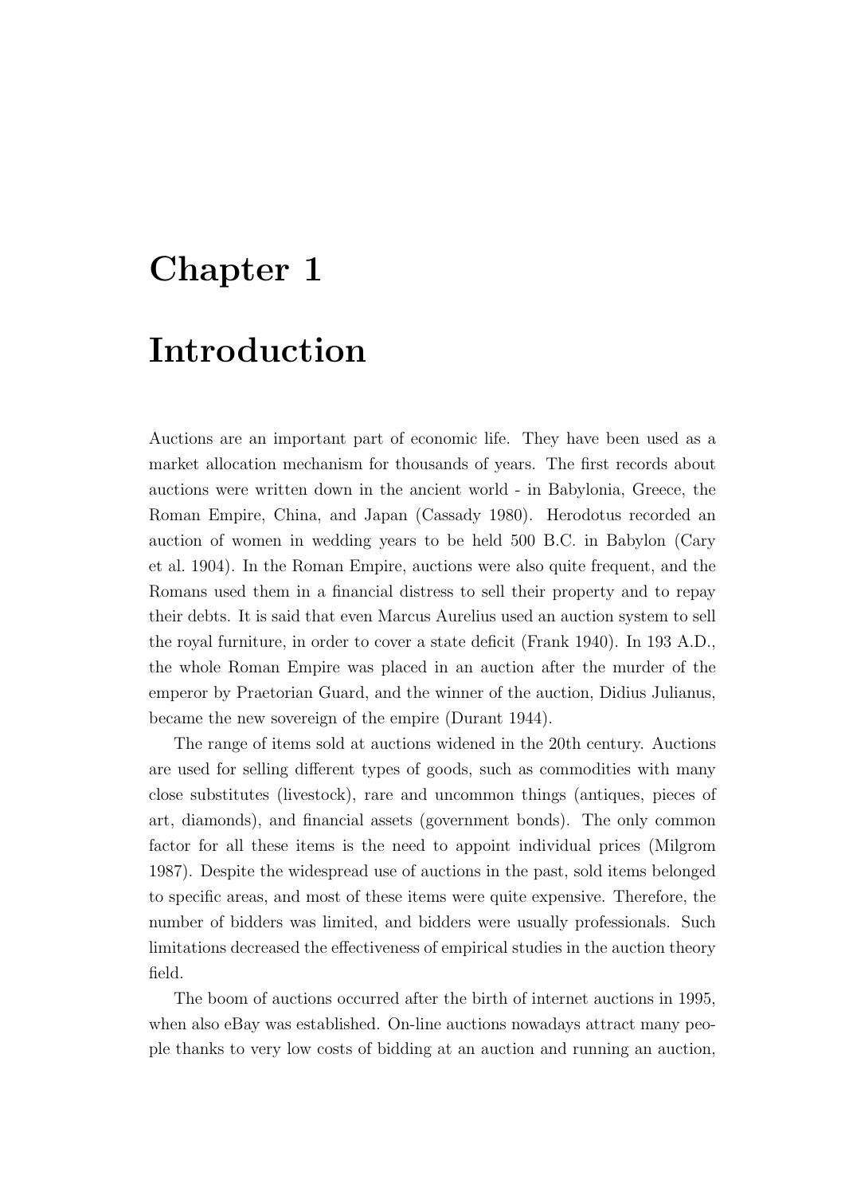# Chapter 1

# Introduction

Auctions are an important part of economic life. They have been used as a market allocation mechanism for thousands of years. The first records about auctions were written down in the ancient world - in Babylonia, Greece, the Roman Empire, China, and Japan (Cassady 1980). Herodotus recorded an auction of women in wedding years to be held 500 B.C. in Babylon (Cary et al. 1904). In the Roman Empire, auctions were also quite frequent, and the Romans used them in a financial distress to sell their property and to repay their debts. It is said that even Marcus Aurelius used an auction system to sell the royal furniture, in order to cover a state deficit (Frank 1940). In 193 A.D., the whole Roman Empire was placed in an auction after the murder of the emperor by Praetorian Guard, and the winner of the auction, Didius Julianus, became the new sovereign of the empire (Durant 1944).

The range of items sold at auctions widened in the 20th century. Auctions are used for selling different types of goods, such as commodities with many close substitutes (livestock), rare and uncommon things (antiques, pieces of art, diamonds), and financial assets (government bonds). The only common factor for all these items is the need to appoint individual prices (Milgrom 1987). Despite the widespread use of auctions in the past, sold items belonged to specific areas, and most of these items were quite expensive. Therefore, the number of bidders was limited, and bidders were usually professionals. Such limitations decreased the effectiveness of empirical studies in the auction theory field.

The boom of auctions occurred after the birth of internet auctions in 1995, when also eBay was established. On-line auctions nowadays attract many people thanks to very low costs of bidding at an auction and running an auction,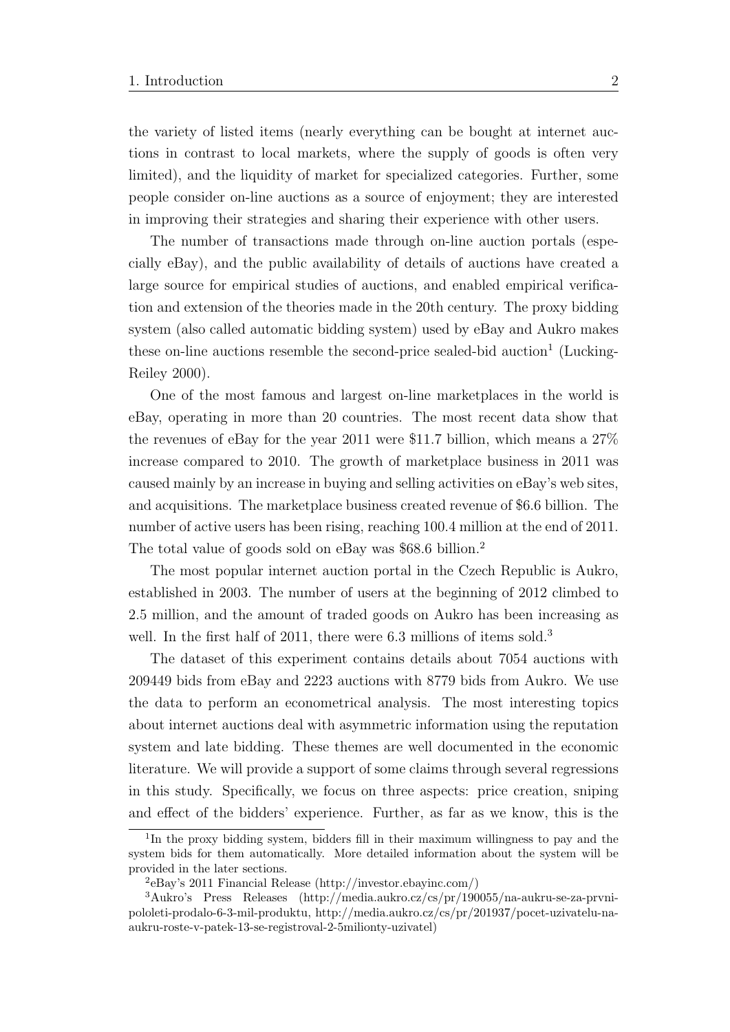the variety of listed items (nearly everything can be bought at internet auctions in contrast to local markets, where the supply of goods is often very limited), and the liquidity of market for specialized categories. Further, some people consider on-line auctions as a source of enjoyment; they are interested in improving their strategies and sharing their experience with other users.

The number of transactions made through on-line auction portals (especially eBay), and the public availability of details of auctions have created a large source for empirical studies of auctions, and enabled empirical verification and extension of the theories made in the 20th century. The proxy bidding system (also called automatic bidding system) used by eBay and Aukro makes these on-line auctions resemble the second-price sealed-bid auction[1] (Lucking-Reiley 2000).

One of the most famous and largest on-line marketplaces in the world is eBay, operating in more than 20 countries. The most recent data show that the revenues of eBay for the year 2011 were \$11.7 billion, which means a 27% increase compared to 2010. The growth of marketplace business in 2011 was caused mainly by an increase in buying and selling activities on eBay's web sites, and acquisitions. The marketplace business created revenue of \$6.6 billion. The number of active users has been rising, reaching 100.4 million at the end of 2011. The total value of goods sold on eBay was \$68.6 billion.[2]

The most popular internet auction portal in the Czech Republic is Aukro, established in 2003. The number of users at the beginning of 2012 climbed to 2.5 million, and the amount of traded goods on Aukro has been increasing as well. In the first half of 2011, there were 6.3 millions of items sold.[3]

The dataset of this experiment contains details about 7054 auctions with 209449 bids from eBay and 2223 auctions with 8779 bids from Aukro. We use the data to perform an econometrical analysis. The most interesting topics about internet auctions deal with asymmetric information using the reputation system and late bidding. These themes are well documented in the economic literature. We will provide a support of some claims through several regressions in this study. Specifically, we focus on three aspects: price creation, sniping and effect of the bidders' experience. Further, as far as we know, this is the

---

[1] In the proxy bidding system, bidders fill in their maximum willingness to pay and the system bids for them automatically. More detailed information about the system will be provided in the later sections.

[2] eBay's 2011 Financial Release (http://investor.ebayinc.com/)

[3] Aukro's Press Releases (http://media.aukro.cz/cs/pr/190055/na-aukru-se-za-prvni-pololeti-prodalo-6-3-mil-produktu, http://media.aukro.cz/cs/pr/201937/pocet-uzivatelu-na-aukru-roste-v-patek-13-se-registroval-2-5milionty-uzivatel)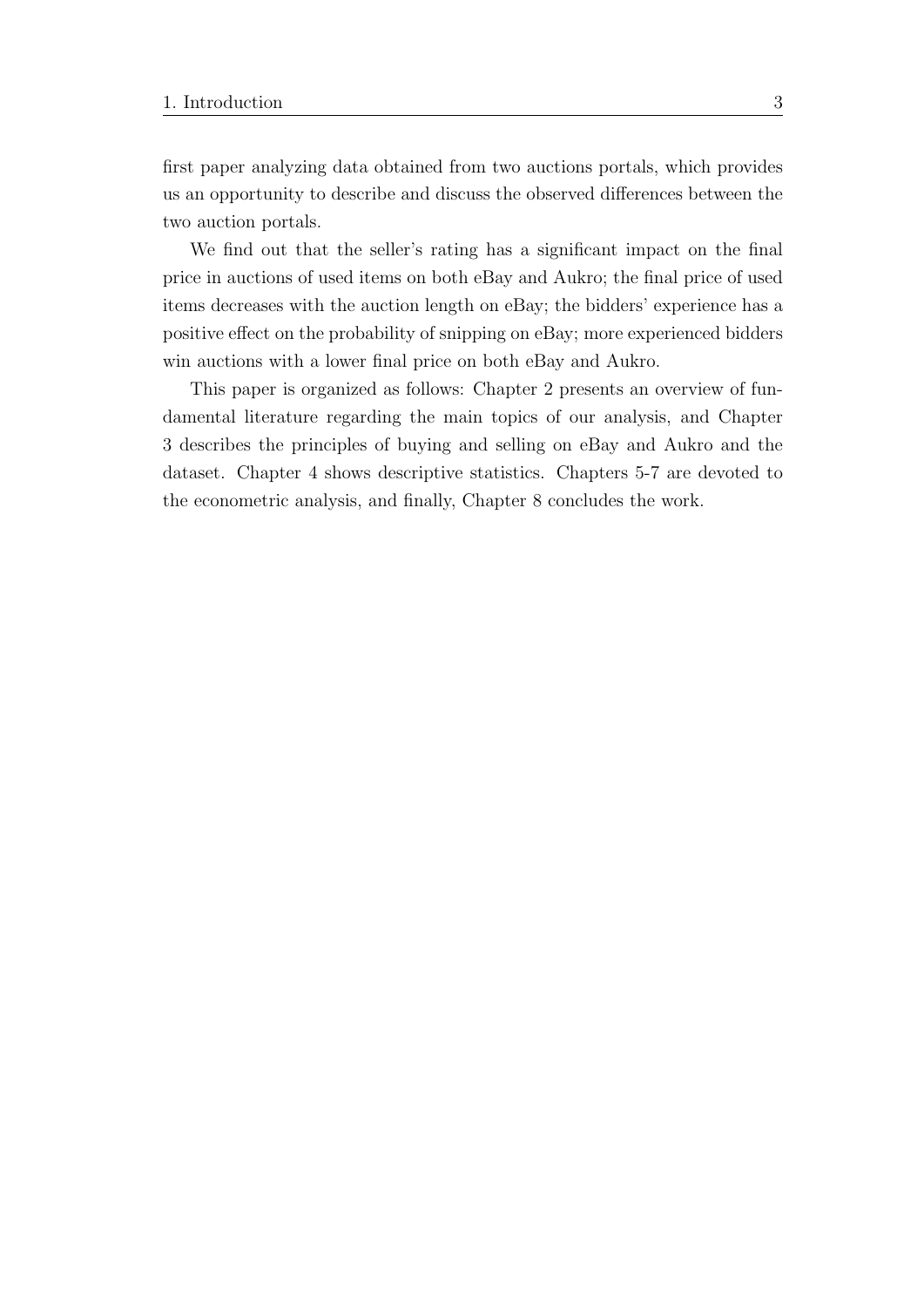first paper analyzing data obtained from two auctions portals, which provides us an opportunity to describe and discuss the observed differences between the two auction portals.

We find out that the seller's rating has a significant impact on the final price in auctions of used items on both eBay and Aukro; the final price of used items decreases with the auction length on eBay; the bidders' experience has a positive effect on the probability of snipping on eBay; more experienced bidders win auctions with a lower final price on both eBay and Aukro.

This paper is organized as follows: Chapter 2 presents an overview of fundamental literature regarding the main topics of our analysis, and Chapter 3 describes the principles of buying and selling on eBay and Aukro and the dataset. Chapter 4 shows descriptive statistics. Chapters 5-7 are devoted to the econometric analysis, and finally, Chapter 8 concludes the work.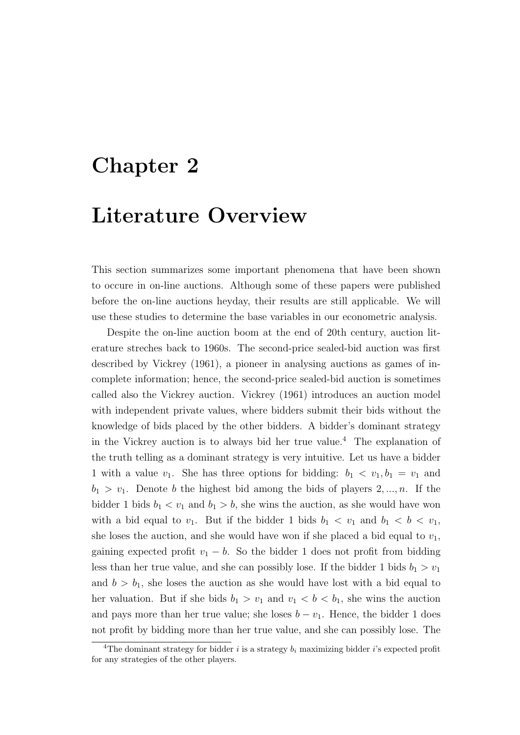# Chapter 2

# Literature Overview

This section summarizes some important phenomena that have been shown to occure in on-line auctions. Although some of these papers were published before the on-line auctions heyday, their results are still applicable. We will use these studies to determine the base variables in our econometric analysis.

Despite the on-line auction boom at the end of 20th century, auction literature streches back to 1960s. The second-price sealed-bid auction was first described by Vickrey (1961), a pioneer in analysing auctions as games of incomplete information; hence, the second-price sealed-bid auction is sometimes called also the Vickrey auction. Vickrey (1961) introduces an auction model with independent private values, where bidders submit their bids without the knowledge of bids placed by the other bidders. A bidder's dominant strategy in the Vickrey auction is to always bid her true value.[4] The explanation of the truth telling as a dominant strategy is very intuitive. Let us have a bidder 1 with a value $v_1$. She has three options for bidding: $b_1 < v_1, b_1 = v_1$ and $b_1 > v_1$. Denote $b$ the highest bid among the bids of players $2, ..., n$. If the bidder 1 bids $b_1 < v_1$ and $b_1 > b$, she wins the auction, as she would have won with a bid equal to $v_1$. But if the bidder 1 bids $b_1 < v_1$ and $b_1 < b < v_1$, she loses the auction, and she would have won if she placed a bid equal to $v_1$, gaining expected profit $v_1 - b$. So the bidder 1 does not profit from bidding less than her true value, and she can possibly lose. If the bidder 1 bids $b_1 > v_1$ and $b > b_1$, she loses the auction as she would have lost with a bid equal to her valuation. But if she bids $b_1 > v_1$ and $v_1 < b < b_1$, she wins the auction and pays more than her true value; she loses $b - v_1$. Hence, the bidder 1 does not profit by bidding more than her true value, and she can possibly lose. The

[4] The dominant strategy for bidder $i$ is a strategy $b_i$ maximizing bidder $i$'s expected profit for any strategies of the other players.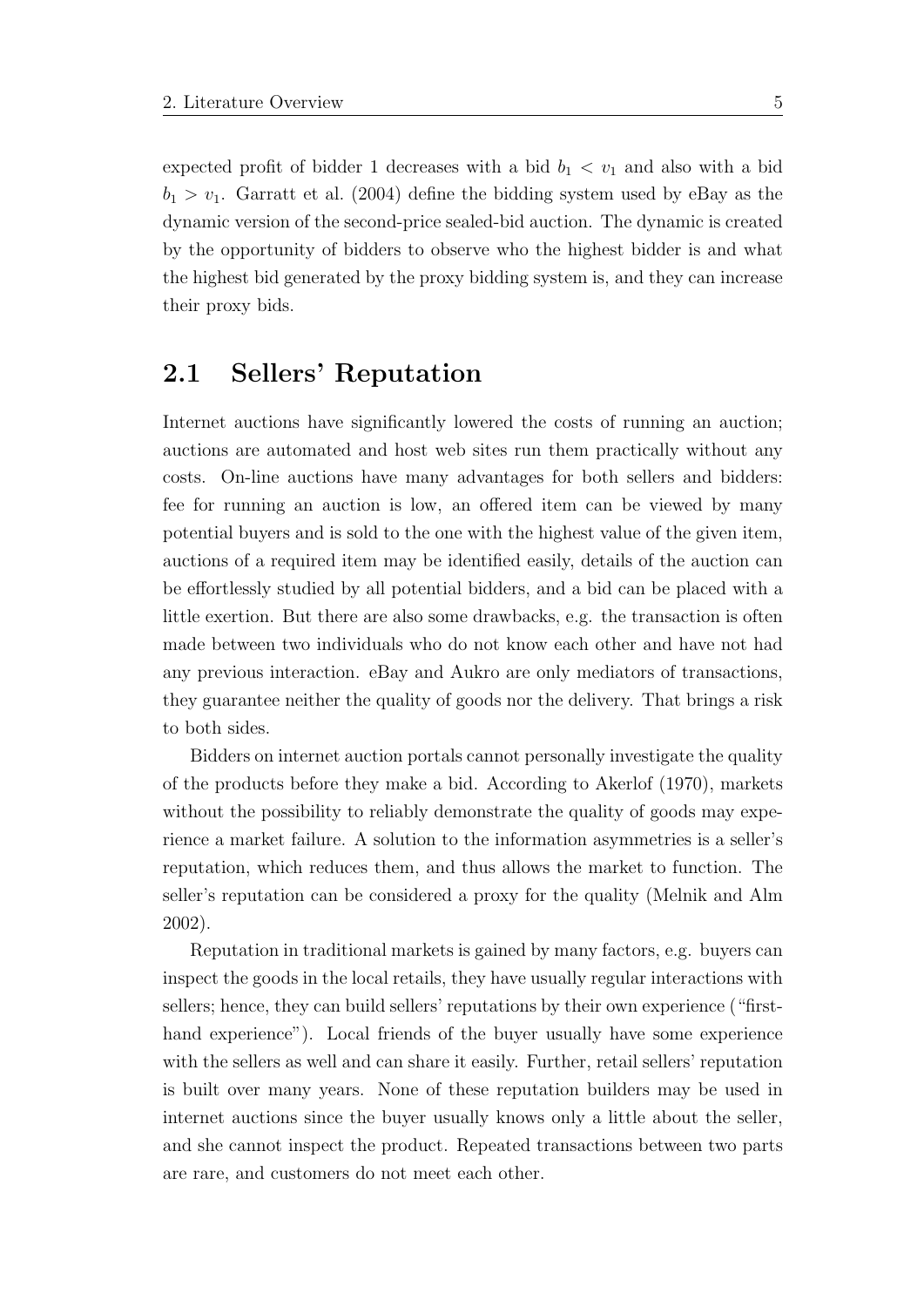expected profit of bidder 1 decreases with a bid $b_1 < v_1$ and also with a bid $b_1 > v_1$. Garratt et al. (2004) define the bidding system used by eBay as the dynamic version of the second-price sealed-bid auction. The dynamic is created by the opportunity of bidders to observe who the highest bidder is and what the highest bid generated by the proxy bidding system is, and they can increase their proxy bids.

## 2.1 Sellers' Reputation

Internet auctions have significantly lowered the costs of running an auction; auctions are automated and host web sites run them practically without any costs. On-line auctions have many advantages for both sellers and bidders: fee for running an auction is low, an offered item can be viewed by many potential buyers and is sold to the one with the highest value of the given item, auctions of a required item may be identified easily, details of the auction can be effortlessly studied by all potential bidders, and a bid can be placed with a little exertion. But there are also some drawbacks, e.g. the transaction is often made between two individuals who do not know each other and have not had any previous interaction. eBay and Aukro are only mediators of transactions, they guarantee neither the quality of goods nor the delivery. That brings a risk to both sides.

Bidders on internet auction portals cannot personally investigate the quality of the products before they make a bid. According to Akerlof (1970), markets without the possibility to reliably demonstrate the quality of goods may experience a market failure. A solution to the information asymmetries is a seller's reputation, which reduces them, and thus allows the market to function. The seller's reputation can be considered a proxy for the quality (Melnik and Alm 2002).

Reputation in traditional markets is gained by many factors, e.g. buyers can inspect the goods in the local retails, they have usually regular interactions with sellers; hence, they can build sellers' reputations by their own experience ("first-hand experience"). Local friends of the buyer usually have some experience with the sellers as well and can share it easily. Further, retail sellers' reputation is built over many years. None of these reputation builders may be used in internet auctions since the buyer usually knows only a little about the seller, and she cannot inspect the product. Repeated transactions between two parts are rare, and customers do not meet each other.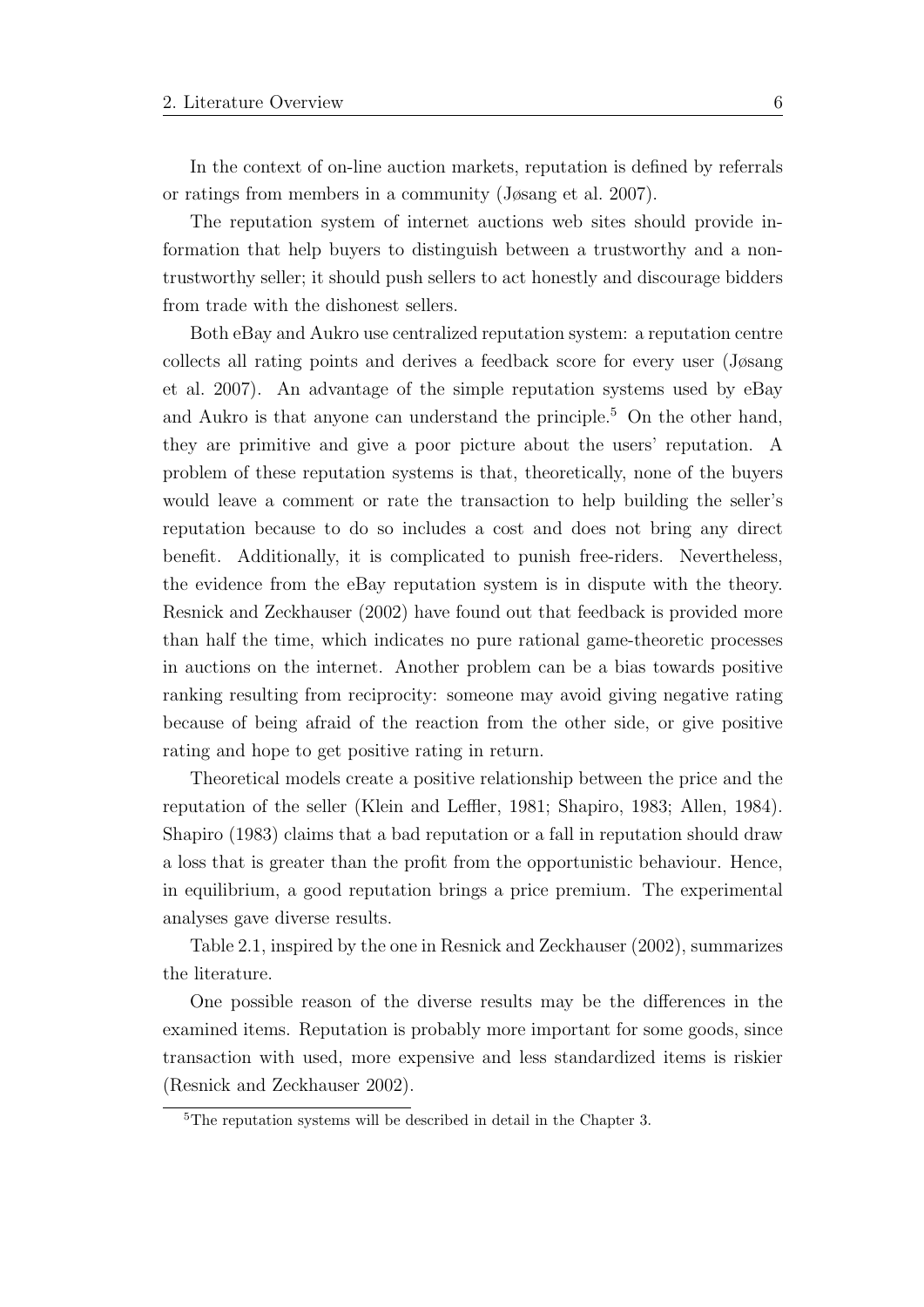In the context of on-line auction markets, reputation is defined by referrals or ratings from members in a community (Jøsang et al. 2007).

The reputation system of internet auctions web sites should provide information that help buyers to distinguish between a trustworthy and a non-trustworthy seller; it should push sellers to act honestly and discourage bidders from trade with the dishonest sellers.

Both eBay and Aukro use centralized reputation system: a reputation centre collects all rating points and derives a feedback score for every user (Jøsang et al. 2007). An advantage of the simple reputation systems used by eBay and Aukro is that anyone can understand the principle.[5] On the other hand, they are primitive and give a poor picture about the users' reputation. A problem of these reputation systems is that, theoretically, none of the buyers would leave a comment or rate the transaction to help building the seller's reputation because to do so includes a cost and does not bring any direct benefit. Additionally, it is complicated to punish free-riders. Nevertheless, the evidence from the eBay reputation system is in dispute with the theory. Resnick and Zeckhauser (2002) have found out that feedback is provided more than half the time, which indicates no pure rational game-theoretic processes in auctions on the internet. Another problem can be a bias towards positive ranking resulting from reciprocity: someone may avoid giving negative rating because of being afraid of the reaction from the other side, or give positive rating and hope to get positive rating in return.

Theoretical models create a positive relationship between the price and the reputation of the seller (Klein and Leffler, 1981; Shapiro, 1983; Allen, 1984). Shapiro (1983) claims that a bad reputation or a fall in reputation should draw a loss that is greater than the profit from the opportunistic behaviour. Hence, in equilibrium, a good reputation brings a price premium. The experimental analyses gave diverse results.

Table 2.1, inspired by the one in Resnick and Zeckhauser (2002), summarizes the literature.

One possible reason of the diverse results may be the differences in the examined items. Reputation is probably more important for some goods, since transaction with used, more expensive and less standardized items is riskier (Resnick and Zeckhauser 2002).

[5] The reputation systems will be described in detail in the Chapter 3.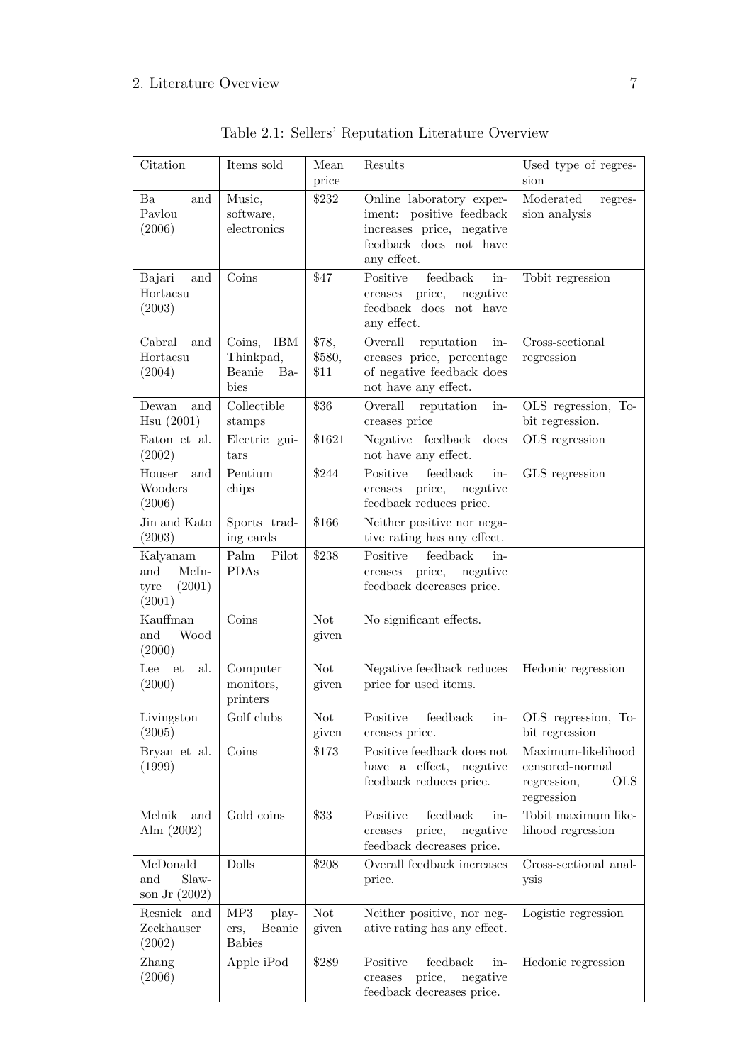Table 2.1: Sellers' Reputation Literature Overview

| Citation | Items sold | Mean price | Results | Used type of regression |
|---|---|---|---|---|
| Ba and Pavlou (2006) | Music, software, electronics | $232 | Online laboratory experiment: positive feedback increases price, negative feedback does not have any effect. | Moderated regression analysis |
| Bajari and Hortacsu (2003) | Coins | $47 | Positive feedback increases price, negative feedback does not have any effect. | Tobit regression |
| Cabral and Hortacsu (2004) | Coins, IBM Thinkpad, Beanie Babies | $78, $580, $11 | Overall reputation increases price, percentage of negative feedback does not have any effect. | Cross-sectional regression |
| Dewan and Hsu (2001) | Collectible stamps | $36 | Overall reputation increases price | OLS regression, Tobit regression. |
| Eaton et al. (2002) | Electric guitars | $1621 | Negative feedback does not have any effect. | OLS regression |
| Houser and Wooders (2006) | Pentium chips | $244 | Positive feedback increases price, negative feedback reduces price. | GLS regression |
| Jin and Kato (2003) | Sports trading cards | $166 | Neither positive nor negative rating has any effect. | |
| Kalyanam and McIntyre (2001) (2001) | Palm Pilot PDAs | $238 | Positive feedback increases price, negative feedback decreases price. | |
| Kauffman and Wood (2000) | Coins | Not given | No significant effects. | |
| Lee et al. (2000) | Computer monitors, printers | Not given | Negative feedback reduces price for used items. | Hedonic regression |
| Livingston (2005) | Golf clubs | Not given | Positive feedback increases price. | OLS regression, Tobit regression |
| Bryan et al. (1999) | Coins | $173 | Positive feedback does not have a effect, negative feedback reduces price. | Maximum-likelihood censored-normal regression, OLS regression |
| Melnik and Alm (2002) | Gold coins | $33 | Positive feedback increases price, negative feedback decreases price. | Tobit maximum likelihood regression |
| McDonald and Slawson Jr (2002) | Dolls | $208 | Overall feedback increases price. | Cross-sectional analysis |
| Resnick and Zeckhauser (2002) | MP3 players, Beanie Babies | Not given | Neither positive, nor negative rating has any effect. | Logistic regression |
| Zhang (2006) | Apple iPod | $289 | Positive feedback increases price, negative feedback decreases price. | Hedonic regression |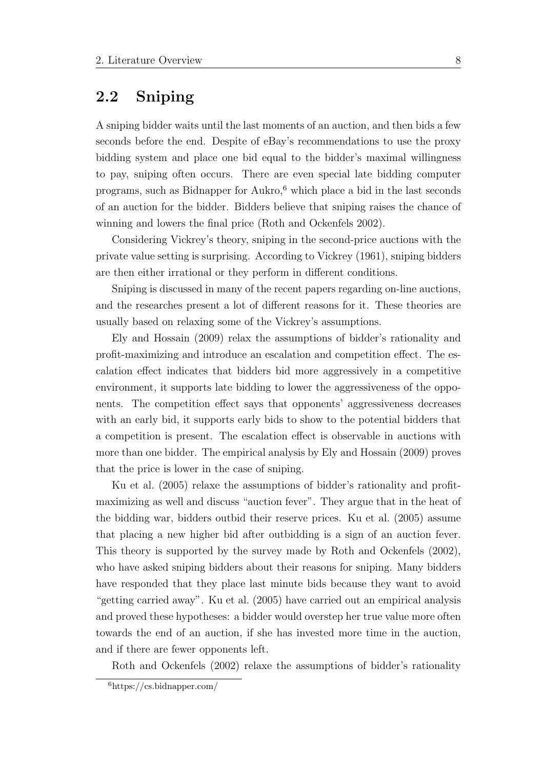## 2.2 Sniping

A sniping bidder waits until the last moments of an auction, and then bids a few seconds before the end. Despite of eBay's recommendations to use the proxy bidding system and place one bid equal to the bidder's maximal willingness to pay, sniping often occurs. There are even special late bidding computer programs, such as Bidnapper for Aukro,[6] which place a bid in the last seconds of an auction for the bidder. Bidders believe that sniping raises the chance of winning and lowers the final price (Roth and Ockenfels 2002).

Considering Vickrey's theory, sniping in the second-price auctions with the private value setting is surprising. According to Vickrey (1961), sniping bidders are then either irrational or they perform in different conditions.

Sniping is discussed in many of the recent papers regarding on-line auctions, and the researches present a lot of different reasons for it. These theories are usually based on relaxing some of the Vickrey's assumptions.

Ely and Hossain (2009) relax the assumptions of bidder's rationality and profit-maximizing and introduce an escalation and competition effect. The escalation effect indicates that bidders bid more aggressively in a competitive environment, it supports late bidding to lower the aggressiveness of the opponents. The competition effect says that opponents' aggressiveness decreases with an early bid, it supports early bids to show to the potential bidders that a competition is present. The escalation effect is observable in auctions with more than one bidder. The empirical analysis by Ely and Hossain (2009) proves that the price is lower in the case of sniping.

Ku et al. (2005) relaxe the assumptions of bidder's rationality and profit-maximizing as well and discuss "auction fever". They argue that in the heat of the bidding war, bidders outbid their reserve prices. Ku et al. (2005) assume that placing a new higher bid after outbidding is a sign of an auction fever. This theory is supported by the survey made by Roth and Ockenfels (2002), who have asked sniping bidders about their reasons for sniping. Many bidders have responded that they place last minute bids because they want to avoid "getting carried away". Ku et al. (2005) have carried out an empirical analysis and proved these hypotheses: a bidder would overstep her true value more often towards the end of an auction, if she has invested more time in the auction, and if there are fewer opponents left.

Roth and Ockenfels (2002) relaxe the assumptions of bidder's rationality

[6] https://cs.bidnapper.com/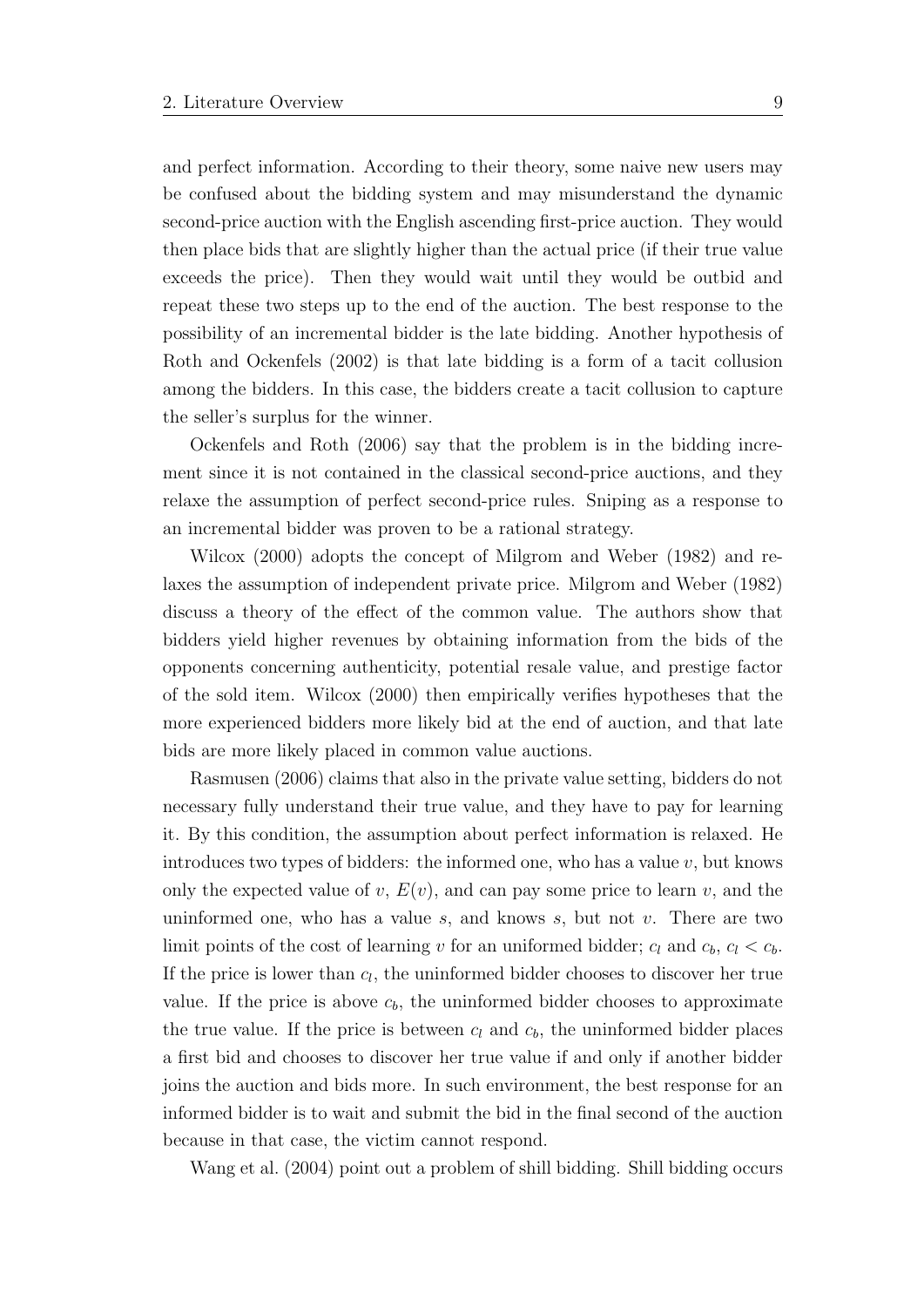and perfect information. According to their theory, some naive new users may be confused about the bidding system and may misunderstand the dynamic second-price auction with the English ascending first-price auction. They would then place bids that are slightly higher than the actual price (if their true value exceeds the price). Then they would wait until they would be outbid and repeat these two steps up to the end of the auction. The best response to the possibility of an incremental bidder is the late bidding. Another hypothesis of Roth and Ockenfels (2002) is that late bidding is a form of a tacit collusion among the bidders. In this case, the bidders create a tacit collusion to capture the seller's surplus for the winner.

Ockenfels and Roth (2006) say that the problem is in the bidding increment since it is not contained in the classical second-price auctions, and they relaxe the assumption of perfect second-price rules. Sniping as a response to an incremental bidder was proven to be a rational strategy.

Wilcox (2000) adopts the concept of Milgrom and Weber (1982) and relaxes the assumption of independent private price. Milgrom and Weber (1982) discuss a theory of the effect of the common value. The authors show that bidders yield higher revenues by obtaining information from the bids of the opponents concerning authenticity, potential resale value, and prestige factor of the sold item. Wilcox (2000) then empirically verifies hypotheses that the more experienced bidders more likely bid at the end of auction, and that late bids are more likely placed in common value auctions.

Rasmusen (2006) claims that also in the private value setting, bidders do not necessary fully understand their true value, and they have to pay for learning it. By this condition, the assumption about perfect information is relaxed. He introduces two types of bidders: the informed one, who has a value $v$, but knows only the expected value of $v$, $E(v)$, and can pay some price to learn $v$, and the uninformed one, who has a value $s$, and knows $s$, but not $v$. There are two limit points of the cost of learning $v$ for an uniformed bidder; $c_l$ and $c_b$, $c_l < c_b$. If the price is lower than $c_l$, the uninformed bidder chooses to discover her true value. If the price is above $c_b$, the uninformed bidder chooses to approximate the true value. If the price is between $c_l$ and $c_b$, the uninformed bidder places a first bid and chooses to discover her true value if and only if another bidder joins the auction and bids more. In such environment, the best response for an informed bidder is to wait and submit the bid in the final second of the auction because in that case, the victim cannot respond.

Wang et al. (2004) point out a problem of shill bidding. Shill bidding occurs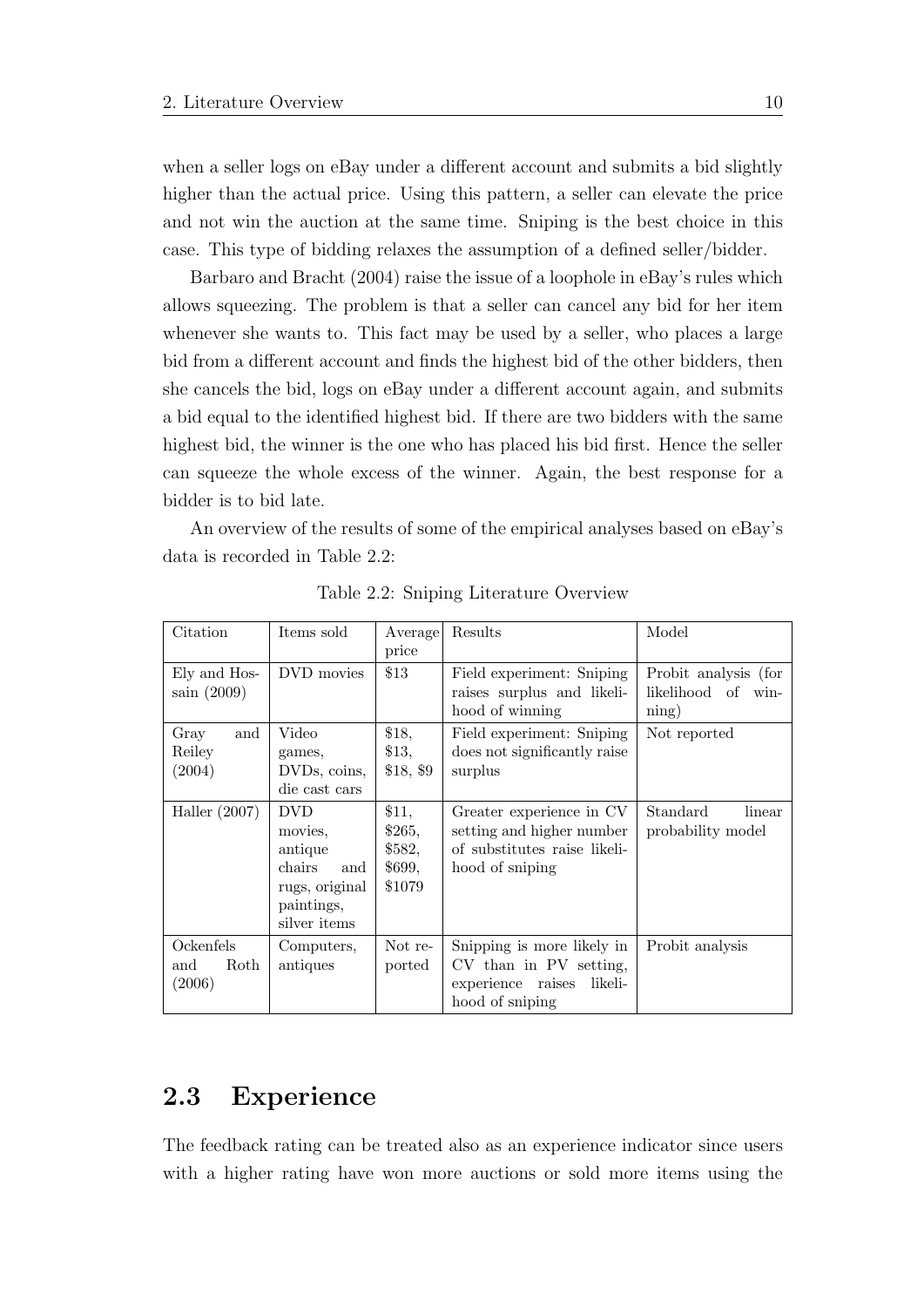when a seller logs on eBay under a different account and submits a bid slightly higher than the actual price. Using this pattern, a seller can elevate the price and not win the auction at the same time. Sniping is the best choice in this case. This type of bidding relaxes the assumption of a defined seller/bidder.

Barbaro and Bracht (2004) raise the issue of a loophole in eBay's rules which allows squeezing. The problem is that a seller can cancel any bid for her item whenever she wants to. This fact may be used by a seller, who places a large bid from a different account and finds the highest bid of the other bidders, then she cancels the bid, logs on eBay under a different account again, and submits a bid equal to the identified highest bid. If there are two bidders with the same highest bid, the winner is the one who has placed his bid first. Hence the seller can squeeze the whole excess of the winner. Again, the best response for a bidder is to bid late.

An overview of the results of some of the empirical analyses based on eBay's data is recorded in Table 2.2:

Table 2.2: Sniping Literature Overview

| Citation | Items sold | Average price | Results | Model |
|---|---|---|---|---|
| Ely and Hossain (2009) | DVD movies | \$13 | Field experiment: Sniping raises surplus and likelihood of winning | Probit analysis (for likelihood of winning) |
| Gray and Reiley (2004) | Video games, DVDs, coins, die cast cars | \$18, \$13, \$18, \$9 | Field experiment: Sniping does not significantly raise surplus | Not reported |
| Haller (2007) | DVD movies, antique chairs and rugs, original paintings, silver items | \$11, \$265, \$582, \$699, \$1079 | Greater experience in CV setting and higher number of substitutes raise likelihood of sniping | Standard linear probability model |
| Ockenfels and Roth (2006) | Computers, antiques | Not reported | Snipping is more likely in CV than in PV setting, experience raises likelihood of sniping | Probit analysis |

## 2.3 Experience

The feedback rating can be treated also as an experience indicator since users with a higher rating have won more auctions or sold more items using the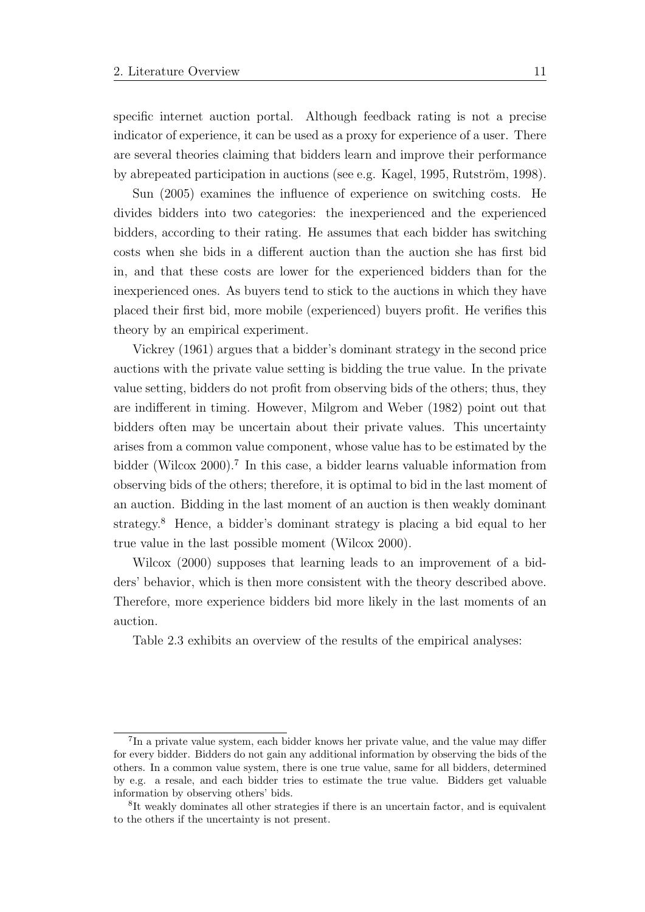specific internet auction portal. Although feedback rating is not a precise indicator of experience, it can be used as a proxy for experience of a user. There are several theories claiming that bidders learn and improve their performance by abrepeated participation in auctions (see e.g. Kagel, 1995, Rutström, 1998).

Sun (2005) examines the influence of experience on switching costs. He divides bidders into two categories: the inexperienced and the experienced bidders, according to their rating. He assumes that each bidder has switching costs when she bids in a different auction than the auction she has first bid in, and that these costs are lower for the experienced bidders than for the inexperienced ones. As buyers tend to stick to the auctions in which they have placed their first bid, more mobile (experienced) buyers profit. He verifies this theory by an empirical experiment.

Vickrey (1961) argues that a bidder's dominant strategy in the second price auctions with the private value setting is bidding the true value. In the private value setting, bidders do not profit from observing bids of the others; thus, they are indifferent in timing. However, Milgrom and Weber (1982) point out that bidders often may be uncertain about their private values. This uncertainty arises from a common value component, whose value has to be estimated by the bidder (Wilcox 2000).[7] In this case, a bidder learns valuable information from observing bids of the others; therefore, it is optimal to bid in the last moment of an auction. Bidding in the last moment of an auction is then weakly dominant strategy.[8] Hence, a bidder's dominant strategy is placing a bid equal to her true value in the last possible moment (Wilcox 2000).

Wilcox (2000) supposes that learning leads to an improvement of a bidders' behavior, which is then more consistent with the theory described above. Therefore, more experience bidders bid more likely in the last moments of an auction.

Table 2.3 exhibits an overview of the results of the empirical analyses:

[7] In a private value system, each bidder knows her private value, and the value may differ for every bidder. Bidders do not gain any additional information by observing the bids of the others. In a common value system, there is one true value, same for all bidders, determined by e.g. a resale, and each bidder tries to estimate the true value. Bidders get valuable information by observing others' bids.

[8] It weakly dominates all other strategies if there is an uncertain factor, and is equivalent to the others if the uncertainty is not present.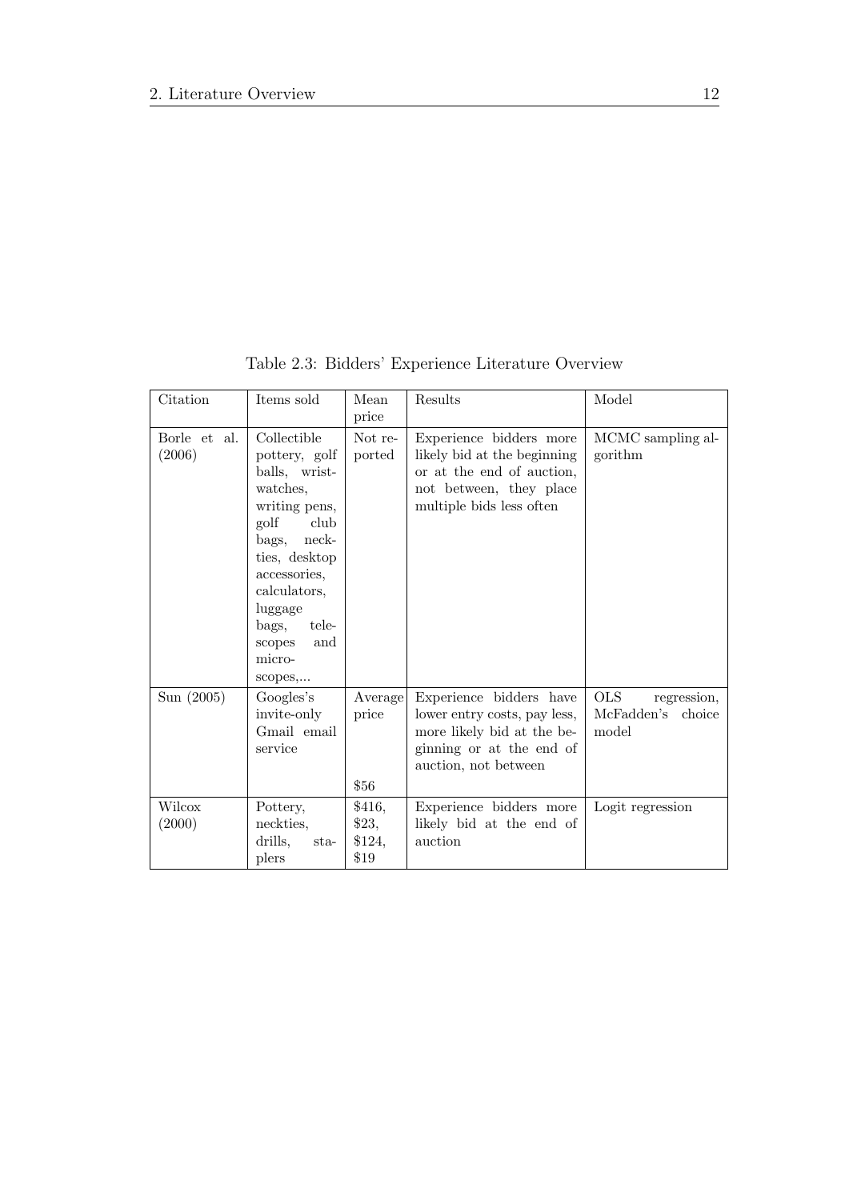Table 2.3: Bidders' Experience Literature Overview

| Citation | Items sold | Mean price | Results | Model |
|---|---|---|---|---|
| Borle et al. (2006) | Collectible pottery, golf balls, wristwatches, writing pens, golf club bags, neckties, desktop accessories, calculators, luggage bags, telescopes and microscopes,... | Not reported | Experience bidders more likely bid at the beginning or at the end of auction, not between, they place multiple bids less often | MCMC sampling algorithm |
| Sun (2005) | Googles's invite-only Gmail email service | Average price $56 | Experience bidders have lower entry costs, pay less, more likely bid at the beginning or at the end of auction, not between | OLS regression, McFadden's choice model |
| Wilcox (2000) | Pottery, neckties, drills, staplers | $416, $23, $124, $19 | Experience bidders more likely bid at the end of auction | Logit regression |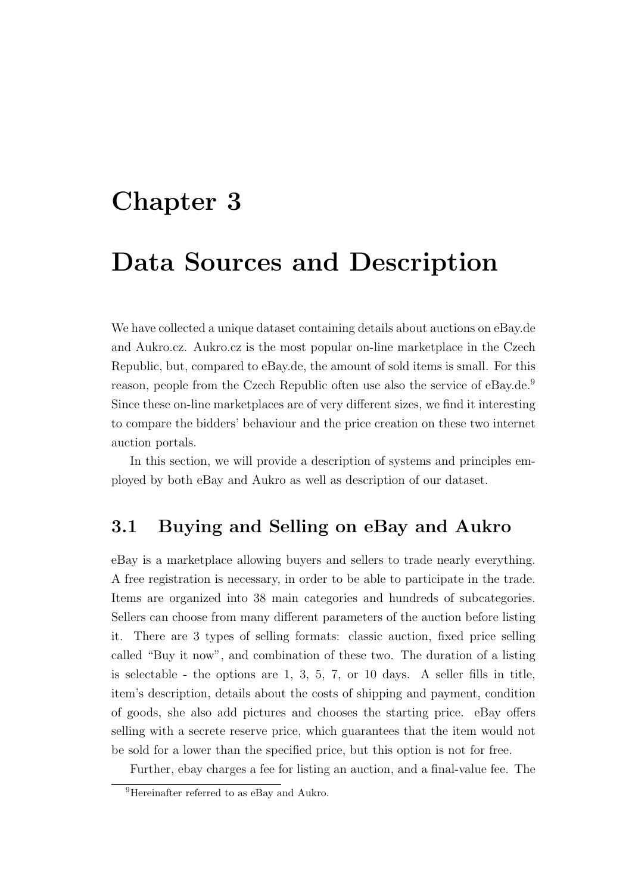# Chapter 3

# Data Sources and Description

We have collected a unique dataset containing details about auctions on eBay.de and Aukro.cz. Aukro.cz is the most popular on-line marketplace in the Czech Republic, but, compared to eBay.de, the amount of sold items is small. For this reason, people from the Czech Republic often use also the service of eBay.de.[9] Since these on-line marketplaces are of very different sizes, we find it interesting to compare the bidders' behaviour and the price creation on these two internet auction portals.

In this section, we will provide a description of systems and principles employed by both eBay and Aukro as well as description of our dataset.

## 3.1 Buying and Selling on eBay and Aukro

eBay is a marketplace allowing buyers and sellers to trade nearly everything. A free registration is necessary, in order to be able to participate in the trade. Items are organized into 38 main categories and hundreds of subcategories. Sellers can choose from many different parameters of the auction before listing it. There are 3 types of selling formats: classic auction, fixed price selling called "Buy it now", and combination of these two. The duration of a listing is selectable - the options are 1, 3, 5, 7, or 10 days. A seller fills in title, item's description, details about the costs of shipping and payment, condition of goods, she also add pictures and chooses the starting price. eBay offers selling with a secrete reserve price, which guarantees that the item would not be sold for a lower than the specified price, but this option is not for free.

Further, ebay charges a fee for listing an auction, and a final-value fee. The

[9] Hereinafter referred to as eBay and Aukro.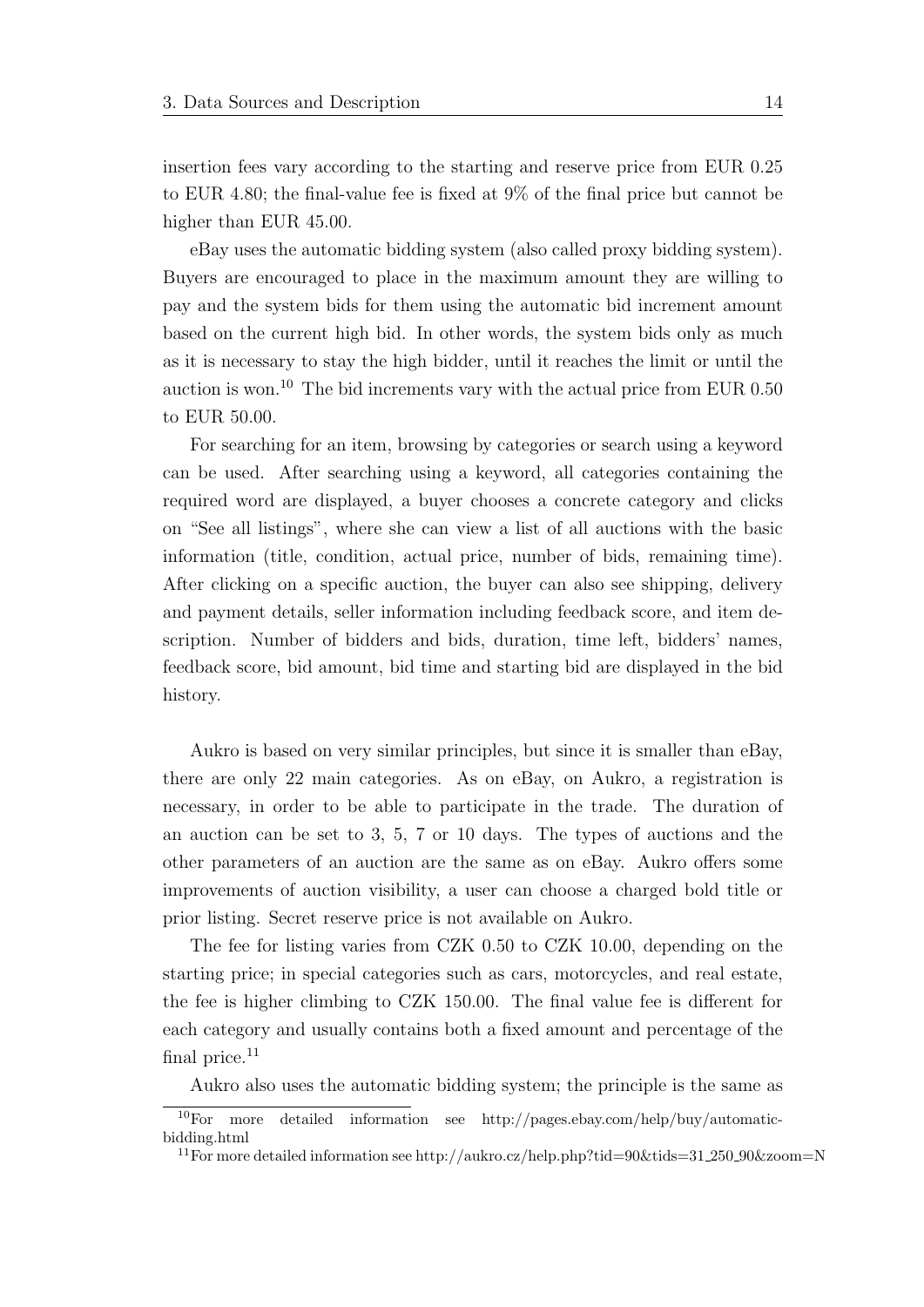insertion fees vary according to the starting and reserve price from EUR 0.25 to EUR 4.80; the final-value fee is fixed at 9% of the final price but cannot be higher than EUR 45.00.

eBay uses the automatic bidding system (also called proxy bidding system). Buyers are encouraged to place in the maximum amount they are willing to pay and the system bids for them using the automatic bid increment amount based on the current high bid. In other words, the system bids only as much as it is necessary to stay the high bidder, until it reaches the limit or until the auction is won.[10] The bid increments vary with the actual price from EUR 0.50 to EUR 50.00.

For searching for an item, browsing by categories or search using a keyword can be used. After searching using a keyword, all categories containing the required word are displayed, a buyer chooses a concrete category and clicks on "See all listings", where she can view a list of all auctions with the basic information (title, condition, actual price, number of bids, remaining time). After clicking on a specific auction, the buyer can also see shipping, delivery and payment details, seller information including feedback score, and item description. Number of bidders and bids, duration, time left, bidders' names, feedback score, bid amount, bid time and starting bid are displayed in the bid history.

Aukro is based on very similar principles, but since it is smaller than eBay, there are only 22 main categories. As on eBay, on Aukro, a registration is necessary, in order to be able to participate in the trade. The duration of an auction can be set to 3, 5, 7 or 10 days. The types of auctions and the other parameters of an auction are the same as on eBay. Aukro offers some improvements of auction visibility, a user can choose a charged bold title or prior listing. Secret reserve price is not available on Aukro.

The fee for listing varies from CZK 0.50 to CZK 10.00, depending on the starting price; in special categories such as cars, motorcycles, and real estate, the fee is higher climbing to CZK 150.00. The final value fee is different for each category and usually contains both a fixed amount and percentage of the final price.[11]

Aukro also uses the automatic bidding system; the principle is the same as

---

[10] For more detailed information see http://pages.ebay.com/help/buy/automatic-bidding.html

[11] For more detailed information see http://aukro.cz/help.php?tid=90&tids=31_250_90&zoom=N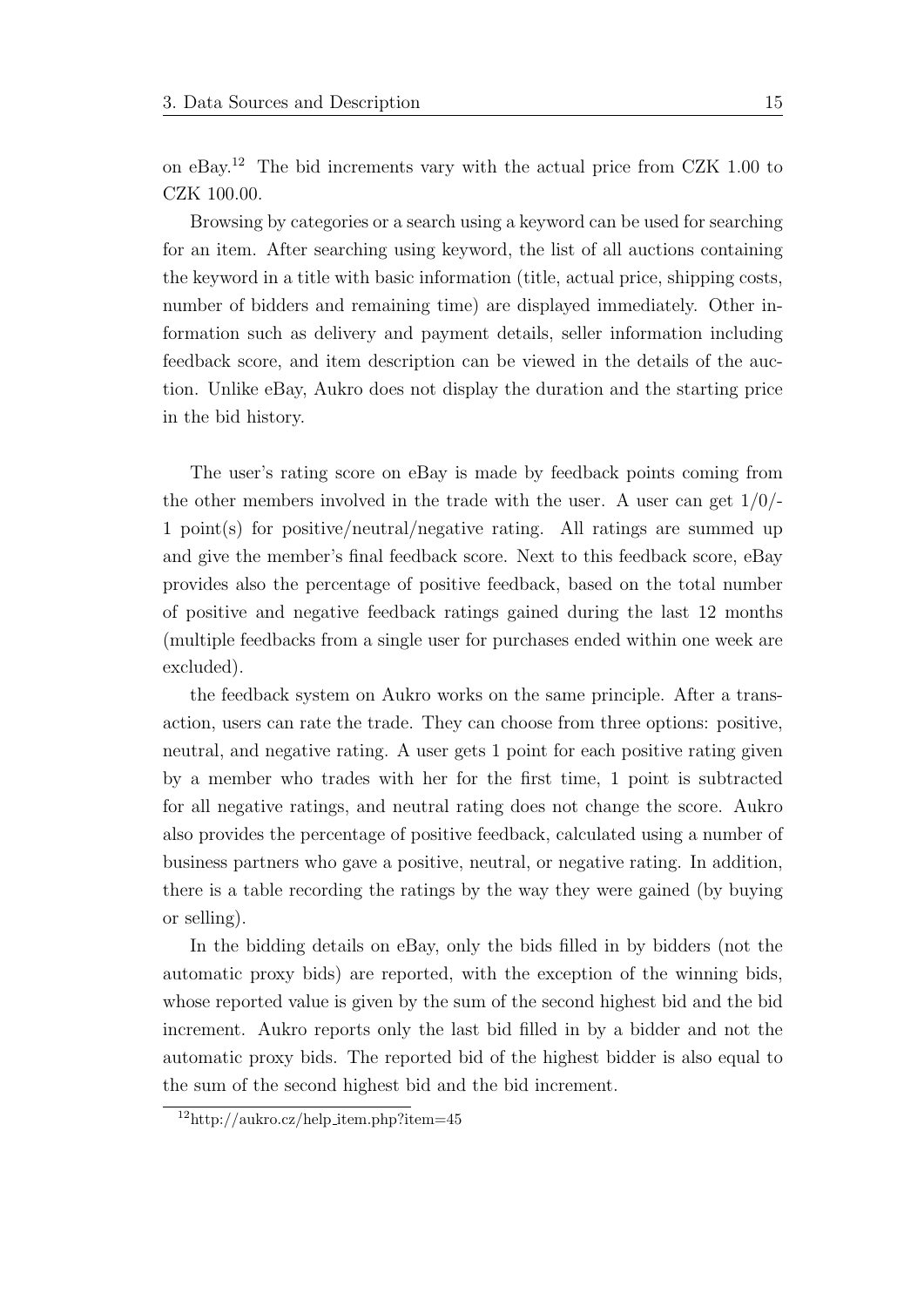on eBay.[12] The bid increments vary with the actual price from CZK 1.00 to CZK 100.00.

Browsing by categories or a search using a keyword can be used for searching for an item. After searching using keyword, the list of all auctions containing the keyword in a title with basic information (title, actual price, shipping costs, number of bidders and remaining time) are displayed immediately. Other information such as delivery and payment details, seller information including feedback score, and item description can be viewed in the details of the auction. Unlike eBay, Aukro does not display the duration and the starting price in the bid history.

The user's rating score on eBay is made by feedback points coming from the other members involved in the trade with the user. A user can get 1/0/-1 point(s) for positive/neutral/negative rating. All ratings are summed up and give the member's final feedback score. Next to this feedback score, eBay provides also the percentage of positive feedback, based on the total number of positive and negative feedback ratings gained during the last 12 months (multiple feedbacks from a single user for purchases ended within one week are excluded).

the feedback system on Aukro works on the same principle. After a transaction, users can rate the trade. They can choose from three options: positive, neutral, and negative rating. A user gets 1 point for each positive rating given by a member who trades with her for the first time, 1 point is subtracted for all negative ratings, and neutral rating does not change the score. Aukro also provides the percentage of positive feedback, calculated using a number of business partners who gave a positive, neutral, or negative rating. In addition, there is a table recording the ratings by the way they were gained (by buying or selling).

In the bidding details on eBay, only the bids filled in by bidders (not the automatic proxy bids) are reported, with the exception of the winning bids, whose reported value is given by the sum of the second highest bid and the bid increment. Aukro reports only the last bid filled in by a bidder and not the automatic proxy bids. The reported bid of the highest bidder is also equal to the sum of the second highest bid and the bid increment.

[12] http://aukro.cz/help_item.php?item=45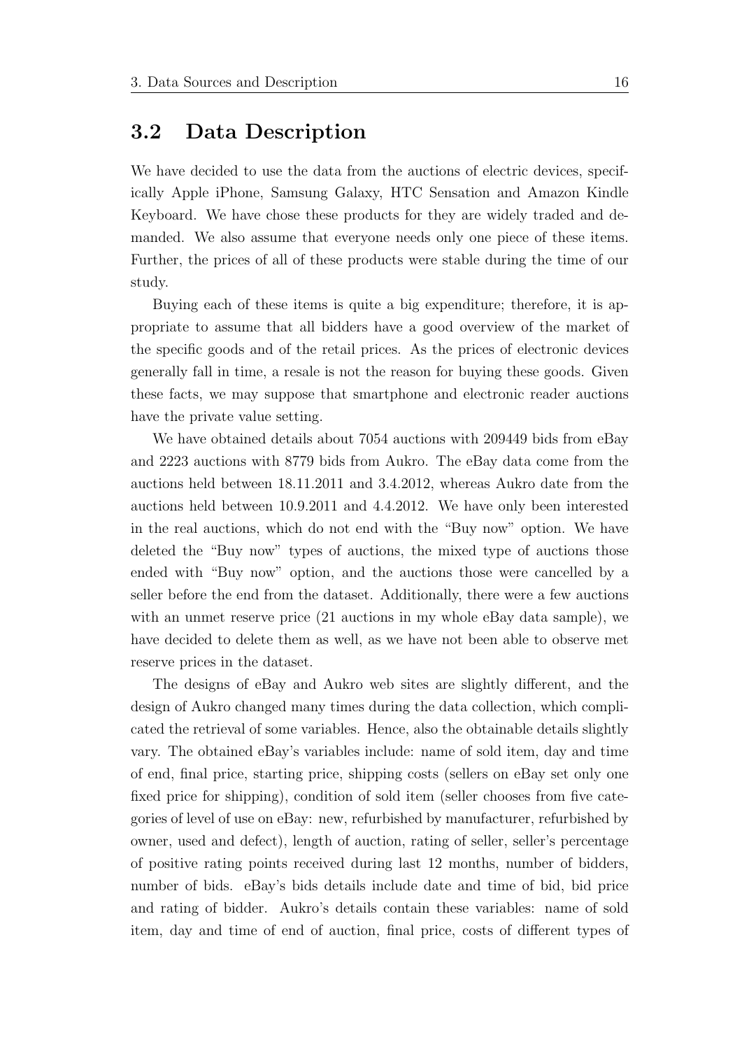## 3.2 Data Description

We have decided to use the data from the auctions of electric devices, specifically Apple iPhone, Samsung Galaxy, HTC Sensation and Amazon Kindle Keyboard. We have chose these products for they are widely traded and demanded. We also assume that everyone needs only one piece of these items. Further, the prices of all of these products were stable during the time of our study.

Buying each of these items is quite a big expenditure; therefore, it is appropriate to assume that all bidders have a good overview of the market of the specific goods and of the retail prices. As the prices of electronic devices generally fall in time, a resale is not the reason for buying these goods. Given these facts, we may suppose that smartphone and electronic reader auctions have the private value setting.

We have obtained details about 7054 auctions with 209449 bids from eBay and 2223 auctions with 8779 bids from Aukro. The eBay data come from the auctions held between 18.11.2011 and 3.4.2012, whereas Aukro date from the auctions held between 10.9.2011 and 4.4.2012. We have only been interested in the real auctions, which do not end with the "Buy now" option. We have deleted the "Buy now" types of auctions, the mixed type of auctions those ended with "Buy now" option, and the auctions those were cancelled by a seller before the end from the dataset. Additionally, there were a few auctions with an unmet reserve price (21 auctions in my whole eBay data sample), we have decided to delete them as well, as we have not been able to observe met reserve prices in the dataset.

The designs of eBay and Aukro web sites are slightly different, and the design of Aukro changed many times during the data collection, which complicated the retrieval of some variables. Hence, also the obtainable details slightly vary. The obtained eBay's variables include: name of sold item, day and time of end, final price, starting price, shipping costs (sellers on eBay set only one fixed price for shipping), condition of sold item (seller chooses from five categories of level of use on eBay: new, refurbished by manufacturer, refurbished by owner, used and defect), length of auction, rating of seller, seller's percentage of positive rating points received during last 12 months, number of bidders, number of bids. eBay's bids details include date and time of bid, bid price and rating of bidder. Aukro's details contain these variables: name of sold item, day and time of end of auction, final price, costs of different types of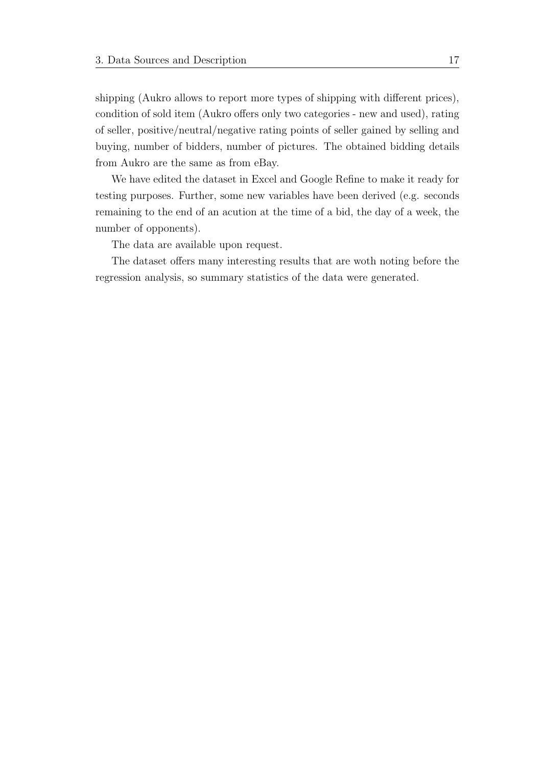shipping (Aukro allows to report more types of shipping with different prices), condition of sold item (Aukro offers only two categories - new and used), rating of seller, positive/neutral/negative rating points of seller gained by selling and buying, number of bidders, number of pictures. The obtained bidding details from Aukro are the same as from eBay.

We have edited the dataset in Excel and Google Refine to make it ready for testing purposes. Further, some new variables have been derived (e.g. seconds remaining to the end of an acution at the time of a bid, the day of a week, the number of opponents).

The data are available upon request.

The dataset offers many interesting results that are woth noting before the regression analysis, so summary statistics of the data were generated.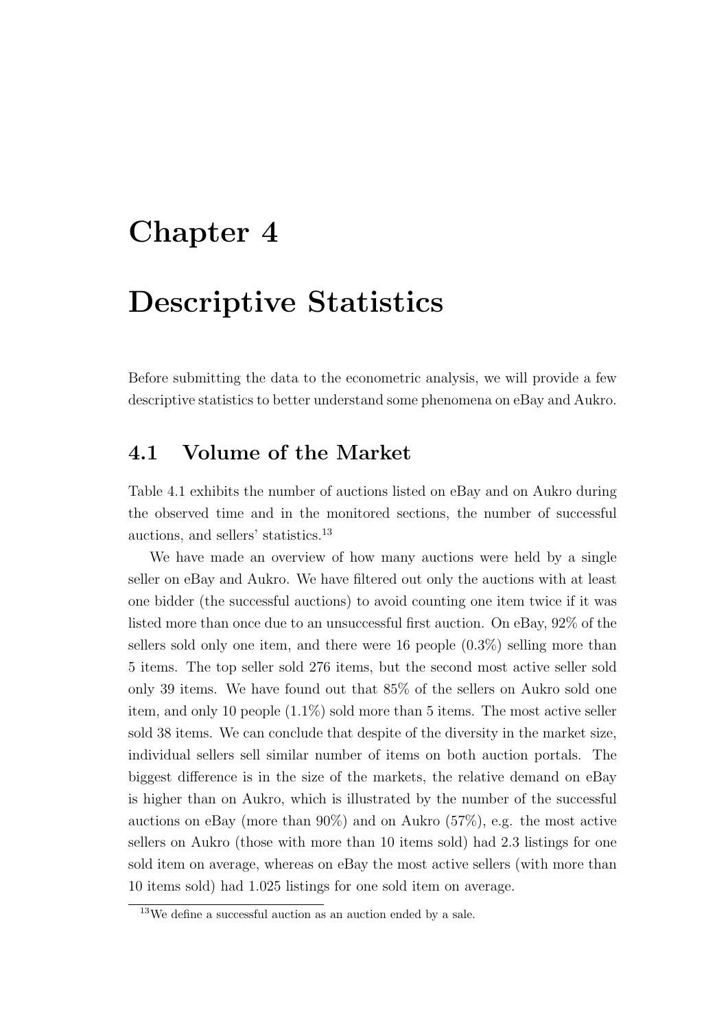# Chapter 4

# Descriptive Statistics

Before submitting the data to the econometric analysis, we will provide a few descriptive statistics to better understand some phenomena on eBay and Aukro.

## 4.1 Volume of the Market

Table 4.1 exhibits the number of auctions listed on eBay and on Aukro during the observed time and in the monitored sections, the number of successful auctions, and sellers' statistics.[13]

We have made an overview of how many auctions were held by a single seller on eBay and Aukro. We have filtered out only the auctions with at least one bidder (the successful auctions) to avoid counting one item twice if it was listed more than once due to an unsuccessful first auction. On eBay, 92% of the sellers sold only one item, and there were 16 people (0.3%) selling more than 5 items. The top seller sold 276 items, but the second most active seller sold only 39 items. We have found out that 85% of the sellers on Aukro sold one item, and only 10 people (1.1%) sold more than 5 items. The most active seller sold 38 items. We can conclude that despite of the diversity in the market size, individual sellers sell similar number of items on both auction portals. The biggest difference is in the size of the markets, the relative demand on eBay is higher than on Aukro, which is illustrated by the number of the successful auctions on eBay (more than 90%) and on Aukro (57%), e.g. the most active sellers on Aukro (those with more than 10 items sold) had 2.3 listings for one sold item on average, whereas on eBay the most active sellers (with more than 10 items sold) had 1.025 listings for one sold item on average.

[13] We define a successful auction as an auction ended by a sale.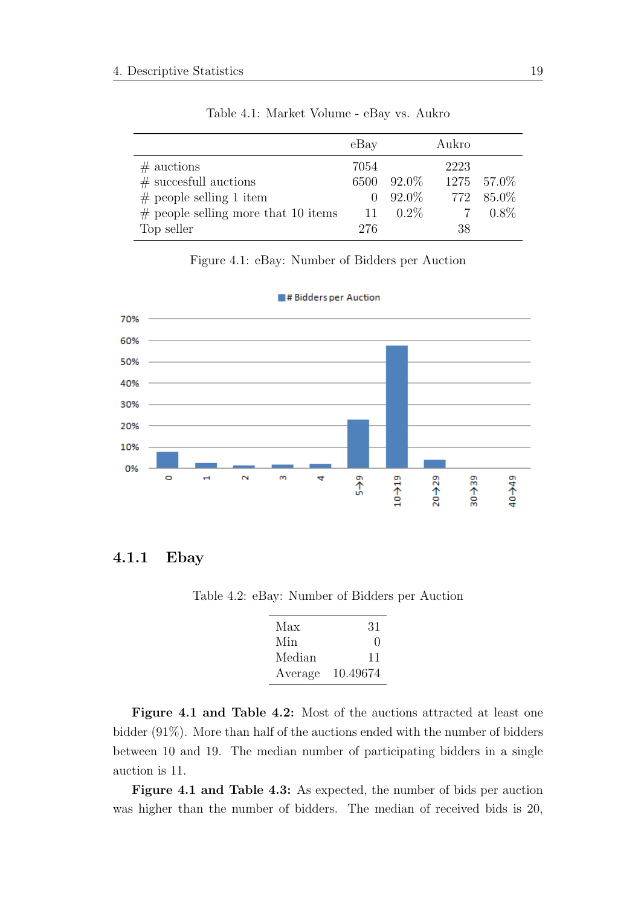Table 4.1: Market Volume - eBay vs. Aukro

| | eBay | | Aukro | |
|---|---|---|---|---|
| # auctions | 7054 | | 2223 | |
| # succesfull auctions | 6500 | 92.0% | 1275 | 57.0% |
| # people selling 1 item | 0 | 92.0% | 772 | 85.0% |
| # people selling more that 10 items | 11 | 0.2% | 7 | 0.8% |
| Top seller | 276 | | 38 | |

Figure 4.1: eBay: Number of Bidders per Auction

### 4.1.1 Ebay

Table 4.2: eBay: Number of Bidders per Auction

| | |
|---|---|
| Max | 31 |
| Min | 0 |
| Median | 11 |
| Average | 10.49674 |

**Figure 4.1 and Table 4.2:** Most of the auctions attracted at least one bidder (91%). More than half of the auctions ended with the number of bidders between 10 and 19. The median number of participating bidders in a single auction is 11.

**Figure 4.1 and Table 4.3:** As expected, the number of bids per auction was higher than the number of bidders. The median of received bids is 20,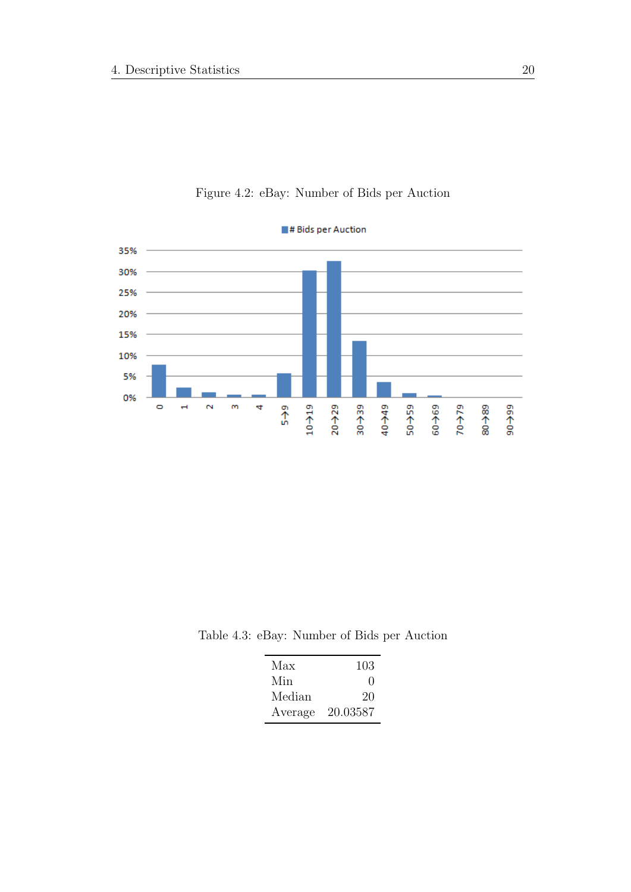Figure 4.2: eBay: Number of Bids per Auction

Table 4.3: eBay: Number of Bids per Auction

| | |
|---|---|
| Max | 103 |
| Min | 0 |
| Median | 20 |
| Average | 20.03587 |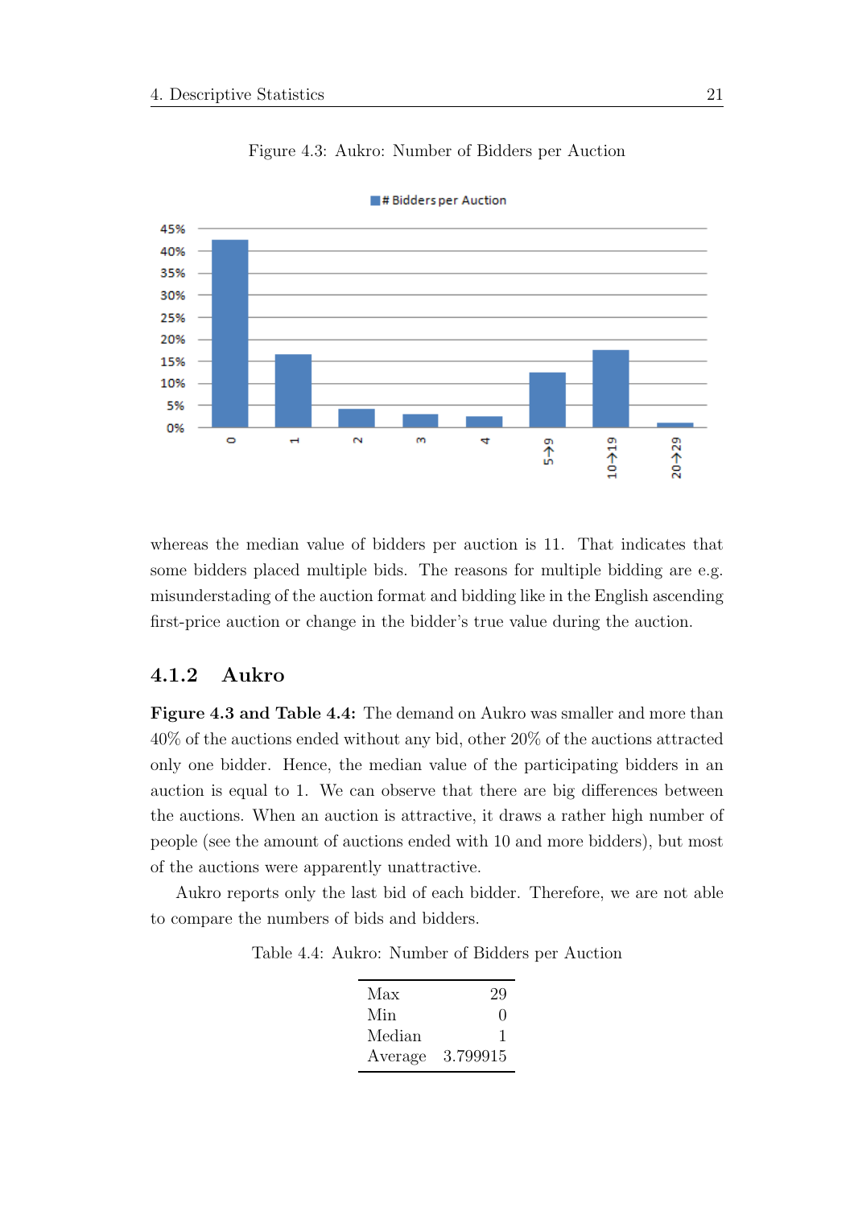Figure 4.3: Aukro: Number of Bidders per Auction

whereas the median value of bidders per auction is 11. That indicates that some bidders placed multiple bids. The reasons for multiple bidding are e.g. misunderstading of the auction format and bidding like in the English ascending first-price auction or change in the bidder's true value during the auction.

### 4.1.2 Aukro

**Figure 4.3 and Table 4.4:** The demand on Aukro was smaller and more than 40% of the auctions ended without any bid, other 20% of the auctions attracted only one bidder. Hence, the median value of the participating bidders in an auction is equal to 1. We can observe that there are big differences between the auctions. When an auction is attractive, it draws a rather high number of people (see the amount of auctions ended with 10 and more bidders), but most of the auctions were apparently unattractive.

Aukro reports only the last bid of each bidder. Therefore, we are not able to compare the numbers of bids and bidders.

Table 4.4: Aukro: Number of Bidders per Auction

| | |
|---|---|
| Max | 29 |
| Min | 0 |
| Median | 1 |
| Average | 3.799915 |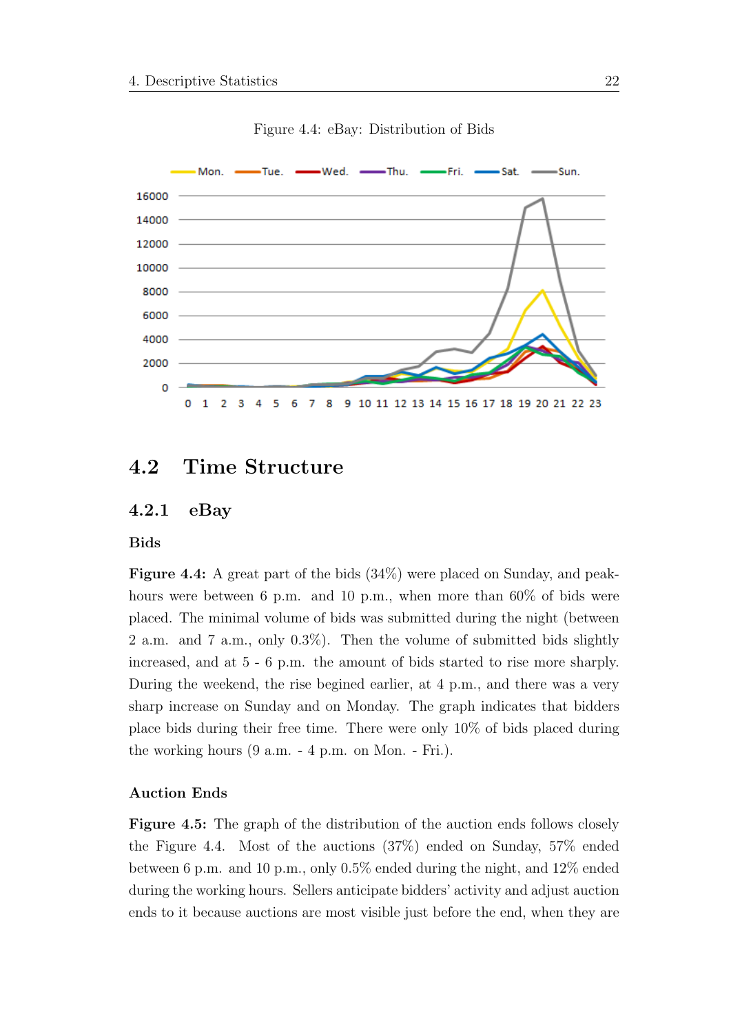Figure 4.4: eBay: Distribution of Bids

## 4.2 Time Structure

### 4.2.1 eBay

#### Bids

**Figure 4.4:** A great part of the bids (34%) were placed on Sunday, and peak-hours were between 6 p.m. and 10 p.m., when more than 60% of bids were placed. The minimal volume of bids was submitted during the night (between 2 a.m. and 7 a.m., only 0.3%). Then the volume of submitted bids slightly increased, and at 5 - 6 p.m. the amount of bids started to rise more sharply. During the weekend, the rise begined earlier, at 4 p.m., and there was a very sharp increase on Sunday and on Monday. The graph indicates that bidders place bids during their free time. There were only 10% of bids placed during the working hours (9 a.m. - 4 p.m. on Mon. - Fri.).

#### Auction Ends

**Figure 4.5:** The graph of the distribution of the auction ends follows closely the Figure 4.4. Most of the auctions (37%) ended on Sunday, 57% ended between 6 p.m. and 10 p.m., only 0.5% ended during the night, and 12% ended during the working hours. Sellers anticipate bidders' activity and adjust auction ends to it because auctions are most visible just before the end, when they are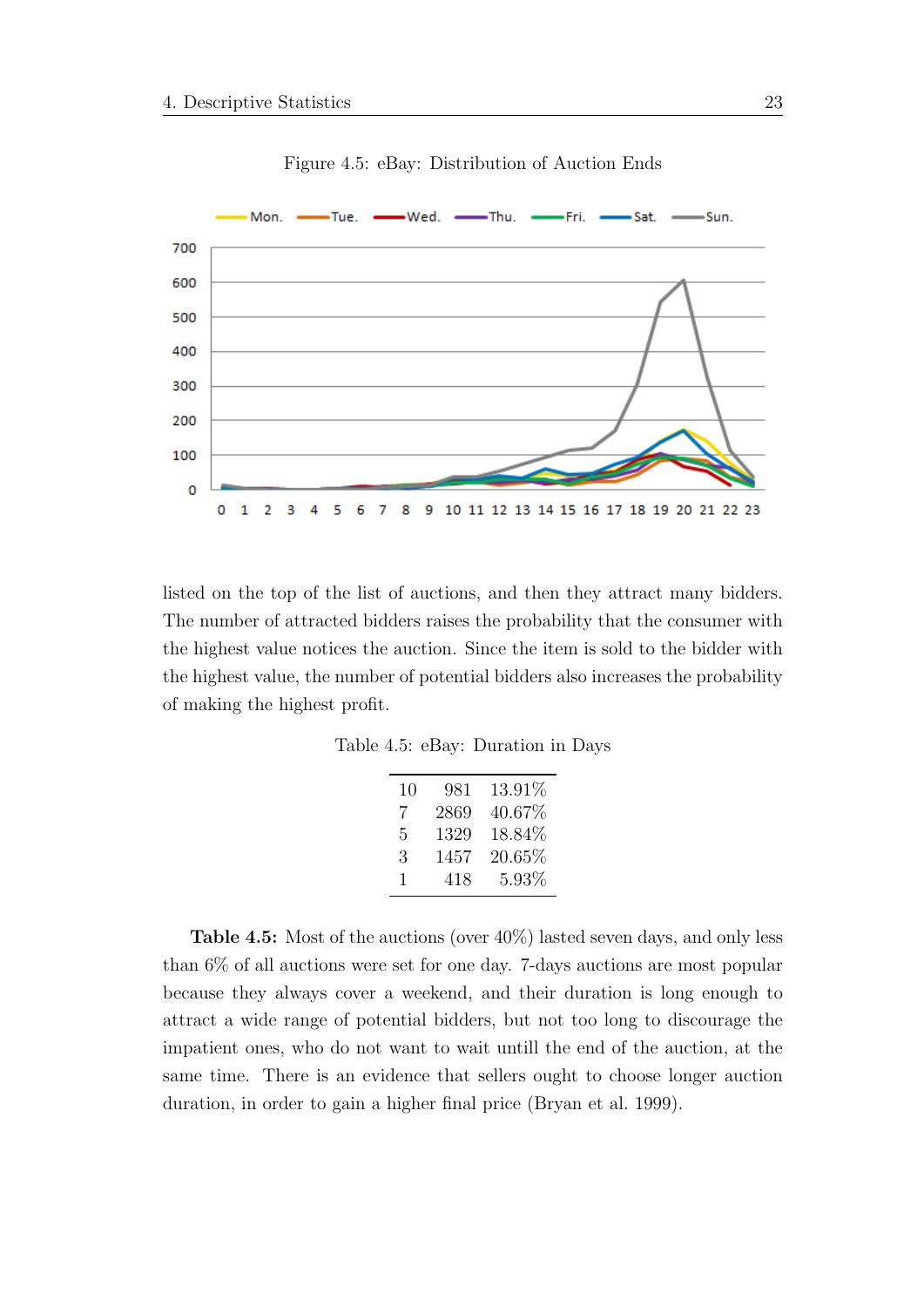Figure 4.5: eBay: Distribution of Auction Ends

listed on the top of the list of auctions, and then they attract many bidders. The number of attracted bidders raises the probability that the consumer with the highest value notices the auction. Since the item is sold to the bidder with the highest value, the number of potential bidders also increases the probability of making the highest profit.

Table 4.5: eBay: Duration in Days

| | | |
|---|---|---|
| 10 | 981 | 13.91% |
| 7 | 2869 | 40.67% |
| 5 | 1329 | 18.84% |
| 3 | 1457 | 20.65% |
| 1 | 418 | 5.93% |

**Table 4.5:** Most of the auctions (over 40%) lasted seven days, and only less than 6% of all auctions were set for one day. 7-days auctions are most popular because they always cover a weekend, and their duration is long enough to attract a wide range of potential bidders, but not too long to discourage the impatient ones, who do not want to wait untill the end of the auction, at the same time. There is an evidence that sellers ought to choose longer auction duration, in order to gain a higher final price (Bryan et al. 1999).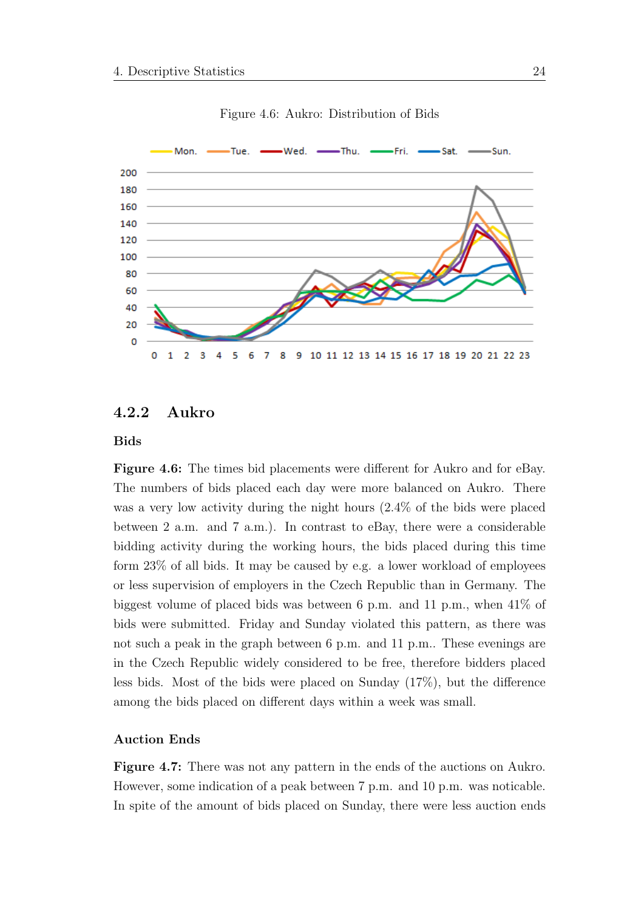Figure 4.6: Aukro: Distribution of Bids

### 4.2.2 Aukro

#### Bids

**Figure 4.6:** The times bid placements were different for Aukro and for eBay. The numbers of bids placed each day were more balanced on Aukro. There was a very low activity during the night hours (2.4% of the bids were placed between 2 a.m. and 7 a.m.). In contrast to eBay, there were a considerable bidding activity during the working hours, the bids placed during this time form 23% of all bids. It may be caused by e.g. a lower workload of employees or less supervision of employers in the Czech Republic than in Germany. The biggest volume of placed bids was between 6 p.m. and 11 p.m., when 41% of bids were submitted. Friday and Sunday violated this pattern, as there was not such a peak in the graph between 6 p.m. and 11 p.m.. These evenings are in the Czech Republic widely considered to be free, therefore bidders placed less bids. Most of the bids were placed on Sunday (17%), but the difference among the bids placed on different days within a week was small.

#### Auction Ends

**Figure 4.7:** There was not any pattern in the ends of the auctions on Aukro. However, some indication of a peak between 7 p.m. and 10 p.m. was noticable. In spite of the amount of bids placed on Sunday, there were less auction ends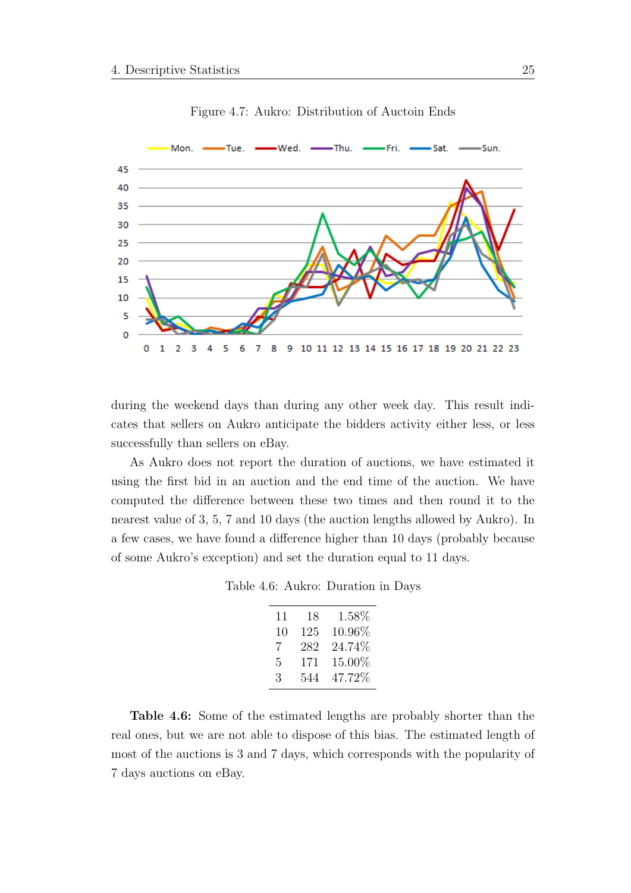Figure 4.7: Aukro: Distribution of Auctoin Ends

during the weekend days than during any other week day. This result indicates that sellers on Aukro anticipate the bidders activity either less, or less successfully than sellers on eBay.

As Aukro does not report the duration of auctions, we have estimated it using the first bid in an auction and the end time of the auction. We have computed the difference between these two times and then round it to the nearest value of 3, 5, 7 and 10 days (the auction lengths allowed by Aukro). In a few cases, we have found a difference higher than 10 days (probably because of some Aukro's exception) and set the duration equal to 11 days.

Table 4.6: Aukro: Duration in Days

| | | |
|---|---|---|
| 11 | 18 | 1.58% |
| 10 | 125 | 10.96% |
| 7 | 282 | 24.74% |
| 5 | 171 | 15.00% |
| 3 | 544 | 47.72% |

**Table 4.6:** Some of the estimated lengths are probably shorter than the real ones, but we are not able to dispose of this bias. The estimated length of most of the auctions is 3 and 7 days, which corresponds with the popularity of 7 days auctions on eBay.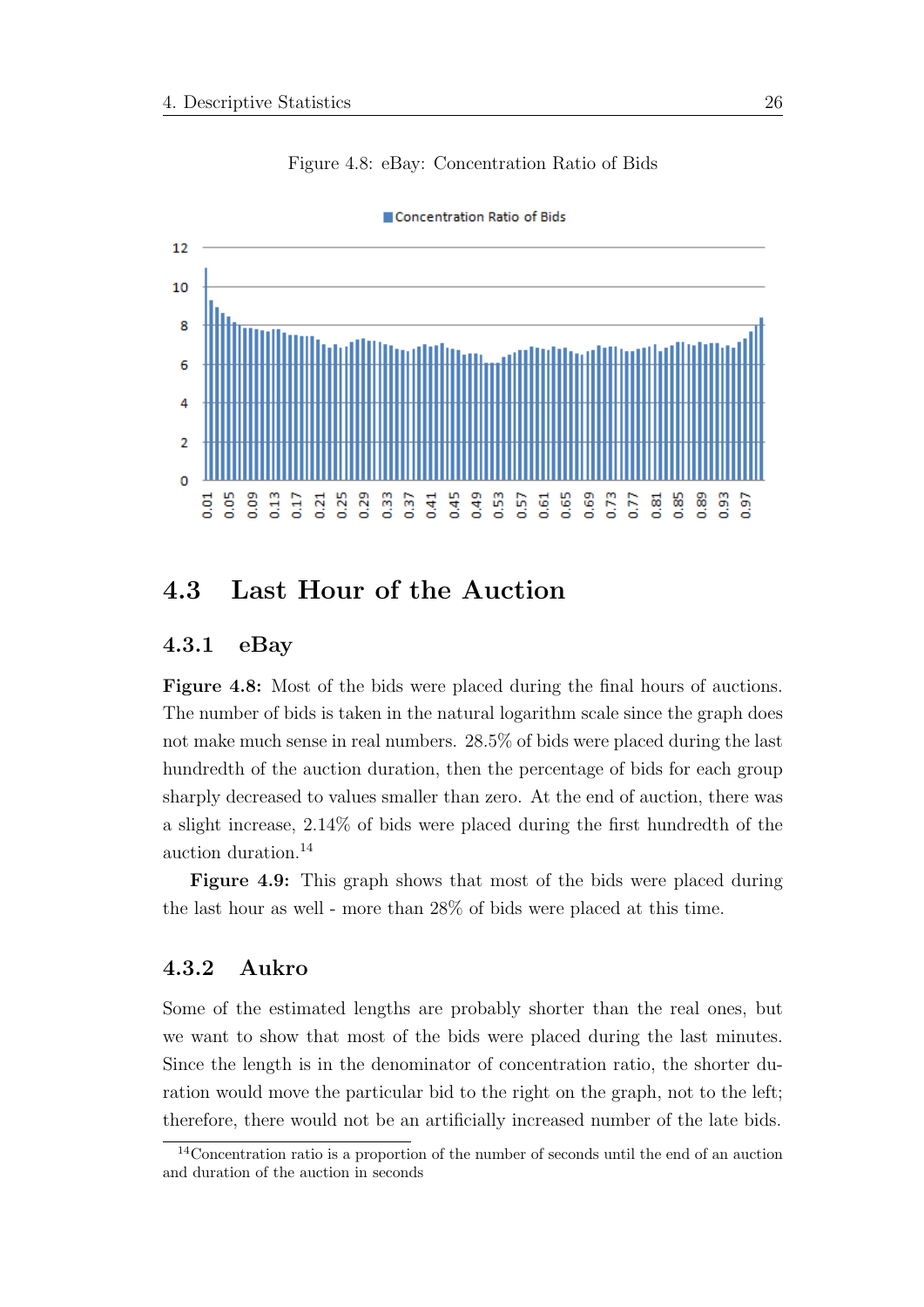Figure 4.8: eBay: Concentration Ratio of Bids

## 4.3 Last Hour of the Auction

### 4.3.1 eBay

**Figure 4.8:** Most of the bids were placed during the final hours of auctions. The number of bids is taken in the natural logarithm scale since the graph does not make much sense in real numbers. 28.5% of bids were placed during the last hundredth of the auction duration, then the percentage of bids for each group sharply decreased to values smaller than zero. At the end of auction, there was a slight increase, 2.14% of bids were placed during the first hundredth of the auction duration.[14]

**Figure 4.9:** This graph shows that most of the bids were placed during the last hour as well - more than 28% of bids were placed at this time.

### 4.3.2 Aukro

Some of the estimated lengths are probably shorter than the real ones, but we want to show that most of the bids were placed during the last minutes. Since the length is in the denominator of concentration ratio, the shorter duration would move the particular bid to the right on the graph, not to the left; therefore, there would not be an artificially increased number of the late bids.

[14] Concentration ratio is a proportion of the number of seconds until the end of an auction and duration of the auction in seconds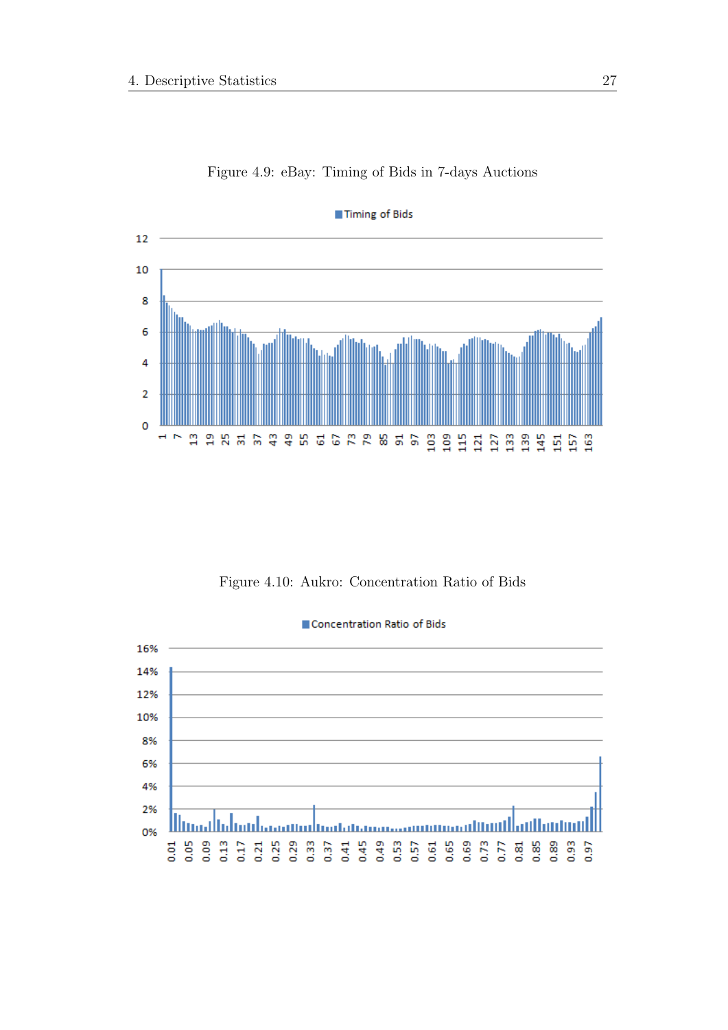Figure 4.9: eBay: Timing of Bids in 7-days Auctions

Figure 4.10: Aukro: Concentration Ratio of Bids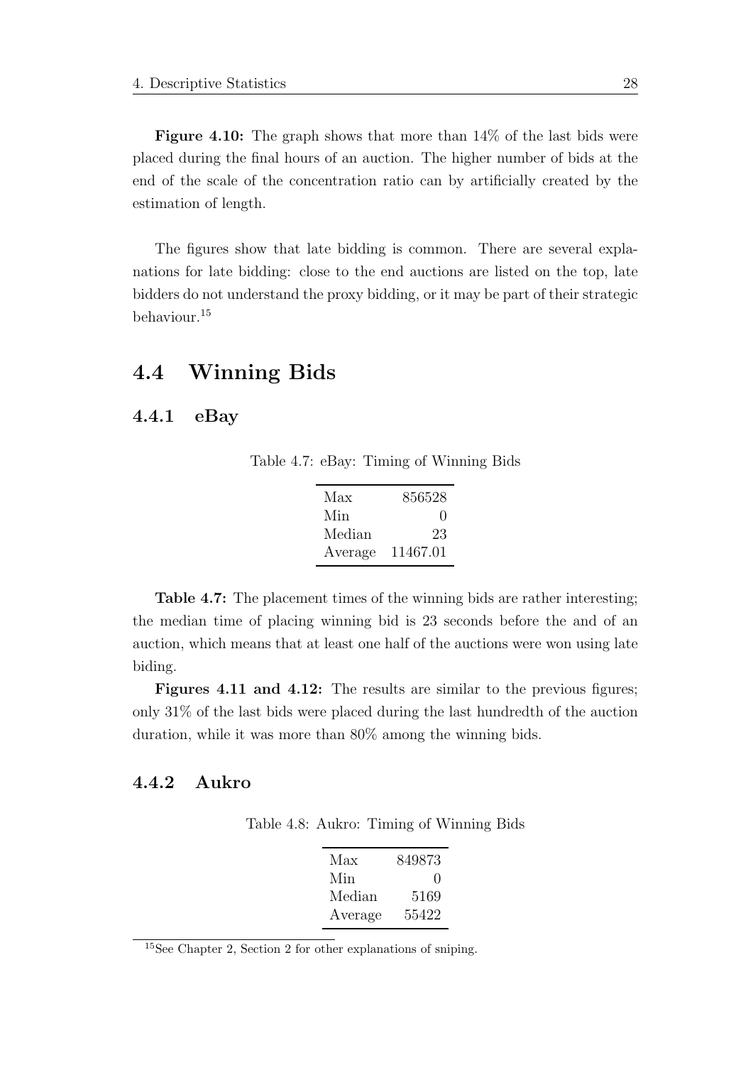**Figure 4.10:** The graph shows that more than 14% of the last bids were placed during the final hours of an auction. The higher number of bids at the end of the scale of the concentration ratio can by artificially created by the estimation of length.

The figures show that late bidding is common. There are several explanations for late bidding: close to the end auctions are listed on the top, late bidders do not understand the proxy bidding, or it may be part of their strategic behaviour.[15]

## 4.4 Winning Bids

### 4.4.1 eBay

Table 4.7: eBay: Timing of Winning Bids

| | |
|---|---|
| Max | 856528 |
| Min | 0 |
| Median | 23 |
| Average | 11467.01 |

**Table 4.7:** The placement times of the winning bids are rather interesting; the median time of placing winning bid is 23 seconds before the and of an auction, which means that at least one half of the auctions were won using late biding.

**Figures 4.11 and 4.12:** The results are similar to the previous figures; only 31% of the last bids were placed during the last hundredth of the auction duration, while it was more than 80% among the winning bids.

### 4.4.2 Aukro

Table 4.8: Aukro: Timing of Winning Bids

| | |
|---|---|
| Max | 849873 |
| Min | 0 |
| Median | 5169 |
| Average | 55422 |

[15] See Chapter 2, Section 2 for other explanations of sniping.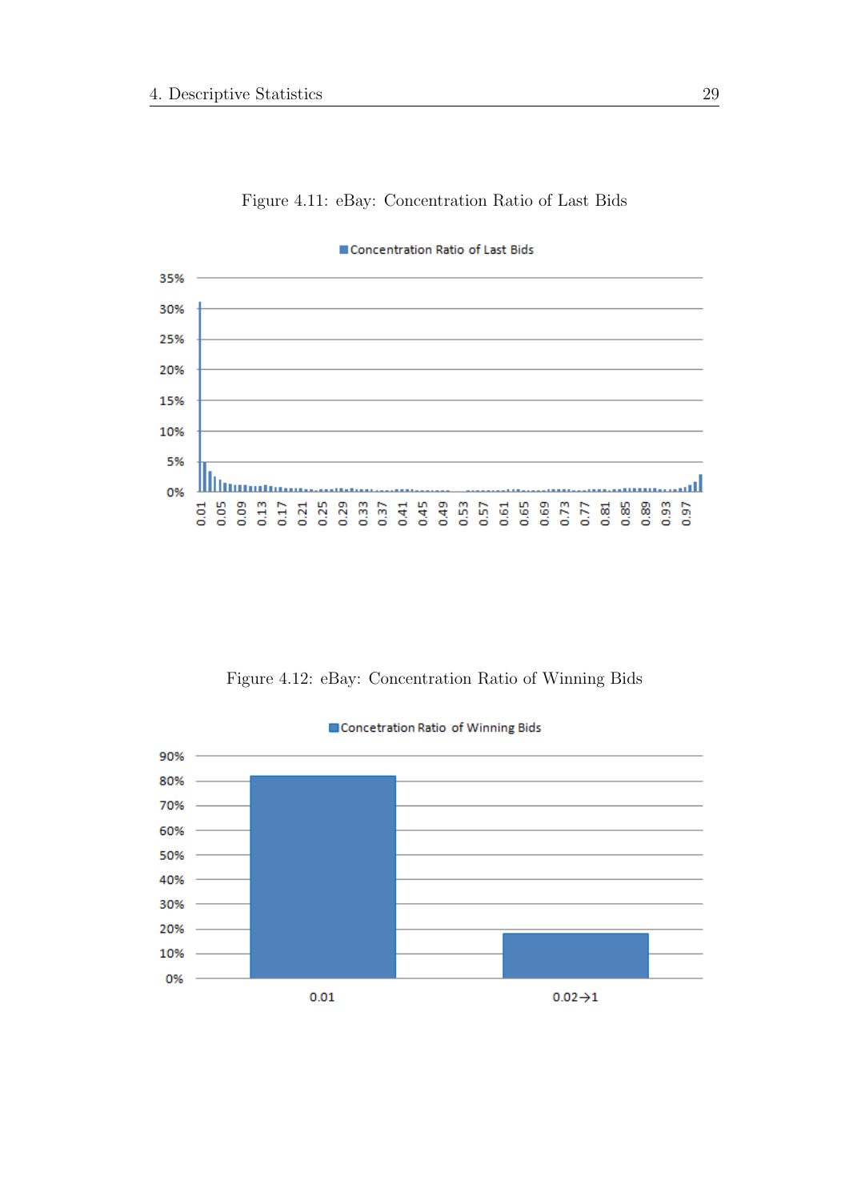Figure 4.11: eBay: Concentration Ratio of Last Bids

Figure 4.12: eBay: Concentration Ratio of Winning Bids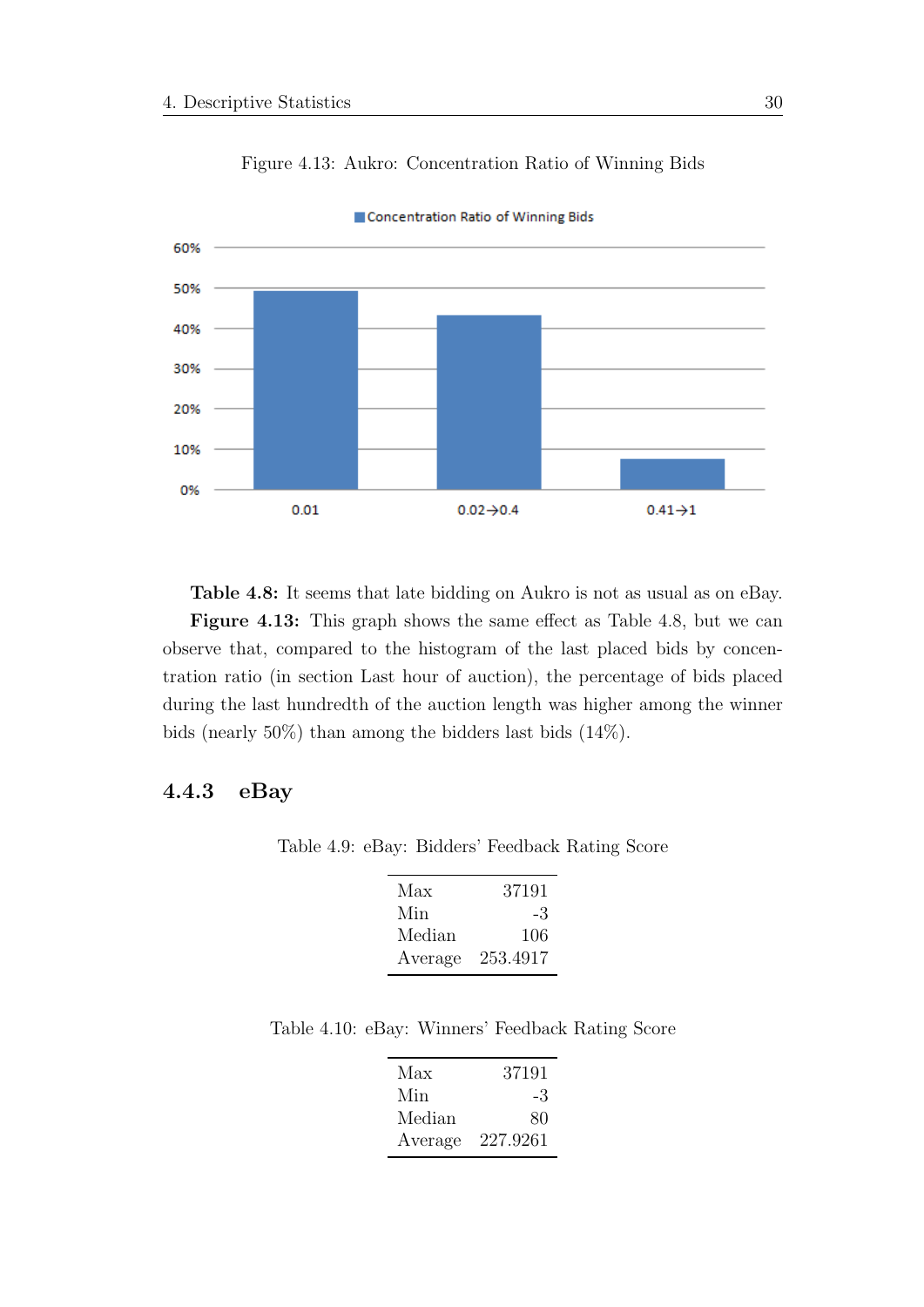Figure 4.13: Aukro: Concentration Ratio of Winning Bids

**Table 4.8:** It seems that late bidding on Aukro is not as usual as on eBay.

**Figure 4.13:** This graph shows the same effect as Table 4.8, but we can observe that, compared to the histogram of the last placed bids by concentration ratio (in section Last hour of auction), the percentage of bids placed during the last hundredth of the auction length was higher among the winner bids (nearly 50%) than among the bidders last bids (14%).

### 4.4.3 eBay

Table 4.9: eBay: Bidders' Feedback Rating Score

| | |
|---|---|
| Max | 37191 |
| Min | -3 |
| Median | 106 |
| Average | 253.4917 |

Table 4.10: eBay: Winners' Feedback Rating Score

| | |
|---|---|
| Max | 37191 |
| Min | -3 |
| Median | 80 |
| Average | 227.9261 |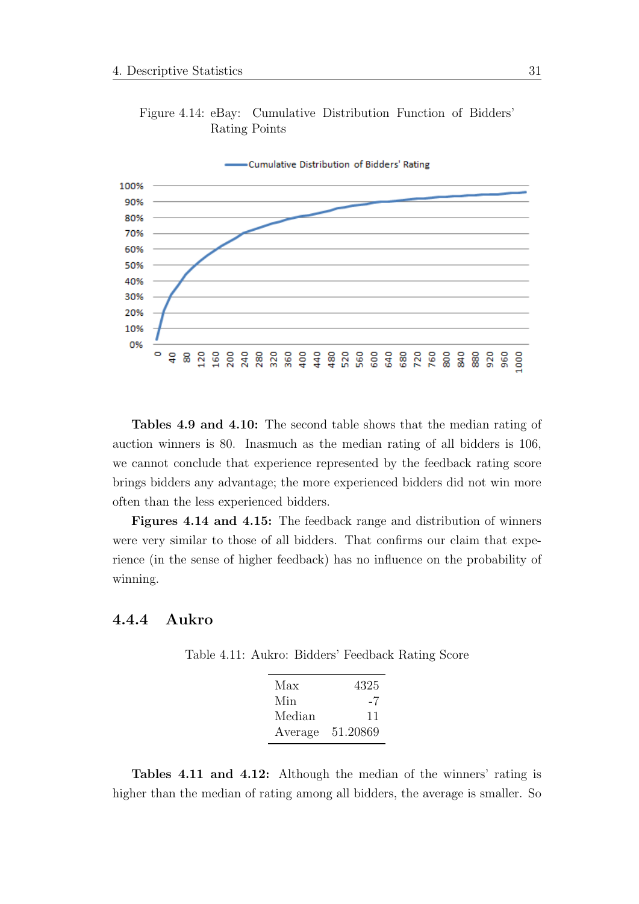Figure 4.14: eBay: Cumulative Distribution Function of Bidders' Rating Points

**Tables 4.9 and 4.10:** The second table shows that the median rating of auction winners is 80. Inasmuch as the median rating of all bidders is 106, we cannot conclude that experience represented by the feedback rating score brings bidders any advantage; the more experienced bidders did not win more often than the less experienced bidders.

**Figures 4.14 and 4.15:** The feedback range and distribution of winners were very similar to those of all bidders. That confirms our claim that experience (in the sense of higher feedback) has no influence on the probability of winning.

### 4.4.4 Aukro

Table 4.11: Aukro: Bidders' Feedback Rating Score

| | |
|---|---|
| Max | 4325 |
| Min | -7 |
| Median | 11 |
| Average | 51.20869 |

**Tables 4.11 and 4.12:** Although the median of the winners' rating is higher than the median of rating among all bidders, the average is smaller. So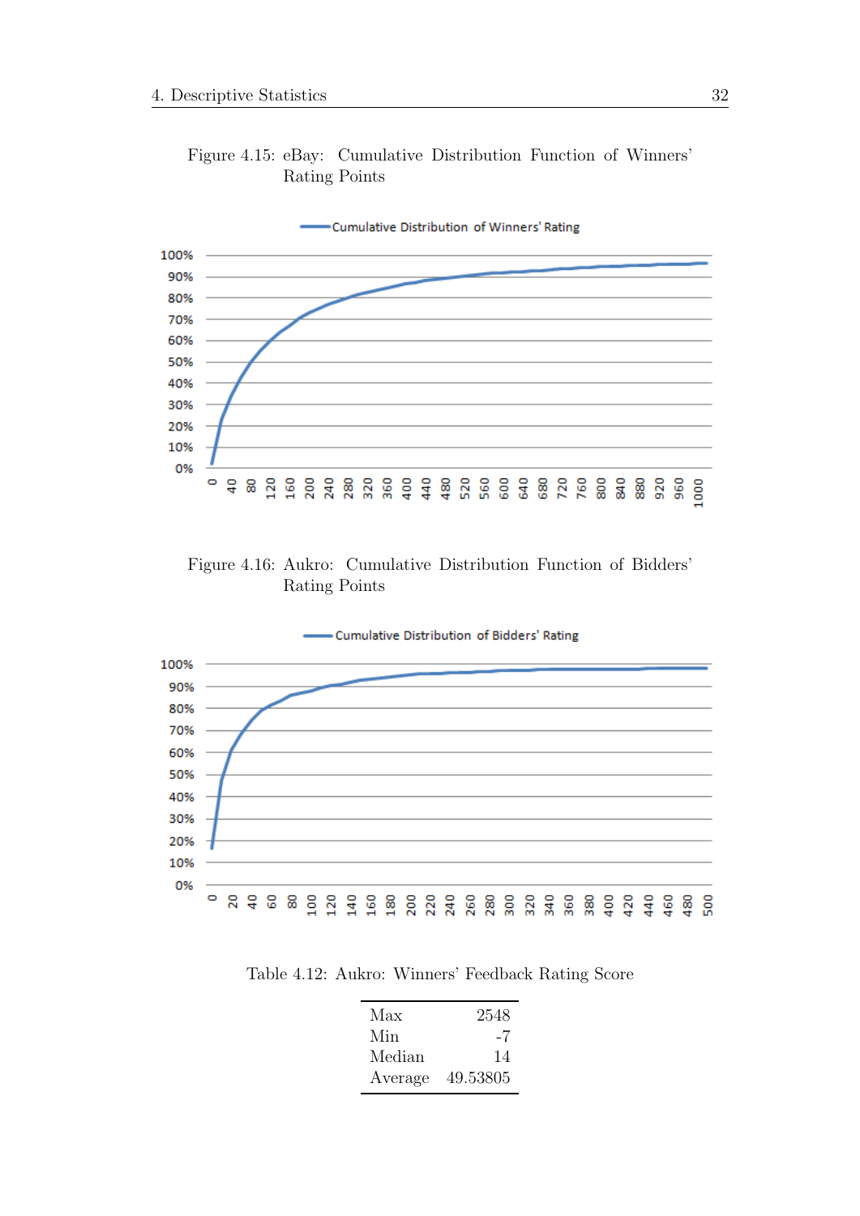Figure 4.15: eBay: Cumulative Distribution Function of Winners' Rating Points

Figure 4.16: Aukro: Cumulative Distribution Function of Bidders' Rating Points

Table 4.12: Aukro: Winners' Feedback Rating Score

| | |
|---|---|
| Max | 2548 |
| Min | -7 |
| Median | 14 |
| Average | 49.53805 |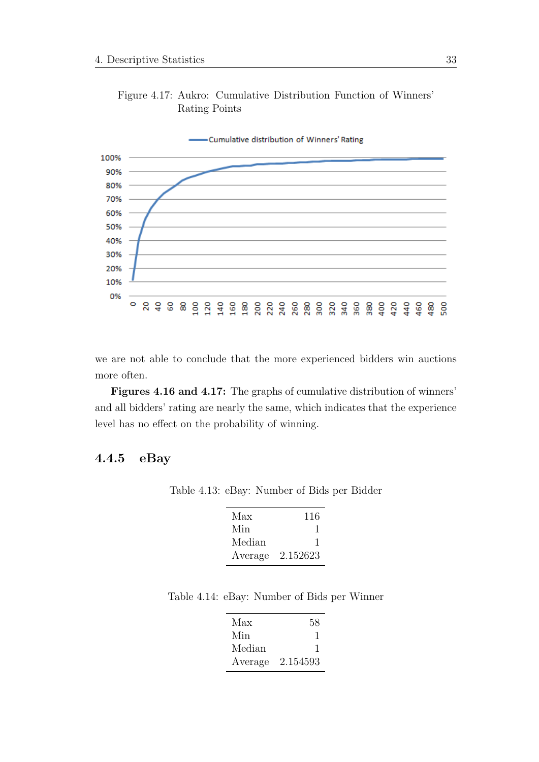Figure 4.17: Aukro: Cumulative Distribution Function of Winners' Rating Points

we are not able to conclude that the more experienced bidders win auctions more often.

**Figures 4.16 and 4.17:** The graphs of cumulative distribution of winners' and all bidders' rating are nearly the same, which indicates that the experience level has no effect on the probability of winning.

### 4.4.5 eBay

Table 4.13: eBay: Number of Bids per Bidder

| | |
|---|---|
| Max | 116 |
| Min | 1 |
| Median | 1 |
| Average | 2.152623 |

Table 4.14: eBay: Number of Bids per Winner

| | |
|---|---|
| Max | 58 |
| Min | 1 |
| Median | 1 |
| Average | 2.154593 |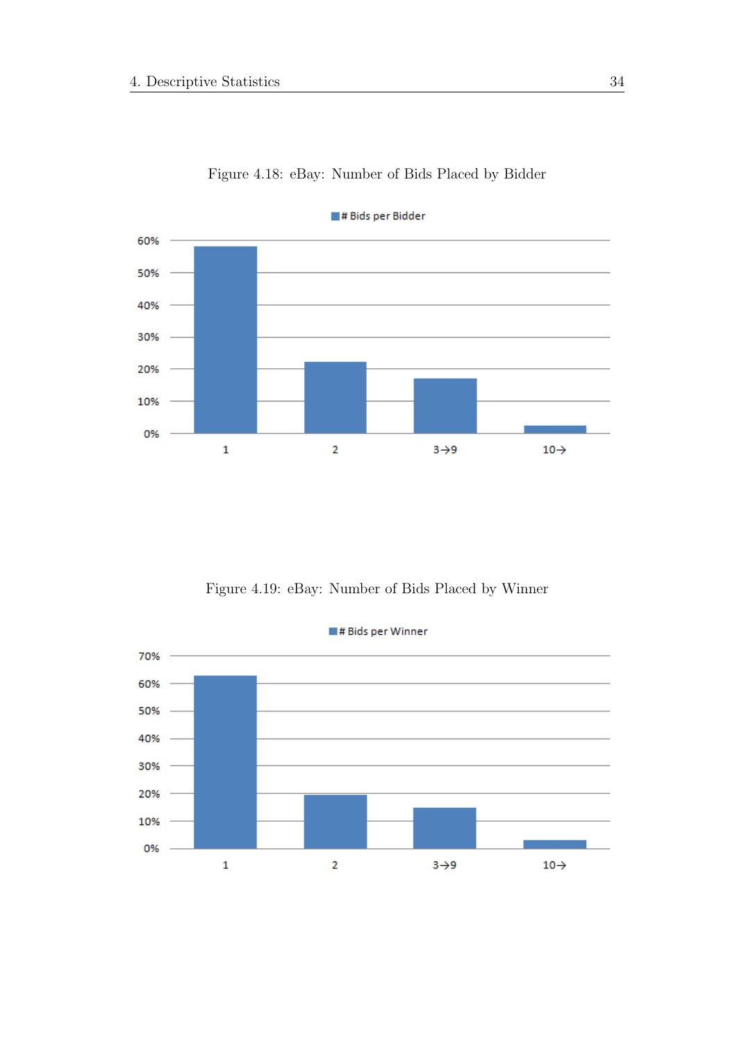Figure 4.18: eBay: Number of Bids Placed by Bidder

Figure 4.19: eBay: Number of Bids Placed by Winner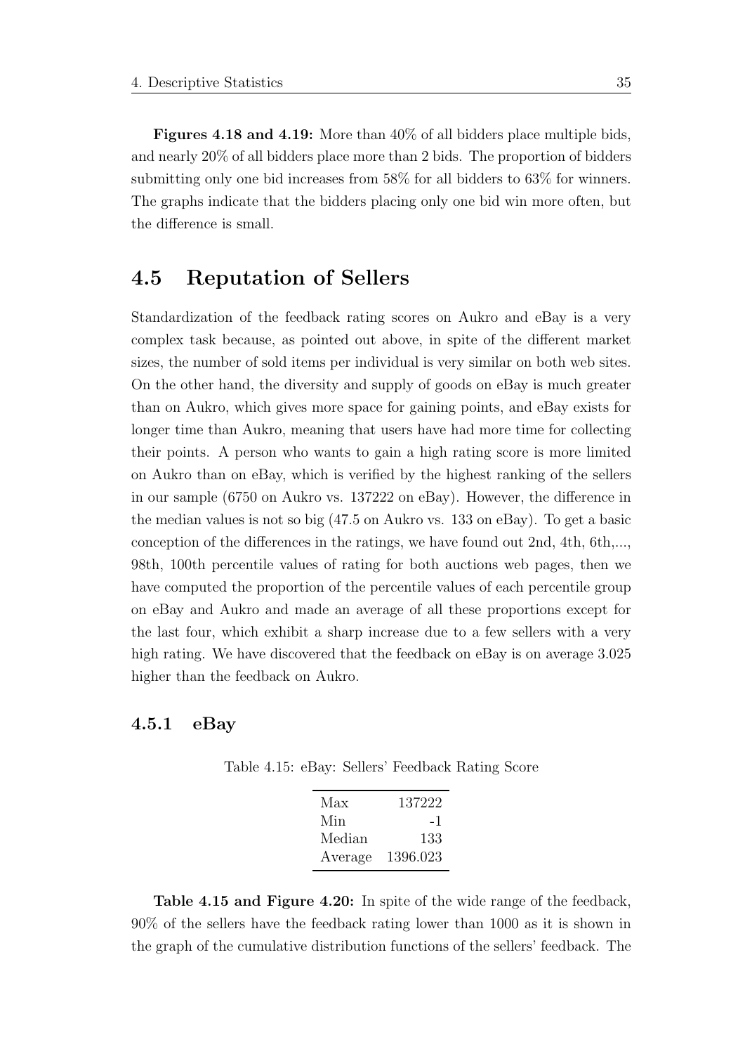**Figures 4.18 and 4.19:** More than 40% of all bidders place multiple bids, and nearly 20% of all bidders place more than 2 bids. The proportion of bidders submitting only one bid increases from 58% for all bidders to 63% for winners. The graphs indicate that the bidders placing only one bid win more often, but the difference is small.

## 4.5 Reputation of Sellers

Standardization of the feedback rating scores on Aukro and eBay is a very complex task because, as pointed out above, in spite of the different market sizes, the number of sold items per individual is very similar on both web sites. On the other hand, the diversity and supply of goods on eBay is much greater than on Aukro, which gives more space for gaining points, and eBay exists for longer time than Aukro, meaning that users have had more time for collecting their points. A person who wants to gain a high rating score is more limited on Aukro than on eBay, which is verified by the highest ranking of the sellers in our sample (6750 on Aukro vs. 137222 on eBay). However, the difference in the median values is not so big (47.5 on Aukro vs. 133 on eBay). To get a basic conception of the differences in the ratings, we have found out 2nd, 4th, 6th,..., 98th, 100th percentile values of rating for both auctions web pages, then we have computed the proportion of the percentile values of each percentile group on eBay and Aukro and made an average of all these proportions except for the last four, which exhibit a sharp increase due to a few sellers with a very high rating. We have discovered that the feedback on eBay is on average 3.025 higher than the feedback on Aukro.

### 4.5.1 eBay

Table 4.15: eBay: Sellers' Feedback Rating Score

| | |
|---|---|
| Max | 137222 |
| Min | -1 |
| Median | 133 |
| Average | 1396.023 |

**Table 4.15 and Figure 4.20:** In spite of the wide range of the feedback, 90% of the sellers have the feedback rating lower than 1000 as it is shown in the graph of the cumulative distribution functions of the sellers' feedback. The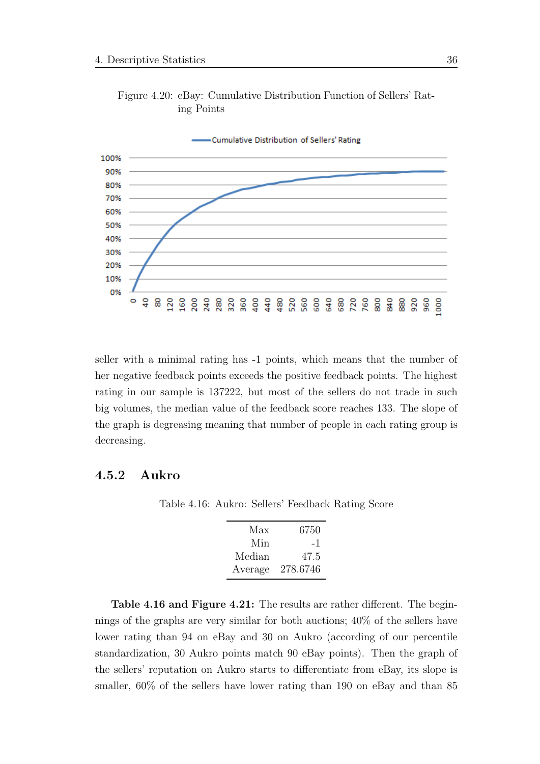Figure 4.20: eBay: Cumulative Distribution Function of Sellers' Rating Points

seller with a minimal rating has -1 points, which means that the number of her negative feedback points exceeds the positive feedback points. The highest rating in our sample is 137222, but most of the sellers do not trade in such big volumes, the median value of the feedback score reaches 133. The slope of the graph is degreasing meaning that number of people in each rating group is decreasing.

### 4.5.2 Aukro

Table 4.16: Aukro: Sellers' Feedback Rating Score

| | |
|---|---|
| Max | 6750 |
| Min | -1 |
| Median | 47.5 |
| Average | 278.6746 |

**Table 4.16 and Figure 4.21:** The results are rather different. The beginnings of the graphs are very similar for both auctions; 40% of the sellers have lower rating than 94 on eBay and 30 on Aukro (according of our percentile standardization, 30 Aukro points match 90 eBay points). Then the graph of the sellers' reputation on Aukro starts to differentiate from eBay, its slope is smaller, 60% of the sellers have lower rating than 190 on eBay and than 85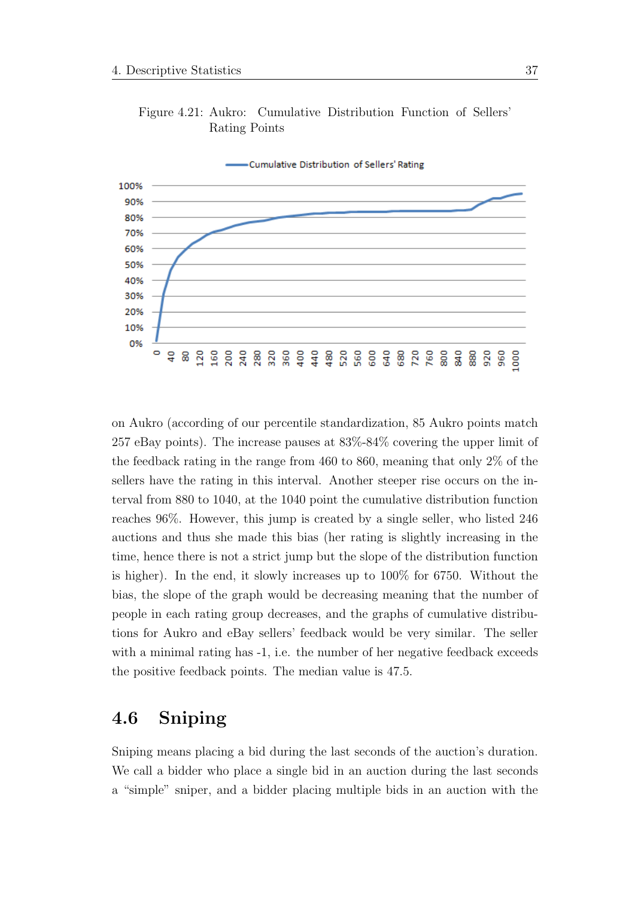Figure 4.21: Aukro: Cumulative Distribution Function of Sellers' Rating Points

on Aukro (according of our percentile standardization, 85 Aukro points match 257 eBay points). The increase pauses at 83%-84% covering the upper limit of the feedback rating in the range from 460 to 860, meaning that only 2% of the sellers have the rating in this interval. Another steeper rise occurs on the interval from 880 to 1040, at the 1040 point the cumulative distribution function reaches 96%. However, this jump is created by a single seller, who listed 246 auctions and thus she made this bias (her rating is slightly increasing in the time, hence there is not a strict jump but the slope of the distribution function is higher). In the end, it slowly increases up to 100% for 6750. Without the bias, the slope of the graph would be decreasing meaning that the number of people in each rating group decreases, and the graphs of cumulative distributions for Aukro and eBay sellers' feedback would be very similar. The seller with a minimal rating has -1, i.e. the number of her negative feedback exceeds the positive feedback points. The median value is 47.5.

## 4.6 Sniping

Sniping means placing a bid during the last seconds of the auction's duration. We call a bidder who place a single bid in an auction during the last seconds a "simple" sniper, and a bidder placing multiple bids in an auction with the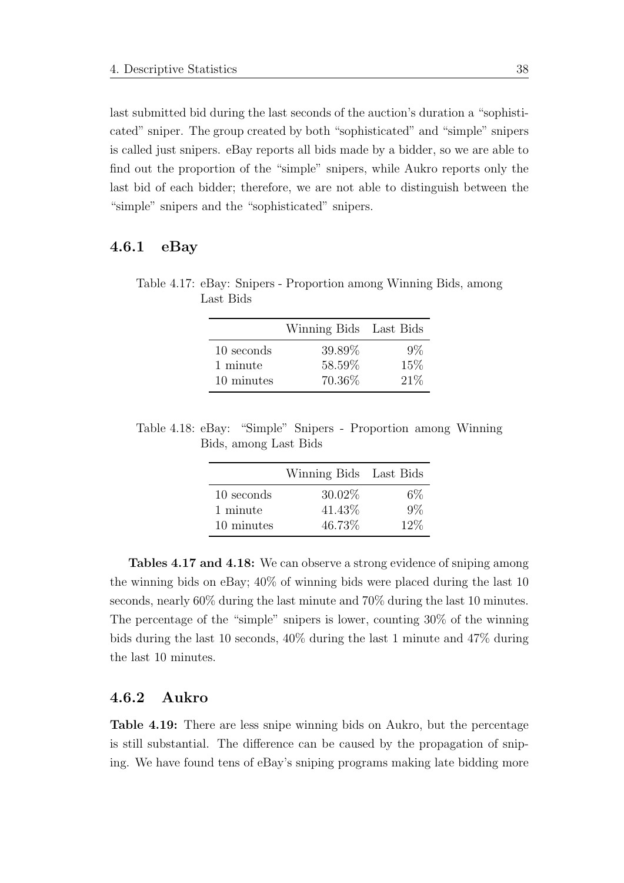last submitted bid during the last seconds of the auction's duration a "sophisticated" sniper. The group created by both "sophisticated" and "simple" snipers is called just snipers. eBay reports all bids made by a bidder, so we are able to find out the proportion of the "simple" snipers, while Aukro reports only the last bid of each bidder; therefore, we are not able to distinguish between the "simple" snipers and the "sophisticated" snipers.

### 4.6.1 eBay

Table 4.17: eBay: Snipers - Proportion among Winning Bids, among Last Bids

| | Winning Bids | Last Bids |
|---|---|---|
| 10 seconds | 39.89% | 9% |
| 1 minute | 58.59% | 15% |
| 10 minutes | 70.36% | 21% |

Table 4.18: eBay: "Simple" Snipers - Proportion among Winning Bids, among Last Bids

| | Winning Bids | Last Bids |
|---|---|---|
| 10 seconds | 30.02% | 6% |
| 1 minute | 41.43% | 9% |
| 10 minutes | 46.73% | 12% |

**Tables 4.17 and 4.18:** We can observe a strong evidence of sniping among the winning bids on eBay; 40% of winning bids were placed during the last 10 seconds, nearly 60% during the last minute and 70% during the last 10 minutes. The percentage of the "simple" snipers is lower, counting 30% of the winning bids during the last 10 seconds, 40% during the last 1 minute and 47% during the last 10 minutes.

### 4.6.2 Aukro

**Table 4.19:** There are less snipe winning bids on Aukro, but the percentage is still substantial. The difference can be caused by the propagation of sniping. We have found tens of eBay's sniping programs making late bidding more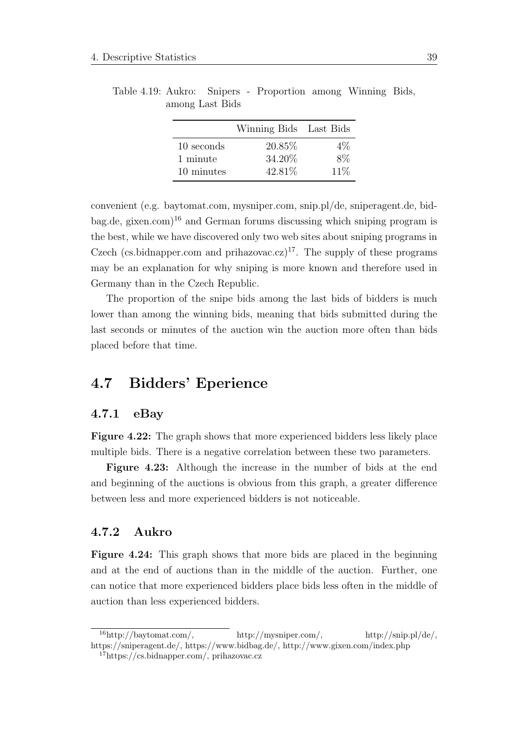Table 4.19: Aukro: Snipers - Proportion among Winning Bids, among Last Bids

| | Winning Bids | Last Bids |
|---|---|---|
| 10 seconds | 20.85% | 4% |
| 1 minute | 34.20% | 8% |
| 10 minutes | 42.81% | 11% |

convenient (e.g. baytomat.com, mysniper.com, snip.pl/de, sniperagent.de, bidbag.de, gixen.com)[16] and German forums discussing which sniping program is the best, while we have discovered only two web sites about sniping programs in Czech (cs.bidnapper.com and prihazovac.cz)[17]. The supply of these programs may be an explanation for why sniping is more known and therefore used in Germany than in the Czech Republic.

The proportion of the snipe bids among the last bids of bidders is much lower than among the winning bids, meaning that bids submitted during the last seconds or minutes of the auction win the auction more often than bids placed before that time.

## 4.7 Bidders' Eperience

### 4.7.1 eBay

**Figure 4.22:** The graph shows that more experienced bidders less likely place multiple bids. There is a negative correlation between these two parameters.

**Figure 4.23:** Although the increase in the number of bids at the end and beginning of the auctions is obvious from this graph, a greater difference between less and more experienced bidders is not noticeable.

### 4.7.2 Aukro

**Figure 4.24:** This graph shows that more bids are placed in the beginning and at the end of auctions than in the middle of the auction. Further, one can notice that more experienced bidders place bids less often in the middle of auction than less experienced bidders.

---

[16] http://baytomat.com/, http://mysniper.com/, http://snip.pl/de/, https://sniperagent.de/, https://www.bidbag.de/, http://www.gixen.com/index.php

[17] https://cs.bidnapper.com/, prihazovac.cz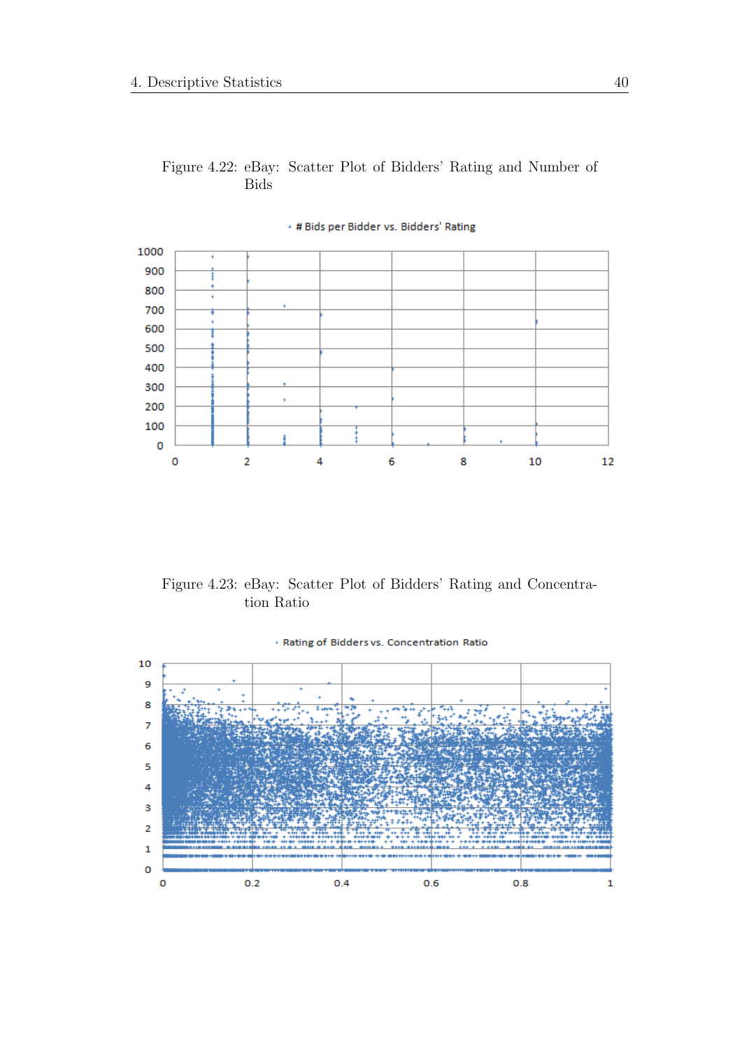Figure 4.22: eBay: Scatter Plot of Bidders' Rating and Number of Bids

Figure 4.23: eBay: Scatter Plot of Bidders' Rating and Concentration Ratio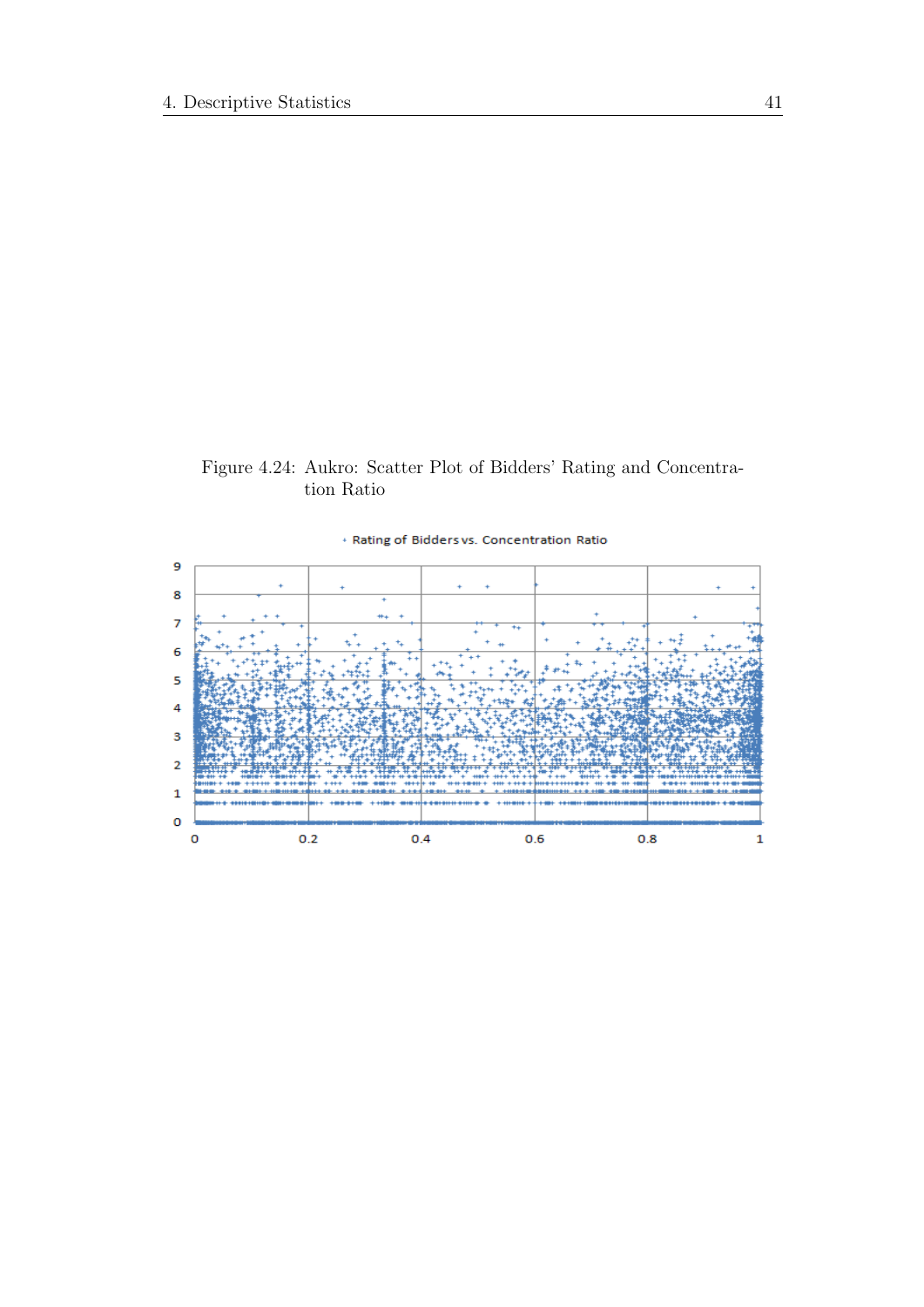Figure 4.24: Aukro: Scatter Plot of Bidders' Rating and Concentration Ratio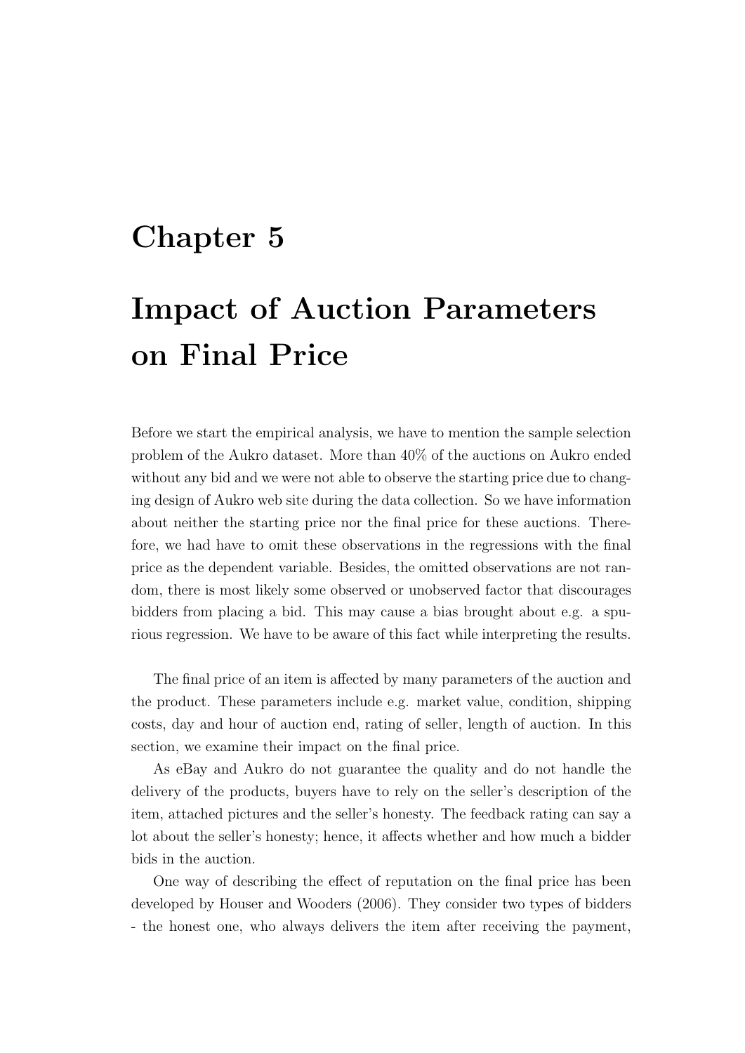# Chapter 5

# Impact of Auction Parameters on Final Price

Before we start the empirical analysis, we have to mention the sample selection problem of the Aukro dataset. More than 40% of the auctions on Aukro ended without any bid and we were not able to observe the starting price due to changing design of Aukro web site during the data collection. So we have information about neither the starting price nor the final price for these auctions. Therefore, we had have to omit these observations in the regressions with the final price as the dependent variable. Besides, the omitted observations are not random, there is most likely some observed or unobserved factor that discourages bidders from placing a bid. This may cause a bias brought about e.g. a spurious regression. We have to be aware of this fact while interpreting the results.

The final price of an item is affected by many parameters of the auction and the product. These parameters include e.g. market value, condition, shipping costs, day and hour of auction end, rating of seller, length of auction. In this section, we examine their impact on the final price.

As eBay and Aukro do not guarantee the quality and do not handle the delivery of the products, buyers have to rely on the seller's description of the item, attached pictures and the seller's honesty. The feedback rating can say a lot about the seller's honesty; hence, it affects whether and how much a bidder bids in the auction.

One way of describing the effect of reputation on the final price has been developed by Houser and Wooders (2006). They consider two types of bidders - the honest one, who always delivers the item after receiving the payment,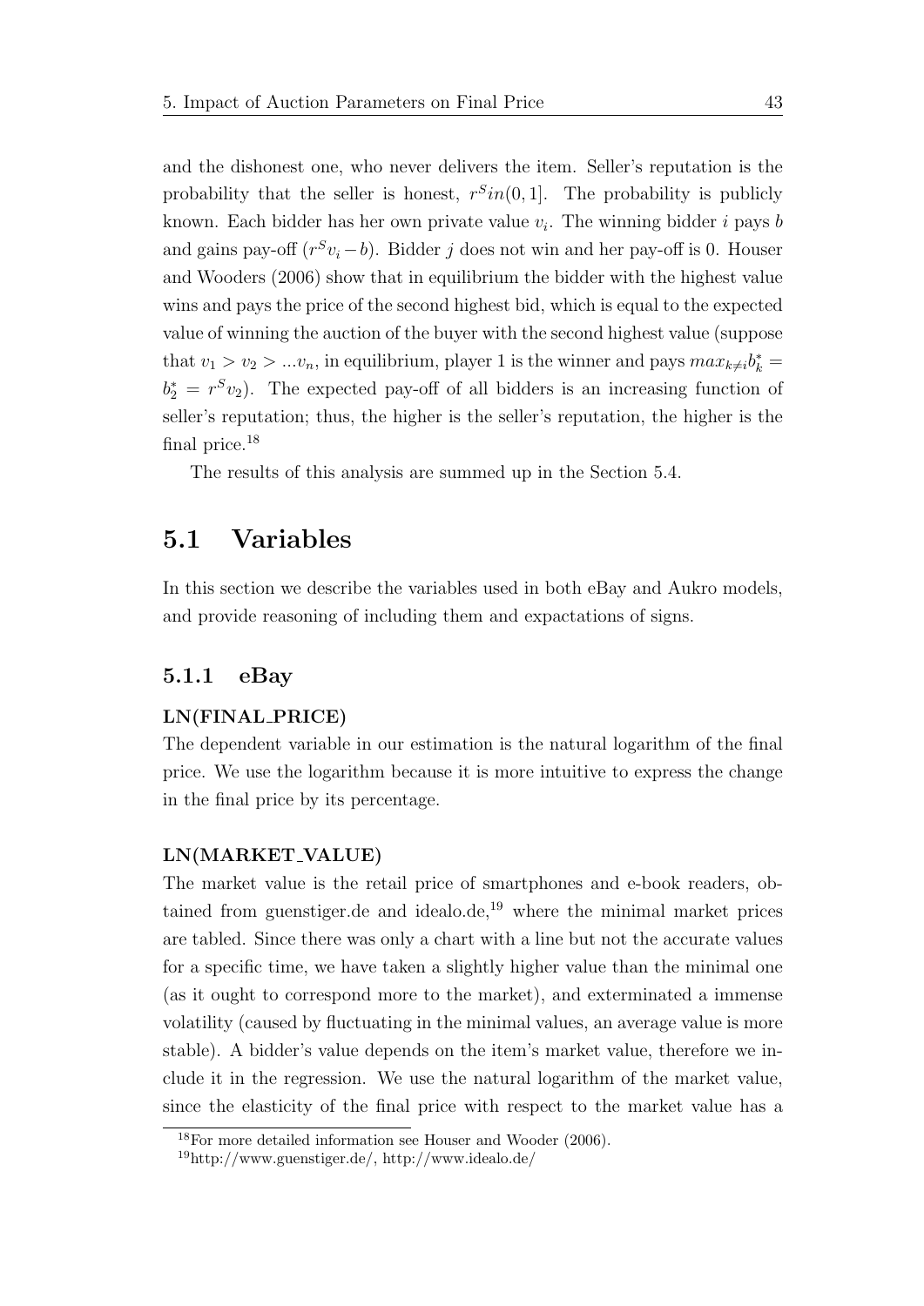and the dishonest one, who never delivers the item. Seller's reputation is the probability that the seller is honest, $r^S in(0, 1]$. The probability is publicly known. Each bidder has her own private value $v_i$. The winning bidder $i$ pays $b$ and gains pay-off $(r^S v_i - b)$. Bidder $j$ does not win and her pay-off is 0. Houser and Wooders (2006) show that in equilibrium the bidder with the highest value wins and pays the price of the second highest bid, which is equal to the expected value of winning the auction of the buyer with the second highest value (suppose that $v_1 > v_2 > ...v_n$, in equilibrium, player 1 is the winner and pays $max_{k \neq i} b_k^* = b_2^* = r^S v_2$). The expected pay-off of all bidders is an increasing function of seller's reputation; thus, the higher is the seller's reputation, the higher is the final price.[18]

The results of this analysis are summed up in the Section 5.4.

## 5.1 Variables

In this section we describe the variables used in both eBay and Aukro models, and provide reasoning of including them and expectations of signs.

### 5.1.1 eBay

**LN(FINAL_PRICE)**
The dependent variable in our estimation is the natural logarithm of the final price. We use the logarithm because it is more intuitive to express the change in the final price by its percentage.

**LN(MARKET_VALUE)**
The market value is the retail price of smartphones and e-book readers, obtained from guenstiger.de and idealo.de,[19] where the minimal market prices are tabled. Since there was only a chart with a line but not the accurate values for a specific time, we have taken a slightly higher value than the minimal one (as it ought to correspond more to the market), and exterminated a immense volatility (caused by fluctuating in the minimal values, an average value is more stable). A bidder's value depends on the item's market value, therefore we include it in the regression. We use the natural logarithm of the market value, since the elasticity of the final price with respect to the market value has a

[18] For more detailed information see Houser and Wooder (2006).

[19] http://www.guenstiger.de/, http://www.idealo.de/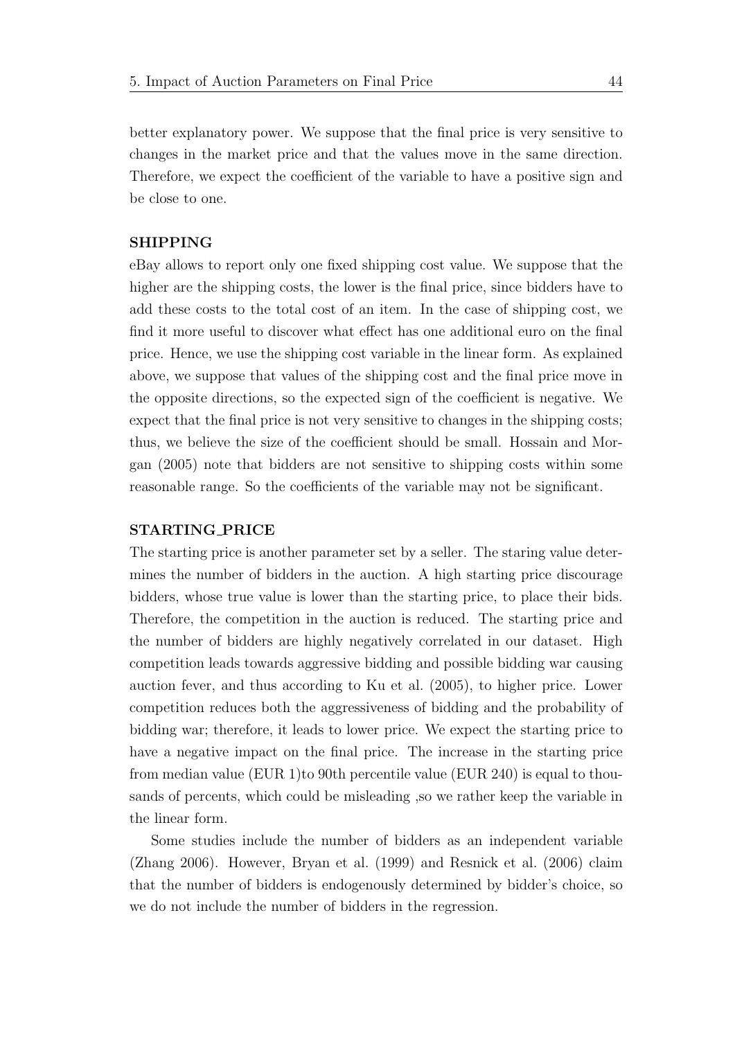better explanatory power. We suppose that the final price is very sensitive to changes in the market price and that the values move in the same direction. Therefore, we expect the coefficient of the variable to have a positive sign and be close to one.

**SHIPPING**

eBay allows to report only one fixed shipping cost value. We suppose that the higher are the shipping costs, the lower is the final price, since bidders have to add these costs to the total cost of an item. In the case of shipping cost, we find it more useful to discover what effect has one additional euro on the final price. Hence, we use the shipping cost variable in the linear form. As explained above, we suppose that values of the shipping cost and the final price move in the opposite directions, so the expected sign of the coefficient is negative. We expect that the final price is not very sensitive to changes in the shipping costs; thus, we believe the size of the coefficient should be small. Hossain and Morgan (2005) note that bidders are not sensitive to shipping costs within some reasonable range. So the coefficients of the variable may not be significant.

**STARTING_PRICE**

The starting price is another parameter set by a seller. The staring value determines the number of bidders in the auction. A high starting price discourage bidders, whose true value is lower than the starting price, to place their bids. Therefore, the competition in the auction is reduced. The starting price and the number of bidders are highly negatively correlated in our dataset. High competition leads towards aggressive bidding and possible bidding war causing auction fever, and thus according to Ku et al. (2005), to higher price. Lower competition reduces both the aggressiveness of bidding and the probability of bidding war; therefore, it leads to lower price. We expect the starting price to have a negative impact on the final price. The increase in the starting price from median value (EUR 1)to 90th percentile value (EUR 240) is equal to thousands of percents, which could be misleading ,so we rather keep the variable in the linear form.

Some studies include the number of bidders as an independent variable (Zhang 2006). However, Bryan et al. (1999) and Resnick et al. (2006) claim that the number of bidders is endogenously determined by bidder's choice, so we do not include the number of bidders in the regression.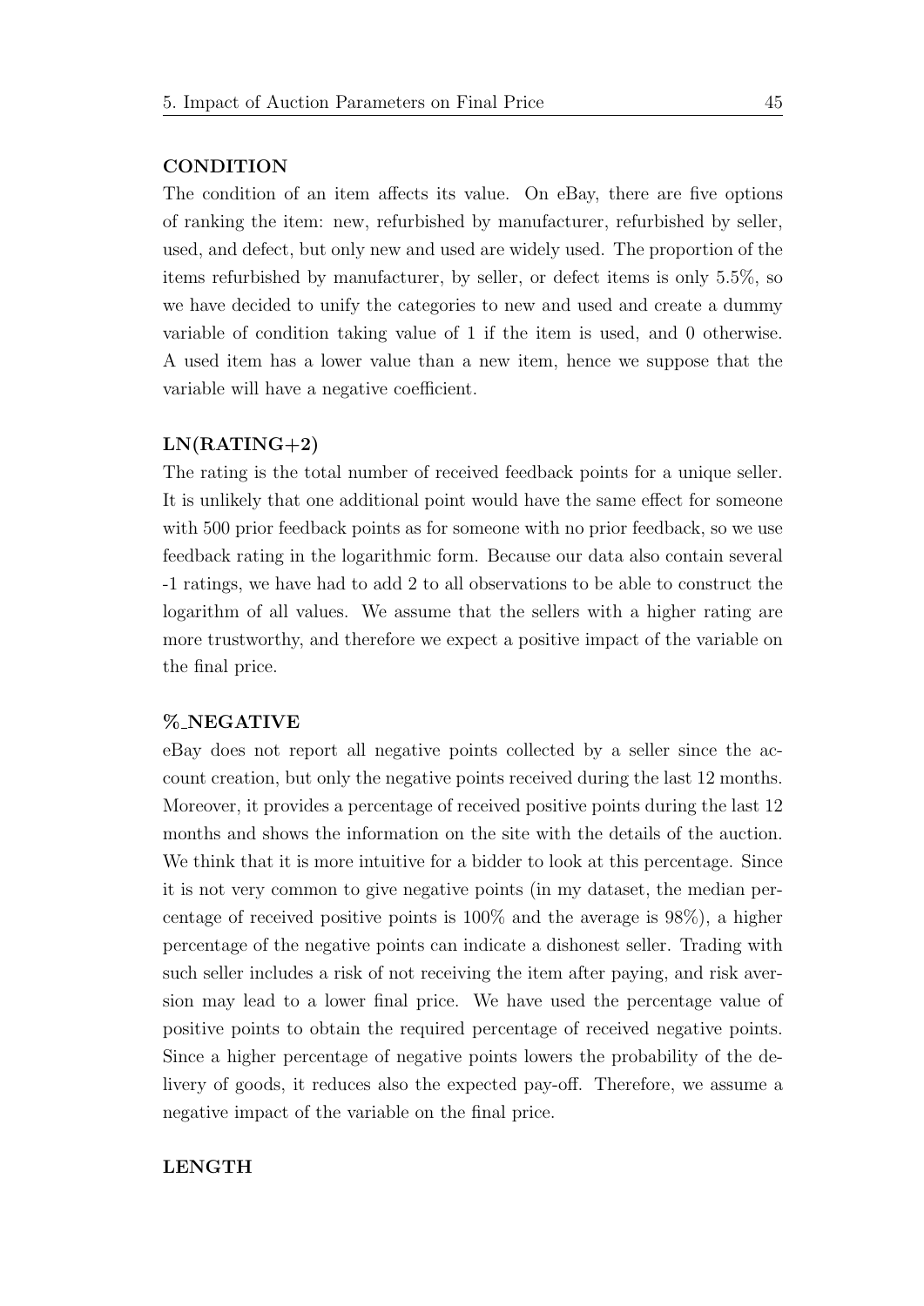**CONDITION**

The condition of an item affects its value. On eBay, there are five options of ranking the item: new, refurbished by manufacturer, refurbished by seller, used, and defect, but only new and used are widely used. The proportion of the items refurbished by manufacturer, by seller, or defect items is only 5.5%, so we have decided to unify the categories to new and used and create a dummy variable of condition taking value of 1 if the item is used, and 0 otherwise. A used item has a lower value than a new item, hence we suppose that the variable will have a negative coefficient.

**LN(RATING+2)**

The rating is the total number of received feedback points for a unique seller. It is unlikely that one additional point would have the same effect for someone with 500 prior feedback points as for someone with no prior feedback, so we use feedback rating in the logarithmic form. Because our data also contain several -1 ratings, we have had to add 2 to all observations to be able to construct the logarithm of all values. We assume that the sellers with a higher rating are more trustworthy, and therefore we expect a positive impact of the variable on the final price.

**%_NEGATIVE**

eBay does not report all negative points collected by a seller since the account creation, but only the negative points received during the last 12 months. Moreover, it provides a percentage of received positive points during the last 12 months and shows the information on the site with the details of the auction. We think that it is more intuitive for a bidder to look at this percentage. Since it is not very common to give negative points (in my dataset, the median percentage of received positive points is 100% and the average is 98%), a higher percentage of the negative points can indicate a dishonest seller. Trading with such seller includes a risk of not receiving the item after paying, and risk aversion may lead to a lower final price. We have used the percentage value of positive points to obtain the required percentage of received negative points. Since a higher percentage of negative points lowers the probability of the delivery of goods, it reduces also the expected pay-off. Therefore, we assume a negative impact of the variable on the final price.

**LENGTH**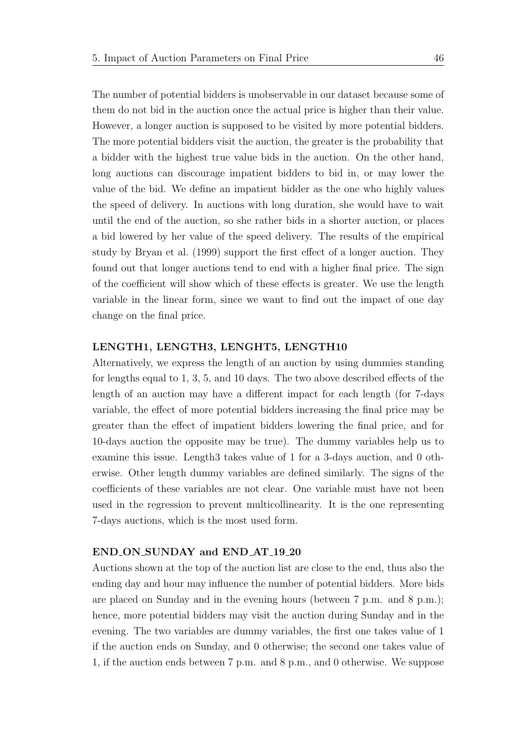The number of potential bidders is unobservable in our dataset because some of them do not bid in the auction once the actual price is higher than their value. However, a longer auction is supposed to be visited by more potential bidders. The more potential bidders visit the auction, the greater is the probability that a bidder with the highest true value bids in the auction. On the other hand, long auctions can discourage impatient bidders to bid in, or may lower the value of the bid. We define an impatient bidder as the one who highly values the speed of delivery. In auctions with long duration, she would have to wait until the end of the auction, so she rather bids in a shorter auction, or places a bid lowered by her value of the speed delivery. The results of the empirical study by Bryan et al. (1999) support the first effect of a longer auction. They found out that longer auctions tend to end with a higher final price. The sign of the coefficient will show which of these effects is greater. We use the length variable in the linear form, since we want to find out the impact of one day change on the final price.

**LENGTH1, LENGTH3, LENGHT5, LENGTH10**

Alternatively, we express the length of an auction by using dummies standing for lengths equal to 1, 3, 5, and 10 days. The two above described effects of the length of an auction may have a different impact for each length (for 7-days variable, the effect of more potential bidders increasing the final price may be greater than the effect of impatient bidders lowering the final price, and for 10-days auction the opposite may be true). The dummy variables help us to examine this issue. Length3 takes value of 1 for a 3-days auction, and 0 otherwise. Other length dummy variables are defined similarly. The signs of the coefficients of these variables are not clear. One variable must have not been used in the regression to prevent multicollinearity. It is the one representing 7-days auctions, which is the most used form.

**END_ON_SUNDAY and END_AT_19_20**

Auctions shown at the top of the auction list are close to the end, thus also the ending day and hour may influence the number of potential bidders. More bids are placed on Sunday and in the evening hours (between 7 p.m. and 8 p.m.); hence, more potential bidders may visit the auction during Sunday and in the evening. The two variables are dummy variables, the first one takes value of 1 if the auction ends on Sunday, and 0 otherwise; the second one takes value of 1, if the auction ends between 7 p.m. and 8 p.m., and 0 otherwise. We suppose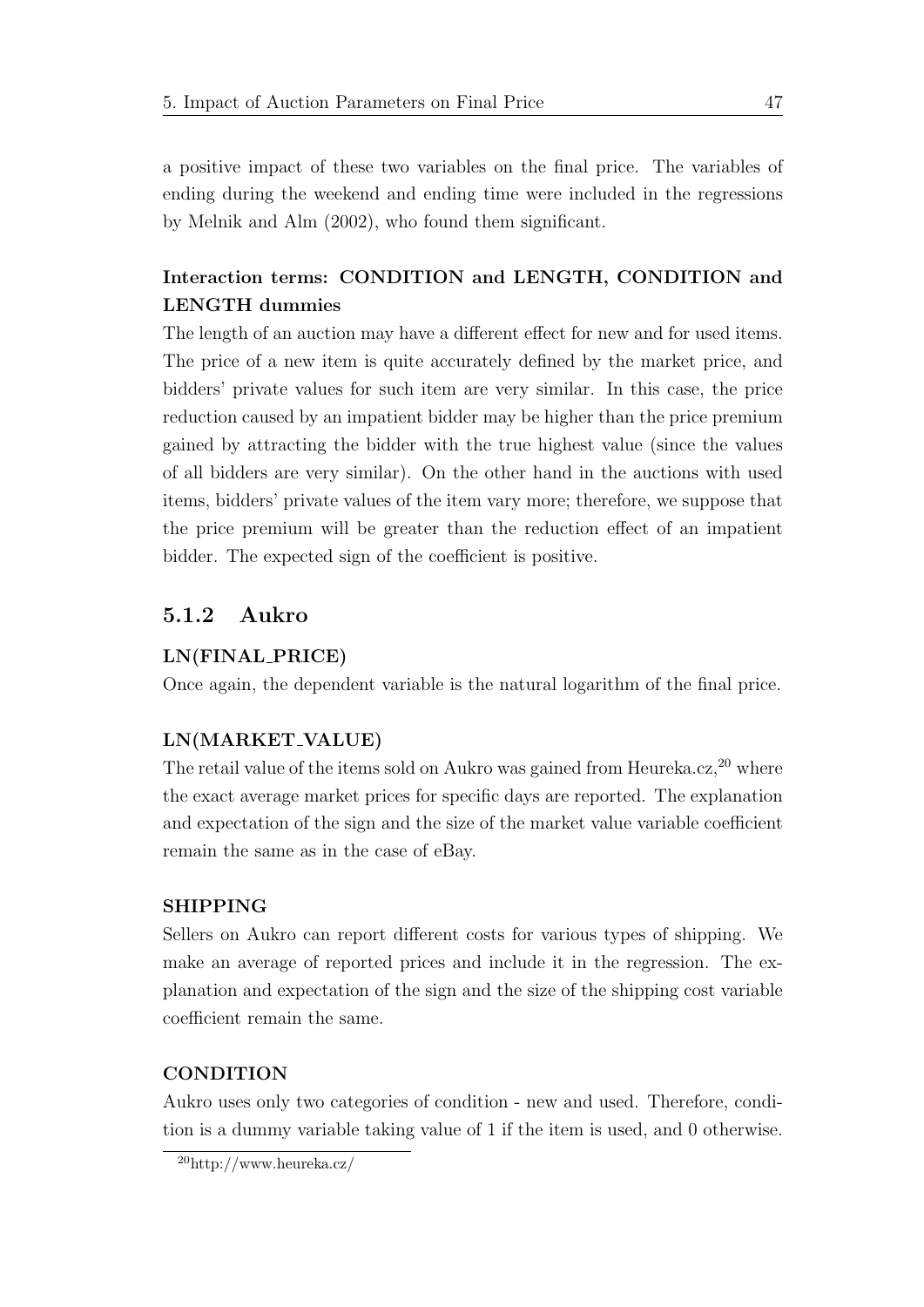a positive impact of these two variables on the final price. The variables of ending during the weekend and ending time were included in the regressions by Melnik and Alm (2002), who found them significant.

**Interaction terms: CONDITION and LENGTH, CONDITION and LENGTH dummies**

The length of an auction may have a different effect for new and for used items. The price of a new item is quite accurately defined by the market price, and bidders' private values for such item are very similar. In this case, the price reduction caused by an impatient bidder may be higher than the price premium gained by attracting the bidder with the true highest value (since the values of all bidders are very similar). On the other hand in the auctions with used items, bidders' private values of the item vary more; therefore, we suppose that the price premium will be greater than the reduction effect of an impatient bidder. The expected sign of the coefficient is positive.

### 5.1.2 Aukro

**LN(FINAL_PRICE)**

Once again, the dependent variable is the natural logarithm of the final price.

**LN(MARKET_VALUE)**

The retail value of the items sold on Aukro was gained from Heureka.cz,[20] where the exact average market prices for specific days are reported. The explanation and expectation of the sign and the size of the market value variable coefficient remain the same as in the case of eBay.

**SHIPPING**

Sellers on Aukro can report different costs for various types of shipping. We make an average of reported prices and include it in the regression. The explanation and expectation of the sign and the size of the shipping cost variable coefficient remain the same.

**CONDITION**

Aukro uses only two categories of condition - new and used. Therefore, condition is a dummy variable taking value of 1 if the item is used, and 0 otherwise.

[20] http://www.heureka.cz/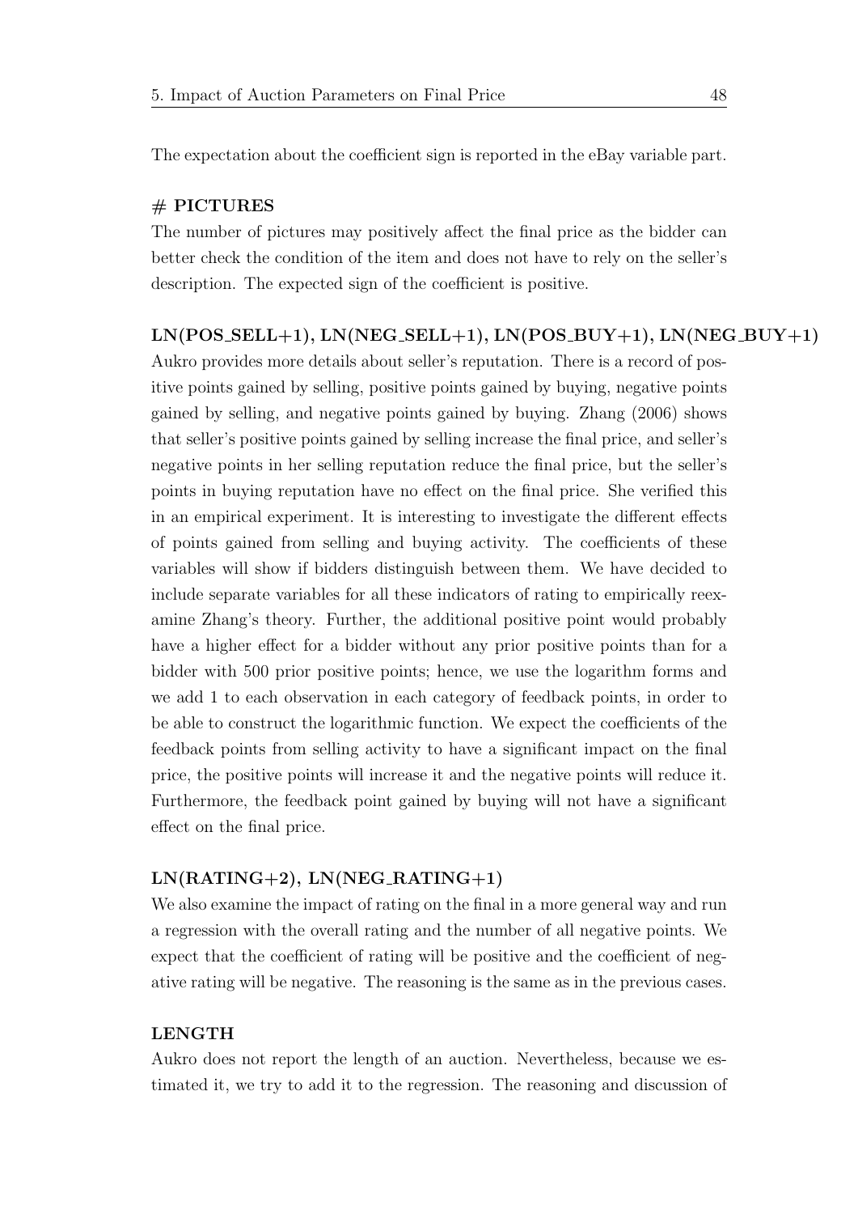The expectation about the coefficient sign is reported in the eBay variable part.

**# PICTURES**

The number of pictures may positively affect the final price as the bidder can better check the condition of the item and does not have to rely on the seller's description. The expected sign of the coefficient is positive.

**LN(POS_SELL+1), LN(NEG_SELL+1), LN(POS_BUY+1), LN(NEG_BUY+1)**

Aukro provides more details about seller's reputation. There is a record of positive points gained by selling, positive points gained by buying, negative points gained by selling, and negative points gained by buying. Zhang (2006) shows that seller's positive points gained by selling increase the final price, and seller's negative points in her selling reputation reduce the final price, but the seller's points in buying reputation have no effect on the final price. She verified this in an empirical experiment. It is interesting to investigate the different effects of points gained from selling and buying activity. The coefficients of these variables will show if bidders distinguish between them. We have decided to include separate variables for all these indicators of rating to empirically reexamine Zhang's theory. Further, the additional positive point would probably have a higher effect for a bidder without any prior positive points than for a bidder with 500 prior positive points; hence, we use the logarithm forms and we add 1 to each observation in each category of feedback points, in order to be able to construct the logarithmic function. We expect the coefficients of the feedback points from selling activity to have a significant impact on the final price, the positive points will increase it and the negative points will reduce it. Furthermore, the feedback point gained by buying will not have a significant effect on the final price.

**LN(RATING+2), LN(NEG_RATING+1)**

We also examine the impact of rating on the final in a more general way and run a regression with the overall rating and the number of all negative points. We expect that the coefficient of rating will be positive and the coefficient of negative rating will be negative. The reasoning is the same as in the previous cases.

**LENGTH**

Aukro does not report the length of an auction. Nevertheless, because we estimated it, we try to add it to the regression. The reasoning and discussion of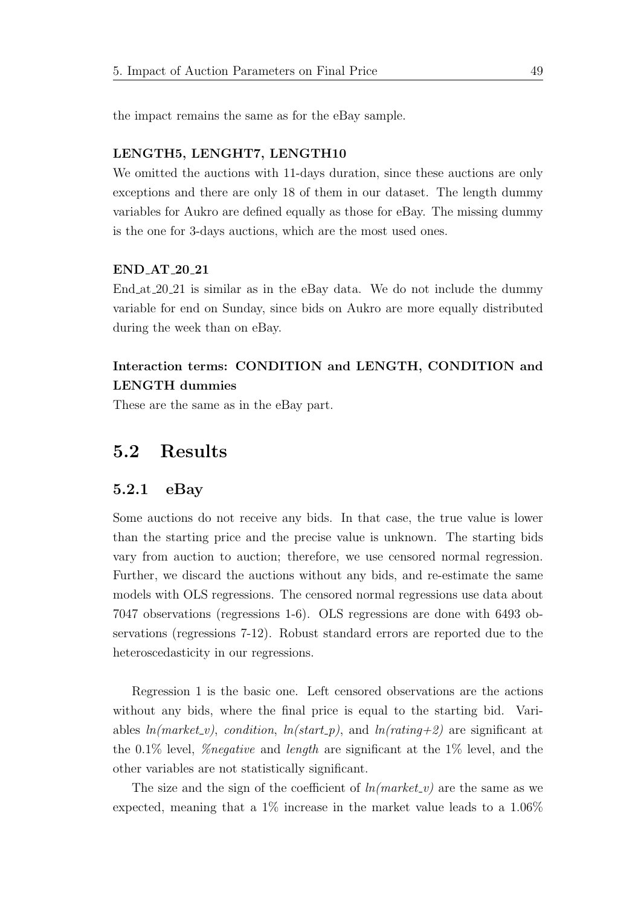the impact remains the same as for the eBay sample.

**LENGTH5, LENGHT7, LENGTH10**

We omitted the auctions with 11-days duration, since these auctions are only exceptions and there are only 18 of them in our dataset. The length dummy variables for Aukro are defined equally as those for eBay. The missing dummy is the one for 3-days auctions, which are the most used ones.

**END_AT_20_21**

End_at_20_21 is similar as in the eBay data. We do not include the dummy variable for end on Sunday, since bids on Aukro are more equally distributed during the week than on eBay.

**Interaction terms: CONDITION and LENGTH, CONDITION and LENGTH dummies**

These are the same as in the eBay part.

## 5.2 Results

### 5.2.1 eBay

Some auctions do not receive any bids. In that case, the true value is lower than the starting price and the precise value is unknown. The starting bids vary from auction to auction; therefore, we use censored normal regression. Further, we discard the auctions without any bids, and re-estimate the same models with OLS regressions. The censored normal regressions use data about 7047 observations (regressions 1-6). OLS regressions are done with 6493 observations (regressions 7-12). Robust standard errors are reported due to the heteroscedasticity in our regressions.

Regression 1 is the basic one. Left censored observations are the actions without any bids, where the final price is equal to the starting bid. Variables *ln(market_v)*, *condition*, *ln(start_p)*, and *ln(rating+2)* are significant at the 0.1% level, *%negative* and *length* are significant at the 1% level, and the other variables are not statistically significant.

The size and the sign of the coefficient of *ln(market_v)* are the same as we expected, meaning that a 1% increase in the market value leads to a 1.06%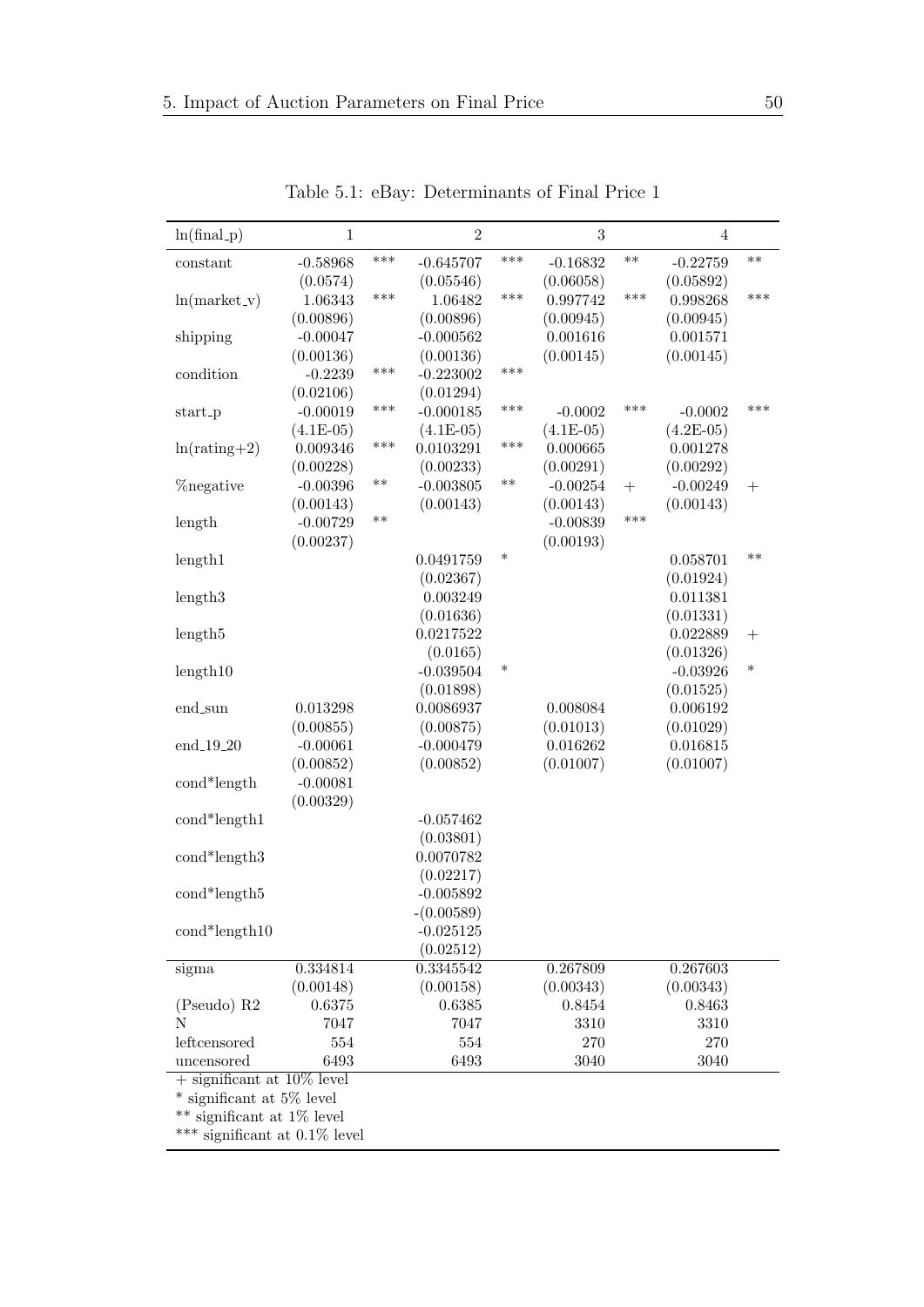Table 5.1: eBay: Determinants of Final Price 1

| ln(final_p) | 1 | | 2 | | 3 | | 4 | |
|---|---|---|---|---|---|---|---|---|
| constant | -0.58968 | *** | -0.645707 | *** | -0.16832 | ** | -0.22759 | ** |
| | (0.0574) | | (0.05546) | | (0.06058) | | (0.05892) | |
| ln(market_v) | 1.06343 | *** | 1.06482 | *** | 0.997742 | *** | 0.998268 | *** |
| | (0.00896) | | (0.00896) | | (0.00945) | | (0.00945) | |
| shipping | -0.00047 | | -0.000562 | | 0.001616 | | 0.001571 | |
| | (0.00136) | | (0.00136) | | (0.00145) | | (0.00145) | |
| condition | -0.2239 | *** | -0.223002 | *** | | | | |
| | (0.02106) | | (0.01294) | | | | | |
| start_p | -0.00019 | *** | -0.000185 | *** | -0.0002 | *** | -0.0002 | *** |
| | (4.1E-05) | | (4.1E-05) | | (4.1E-05) | | (4.2E-05) | |
| ln(rating+2) | 0.009346 | *** | 0.0103291 | *** | 0.000665 | | 0.001278 | |
| | (0.00228) | | (0.00233) | | (0.00291) | | (0.00292) | |
| %negative | -0.00396 | ** | -0.003805 | ** | -0.00254 | + | -0.00249 | + |
| | (0.00143) | | (0.00143) | | (0.00143) | | (0.00143) | |
| length | -0.00729 | ** | | | -0.00839 | *** | | |
| | (0.00237) | | | | (0.00193) | | | |
| length1 | | | 0.0491759 | * | | | 0.058701 | ** |
| | | | (0.02367) | | | | (0.01924) | |
| length3 | | | 0.003249 | | | | 0.011381 | |
| | | | (0.01636) | | | | (0.01331) | |
| length5 | | | 0.0217522 | | | | 0.022889 | + |
| | | | (0.0165) | | | | (0.01326) | |
| length10 | | | -0.039504 | * | | | -0.03926 | * |
| | | | (0.01898) | | | | (0.01525) | |
| end_sun | 0.013298 | | 0.0086937 | | 0.008084 | | 0.006192 | |
| | (0.00855) | | (0.00875) | | (0.01013) | | (0.01029) | |
| end_19_20 | -0.00061 | | -0.000479 | | 0.016262 | | 0.016815 | |
| | (0.00852) | | (0.00852) | | (0.01007) | | (0.01007) | |
| cond*length | -0.00081 | | | | | | | |
| | (0.00329) | | | | | | | |
| cond*length1 | | | -0.057462 | | | | | |
| | | | (0.03801) | | | | | |
| cond*length3 | | | 0.0070782 | | | | | |
| | | | (0.02217) | | | | | |
| cond*length5 | | | -0.005892 | | | | | |
| | | | -(0.00589) | | | | | |
| cond*length10 | | | -0.025125 | | | | | |
| | | | (0.02512) | | | | | |
| sigma | 0.334814 | | 0.3345542 | | 0.267809 | | 0.267603 | |
| | (0.00148) | | (0.00158) | | (0.00343) | | (0.00343) | |
| (Pseudo) R2 | 0.6375 | | 0.6385 | | 0.8454 | | 0.8463 | |
| N | 7047 | | 7047 | | 3310 | | 3310 | |
| leftcensored | 554 | | 554 | | 270 | | 270 | |
| uncensored | 6493 | | 6493 | | 3040 | | 3040 | |

+ significant at 10% level
* significant at 5% level
** significant at 1% level
*** significant at 0.1% level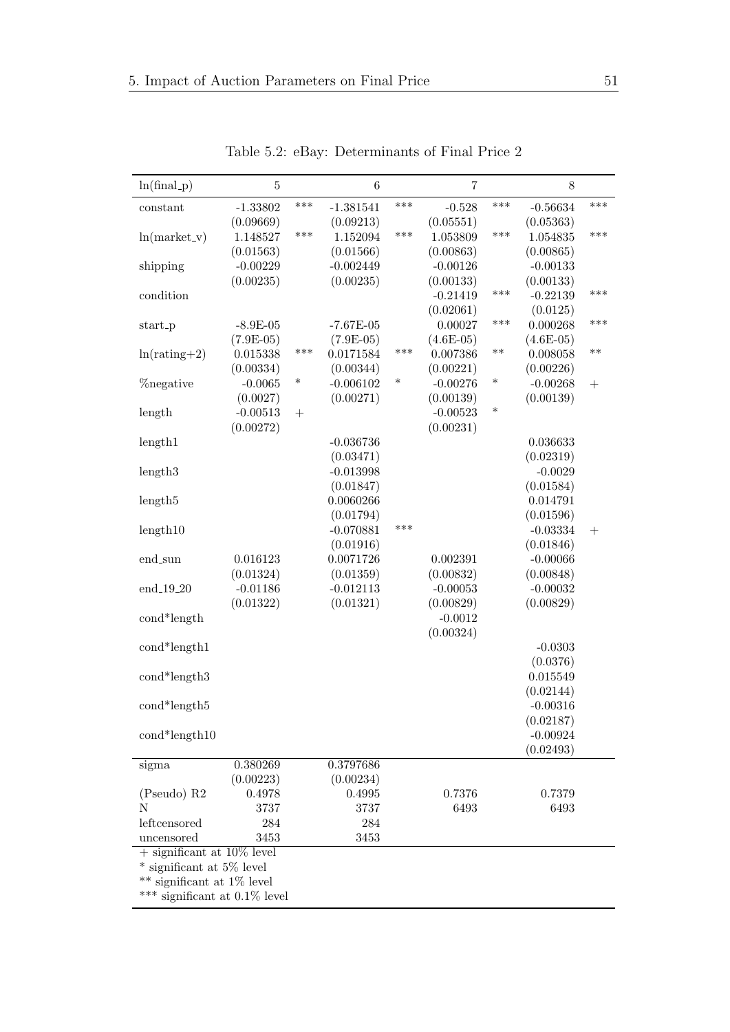Table 5.2: eBay: Determinants of Final Price 2

| ln(final_p) | 5 | | 6 | | 7 | | 8 | |
|---|---|---|---|---|---|---|---|---|
| constant | -1.33802 | *** | -1.381541 | *** | -0.528 | *** | -0.56634 | *** |
| | (0.09669) | | (0.09213) | | (0.05551) | | (0.05363) | |
| ln(market_v) | 1.148527 | *** | 1.152094 | *** | 1.053809 | *** | 1.054835 | *** |
| | (0.01563) | | (0.01566) | | (0.00863) | | (0.00865) | |
| shipping | -0.00229 | | -0.002449 | | -0.00126 | | -0.00133 | |
| | (0.00235) | | (0.00235) | | (0.00133) | | (0.00133) | |
| condition | | | | | -0.21419 | *** | -0.22139 | *** |
| | | | | | (0.02061) | | (0.0125) | |
| start_p | -8.9E-05 | | -7.67E-05 | | 0.00027 | *** | 0.000268 | *** |
| | (7.9E-05) | | (7.9E-05) | | (4.6E-05) | | (4.6E-05) | |
| ln(rating+2) | 0.015338 | *** | 0.0171584 | *** | 0.007386 | ** | 0.008058 | ** |
| | (0.00334) | | (0.00344) | | (0.00221) | | (0.00226) | |
| %negative | -0.0065 | * | -0.006102 | * | -0.00276 | * | -0.00268 | + |
| | (0.0027) | | (0.00271) | | (0.00139) | | (0.00139) | |
| length | -0.00513 | + | | | -0.00523 | * | | |
| | (0.00272) | | | | (0.00231) | | | |
| length1 | | | -0.036736 | | | | 0.036633 | |
| | | | (0.03471) | | | | (0.02319) | |
| length3 | | | -0.013998 | | | | -0.0029 | |
| | | | (0.01847) | | | | (0.01584) | |
| length5 | | | 0.0060266 | | | | 0.014791 | |
| | | | (0.01794) | | | | (0.01596) | |
| length10 | | | -0.070881 | *** | | | -0.03334 | + |
| | | | (0.01916) | | | | (0.01846) | |
| end_sun | 0.016123 | | 0.0071726 | | 0.002391 | | -0.00066 | |
| | (0.01324) | | (0.01359) | | (0.00832) | | (0.00848) | |
| end_19_20 | -0.01186 | | -0.012113 | | -0.00053 | | -0.00032 | |
| | (0.01322) | | (0.01321) | | (0.00829) | | (0.00829) | |
| cond*length | | | | | -0.0012 | | | |
| | | | | | (0.00324) | | | |
| cond*length1 | | | | | | | -0.0303 | |
| | | | | | | | (0.0376) | |
| cond*length3 | | | | | | | 0.015549 | |
| | | | | | | | (0.02144) | |
| cond*length5 | | | | | | | -0.00316 | |
| | | | | | | | (0.02187) | |
| cond*length10 | | | | | | | -0.00924 | |
| | | | | | | | (0.02493) | |
| sigma | 0.380269 | | 0.3797686 | | | | | |
| | (0.00223) | | (0.00234) | | | | | |
| (Pseudo) R2 | 0.4978 | | 0.4995 | | 0.7376 | | 0.7379 | |
| N | 3737 | | 3737 | | 6493 | | 6493 | |
| leftcensored | 284 | | 284 | | | | | |
| uncensored | 3453 | | 3453 | | | | | |

+ significant at 10% level
* significant at 5% level
** significant at 1% level
*** significant at 0.1% level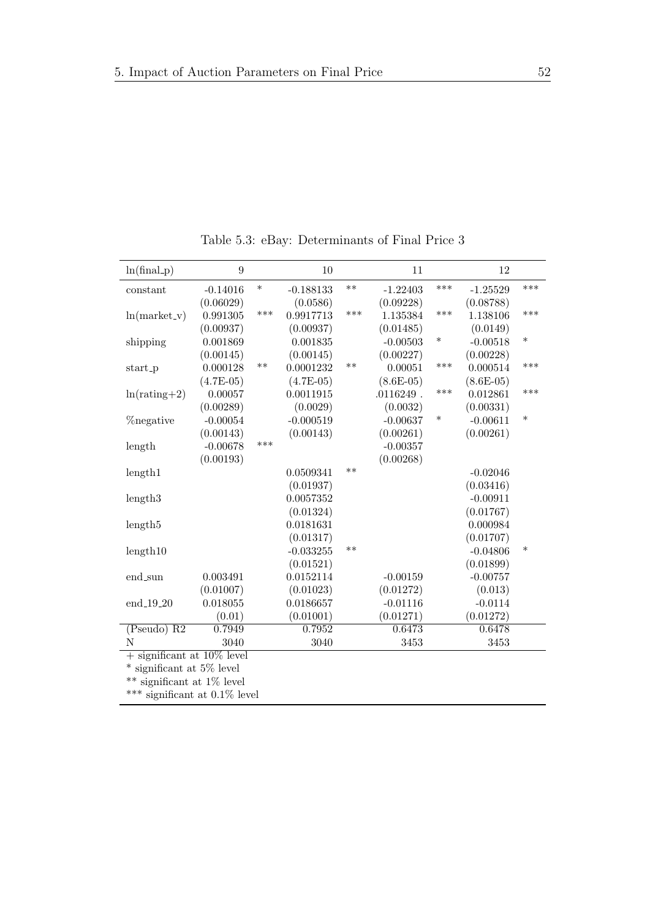Table 5.3: eBay: Determinants of Final Price 3

| ln(final_p) | 9 | | 10 | | 11 | | 12 | |
|---|---|---|---|---|---|---|---|---|
| constant | -0.14016 | * | -0.188133 | ** | -1.22403 | *** | -1.25529 | *** |
| | (0.06029) | | (0.0586) | | (0.09228) | | (0.08788) | |
| ln(market_v) | 0.991305 | *** | 0.9917713 | *** | 1.135384 | *** | 1.138106 | *** |
| | (0.00937) | | (0.00937) | | (0.01485) | | (0.0149) | |
| shipping | 0.001869 | | 0.001835 | | -0.00503 | * | -0.00518 | * |
| | (0.00145) | | (0.00145) | | (0.00227) | | (0.00228) | |
| start_p | 0.000128 | ** | 0.0001232 | ** | 0.00051 | *** | 0.000514 | *** |
| | (4.7E-05) | | (4.7E-05) | | (8.6E-05) | | (8.6E-05) | |
| ln(rating+2) | 0.00057 | | 0.0011915 | | .0116249 . | *** | 0.012861 | *** |
| | (0.00289) | | (0.0029) | | (0.0032) | | (0.00331) | |
| %negative | -0.00054 | | -0.000519 | | -0.00637 | * | -0.00611 | * |
| | (0.00143) | | (0.00143) | | (0.00261) | | (0.00261) | |
| length | -0.00678 | *** | | | -0.00357 | | | |
| | (0.00193) | | | | (0.00268) | | | |
| length1 | | | 0.0509341 | ** | | | -0.02046 | |
| | | | (0.01937) | | | | (0.03416) | |
| length3 | | | 0.0057352 | | | | -0.00911 | |
| | | | (0.01324) | | | | (0.01767) | |
| length5 | | | 0.0181631 | | | | 0.000984 | |
| | | | (0.01317) | | | | (0.01707) | |
| length10 | | | -0.033255 | ** | | | -0.04806 | * |
| | | | (0.01521) | | | | (0.01899) | |
| end_sun | 0.003491 | | 0.0152114 | | -0.00159 | | -0.00757 | |
| | (0.01007) | | (0.01023) | | (0.01272) | | (0.013) | |
| end_19_20 | 0.018055 | | 0.0186657 | | -0.01116 | | -0.0114 | |
| | (0.01) | | (0.01001) | | (0.01271) | | (0.01272) | |
| (Pseudo) R2 | 0.7949 | | 0.7952 | | 0.6473 | | 0.6478 | |
| N | 3040 | | 3040 | | 3453 | | 3453 | |

+ significant at 10% level
* significant at 5% level
** significant at 1% level
*** significant at 0.1% level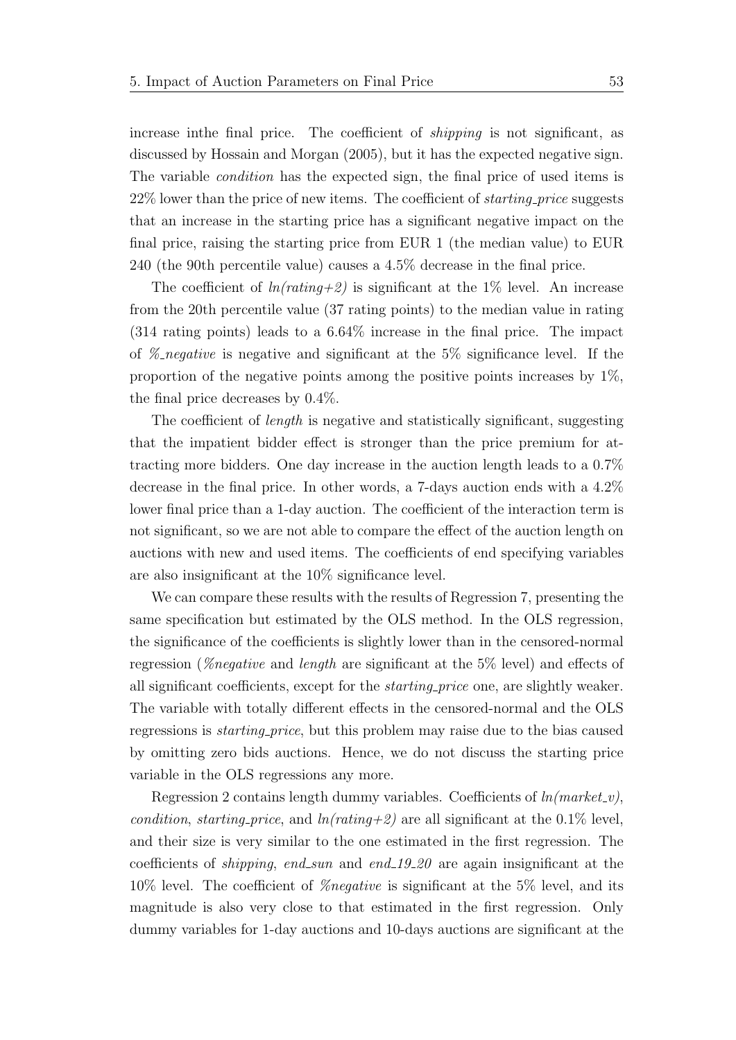increase inthe final price. The coefficient of *shipping* is not significant, as discussed by Hossain and Morgan (2005), but it has the expected negative sign. The variable *condition* has the expected sign, the final price of used items is 22% lower than the price of new items. The coefficient of *starting_price* suggests that an increase in the starting price has a significant negative impact on the final price, raising the starting price from EUR 1 (the median value) to EUR 240 (the 90th percentile value) causes a 4.5% decrease in the final price.

The coefficient of *ln(rating+2)* is significant at the 1% level. An increase from the 20th percentile value (37 rating points) to the median value in rating (314 rating points) leads to a 6.64% increase in the final price. The impact of *%_negative* is negative and significant at the 5% significance level. If the proportion of the negative points among the positive points increases by 1%, the final price decreases by 0.4%.

The coefficient of *length* is negative and statistically significant, suggesting that the impatient bidder effect is stronger than the price premium for attracting more bidders. One day increase in the auction length leads to a 0.7% decrease in the final price. In other words, a 7-days auction ends with a 4.2% lower final price than a 1-day auction. The coefficient of the interaction term is not significant, so we are not able to compare the effect of the auction length on auctions with new and used items. The coefficients of end specifying variables are also insignificant at the 10% significance level.

We can compare these results with the results of Regression 7, presenting the same specification but estimated by the OLS method. In the OLS regression, the significance of the coefficients is slightly lower than in the censored-normal regression (*%negative* and *length* are significant at the 5% level) and effects of all significant coefficients, except for the *starting_price* one, are slightly weaker. The variable with totally different effects in the censored-normal and the OLS regressions is *starting_price*, but this problem may raise due to the bias caused by omitting zero bids auctions. Hence, we do not discuss the starting price variable in the OLS regressions any more.

Regression 2 contains length dummy variables. Coefficients of *ln(market_v)*, *condition*, *starting_price*, and *ln(rating+2)* are all significant at the 0.1% level, and their size is very similar to the one estimated in the first regression. The coefficients of *shipping*, *end_sun* and *end_19_20* are again insignificant at the 10% level. The coefficient of *%negative* is significant at the 5% level, and its magnitude is also very close to that estimated in the first regression. Only dummy variables for 1-day auctions and 10-days auctions are significant at the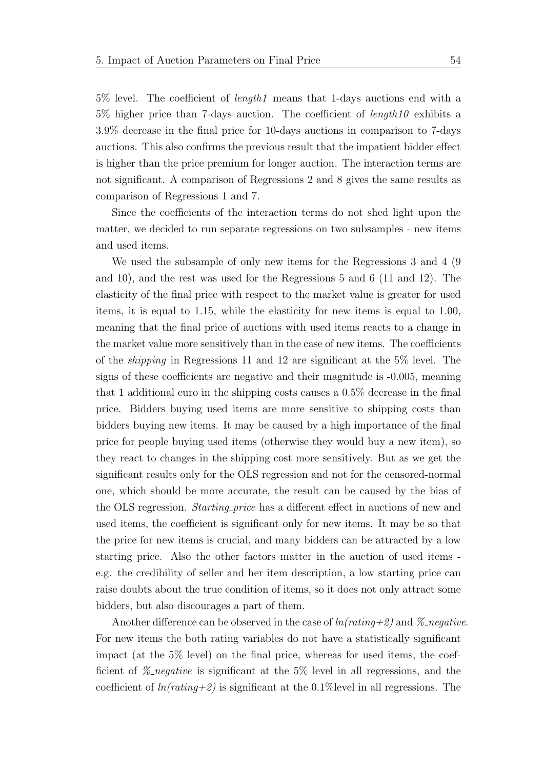5% level. The coefficient of *length1* means that 1-days auctions end with a 5% higher price than 7-days auction. The coefficient of *length10* exhibits a 3.9% decrease in the final price for 10-days auctions in comparison to 7-days auctions. This also confirms the previous result that the impatient bidder effect is higher than the price premium for longer auction. The interaction terms are not significant. A comparison of Regressions 2 and 8 gives the same results as comparison of Regressions 1 and 7.

Since the coefficients of the interaction terms do not shed light upon the matter, we decided to run separate regressions on two subsamples - new items and used items.

We used the subsample of only new items for the Regressions 3 and 4 (9 and 10), and the rest was used for the Regressions 5 and 6 (11 and 12). The elasticity of the final price with respect to the market value is greater for used items, it is equal to 1.15, while the elasticity for new items is equal to 1.00, meaning that the final price of auctions with used items reacts to a change in the market value more sensitively than in the case of new items. The coefficients of the *shipping* in Regressions 11 and 12 are significant at the 5% level. The signs of these coefficients are negative and their magnitude is -0.005, meaning that 1 additional euro in the shipping costs causes a 0.5% decrease in the final price. Bidders buying used items are more sensitive to shipping costs than bidders buying new items. It may be caused by a high importance of the final price for people buying used items (otherwise they would buy a new item), so they react to changes in the shipping cost more sensitively. But as we get the significant results only for the OLS regression and not for the censored-normal one, which should be more accurate, the result can be caused by the bias of the OLS regression. *Starting_price* has a different effect in auctions of new and used items, the coefficient is significant only for new items. It may be so that the price for new items is crucial, and many bidders can be attracted by a low starting price. Also the other factors matter in the auction of used items - e.g. the credibility of seller and her item description, a low starting price can raise doubts about the true condition of items, so it does not only attract some bidders, but also discourages a part of them.

Another difference can be observed in the case of *ln(rating+2)* and *%_negative*. For new items the both rating variables do not have a statistically significant impact (at the 5% level) on the final price, whereas for used items, the coefficient of *%_negative* is significant at the 5% level in all regressions, and the coefficient of *ln(rating+2)* is significant at the 0.1%level in all regressions. The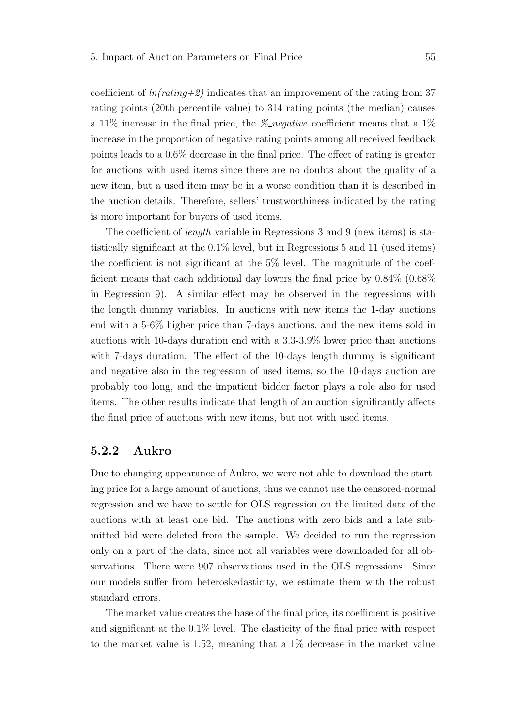coefficient of *ln(rating+2)* indicates that an improvement of the rating from 37 rating points (20th percentile value) to 314 rating points (the median) causes a 11% increase in the final price, the *%_negative* coefficient means that a 1% increase in the proportion of negative rating points among all received feedback points leads to a 0.6% decrease in the final price. The effect of rating is greater for auctions with used items since there are no doubts about the quality of a new item, but a used item may be in a worse condition than it is described in the auction details. Therefore, sellers' trustworthiness indicated by the rating is more important for buyers of used items.

The coefficient of *length* variable in Regressions 3 and 9 (new items) is statistically significant at the 0.1% level, but in Regressions 5 and 11 (used items) the coefficient is not significant at the 5% level. The magnitude of the coefficient means that each additional day lowers the final price by 0.84% (0.68% in Regression 9). A similar effect may be observed in the regressions with the length dummy variables. In auctions with new items the 1-day auctions end with a 5-6% higher price than 7-days auctions, and the new items sold in auctions with 10-days duration end with a 3.3-3.9% lower price than auctions with 7-days duration. The effect of the 10-days length dummy is significant and negative also in the regression of used items, so the 10-days auction are probably too long, and the impatient bidder factor plays a role also for used items. The other results indicate that length of an auction significantly affects the final price of auctions with new items, but not with used items.

### 5.2.2 Aukro

Due to changing appearance of Aukro, we were not able to download the starting price for a large amount of auctions, thus we cannot use the censored-normal regression and we have to settle for OLS regression on the limited data of the auctions with at least one bid. The auctions with zero bids and a late submitted bid were deleted from the sample. We decided to run the regression only on a part of the data, since not all variables were downloaded for all observations. There were 907 observations used in the OLS regressions. Since our models suffer from heteroskedasticity, we estimate them with the robust standard errors.

The market value creates the base of the final price, its coefficient is positive and significant at the 0.1% level. The elasticity of the final price with respect to the market value is 1.52, meaning that a 1% decrease in the market value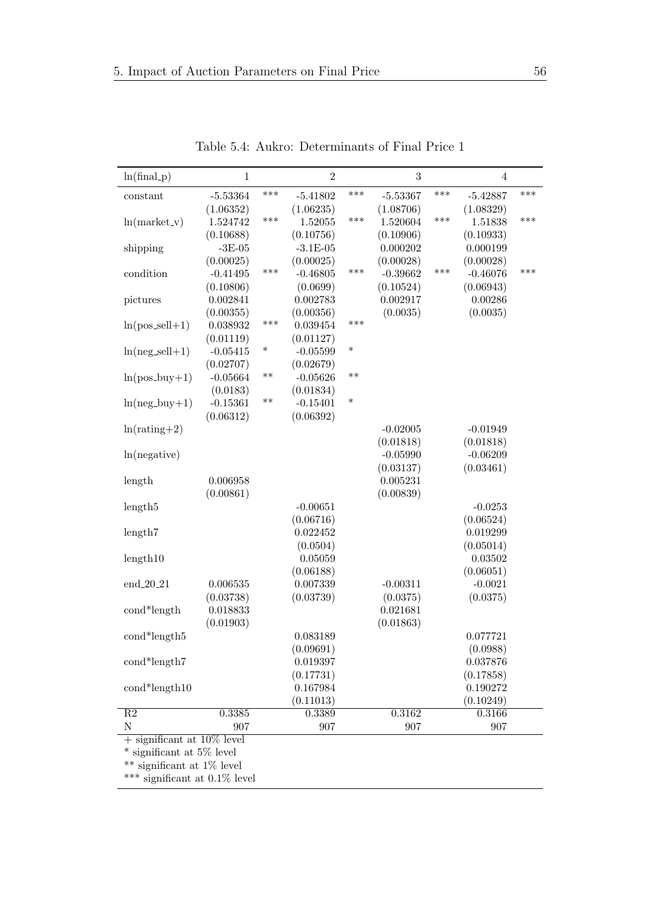Table 5.4: Aukro: Determinants of Final Price 1

| ln(final_p) | 1 | | 2 | | 3 | | 4 | |
|---|---|---|---|---|---|---|---|---|
| constant | -5.53364 | *** | -5.41802 | *** | -5.53367 | *** | -5.42887 | *** |
| | (1.06352) | | (1.06235) | | (1.08706) | | (1.08329) | |
| ln(market_v) | 1.524742 | *** | 1.52055 | *** | 1.520604 | *** | 1.51838 | *** |
| | (0.10688) | | (0.10756) | | (0.10906) | | (0.10933) | |
| shipping | -3E-05 | | -3.1E-05 | | 0.000202 | | 0.000199 | |
| | (0.00025) | | (0.00025) | | (0.00028) | | (0.00028) | |
| condition | -0.41495 | *** | -0.46805 | *** | -0.39662 | *** | -0.46076 | *** |
| | (0.10806) | | (0.0699) | | (0.10524) | | (0.06943) | |
| pictures | 0.002841 | | 0.002783 | | 0.002917 | | 0.00286 | |
| | (0.00355) | | (0.00356) | | (0.0035) | | (0.0035) | |
| ln(pos_sell+1) | 0.038932 | *** | 0.039454 | *** | | | | |
| | (0.01119) | | (0.01127) | | | | | |
| ln(neg_sell+1) | -0.05415 | * | -0.05599 | * | | | | |
| | (0.02707) | | (0.02679) | | | | | |
| ln(pos_buy+1) | -0.05664 | ** | -0.05626 | ** | | | | |
| | (0.0183) | | (0.01834) | | | | | |
| ln(neg_buy+1) | -0.15361 | ** | -0.15401 | * | | | | |
| | (0.06312) | | (0.06392) | | | | | |
| ln(rating+2) | | | | | -0.02005 | | -0.01949 | |
| | | | | | (0.01818) | | (0.01818) | |
| ln(negative) | | | | | -0.05990 | | -0.06209 | |
| | | | | | (0.03137) | | (0.03461) | |
| length | 0.006958 | | | | 0.005231 | | | |
| | (0.00861) | | | | (0.00839) | | | |
| length5 | | | -0.00651 | | | | -0.0253 | |
| | | | (0.06716) | | | | (0.06524) | |
| length7 | | | 0.022452 | | | | 0.019299 | |
| | | | (0.0504) | | | | (0.05014) | |
| length10 | | | 0.05059 | | | | 0.03502 | |
| | | | (0.06188) | | | | (0.06051) | |
| end_20_21 | 0.006535 | | 0.007339 | | -0.00311 | | -0.0021 | |
| | (0.03738) | | (0.03739) | | (0.0375) | | (0.0375) | |
| cond*length | 0.018833 | | | | 0.021681 | | | |
| | (0.01903) | | | | (0.01863) | | | |
| cond*length5 | | | 0.083189 | | | | 0.077721 | |
| | | | (0.09691) | | | | (0.0988) | |
| cond*length7 | | | 0.019397 | | | | 0.037876 | |
| | | | (0.17731) | | | | (0.17858) | |
| cond*length10 | | | 0.167984 | | | | 0.190272 | |
| | | | (0.11013) | | | | (0.10249) | |
| R2 | 0.3385 | | 0.3389 | | 0.3162 | | 0.3166 | |
| N | 907 | | 907 | | 907 | | 907 | |

+ significant at 10% level
* significant at 5% level
** significant at 1% level
*** significant at 0.1% level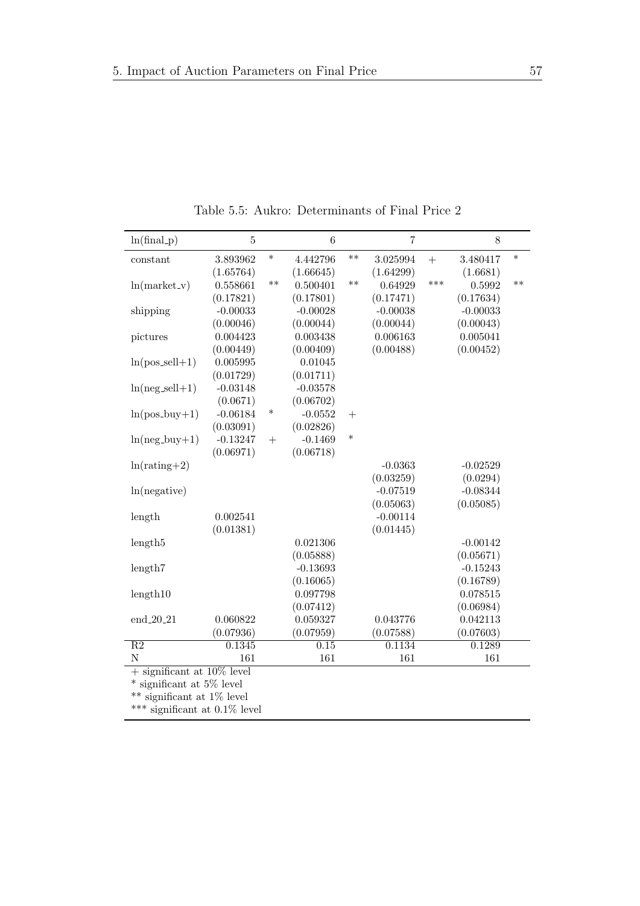Table 5.5: Aukro: Determinants of Final Price 2

| ln(final_p) | 5 | | 6 | | 7 | | 8 | |
|---|---|---|---|---|---|---|---|---|
| constant | 3.893962 | * | 4.442796 | ** | 3.025994 | + | 3.480417 | * |
| | (1.65764) | | (1.66645) | | (1.64299) | | (1.6681) | |
| ln(market_v) | 0.558661 | ** | 0.500401 | ** | 0.64929 | *** | 0.5992 | ** |
| | (0.17821) | | (0.17801) | | (0.17471) | | (0.17634) | |
| shipping | -0.00033 | | -0.00028 | | -0.00038 | | -0.00033 | |
| | (0.00046) | | (0.00044) | | (0.00044) | | (0.00043) | |
| pictures | 0.004423 | | 0.003438 | | 0.006163 | | 0.005041 | |
| | (0.00449) | | (0.00409) | | (0.00488) | | (0.00452) | |
| ln(pos_sell+1) | 0.005995 | | 0.01045 | | | | | |
| | (0.01729) | | (0.01711) | | | | | |
| ln(neg_sell+1) | -0.03148 | | -0.03578 | | | | | |
| | (0.0671) | | (0.06702) | | | | | |
| ln(pos_buy+1) | -0.06184 | * | -0.0552 | + | | | | |
| | (0.03091) | | (0.02826) | | | | | |
| ln(neg_buy+1) | -0.13247 | + | -0.1469 | * | | | | |
| | (0.06971) | | (0.06718) | | | | | |
| ln(rating+2) | | | | | -0.0363 | | -0.02529 | |
| | | | | | (0.03259) | | (0.0294) | |
| ln(negative) | | | | | -0.07519 | | -0.08344 | |
| | | | | | (0.05063) | | (0.05085) | |
| length | 0.002541 | | | | -0.00114 | | | |
| | (0.01381) | | | | (0.01445) | | | |
| length5 | | | 0.021306 | | | | -0.00142 | |
| | | | (0.05888) | | | | (0.05671) | |
| length7 | | | -0.13693 | | | | -0.15243 | |
| | | | (0.16065) | | | | (0.16789) | |
| length10 | | | 0.097798 | | | | 0.078515 | |
| | | | (0.07412) | | | | (0.06984) | |
| end_20_21 | 0.060822 | | 0.059327 | | 0.043776 | | 0.042113 | |
| | (0.07936) | | (0.07959) | | (0.07588) | | (0.07603) | |
| R2 | 0.1345 | | 0.15 | | 0.1134 | | 0.1289 | |
| N | 161 | | 161 | | 161 | | 161 | |

+ significant at 10% level
* significant at 5% level
** significant at 1% level
*** significant at 0.1% level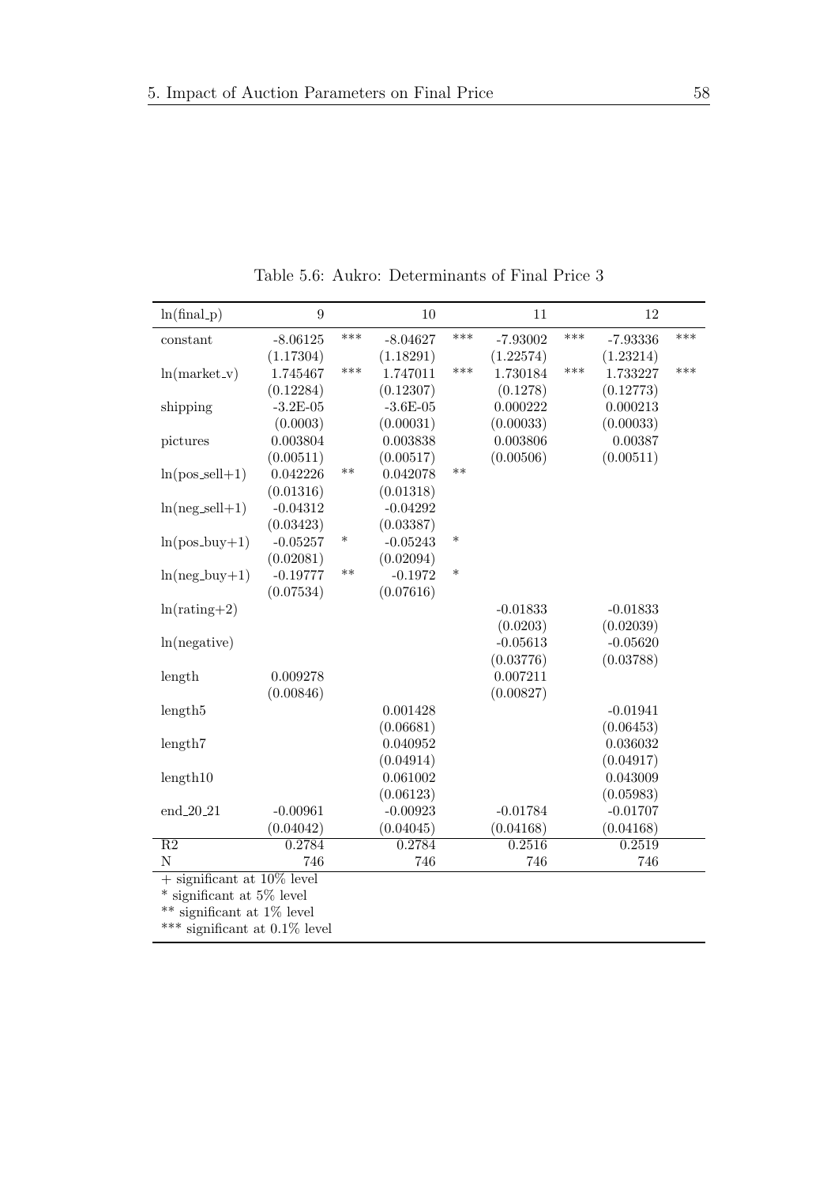Table 5.6: Aukro: Determinants of Final Price 3

| ln(final_p) | 9 | | 10 | | 11 | | 12 | |
|---|---|---|---|---|---|---|---|---|
| constant | -8.06125 | *** | -8.04627 | *** | -7.93002 | *** | -7.93336 | *** |
| | (1.17304) | | (1.18291) | | (1.22574) | | (1.23214) | |
| ln(market_v) | 1.745467 | *** | 1.747011 | *** | 1.730184 | *** | 1.733227 | *** |
| | (0.12284) | | (0.12307) | | (0.1278) | | (0.12773) | |
| shipping | -3.2E-05 | | -3.6E-05 | | 0.000222 | | 0.000213 | |
| | (0.0003) | | (0.00031) | | (0.00033) | | (0.00033) | |
| pictures | 0.003804 | | 0.003838 | | 0.003806 | | 0.00387 | |
| | (0.00511) | | (0.00517) | | (0.00506) | | (0.00511) | |
| ln(pos_sell+1) | 0.042226 | ** | 0.042078 | ** | | | | |
| | (0.01316) | | (0.01318) | | | | | |
| ln(neg_sell+1) | -0.04312 | | -0.04292 | | | | | |
| | (0.03423) | | (0.03387) | | | | | |
| ln(pos_buy+1) | -0.05257 | * | -0.05243 | * | | | | |
| | (0.02081) | | (0.02094) | | | | | |
| ln(neg_buy+1) | -0.19777 | ** | -0.1972 | * | | | | |
| | (0.07534) | | (0.07616) | | | | | |
| ln(rating+2) | | | | | -0.01833 | | -0.01833 | |
| | | | | | (0.0203) | | (0.02039) | |
| ln(negative) | | | | | -0.05613 | | -0.05620 | |
| | | | | | (0.03776) | | (0.03788) | |
| length | 0.009278 | | | | 0.007211 | | | |
| | (0.00846) | | | | (0.00827) | | | |
| length5 | | | 0.001428 | | | | -0.01941 | |
| | | | (0.06681) | | | | (0.06453) | |
| length7 | | | 0.040952 | | | | 0.036032 | |
| | | | (0.04914) | | | | (0.04917) | |
| length10 | | | 0.061002 | | | | 0.043009 | |
| | | | (0.06123) | | | | (0.05983) | |
| end_20_21 | -0.00961 | | -0.00923 | | -0.01784 | | -0.01707 | |
| | (0.04042) | | (0.04045) | | (0.04168) | | (0.04168) | |
| R2 | 0.2784 | | 0.2784 | | 0.2516 | | 0.2519 | |
| N | 746 | | 746 | | 746 | | 746 | |

+ significant at 10% level
* significant at 5% level
** significant at 1% level
*** significant at 0.1% level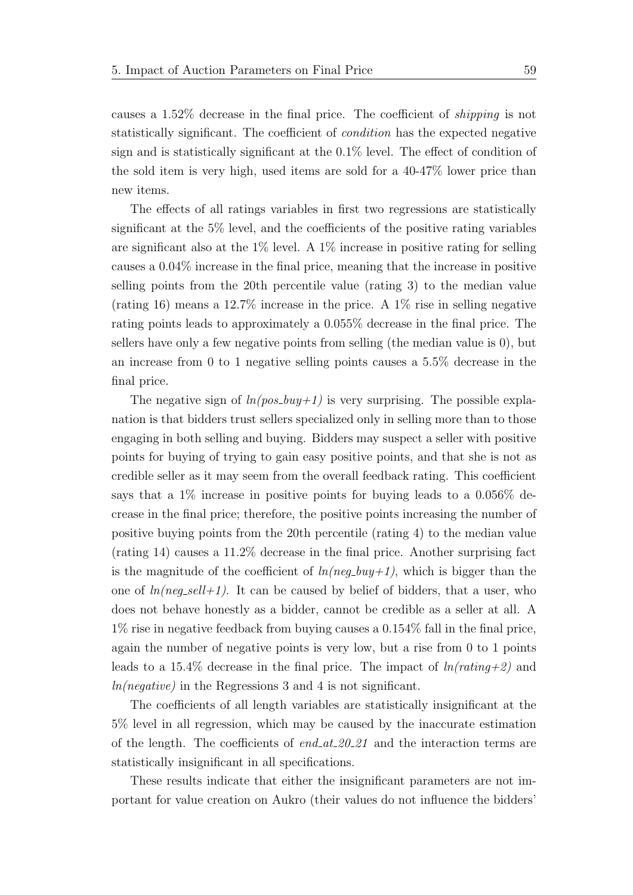causes a 1.52% decrease in the final price. The coefficient of *shipping* is not statistically significant. The coefficient of *condition* has the expected negative sign and is statistically significant at the 0.1% level. The effect of condition of the sold item is very high, used items are sold for a 40-47% lower price than new items.

The effects of all ratings variables in first two regressions are statistically significant at the 5% level, and the coefficients of the positive rating variables are significant also at the 1% level. A 1% increase in positive rating for selling causes a 0.04% increase in the final price, meaning that the increase in positive selling points from the 20th percentile value (rating 3) to the median value (rating 16) means a 12.7% increase in the price. A 1% rise in selling negative rating points leads to approximately a 0.055% decrease in the final price. The sellers have only a few negative points from selling (the median value is 0), but an increase from 0 to 1 negative selling points causes a 5.5% decrease in the final price.

The negative sign of *ln(pos_buy+1)* is very surprising. The possible explanation is that bidders trust sellers specialized only in selling more than to those engaging in both selling and buying. Bidders may suspect a seller with positive points for buying of trying to gain easy positive points, and that she is not as credible seller as it may seem from the overall feedback rating. This coefficient says that a 1% increase in positive points for buying leads to a 0.056% decrease in the final price; therefore, the positive points increasing the number of positive buying points from the 20th percentile (rating 4) to the median value (rating 14) causes a 11.2% decrease in the final price. Another surprising fact is the magnitude of the coefficient of *ln(neg_buy+1)*, which is bigger than the one of *ln(neg_sell+1)*. It can be caused by belief of bidders, that a user, who does not behave honestly as a bidder, cannot be credible as a seller at all. A 1% rise in negative feedback from buying causes a 0.154% fall in the final price, again the number of negative points is very low, but a rise from 0 to 1 points leads to a 15.4% decrease in the final price. The impact of *ln(rating+2)* and *ln(negative)* in the Regressions 3 and 4 is not significant.

The coefficients of all length variables are statistically insignificant at the 5% level in all regression, which may be caused by the inaccurate estimation of the length. The coefficients of *end_at_20_21* and the interaction terms are statistically insignificant in all specifications.

These results indicate that either the insignificant parameters are not important for value creation on Aukro (their values do not influence the bidders'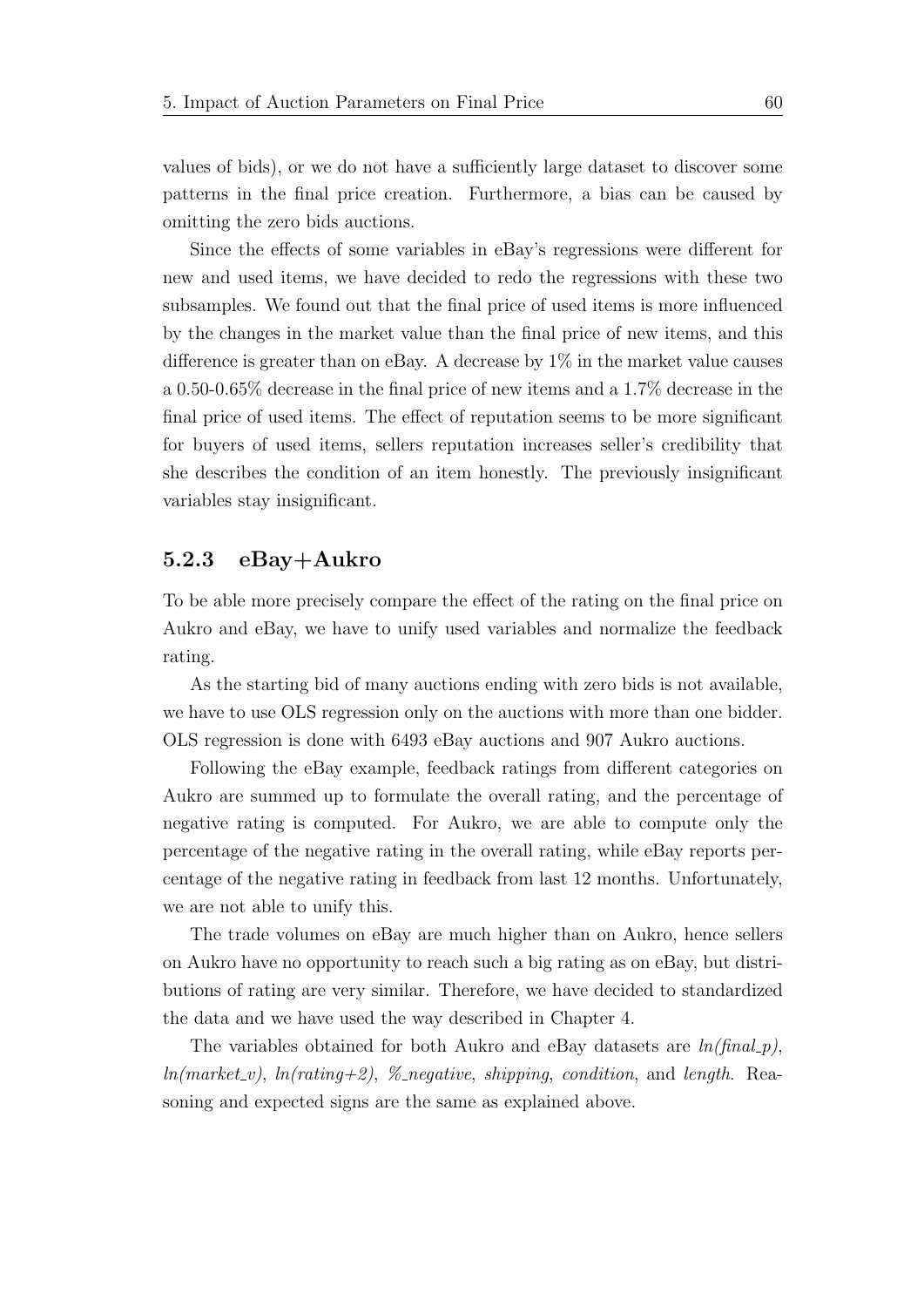values of bids), or we do not have a sufficiently large dataset to discover some patterns in the final price creation. Furthermore, a bias can be caused by omitting the zero bids auctions.

Since the effects of some variables in eBay's regressions were different for new and used items, we have decided to redo the regressions with these two subsamples. We found out that the final price of used items is more influenced by the changes in the market value than the final price of new items, and this difference is greater than on eBay. A decrease by 1% in the market value causes a 0.50-0.65% decrease in the final price of new items and a 1.7% decrease in the final price of used items. The effect of reputation seems to be more significant for buyers of used items, sellers reputation increases seller's credibility that she describes the condition of an item honestly. The previously insignificant variables stay insignificant.

### 5.2.3 eBay+Aukro

To be able more precisely compare the effect of the rating on the final price on Aukro and eBay, we have to unify used variables and normalize the feedback rating.

As the starting bid of many auctions ending with zero bids is not available, we have to use OLS regression only on the auctions with more than one bidder. OLS regression is done with 6493 eBay auctions and 907 Aukro auctions.

Following the eBay example, feedback ratings from different categories on Aukro are summed up to formulate the overall rating, and the percentage of negative rating is computed. For Aukro, we are able to compute only the percentage of the negative rating in the overall rating, while eBay reports percentage of the negative rating in feedback from last 12 months. Unfortunately, we are not able to unify this.

The trade volumes on eBay are much higher than on Aukro, hence sellers on Aukro have no opportunity to reach such a big rating as on eBay, but distributions of rating are very similar. Therefore, we have decided to standardized the data and we have used the way described in Chapter 4.

The variables obtained for both Aukro and eBay datasets are *ln(final_p)*, *ln(market_v)*, *ln(rating+2)*, *%_negative*, *shipping*, *condition*, and *length*. Reasoning and expected signs are the same as explained above.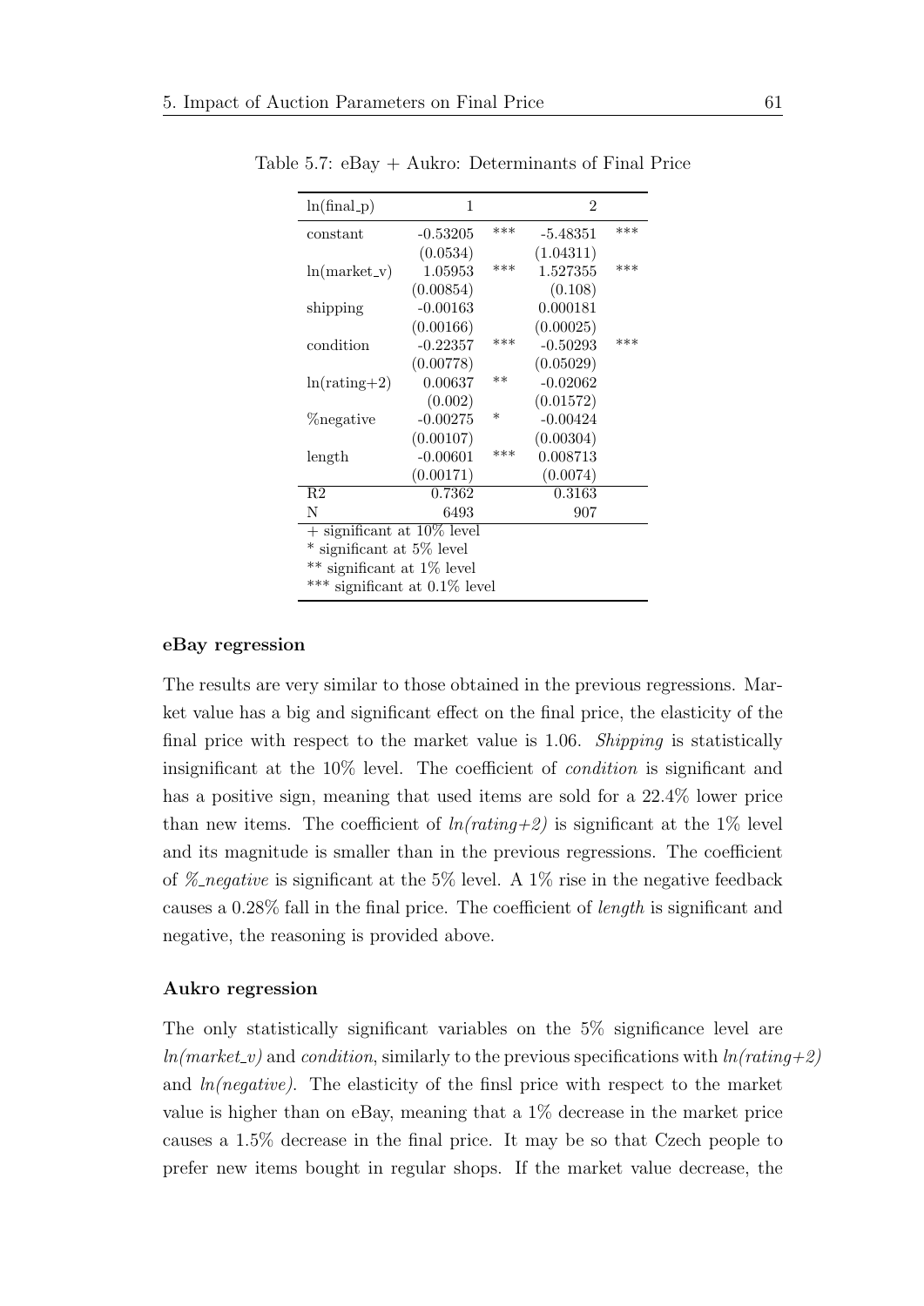Table 5.7: eBay + Aukro: Determinants of Final Price

| ln(final_p) | 1 | | 2 | |
|---|---|---|---|---|
| constant | -0.53205 | *** | -5.48351 | *** |
| | (0.0534) | | (1.04311) | |
| ln(market_v) | 1.05953 | *** | 1.527355 | *** |
| | (0.00854) | | (0.108) | |
| shipping | -0.00163 | | 0.000181 | |
| | (0.00166) | | (0.00025) | |
| condition | -0.22357 | *** | -0.50293 | *** |
| | (0.00778) | | (0.05029) | |
| ln(rating+2) | 0.00637 | ** | -0.02062 | |
| | (0.002) | | (0.01572) | |
| %negative | -0.00275 | * | -0.00424 | |
| | (0.00107) | | (0.00304) | |
| length | -0.00601 | *** | 0.008713 | |
| | (0.00171) | | (0.0074) | |
| R2 | 0.7362 | | 0.3163 | |
| N | 6493 | | 907 | |

+ significant at 10% level
* significant at 5% level
** significant at 1% level
*** significant at 0.1% level

**eBay regression**

The results are very similar to those obtained in the previous regressions. Market value has a big and significant effect on the final price, the elasticity of the final price with respect to the market value is 1.06. *Shipping* is statistically insignificant at the 10% level. The coefficient of *condition* is significant and has a positive sign, meaning that used items are sold for a 22.4% lower price than new items. The coefficient of *ln(rating+2)* is significant at the 1% level and its magnitude is smaller than in the previous regressions. The coefficient of *%_negative* is significant at the 5% level. A 1% rise in the negative feedback causes a 0.28% fall in the final price. The coefficient of *length* is significant and negative, the reasoning is provided above.

**Aukro regression**

The only statistically significant variables on the 5% significance level are *ln(market_v)* and *condition*, similarly to the previous specifications with *ln(rating+2)* and *ln(negative)*. The elasticity of the finsl price with respect to the market value is higher than on eBay, meaning that a 1% decrease in the market price causes a 1.5% decrease in the final price. It may be so that Czech people to prefer new items bought in regular shops. If the market value decrease, the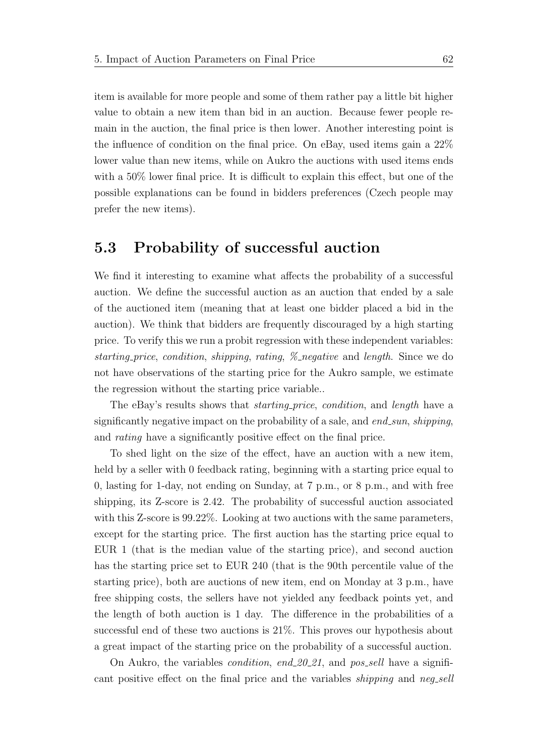item is available for more people and some of them rather pay a little bit higher value to obtain a new item than bid in an auction. Because fewer people remain in the auction, the final price is then lower. Another interesting point is the influence of condition on the final price. On eBay, used items gain a 22% lower value than new items, while on Aukro the auctions with used items ends with a 50% lower final price. It is difficult to explain this effect, but one of the possible explanations can be found in bidders preferences (Czech people may prefer the new items).

## 5.3 Probability of successful auction

We find it interesting to examine what affects the probability of a successful auction. We define the successful auction as an auction that ended by a sale of the auctioned item (meaning that at least one bidder placed a bid in the auction). We think that bidders are frequently discouraged by a high starting price. To verify this we run a probit regression with these independent variables: *starting_price*, *condition*, *shipping*, *rating*, *%_negative* and *length*. Since we do not have observations of the starting price for the Aukro sample, we estimate the regression without the starting price variable..

The eBay's results shows that *starting_price*, *condition*, and *length* have a significantly negative impact on the probability of a sale, and *end_sun*, *shipping*, and *rating* have a significantly positive effect on the final price.

To shed light on the size of the effect, have an auction with a new item, held by a seller with 0 feedback rating, beginning with a starting price equal to 0, lasting for 1-day, not ending on Sunday, at 7 p.m., or 8 p.m., and with free shipping, its Z-score is 2.42. The probability of successful auction associated with this Z-score is 99.22%. Looking at two auctions with the same parameters, except for the starting price. The first auction has the starting price equal to EUR 1 (that is the median value of the starting price), and second auction has the starting price set to EUR 240 (that is the 90th percentile value of the starting price), both are auctions of new item, end on Monday at 3 p.m., have free shipping costs, the sellers have not yielded any feedback points yet, and the length of both auction is 1 day. The difference in the probabilities of a successful end of these two auctions is 21%. This proves our hypothesis about a great impact of the starting price on the probability of a successful auction.

On Aukro, the variables *condition*, *end_20_21*, and *pos_sell* have a significant positive effect on the final price and the variables *shipping* and *neg_sell*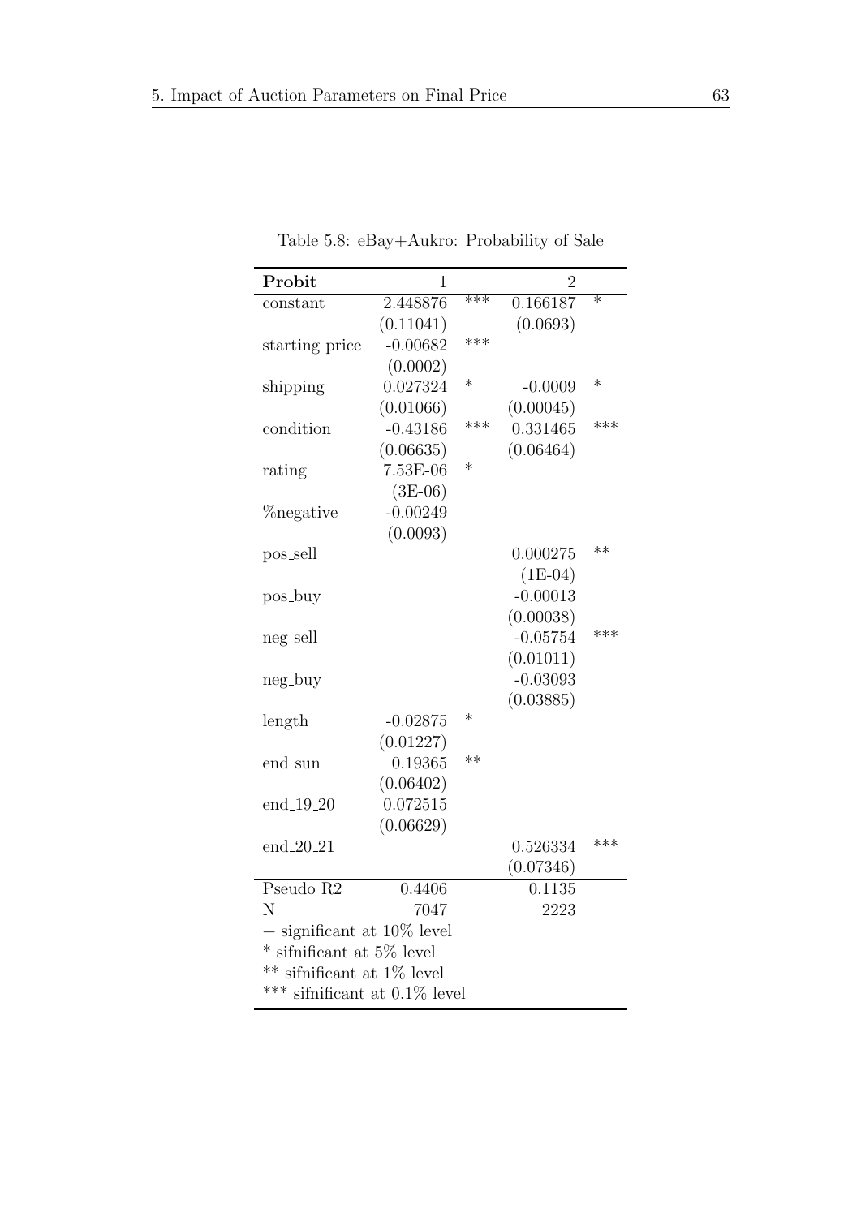Table 5.8: eBay+Aukro: Probability of Sale

| **Probit** | 1 | | 2 | |
|---|---|---|---|---|
| constant | 2.448876 | *** | 0.166187 | * |
| | (0.11041) | | (0.0693) | |
| starting price | -0.00682 | *** | | |
| | (0.0002) | | | |
| shipping | 0.027324 | * | -0.0009 | * |
| | (0.01066) | | (0.00045) | |
| condition | -0.43186 | *** | 0.331465 | *** |
| | (0.06635) | | (0.06464) | |
| rating | 7.53E-06 | * | | |
| | (3E-06) | | | |
| %negative | -0.00249 | | | |
| | (0.0093) | | | |
| pos_sell | | | 0.000275 | ** |
| | | | (1E-04) | |
| pos_buy | | | -0.00013 | |
| | | | (0.00038) | |
| neg_sell | | | -0.05754 | *** |
| | | | (0.01011) | |
| neg_buy | | | -0.03093 | |
| | | | (0.03885) | |
| length | -0.02875 | * | | |
| | (0.01227) | | | |
| end_sun | 0.19365 | ** | | |
| | (0.06402) | | | |
| end_19_20 | 0.072515 | | | |
| | (0.06629) | | | |
| end_20_21 | | | 0.526334 | *** |
| | | | (0.07346) | |
| Pseudo R2 | 0.4406 | | 0.1135 | |
| N | 7047 | | 2223 | |

+ significant at 10% level
* sifnificant at 5% level
** sifnificant at 1% level
*** sifnificant at 0.1% level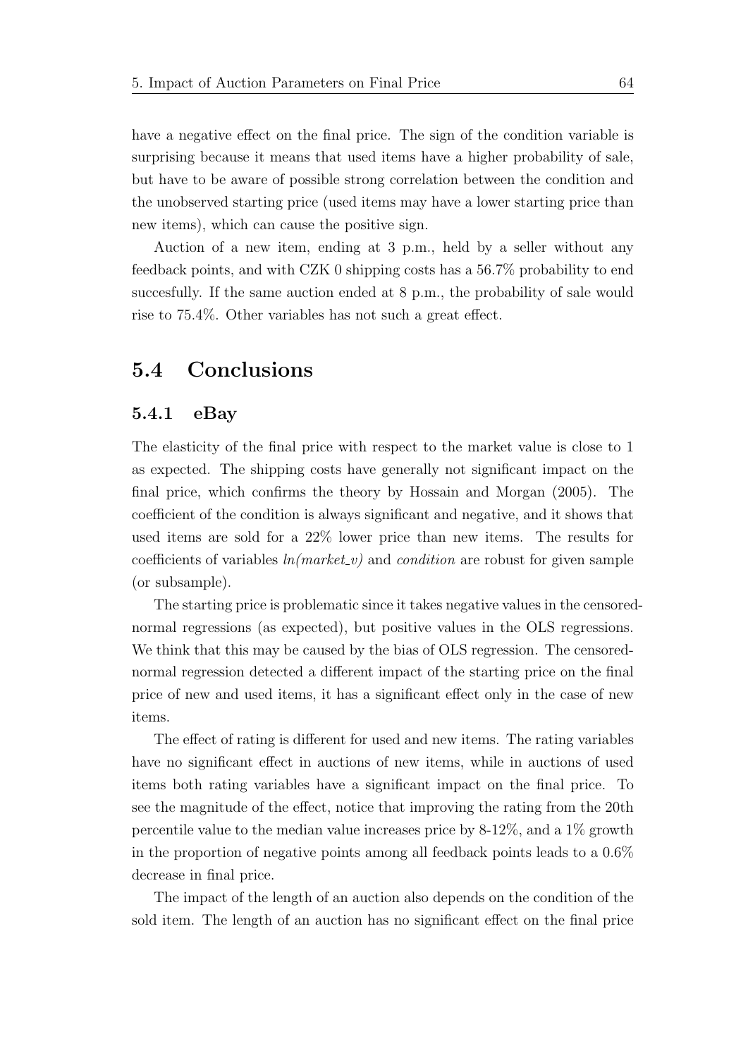have a negative effect on the final price. The sign of the condition variable is surprising because it means that used items have a higher probability of sale, but have to be aware of possible strong correlation between the condition and the unobserved starting price (used items may have a lower starting price than new items), which can cause the positive sign.

Auction of a new item, ending at 3 p.m., held by a seller without any feedback points, and with CZK 0 shipping costs has a 56.7% probability to end succesfully. If the same auction ended at 8 p.m., the probability of sale would rise to 75.4%. Other variables has not such a great effect.

## 5.4 Conclusions

### 5.4.1 eBay

The elasticity of the final price with respect to the market value is close to 1 as expected. The shipping costs have generally not significant impact on the final price, which confirms the theory by Hossain and Morgan (2005). The coefficient of the condition is always significant and negative, and it shows that used items are sold for a 22% lower price than new items. The results for coefficients of variables *ln(market_v)* and *condition* are robust for given sample (or subsample).

The starting price is problematic since it takes negative values in the censored-normal regressions (as expected), but positive values in the OLS regressions. We think that this may be caused by the bias of OLS regression. The censored-normal regression detected a different impact of the starting price on the final price of new and used items, it has a significant effect only in the case of new items.

The effect of rating is different for used and new items. The rating variables have no significant effect in auctions of new items, while in auctions of used items both rating variables have a significant impact on the final price. To see the magnitude of the effect, notice that improving the rating from the 20th percentile value to the median value increases price by 8-12%, and a 1% growth in the proportion of negative points among all feedback points leads to a 0.6% decrease in final price.

The impact of the length of an auction also depends on the condition of the sold item. The length of an auction has no significant effect on the final price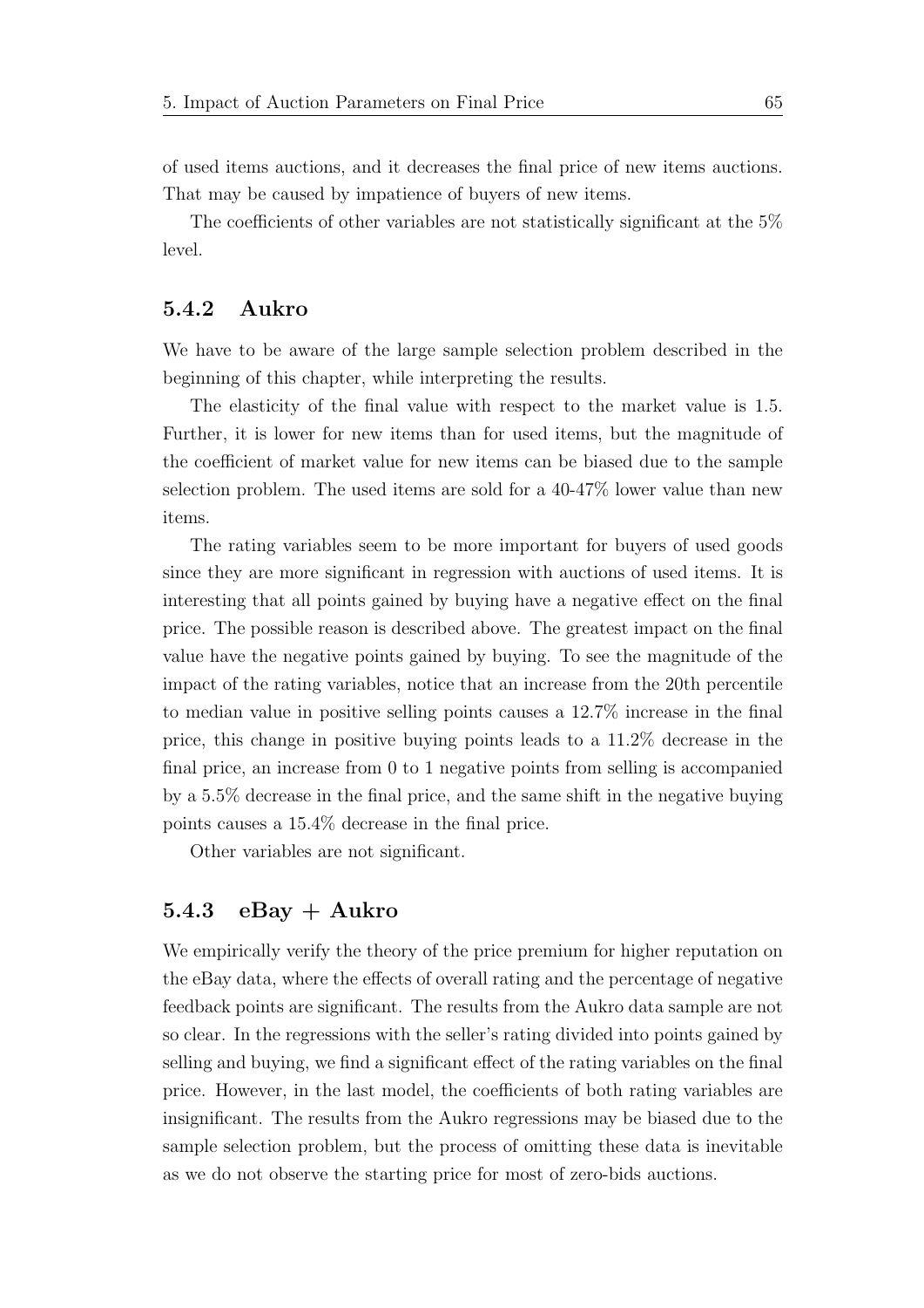of used items auctions, and it decreases the final price of new items auctions. That may be caused by impatience of buyers of new items.

The coefficients of other variables are not statistically significant at the 5% level.

### 5.4.2 Aukro

We have to be aware of the large sample selection problem described in the beginning of this chapter, while interpreting the results.

The elasticity of the final value with respect to the market value is 1.5. Further, it is lower for new items than for used items, but the magnitude of the coefficient of market value for new items can be biased due to the sample selection problem. The used items are sold for a 40-47% lower value than new items.

The rating variables seem to be more important for buyers of used goods since they are more significant in regression with auctions of used items. It is interesting that all points gained by buying have a negative effect on the final price. The possible reason is described above. The greatest impact on the final value have the negative points gained by buying. To see the magnitude of the impact of the rating variables, notice that an increase from the 20th percentile to median value in positive selling points causes a 12.7% increase in the final price, this change in positive buying points leads to a 11.2% decrease in the final price, an increase from 0 to 1 negative points from selling is accompanied by a 5.5% decrease in the final price, and the same shift in the negative buying points causes a 15.4% decrease in the final price.

Other variables are not significant.

### 5.4.3 eBay + Aukro

We empirically verify the theory of the price premium for higher reputation on the eBay data, where the effects of overall rating and the percentage of negative feedback points are significant. The results from the Aukro data sample are not so clear. In the regressions with the seller's rating divided into points gained by selling and buying, we find a significant effect of the rating variables on the final price. However, in the last model, the coefficients of both rating variables are insignificant. The results from the Aukro regressions may be biased due to the sample selection problem, but the process of omitting these data is inevitable as we do not observe the starting price for most of zero-bids auctions.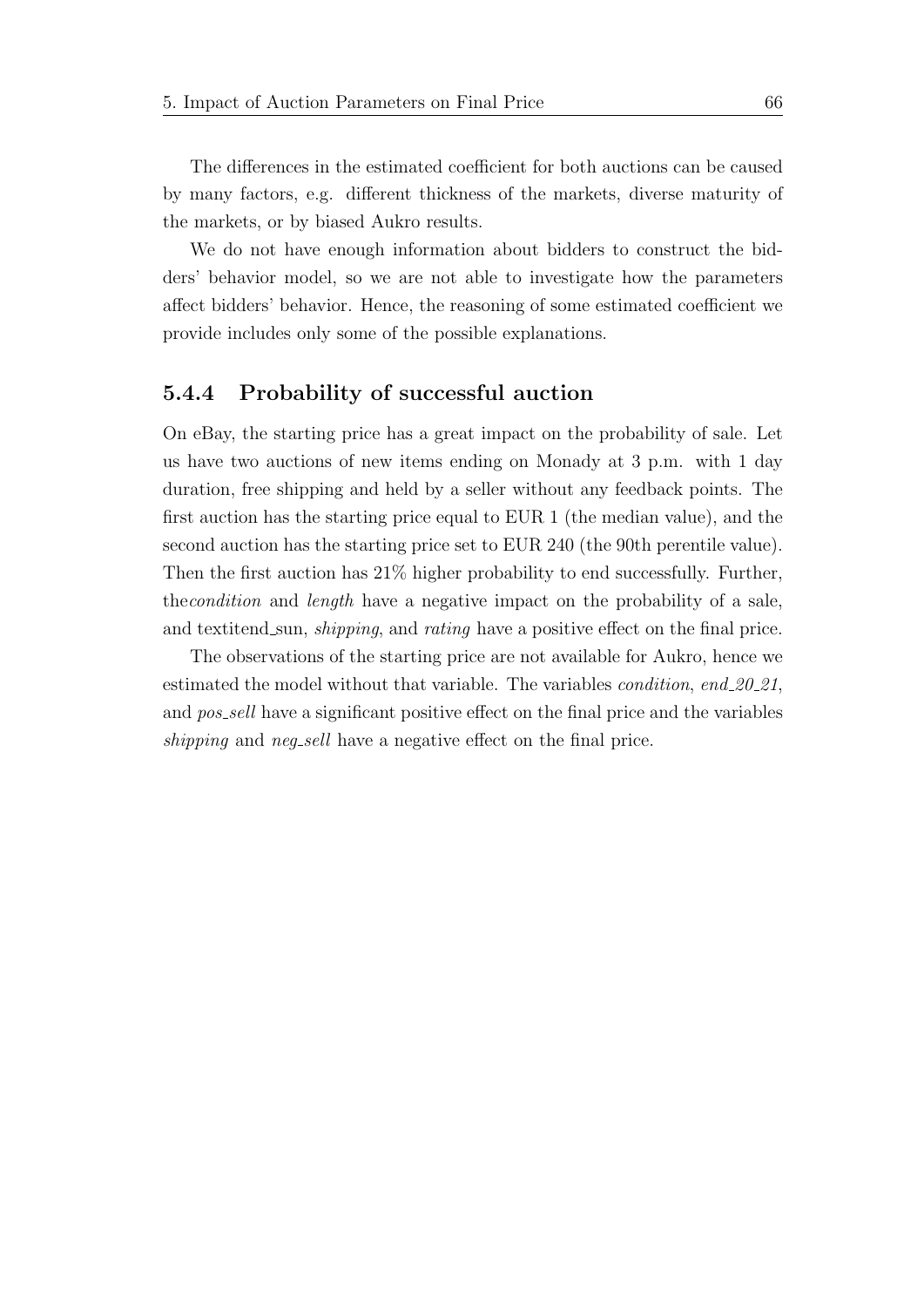The differences in the estimated coefficient for both auctions can be caused by many factors, e.g. different thickness of the markets, diverse maturity of the markets, or by biased Aukro results.

We do not have enough information about bidders to construct the bidders' behavior model, so we are not able to investigate how the parameters affect bidders' behavior. Hence, the reasoning of some estimated coefficient we provide includes only some of the possible explanations.

### 5.4.4 Probability of successful auction

On eBay, the starting price has a great impact on the probability of sale. Let us have two auctions of new items ending on Monady at 3 p.m. with 1 day duration, free shipping and held by a seller without any feedback points. The first auction has the starting price equal to EUR 1 (the median value), and the second auction has the starting price set to EUR 240 (the 90th perentile value). Then the first auction has 21% higher probability to end successfully. Further, the*condition* and *length* have a negative impact on the probability of a sale, and textitend_sun, *shipping*, and *rating* have a positive effect on the final price.

The observations of the starting price are not available for Aukro, hence we estimated the model without that variable. The variables *condition*, *end_20_21*, and *pos_sell* have a significant positive effect on the final price and the variables *shipping* and *neg_sell* have a negative effect on the final price.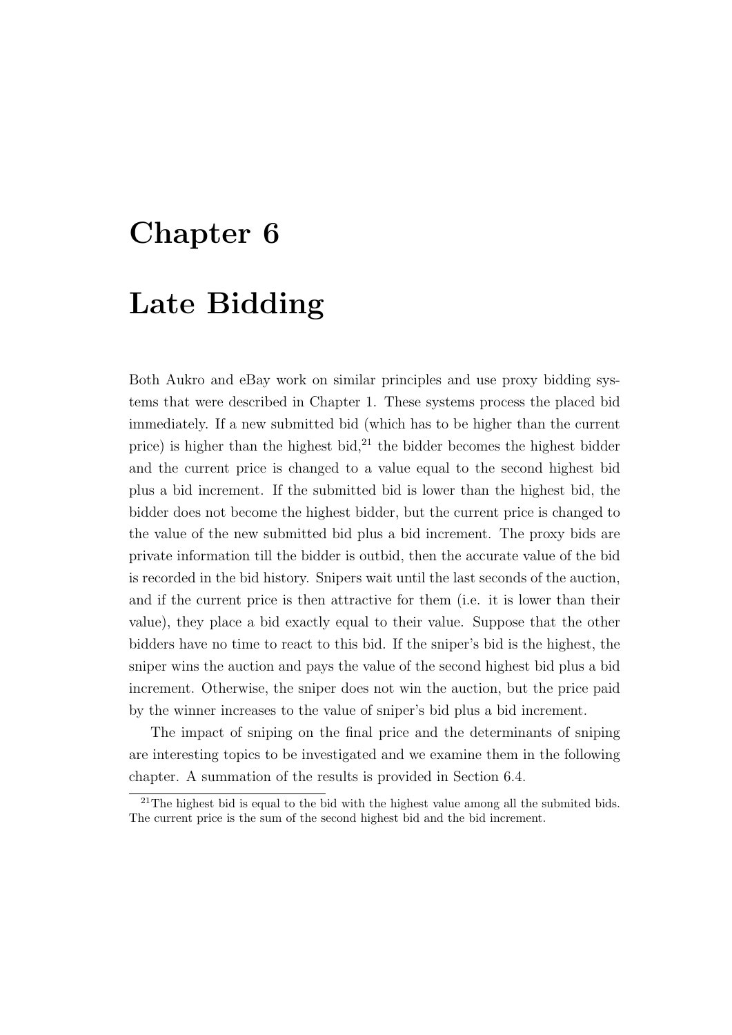# Chapter 6

# Late Bidding

Both Aukro and eBay work on similar principles and use proxy bidding systems that were described in Chapter 1. These systems process the placed bid immediately. If a new submitted bid (which has to be higher than the current price) is higher than the highest bid,[21] the bidder becomes the highest bidder and the current price is changed to a value equal to the second highest bid plus a bid increment. If the submitted bid is lower than the highest bid, the bidder does not become the highest bidder, but the current price is changed to the value of the new submitted bid plus a bid increment. The proxy bids are private information till the bidder is outbid, then the accurate value of the bid is recorded in the bid history. Snipers wait until the last seconds of the auction, and if the current price is then attractive for them (i.e. it is lower than their value), they place a bid exactly equal to their value. Suppose that the other bidders have no time to react to this bid. If the sniper's bid is the highest, the sniper wins the auction and pays the value of the second highest bid plus a bid increment. Otherwise, the sniper does not win the auction, but the price paid by the winner increases to the value of sniper's bid plus a bid increment.

The impact of sniping on the final price and the determinants of sniping are interesting topics to be investigated and we examine them in the following chapter. A summation of the results is provided in Section 6.4.

[21] The highest bid is equal to the bid with the highest value among all the submited bids. The current price is the sum of the second highest bid and the bid increment.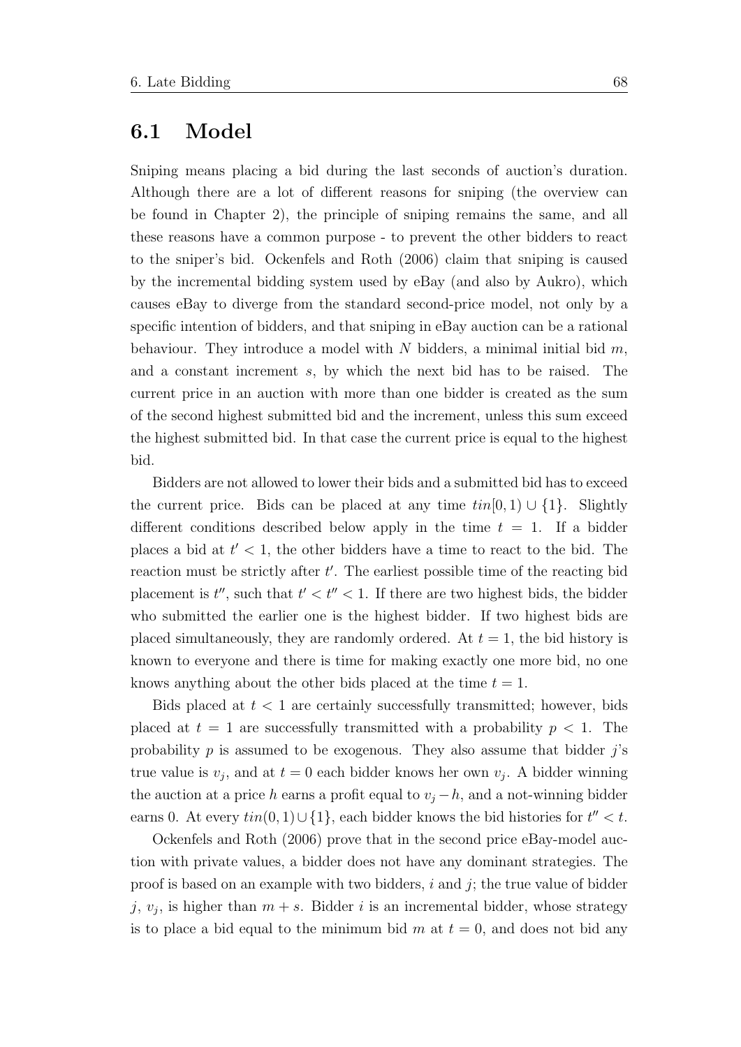## 6.1 Model

Sniping means placing a bid during the last seconds of auction's duration. Although there are a lot of different reasons for sniping (the overview can be found in Chapter 2), the principle of sniping remains the same, and all these reasons have a common purpose - to prevent the other bidders to react to the sniper's bid. Ockenfels and Roth (2006) claim that sniping is caused by the incremental bidding system used by eBay (and also by Aukro), which causes eBay to diverge from the standard second-price model, not only by a specific intention of bidders, and that sniping in eBay auction can be a rational behaviour. They introduce a model with $N$ bidders, a minimal initial bid $m$, and a constant increment $s$, by which the next bid has to be raised. The current price in an auction with more than one bidder is created as the sum of the second highest submitted bid and the increment, unless this sum exceed the highest submitted bid. In that case the current price is equal to the highest bid.

Bidders are not allowed to lower their bids and a submitted bid has to exceed the current price. Bids can be placed at any time $tin[0, 1) \cup \{1\}$. Slightly different conditions described below apply in the time $t = 1$. If a bidder places a bid at $t' < 1$, the other bidders have a time to react to the bid. The reaction must be strictly after $t'$. The earliest possible time of the reacting bid placement is $t''$, such that $t' < t'' < 1$. If there are two highest bids, the bidder who submitted the earlier one is the highest bidder. If two highest bids are placed simultaneously, they are randomly ordered. At $t = 1$, the bid history is known to everyone and there is time for making exactly one more bid, no one knows anything about the other bids placed at the time $t = 1$.

Bids placed at $t < 1$ are certainly successfully transmitted; however, bids placed at $t = 1$ are successfully transmitted with a probability $p < 1$. The probability $p$ is assumed to be exogenous. They also assume that bidder $j$'s true value is $v_j$, and at $t = 0$ each bidder knows her own $v_j$. A bidder winning the auction at a price $h$ earns a profit equal to $v_j - h$, and a not-winning bidder earns 0. At every $tin(0, 1) \cup \{1\}$, each bidder knows the bid histories for $t'' < t$.

Ockenfels and Roth (2006) prove that in the second price eBay-model auction with private values, a bidder does not have any dominant strategies. The proof is based on an example with two bidders, $i$ and $j$; the true value of bidder $j$, $v_j$, is higher than $m + s$. Bidder $i$ is an incremental bidder, whose strategy is to place a bid equal to the minimum bid $m$ at $t = 0$, and does not bid any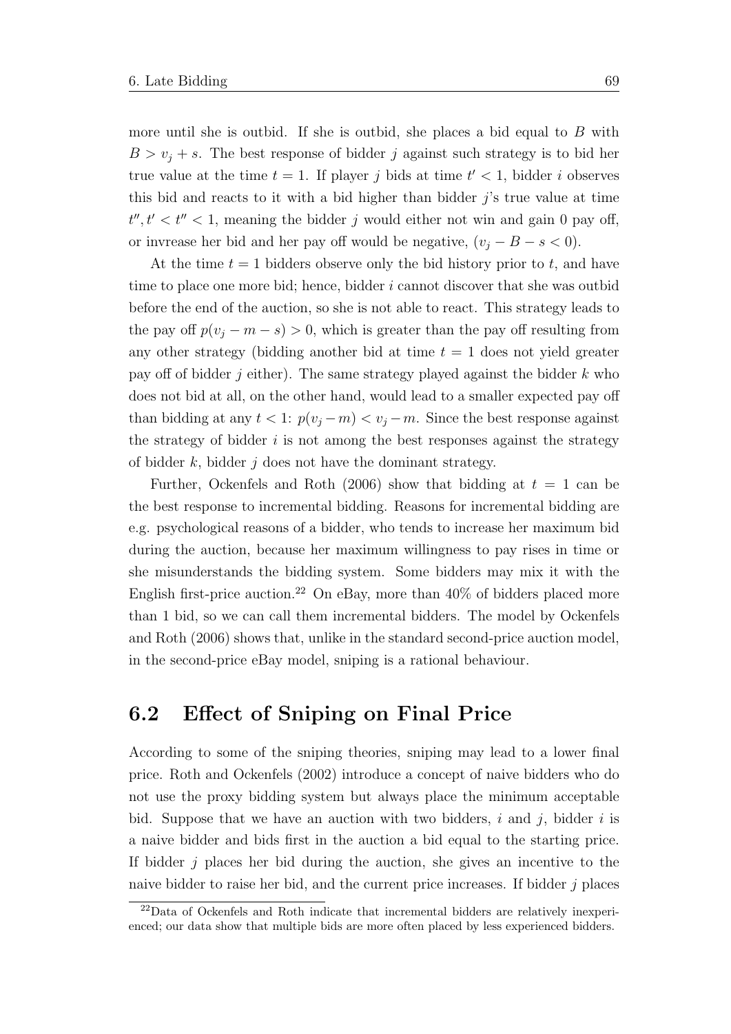more until she is outbid. If she is outbid, she places a bid equal to $B$ with $B > v_j + s$. The best response of bidder $j$ against such strategy is to bid her true value at the time $t = 1$. If player $j$ bids at time $t' < 1$, bidder $i$ observes this bid and reacts to it with a bid higher than bidder $j$'s true value at time $t'', t' < t'' < 1$, meaning the bidder $j$ would either not win and gain 0 pay off, or invrease her bid and her pay off would be negative, $(v_j - B - s < 0)$.

At the time $t = 1$ bidders observe only the bid history prior to $t$, and have time to place one more bid; hence, bidder $i$ cannot discover that she was outbid before the end of the auction, so she is not able to react. This strategy leads to the pay off $p(v_j - m - s) > 0$, which is greater than the pay off resulting from any other strategy (bidding another bid at time $t = 1$ does not yield greater pay off of bidder $j$ either). The same strategy played against the bidder $k$ who does not bid at all, on the other hand, would lead to a smaller expected pay off than bidding at any $t < 1$: $p(v_j - m) < v_j - m$. Since the best response against the strategy of bidder $i$ is not among the best responses against the strategy of bidder $k$, bidder $j$ does not have the dominant strategy.

Further, Ockenfels and Roth (2006) show that bidding at $t = 1$ can be the best response to incremental bidding. Reasons for incremental bidding are e.g. psychological reasons of a bidder, who tends to increase her maximum bid during the auction, because her maximum willingness to pay rises in time or she misunderstands the bidding system. Some bidders may mix it with the English first-price auction.[22] On eBay, more than 40% of bidders placed more than 1 bid, so we can call them incremental bidders. The model by Ockenfels and Roth (2006) shows that, unlike in the standard second-price auction model, in the second-price eBay model, sniping is a rational behaviour.

## 6.2 Effect of Sniping on Final Price

According to some of the sniping theories, sniping may lead to a lower final price. Roth and Ockenfels (2002) introduce a concept of naive bidders who do not use the proxy bidding system but always place the minimum acceptable bid. Suppose that we have an auction with two bidders, $i$ and $j$, bidder $i$ is a naive bidder and bids first in the auction a bid equal to the starting price. If bidder $j$ places her bid during the auction, she gives an incentive to the naive bidder to raise her bid, and the current price increases. If bidder $j$ places

[22] Data of Ockenfels and Roth indicate that incremental bidders are relatively inexperienced; our data show that multiple bids are more often placed by less experienced bidders.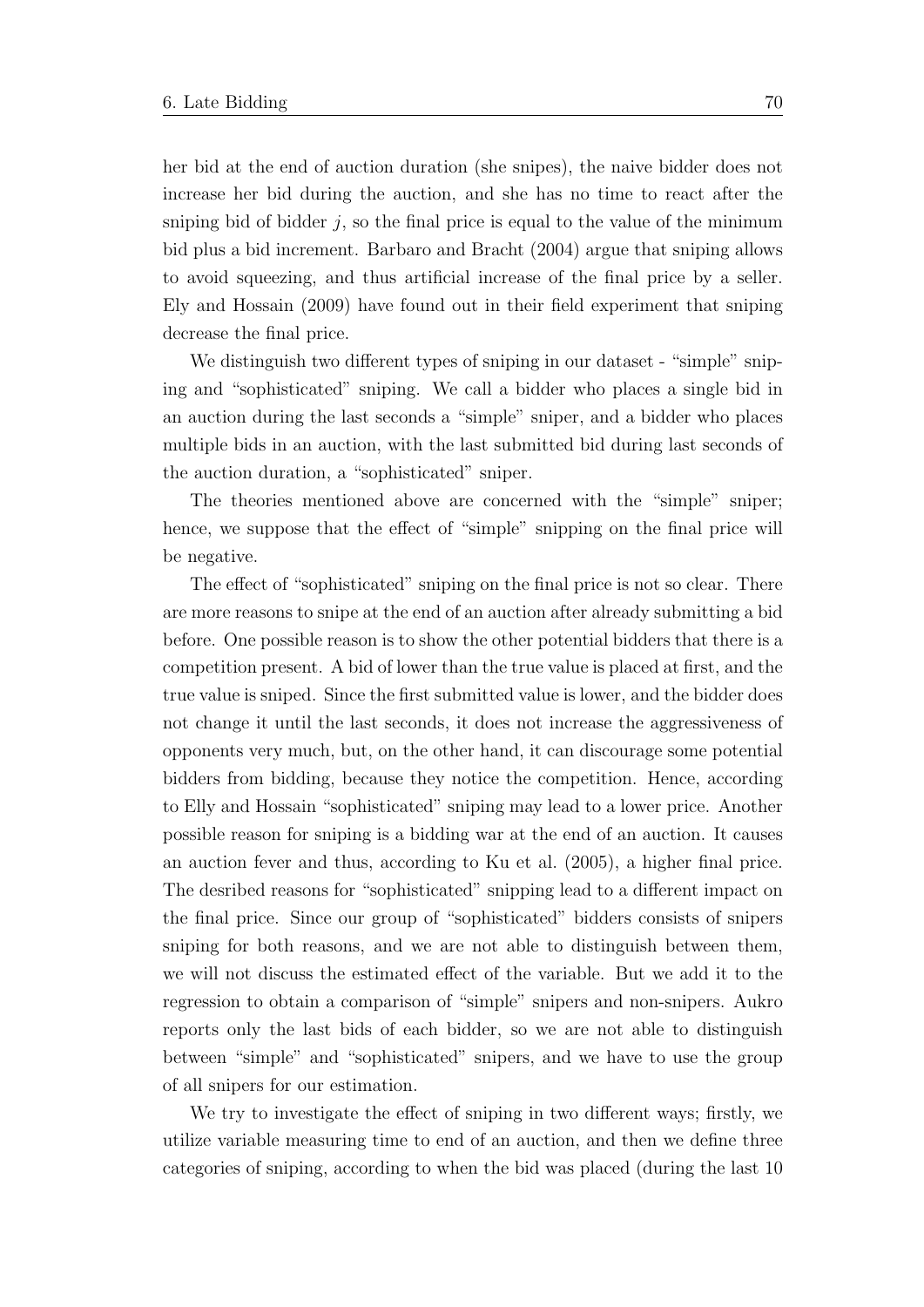her bid at the end of auction duration (she snipes), the naive bidder does not increase her bid during the auction, and she has no time to react after the sniping bid of bidder $j$, so the final price is equal to the value of the minimum bid plus a bid increment. Barbaro and Bracht (2004) argue that sniping allows to avoid squeezing, and thus artificial increase of the final price by a seller. Ely and Hossain (2009) have found out in their field experiment that sniping decrease the final price.

We distinguish two different types of sniping in our dataset - "simple" sniping and "sophisticated" sniping. We call a bidder who places a single bid in an auction during the last seconds a "simple" sniper, and a bidder who places multiple bids in an auction, with the last submitted bid during last seconds of the auction duration, a "sophisticated" sniper.

The theories mentioned above are concerned with the "simple" sniper; hence, we suppose that the effect of "simple" snipping on the final price will be negative.

The effect of "sophisticated" sniping on the final price is not so clear. There are more reasons to snipe at the end of an auction after already submitting a bid before. One possible reason is to show the other potential bidders that there is a competition present. A bid of lower than the true value is placed at first, and the true value is sniped. Since the first submitted value is lower, and the bidder does not change it until the last seconds, it does not increase the aggressiveness of opponents very much, but, on the other hand, it can discourage some potential bidders from bidding, because they notice the competition. Hence, according to Elly and Hossain "sophisticated" sniping may lead to a lower price. Another possible reason for sniping is a bidding war at the end of an auction. It causes an auction fever and thus, according to Ku et al. (2005), a higher final price. The desribed reasons for "sophisticated" snipping lead to a different impact on the final price. Since our group of "sophisticated" bidders consists of snipers sniping for both reasons, and we are not able to distinguish between them, we will not discuss the estimated effect of the variable. But we add it to the regression to obtain a comparison of "simple" snipers and non-snipers. Aukro reports only the last bids of each bidder, so we are not able to distinguish between "simple" and "sophisticated" snipers, and we have to use the group of all snipers for our estimation.

We try to investigate the effect of sniping in two different ways; firstly, we utilize variable measuring time to end of an auction, and then we define three categories of sniping, according to when the bid was placed (during the last 10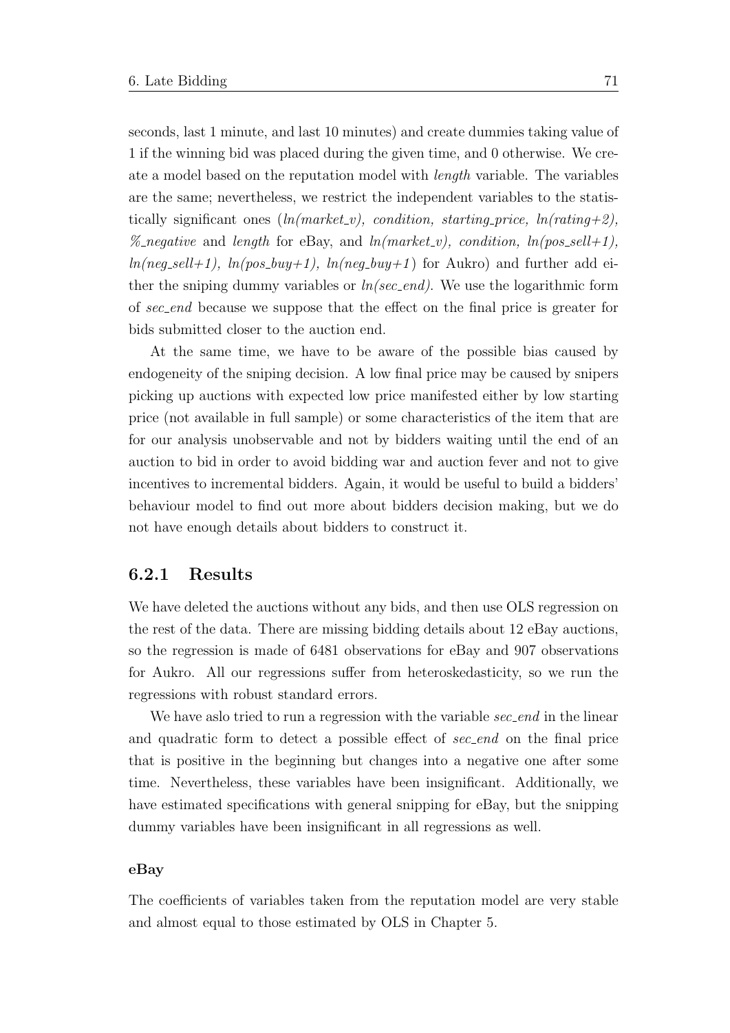seconds, last 1 minute, and last 10 minutes) and create dummies taking value of 1 if the winning bid was placed during the given time, and 0 otherwise. We create a model based on the reputation model with *length* variable. The variables are the same; nevertheless, we restrict the independent variables to the statistically significant ones (*ln(market_v), condition, starting_price, ln(rating+2), %_negative* and *length* for eBay, and *ln(market_v), condition, ln(pos_sell+1), ln(neg_sell+1), ln(pos_buy+1), ln(neg_buy+1)* for Aukro) and further add either the sniping dummy variables or *ln(sec_end)*. We use the logarithmic form of *sec_end* because we suppose that the effect on the final price is greater for bids submitted closer to the auction end.

At the same time, we have to be aware of the possible bias caused by endogeneity of the sniping decision. A low final price may be caused by snipers picking up auctions with expected low price manifested either by low starting price (not available in full sample) or some characteristics of the item that are for our analysis unobservable and not by bidders waiting until the end of an auction to bid in order to avoid bidding war and auction fever and not to give incentives to incremental bidders. Again, it would be useful to build a bidders' behaviour model to find out more about bidders decision making, but we do not have enough details about bidders to construct it.

### 6.2.1 Results

We have deleted the auctions without any bids, and then use OLS regression on the rest of the data. There are missing bidding details about 12 eBay auctions, so the regression is made of 6481 observations for eBay and 907 observations for Aukro. All our regressions suffer from heteroskedasticity, so we run the regressions with robust standard errors.

We have aslo tried to run a regression with the variable *sec_end* in the linear and quadratic form to detect a possible effect of *sec_end* on the final price that is positive in the beginning but changes into a negative one after some time. Nevertheless, these variables have been insignificant. Additionally, we have estimated specifications with general snipping for eBay, but the snipping dummy variables have been insignificant in all regressions as well.

#### eBay

The coefficients of variables taken from the reputation model are very stable and almost equal to those estimated by OLS in Chapter 5.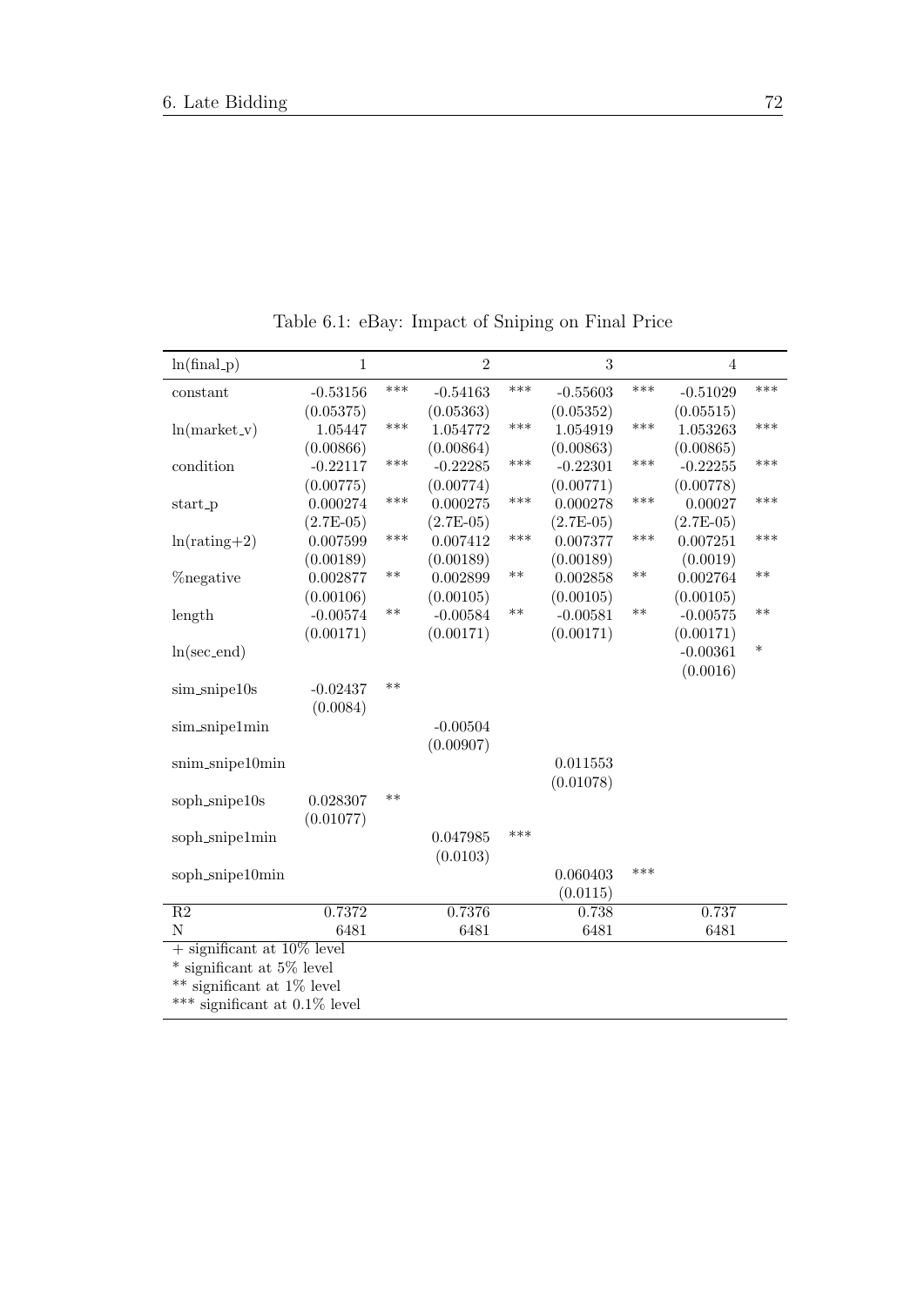Table 6.1: eBay: Impact of Sniping on Final Price

| ln(final_p) | 1 | | 2 | | 3 | | 4 | |
|---|---|---|---|---|---|---|---|---|
| constant | -0.53156 | *** | -0.54163 | *** | -0.55603 | *** | -0.51029 | *** |
| | (0.05375) | | (0.05363) | | (0.05352) | | (0.05515) | |
| ln(market_v) | 1.05447 | *** | 1.054772 | *** | 1.054919 | *** | 1.053263 | *** |
| | (0.00866) | | (0.00864) | | (0.00863) | | (0.00865) | |
| condition | -0.22117 | *** | -0.22285 | *** | -0.22301 | *** | -0.22255 | *** |
| | (0.00775) | | (0.00774) | | (0.00771) | | (0.00778) | |
| start_p | 0.000274 | *** | 0.000275 | *** | 0.000278 | *** | 0.00027 | *** |
| | (2.7E-05) | | (2.7E-05) | | (2.7E-05) | | (2.7E-05) | |
| ln(rating+2) | 0.007599 | *** | 0.007412 | *** | 0.007377 | *** | 0.007251 | *** |
| | (0.00189) | | (0.00189) | | (0.00189) | | (0.0019) | |
| %negative | 0.002877 | ** | 0.002899 | ** | 0.002858 | ** | 0.002764 | ** |
| | (0.00106) | | (0.00105) | | (0.00105) | | (0.00105) | |
| length | -0.00574 | ** | -0.00584 | ** | -0.00581 | ** | -0.00575 | ** |
| | (0.00171) | | (0.00171) | | (0.00171) | | (0.00171) | |
| ln(sec_end) | | | | | | | -0.00361 | * |
| | | | | | | | (0.0016) | |
| sim_snipe10s | -0.02437 | ** | | | | | | |
| | (0.0084) | | | | | | | |
| sim_snipe1min | | | -0.00504 | | | | | |
| | | | (0.00907) | | | | | |
| snim_snipe10min | | | | | 0.011553 | | | |
| | | | | | (0.01078) | | | |
| soph_snipe10s | 0.028307 | ** | | | | | | |
| | (0.01077) | | | | | | | |
| soph_snipe1min | | | 0.047985 | *** | | | | |
| | | | (0.0103) | | | | | |
| soph_snipe10min | | | | | 0.060403 | *** | | |
| | | | | | (0.0115) | | | |
| R2 | 0.7372 | | 0.7376 | | 0.738 | | 0.737 | |
| N | 6481 | | 6481 | | 6481 | | 6481 | |

+ significant at 10% level
* significant at 5% level
** significant at 1% level
*** significant at 0.1% level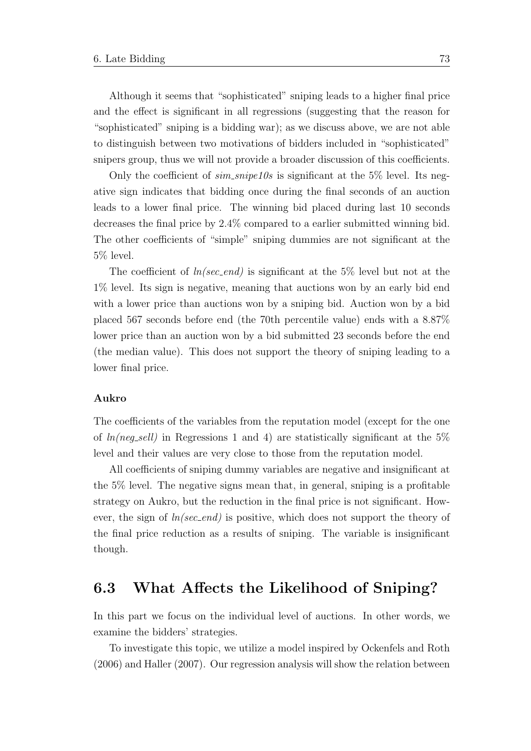Although it seems that "sophisticated" sniping leads to a higher final price and the effect is significant in all regressions (suggesting that the reason for "sophisticated" sniping is a bidding war); as we discuss above, we are not able to distinguish between two motivations of bidders included in "sophisticated" snipers group, thus we will not provide a broader discussion of this coefficients.

Only the coefficient of *sim_snipe10s* is significant at the 5% level. Its negative sign indicates that bidding once during the final seconds of an auction leads to a lower final price. The winning bid placed during last 10 seconds decreases the final price by 2.4% compared to a earlier submitted winning bid. The other coefficients of "simple" sniping dummies are not significant at the 5% level.

The coefficient of *ln(sec_end)* is significant at the 5% level but not at the 1% level. Its sign is negative, meaning that auctions won by an early bid end with a lower price than auctions won by a sniping bid. Auction won by a bid placed 567 seconds before end (the 70th percentile value) ends with a 8.87% lower price than an auction won by a bid submitted 23 seconds before the end (the median value). This does not support the theory of sniping leading to a lower final price.

#### Aukro

The coefficients of the variables from the reputation model (except for the one of *ln(neg_sell)* in Regressions 1 and 4) are statistically significant at the 5% level and their values are very close to those from the reputation model.

All coefficients of sniping dummy variables are negative and insignificant at the 5% level. The negative signs mean that, in general, sniping is a profitable strategy on Aukro, but the reduction in the final price is not significant. However, the sign of *ln(sec_end)* is positive, which does not support the theory of the final price reduction as a results of sniping. The variable is insignificant though.

## 6.3 What Affects the Likelihood of Sniping?

In this part we focus on the individual level of auctions. In other words, we examine the bidders' strategies.

To investigate this topic, we utilize a model inspired by Ockenfels and Roth (2006) and Haller (2007). Our regression analysis will show the relation between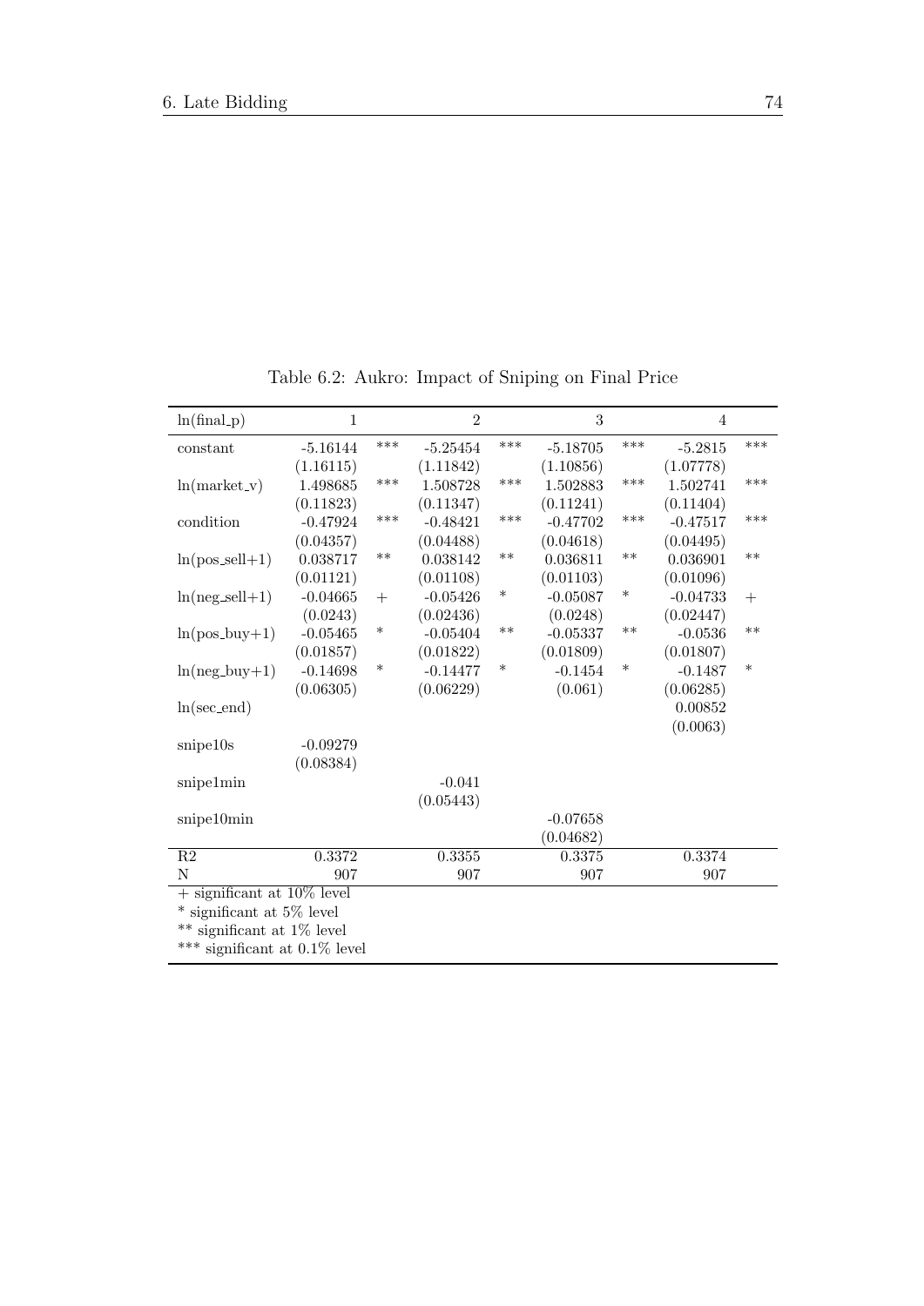Table 6.2: Aukro: Impact of Sniping on Final Price

| ln(final_p) | 1 | | 2 | | 3 | | 4 | |
|---|---|---|---|---|---|---|---|---|
| constant | -5.16144 | *** | -5.25454 | *** | -5.18705 | *** | -5.2815 | *** |
| | (1.16115) | | (1.11842) | | (1.10856) | | (1.07778) | |
| ln(market_v) | 1.498685 | *** | 1.508728 | *** | 1.502883 | *** | 1.502741 | *** |
| | (0.11823) | | (0.11347) | | (0.11241) | | (0.11404) | |
| condition | -0.47924 | *** | -0.48421 | *** | -0.47702 | *** | -0.47517 | *** |
| | (0.04357) | | (0.04488) | | (0.04618) | | (0.04495) | |
| ln(pos_sell+1) | 0.038717 | ** | 0.038142 | ** | 0.036811 | ** | 0.036901 | ** |
| | (0.01121) | | (0.01108) | | (0.01103) | | (0.01096) | |
| ln(neg_sell+1) | -0.04665 | + | -0.05426 | * | -0.05087 | * | -0.04733 | + |
| | (0.0243) | | (0.02436) | | (0.0248) | | (0.02447) | |
| ln(pos_buy+1) | -0.05465 | * | -0.05404 | ** | -0.05337 | ** | -0.0536 | ** |
| | (0.01857) | | (0.01822) | | (0.01809) | | (0.01807) | |
| ln(neg_buy+1) | -0.14698 | * | -0.14477 | * | -0.1454 | * | -0.1487 | * |
| | (0.06305) | | (0.06229) | | (0.061) | | (0.06285) | |
| ln(sec_end) | | | | | | | 0.00852 | |
| | | | | | | | (0.0063) | |
| snipe10s | -0.09279 | | | | | | | |
| | (0.08384) | | | | | | | |
| snipe1min | | | -0.041 | | | | | |
| | | | (0.05443) | | | | | |
| snipe10min | | | | | -0.07658 | | | |
| | | | | | (0.04682) | | | |
| R2 | 0.3372 | | 0.3355 | | 0.3375 | | 0.3374 | |
| N | 907 | | 907 | | 907 | | 907 | |

+ significant at 10% level

\* significant at 5% level

** significant at 1% level

*** significant at 0.1% level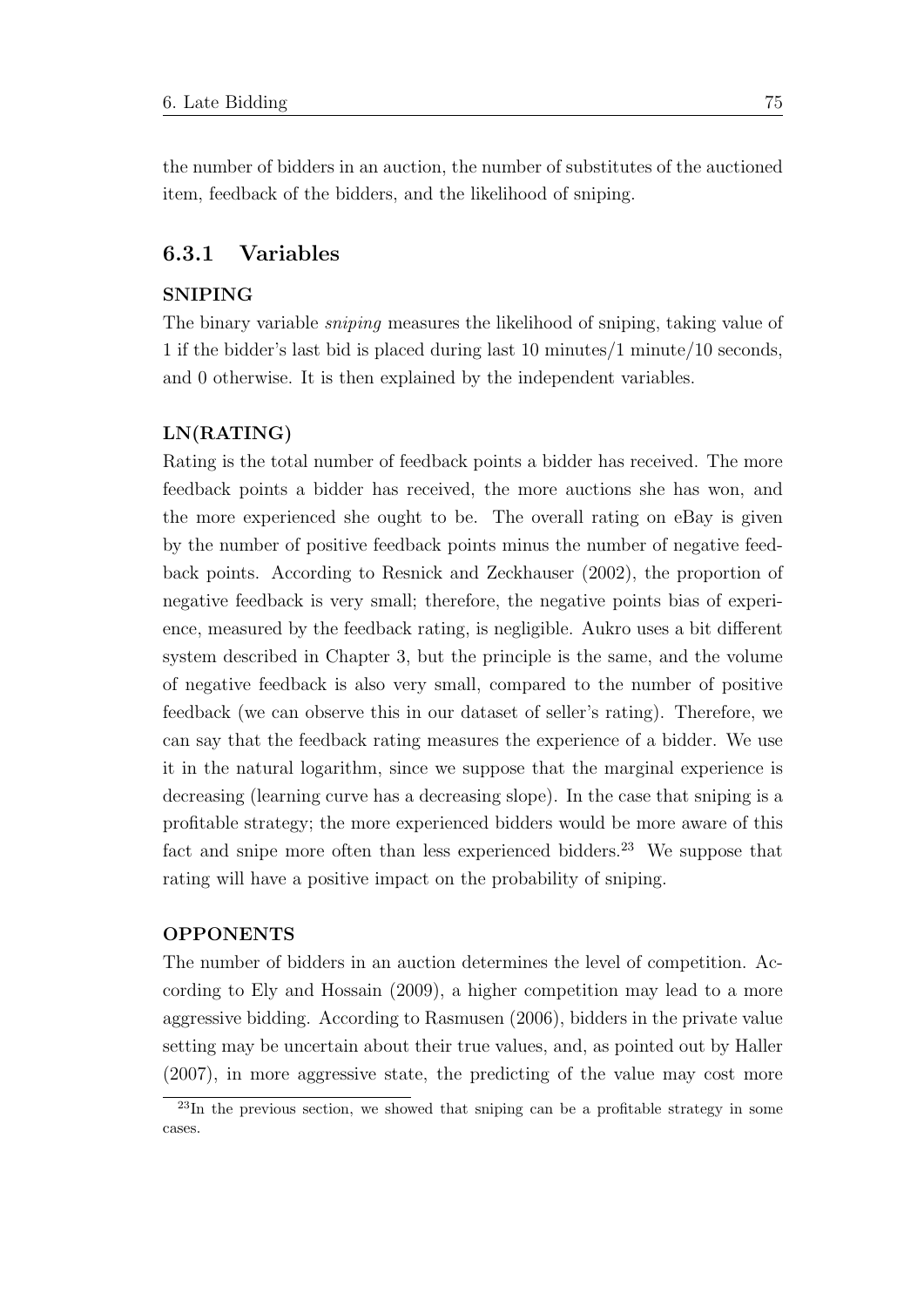the number of bidders in an auction, the number of substitutes of the auctioned item, feedback of the bidders, and the likelihood of sniping.

### 6.3.1 Variables

**SNIPING**

The binary variable *sniping* measures the likelihood of sniping, taking value of 1 if the bidder's last bid is placed during last 10 minutes/1 minute/10 seconds, and 0 otherwise. It is then explained by the independent variables.

**LN(RATING)**

Rating is the total number of feedback points a bidder has received. The more feedback points a bidder has received, the more auctions she has won, and the more experienced she ought to be. The overall rating on eBay is given by the number of positive feedback points minus the number of negative feedback points. According to Resnick and Zeckhauser (2002), the proportion of negative feedback is very small; therefore, the negative points bias of experience, measured by the feedback rating, is negligible. Aukro uses a bit different system described in Chapter 3, but the principle is the same, and the volume of negative feedback is also very small, compared to the number of positive feedback (we can observe this in our dataset of seller's rating). Therefore, we can say that the feedback rating measures the experience of a bidder. We use it in the natural logarithm, since we suppose that the marginal experience is decreasing (learning curve has a decreasing slope). In the case that sniping is a profitable strategy; the more experienced bidders would be more aware of this fact and snipe more often than less experienced bidders.[23] We suppose that rating will have a positive impact on the probability of sniping.

**OPPONENTS**

The number of bidders in an auction determines the level of competition. According to Ely and Hossain (2009), a higher competition may lead to a more aggressive bidding. According to Rasmusen (2006), bidders in the private value setting may be uncertain about their true values, and, as pointed out by Haller (2007), in more aggressive state, the predicting of the value may cost more

[23] In the previous section, we showed that sniping can be a profitable strategy in some cases.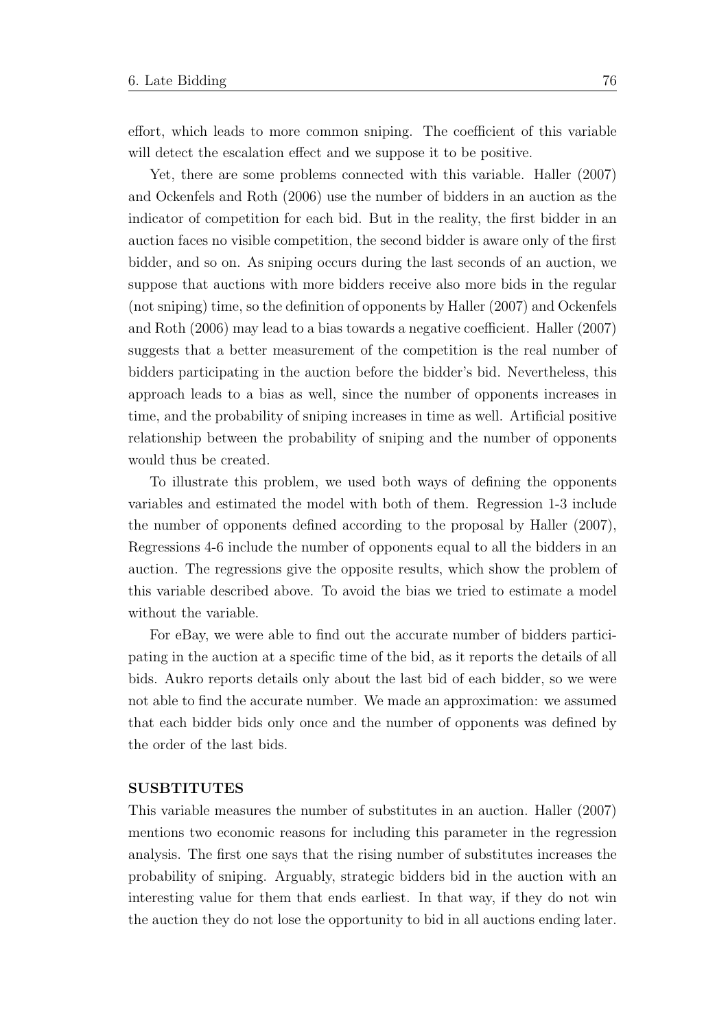effort, which leads to more common sniping. The coefficient of this variable will detect the escalation effect and we suppose it to be positive.

Yet, there are some problems connected with this variable. Haller (2007) and Ockenfels and Roth (2006) use the number of bidders in an auction as the indicator of competition for each bid. But in the reality, the first bidder in an auction faces no visible competition, the second bidder is aware only of the first bidder, and so on. As sniping occurs during the last seconds of an auction, we suppose that auctions with more bidders receive also more bids in the regular (not sniping) time, so the definition of opponents by Haller (2007) and Ockenfels and Roth (2006) may lead to a bias towards a negative coefficient. Haller (2007) suggests that a better measurement of the competition is the real number of bidders participating in the auction before the bidder's bid. Nevertheless, this approach leads to a bias as well, since the number of opponents increases in time, and the probability of sniping increases in time as well. Artificial positive relationship between the probability of sniping and the number of opponents would thus be created.

To illustrate this problem, we used both ways of defining the opponents variables and estimated the model with both of them. Regression 1-3 include the number of opponents defined according to the proposal by Haller (2007), Regressions 4-6 include the number of opponents equal to all the bidders in an auction. The regressions give the opposite results, which show the problem of this variable described above. To avoid the bias we tried to estimate a model without the variable.

For eBay, we were able to find out the accurate number of bidders participating in the auction at a specific time of the bid, as it reports the details of all bids. Aukro reports details only about the last bid of each bidder, so we were not able to find the accurate number. We made an approximation: we assumed that each bidder bids only once and the number of opponents was defined by the order of the last bids.

**SUSBTITUTES**

This variable measures the number of substitutes in an auction. Haller (2007) mentions two economic reasons for including this parameter in the regression analysis. The first one says that the rising number of substitutes increases the probability of sniping. Arguably, strategic bidders bid in the auction with an interesting value for them that ends earliest. In that way, if they do not win the auction they do not lose the opportunity to bid in all auctions ending later.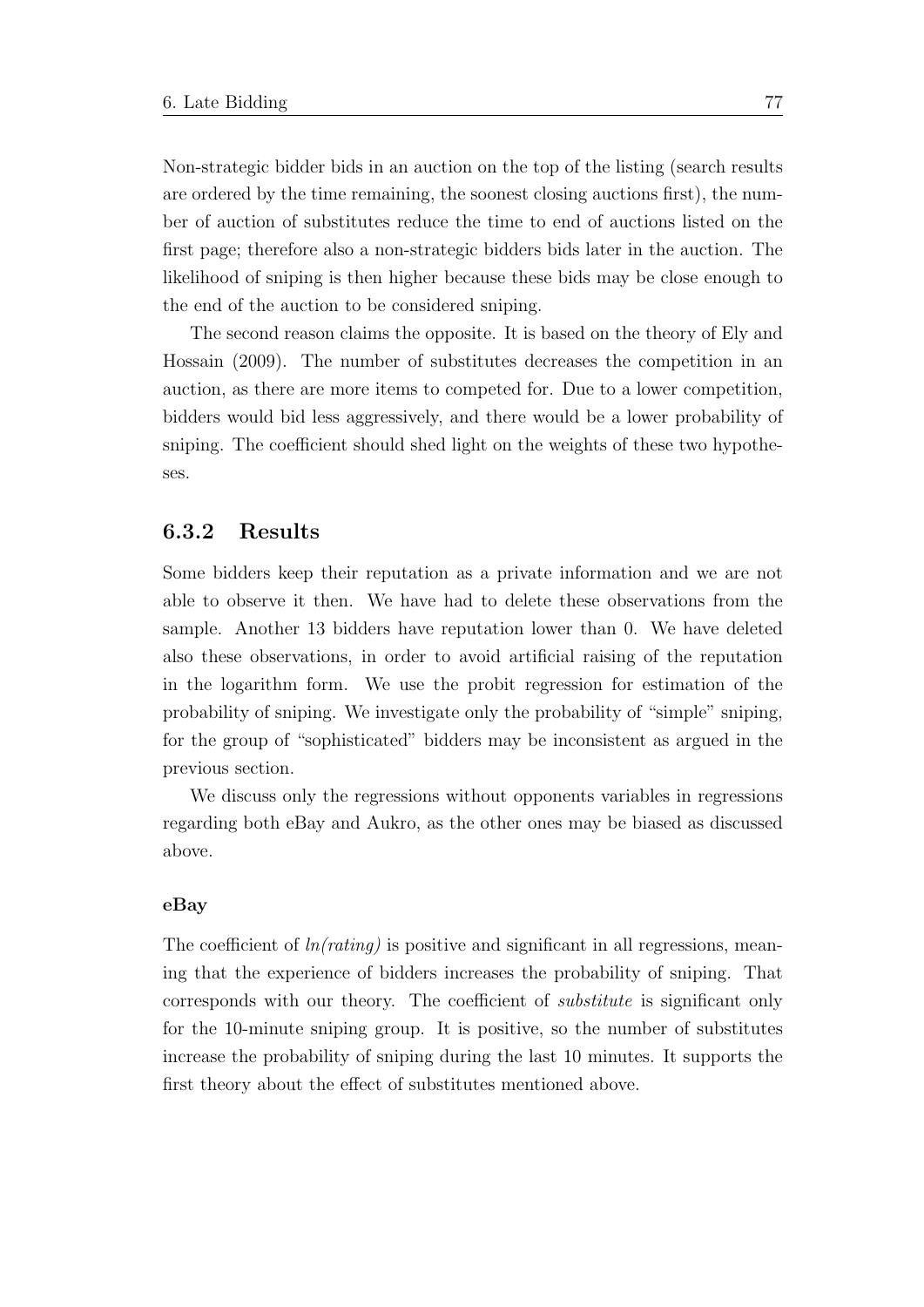Non-strategic bidder bids in an auction on the top of the listing (search results are ordered by the time remaining, the soonest closing auctions first), the number of auction of substitutes reduce the time to end of auctions listed on the first page; therefore also a non-strategic bidders bids later in the auction. The likelihood of sniping is then higher because these bids may be close enough to the end of the auction to be considered sniping.

The second reason claims the opposite. It is based on the theory of Ely and Hossain (2009). The number of substitutes decreases the competition in an auction, as there are more items to competed for. Due to a lower competition, bidders would bid less aggressively, and there would be a lower probability of sniping. The coefficient should shed light on the weights of these two hypotheses.

### 6.3.2 Results

Some bidders keep their reputation as a private information and we are not able to observe it then. We have had to delete these observations from the sample. Another 13 bidders have reputation lower than 0. We have deleted also these observations, in order to avoid artificial raising of the reputation in the logarithm form. We use the probit regression for estimation of the probability of sniping. We investigate only the probability of "simple" sniping, for the group of "sophisticated" bidders may be inconsistent as argued in the previous section.

We discuss only the regressions without opponents variables in regressions regarding both eBay and Aukro, as the other ones may be biased as discussed above.

#### eBay

The coefficient of *ln(rating)* is positive and significant in all regressions, meaning that the experience of bidders increases the probability of sniping. That corresponds with our theory. The coefficient of *substitute* is significant only for the 10-minute sniping group. It is positive, so the number of substitutes increase the probability of sniping during the last 10 minutes. It supports the first theory about the effect of substitutes mentioned above.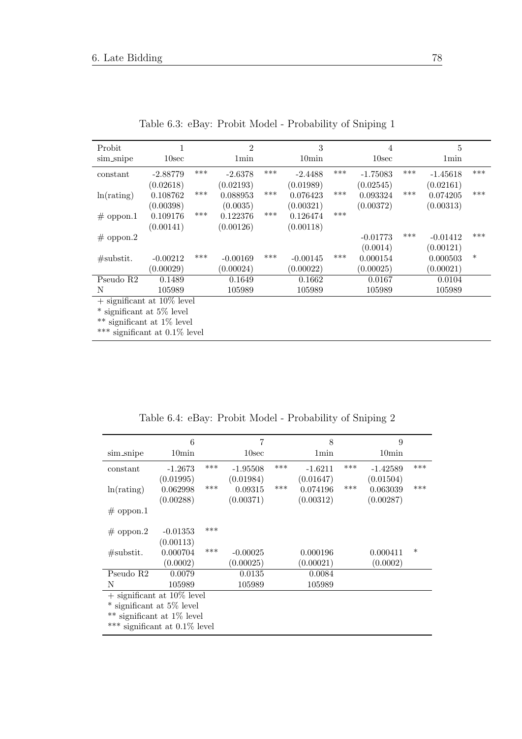Table 6.3: eBay: Probit Model - Probability of Sniping 1

| Probit | 1 | | 2 | | 3 | | 4 | | 5 | |
|---|---|---|---|---|---|---|---|---|---|---|
| sim_snipe | 10sec | | 1min | | 10min | | 10sec | | 1min | |
| constant | -2.88779 | *** | -2.6378 | *** | -2.4488 | *** | -1.75083 | *** | -1.45618 | *** |
| | (0.02618) | | (0.02193) | | (0.01989) | | (0.02545) | | (0.02161) | |
| ln(rating) | 0.108762 | *** | 0.088953 | *** | 0.076423 | *** | 0.093324 | *** | 0.074205 | *** |
| | (0.00398) | | (0.0035) | | (0.00321) | | (0.00372) | | (0.00313) | |
| # oppon.1 | 0.109176 | *** | 0.122376 | *** | 0.126474 | *** | | | | |
| | (0.00141) | | (0.00126) | | (0.00118) | | | | | |
| # oppon.2 | | | | | | | -0.01773 | *** | -0.01412 | *** |
| | | | | | | | (0.0014) | | (0.00121) | |
| #substit. | -0.00212 | *** | -0.00169 | *** | -0.00145 | *** | 0.000154 | | 0.000503 | * |
| | (0.00029) | | (0.00024) | | (0.00022) | | (0.00025) | | (0.00021) | |
| Pseudo R2 | 0.1489 | | 0.1649 | | 0.1662 | | 0.0167 | | 0.0104 | |
| N | 105989 | | 105989 | | 105989 | | 105989 | | 105989 | |

+ significant at 10% level
* significant at 5% level
** significant at 1% level
*** significant at 0.1% level

Table 6.4: eBay: Probit Model - Probability of Sniping 2

| | 6 | | 7 | | 8 | | 9 | |
|---|---|---|---|---|---|---|---|---|
| sim_snipe | 10min | | 10sec | | 1min | | 10min | |
| constant | -1.2673 | *** | -1.95508 | *** | -1.6211 | *** | -1.42589 | *** |
| | (0.01995) | | (0.01984) | | (0.01647) | | (0.01504) | |
| ln(rating) | 0.062998 | *** | 0.09315 | *** | 0.074196 | *** | 0.063039 | *** |
| | (0.00288) | | (0.00371) | | (0.00312) | | (0.00287) | |
| # oppon.1 | | | | | | | | |
| # oppon.2 | -0.01353 | *** | | | | | | |
| | (0.00113) | | | | | | | |
| #substit. | 0.000704 | *** | -0.00025 | | 0.000196 | | 0.000411 | * |
| | (0.0002) | | (0.00025) | | (0.00021) | | (0.0002) | |
| Pseudo R2 | 0.0079 | | 0.0135 | | 0.0084 | | | |
| N | 105989 | | 105989 | | 105989 | | | |

+ significant at 10% level
* significant at 5% level
** significant at 1% level
*** significant at 0.1% level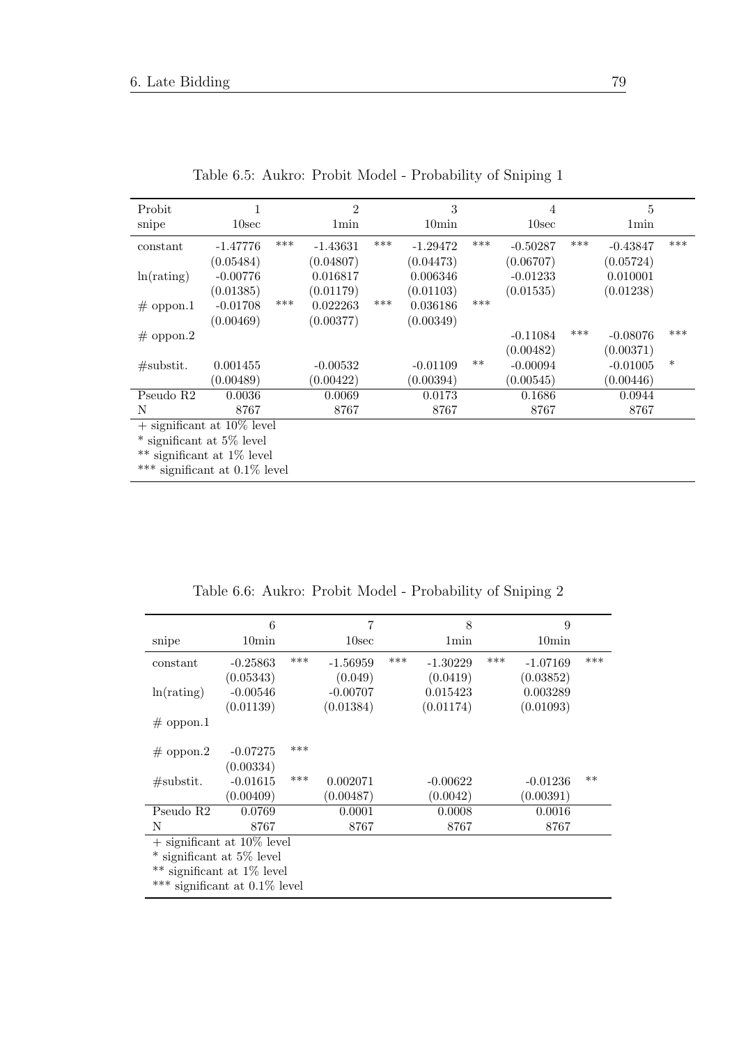Table 6.5: Aukro: Probit Model - Probability of Sniping 1

| Probit | 1 | | 2 | | 3 | | 4 | | 5 | |
|---|---|---|---|---|---|---|---|---|---|---|
| snipe | 10sec | | 1min | | 10min | | 10sec | | 1min | |
| constant | -1.47776 | *** | -1.43631 | *** | -1.29472 | *** | -0.50287 | *** | -0.43847 | *** |
| | (0.05484) | | (0.04807) | | (0.04473) | | (0.06707) | | (0.05724) | |
| ln(rating) | -0.00776 | | 0.016817 | | 0.006346 | | -0.01233 | | 0.010001 | |
| | (0.01385) | | (0.01179) | | (0.01103) | | (0.01535) | | (0.01238) | |
| # oppon.1 | -0.01708 | *** | 0.022263 | *** | 0.036186 | *** | | | | |
| | (0.00469) | | (0.00377) | | (0.00349) | | | | | |
| # oppon.2 | | | | | | | -0.11084 | *** | -0.08076 | *** |
| | | | | | | | (0.00482) | | (0.00371) | |
| #substit. | 0.001455 | | -0.00532 | | -0.01109 | ** | -0.00094 | | -0.01005 | * |
| | (0.00489) | | (0.00422) | | (0.00394) | | (0.00545) | | (0.00446) | |
| Pseudo R2 | 0.0036 | | 0.0069 | | 0.0173 | | 0.1686 | | 0.0944 | |
| N | 8767 | | 8767 | | 8767 | | 8767 | | 8767 | |

+ significant at 10% level
* significant at 5% level
** significant at 1% level
*** significant at 0.1% level

Table 6.6: Aukro: Probit Model - Probability of Sniping 2

| | 6 | | 7 | | 8 | | 9 | |
|---|---|---|---|---|---|---|---|---|
| snipe | 10min | | 10sec | | 1min | | 10min | |
| constant | -0.25863 | *** | -1.56959 | *** | -1.30229 | *** | -1.07169 | *** |
| | (0.05343) | | (0.049) | | (0.0419) | | (0.03852) | |
| ln(rating) | -0.00546 | | -0.00707 | | 0.015423 | | 0.003289 | |
| | (0.01139) | | (0.01384) | | (0.01174) | | (0.01093) | |
| # oppon.1 | | | | | | | | |
| # oppon.2 | -0.07275 | *** | | | | | | |
| | (0.00334) | | | | | | | |
| #substit. | -0.01615 | *** | 0.002071 | | -0.00622 | | -0.01236 | ** |
| | (0.00409) | | (0.00487) | | (0.0042) | | (0.00391) | |
| Pseudo R2 | 0.0769 | | 0.0001 | | 0.0008 | | 0.0016 | |
| N | 8767 | | 8767 | | 8767 | | 8767 | |

+ significant at 10% level
* significant at 5% level
** significant at 1% level
*** significant at 0.1% level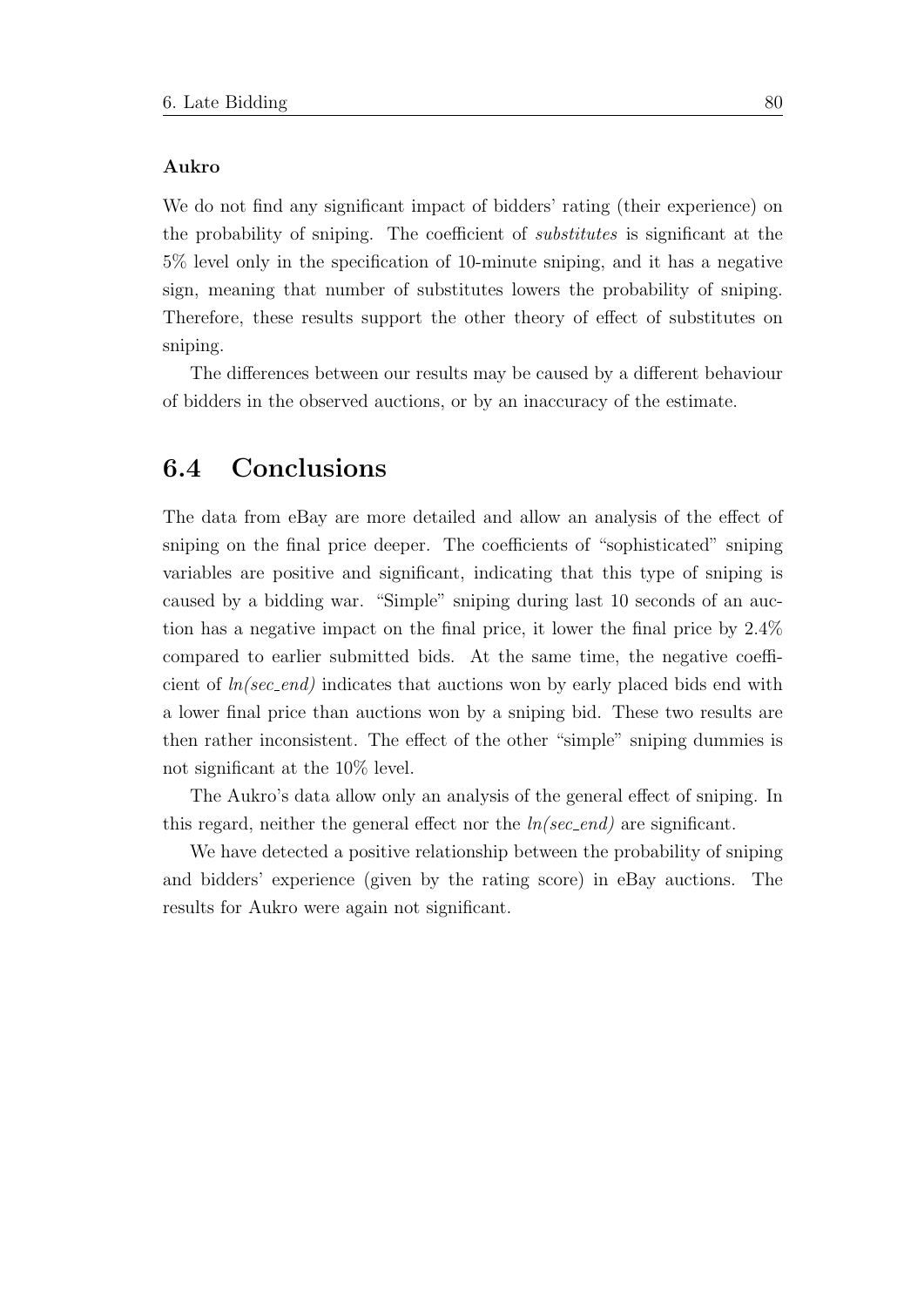**Aukro**

We do not find any significant impact of bidders' rating (their experience) on the probability of sniping. The coefficient of *substitutes* is significant at the 5% level only in the specification of 10-minute sniping, and it has a negative sign, meaning that number of substitutes lowers the probability of sniping. Therefore, these results support the other theory of effect of substitutes on sniping.

The differences between our results may be caused by a different behaviour of bidders in the observed auctions, or by an inaccuracy of the estimate.

## 6.4 Conclusions

The data from eBay are more detailed and allow an analysis of the effect of sniping on the final price deeper. The coefficients of "sophisticated" sniping variables are positive and significant, indicating that this type of sniping is caused by a bidding war. "Simple" sniping during last 10 seconds of an auction has a negative impact on the final price, it lower the final price by 2.4% compared to earlier submitted bids. At the same time, the negative coefficient of *ln(sec_end)* indicates that auctions won by early placed bids end with a lower final price than auctions won by a sniping bid. These two results are then rather inconsistent. The effect of the other "simple" sniping dummies is not significant at the 10% level.

The Aukro's data allow only an analysis of the general effect of sniping. In this regard, neither the general effect nor the *ln(sec_end)* are significant.

We have detected a positive relationship between the probability of sniping and bidders' experience (given by the rating score) in eBay auctions. The results for Aukro were again not significant.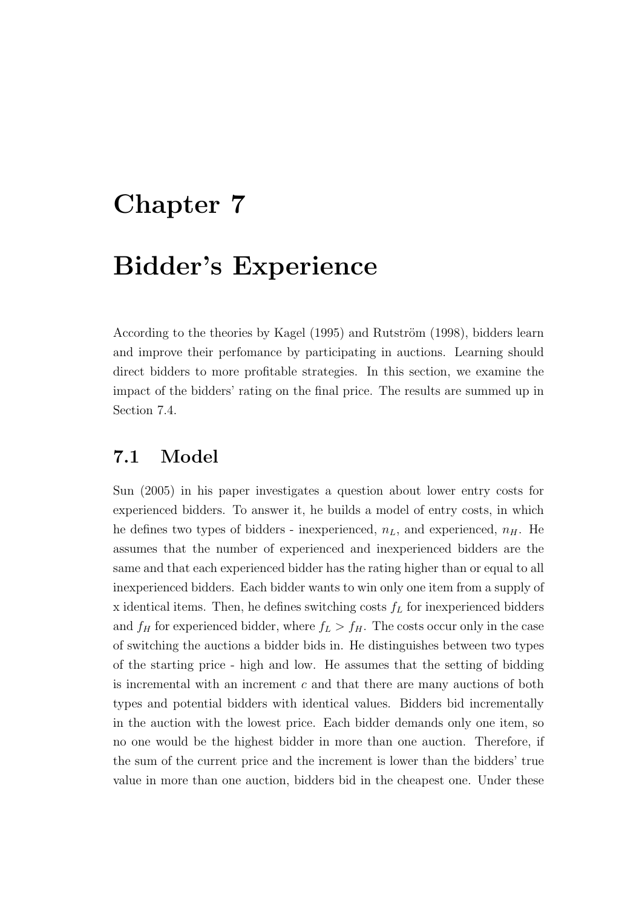# Chapter 7

# Bidder's Experience

According to the theories by Kagel (1995) and Rutström (1998), bidders learn and improve their perfomance by participating in auctions. Learning should direct bidders to more profitable strategies. In this section, we examine the impact of the bidders' rating on the final price. The results are summed up in Section 7.4.

## 7.1 Model

Sun (2005) in his paper investigates a question about lower entry costs for experienced bidders. To answer it, he builds a model of entry costs, in which he defines two types of bidders - inexperienced, $n_L$, and experienced, $n_H$. He assumes that the number of experienced and inexperienced bidders are the same and that each experienced bidder has the rating higher than or equal to all inexperienced bidders. Each bidder wants to win only one item from a supply of x identical items. Then, he defines switching costs $f_L$ for inexperienced bidders and $f_H$ for experienced bidder, where $f_L > f_H$. The costs occur only in the case of switching the auctions a bidder bids in. He distinguishes between two types of the starting price - high and low. He assumes that the setting of bidding is incremental with an increment $c$ and that there are many auctions of both types and potential bidders with identical values. Bidders bid incrementally in the auction with the lowest price. Each bidder demands only one item, so no one would be the highest bidder in more than one auction. Therefore, if the sum of the current price and the increment is lower than the bidders' true value in more than one auction, bidders bid in the cheapest one. Under these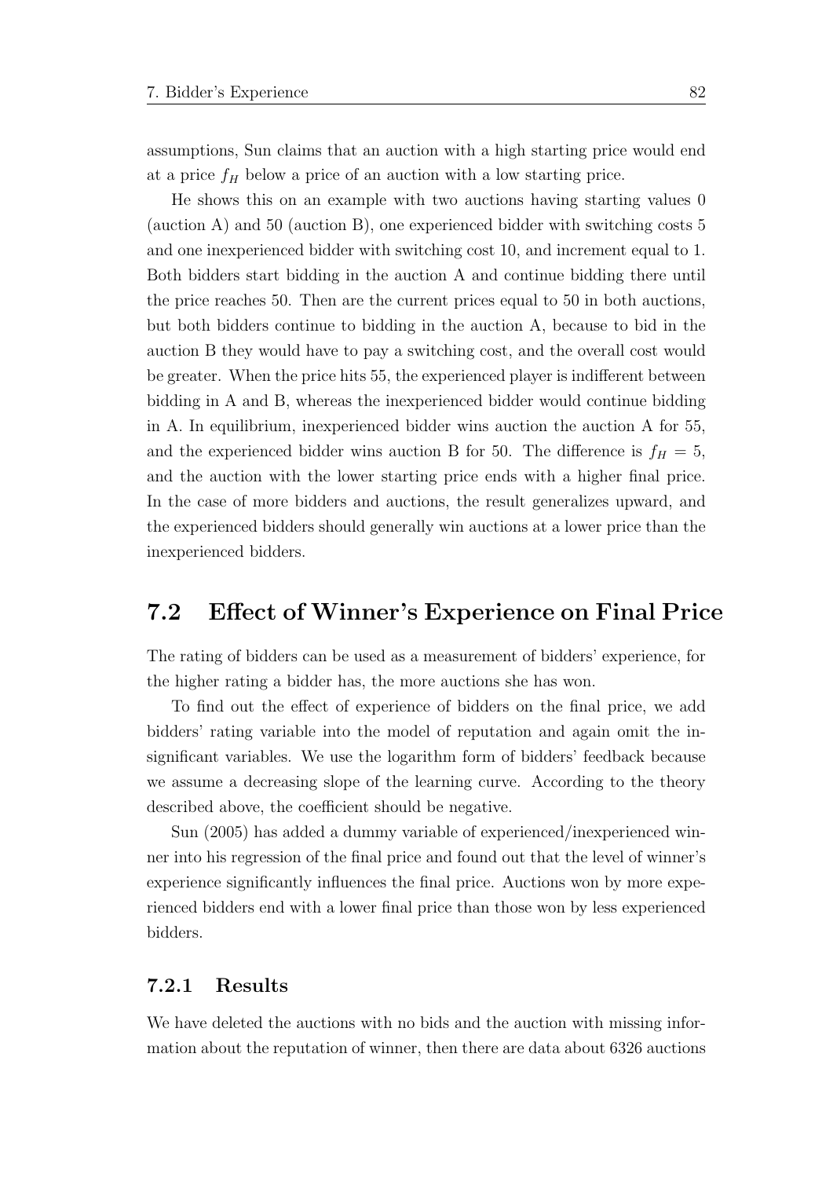assumptions, Sun claims that an auction with a high starting price would end at a price $f_H$ below a price of an auction with a low starting price.

He shows this on an example with two auctions having starting values 0 (auction A) and 50 (auction B), one experienced bidder with switching costs 5 and one inexperienced bidder with switching cost 10, and increment equal to 1. Both bidders start bidding in the auction A and continue bidding there until the price reaches 50. Then are the current prices equal to 50 in both auctions, but both bidders continue to bidding in the auction A, because to bid in the auction B they would have to pay a switching cost, and the overall cost would be greater. When the price hits 55, the experienced player is indifferent between bidding in A and B, whereas the inexperienced bidder would continue bidding in A. In equilibrium, inexperienced bidder wins auction the auction A for 55, and the experienced bidder wins auction B for 50. The difference is $f_H = 5$, and the auction with the lower starting price ends with a higher final price. In the case of more bidders and auctions, the result generalizes upward, and the experienced bidders should generally win auctions at a lower price than the inexperienced bidders.

## 7.2 Effect of Winner's Experience on Final Price

The rating of bidders can be used as a measurement of bidders' experience, for the higher rating a bidder has, the more auctions she has won.

To find out the effect of experience of bidders on the final price, we add bidders' rating variable into the model of reputation and again omit the insignificant variables. We use the logarithm form of bidders' feedback because we assume a decreasing slope of the learning curve. According to the theory described above, the coefficient should be negative.

Sun (2005) has added a dummy variable of experienced/inexperienced winner into his regression of the final price and found out that the level of winner's experience significantly influences the final price. Auctions won by more experienced bidders end with a lower final price than those won by less experienced bidders.

### 7.2.1 Results

We have deleted the auctions with no bids and the auction with missing information about the reputation of winner, then there are data about 6326 auctions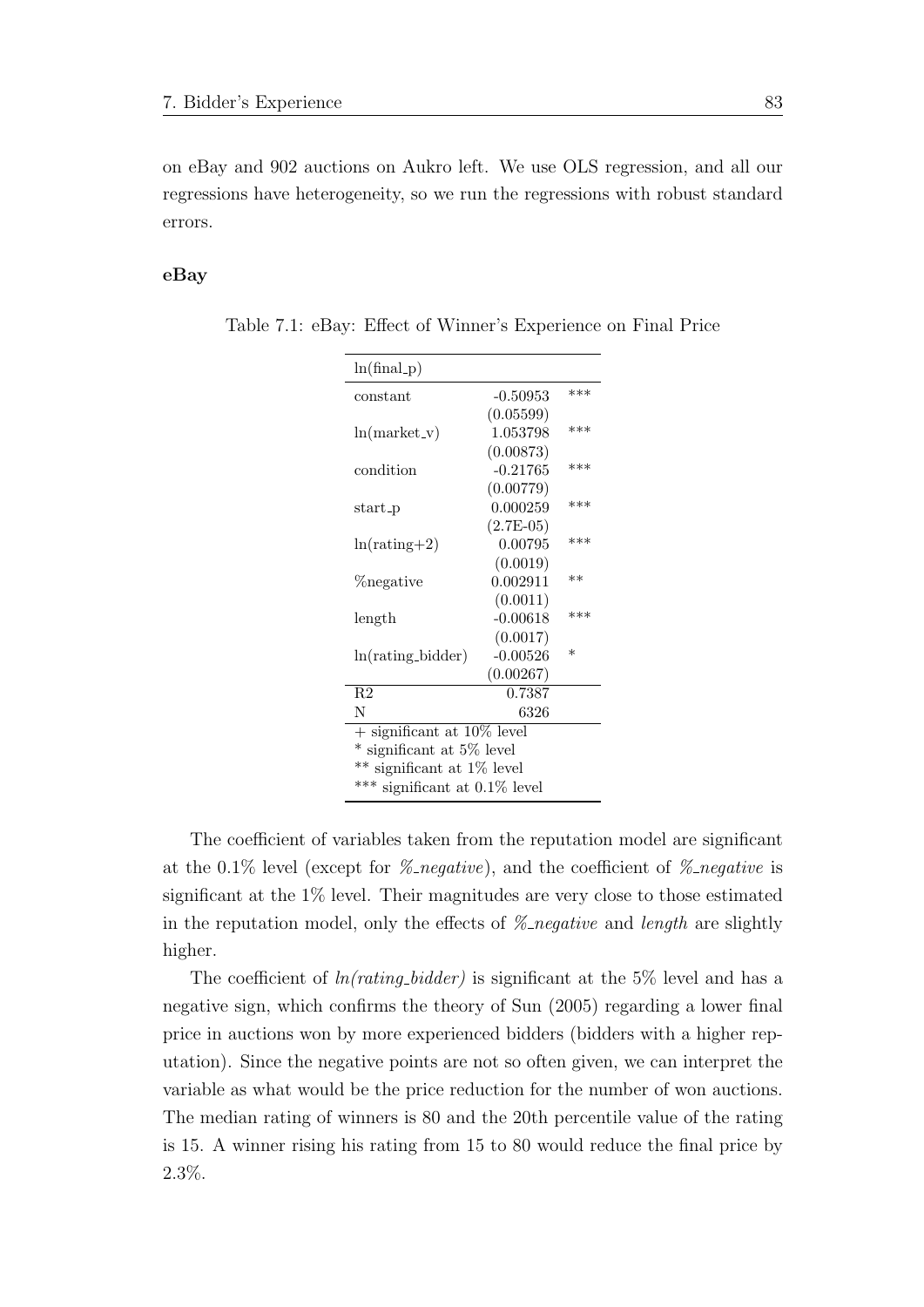on eBay and 902 auctions on Aukro left. We use OLS regression, and all our regressions have heterogeneity, so we run the regressions with robust standard errors.

**eBay**

Table 7.1: eBay: Effect of Winner's Experience on Final Price

| ln(final_p) | | |
|---|---|---|
| constant | -0.50953 | *** |
| | (0.05599) | |
| ln(market_v) | 1.053798 | *** |
| | (0.00873) | |
| condition | -0.21765 | *** |
| | (0.00779) | |
| start_p | 0.000259 | *** |
| | (2.7E-05) | |
| ln(rating+2) | 0.00795 | *** |
| | (0.0019) | |
| %negative | 0.002911 | ** |
| | (0.0011) | |
| length | -0.00618 | *** |
| | (0.0017) | |
| ln(rating_bidder) | -0.00526 | * |
| | (0.00267) | |
| R2 | 0.7387 | |
| N | 6326 | |

+ significant at 10% level
* significant at 5% level
** significant at 1% level
*** significant at 0.1% level

The coefficient of variables taken from the reputation model are significant at the 0.1% level (except for *%_negative*), and the coefficient of *%_negative* is significant at the 1% level. Their magnitudes are very close to those estimated in the reputation model, only the effects of *%_negative* and *length* are slightly higher.

The coefficient of *ln(rating_bidder)* is significant at the 5% level and has a negative sign, which confirms the theory of Sun (2005) regarding a lower final price in auctions won by more experienced bidders (bidders with a higher reputation). Since the negative points are not so often given, we can interpret the variable as what would be the price reduction for the number of won auctions. The median rating of winners is 80 and the 20th percentile value of the rating is 15. A winner rising his rating from 15 to 80 would reduce the final price by 2.3%.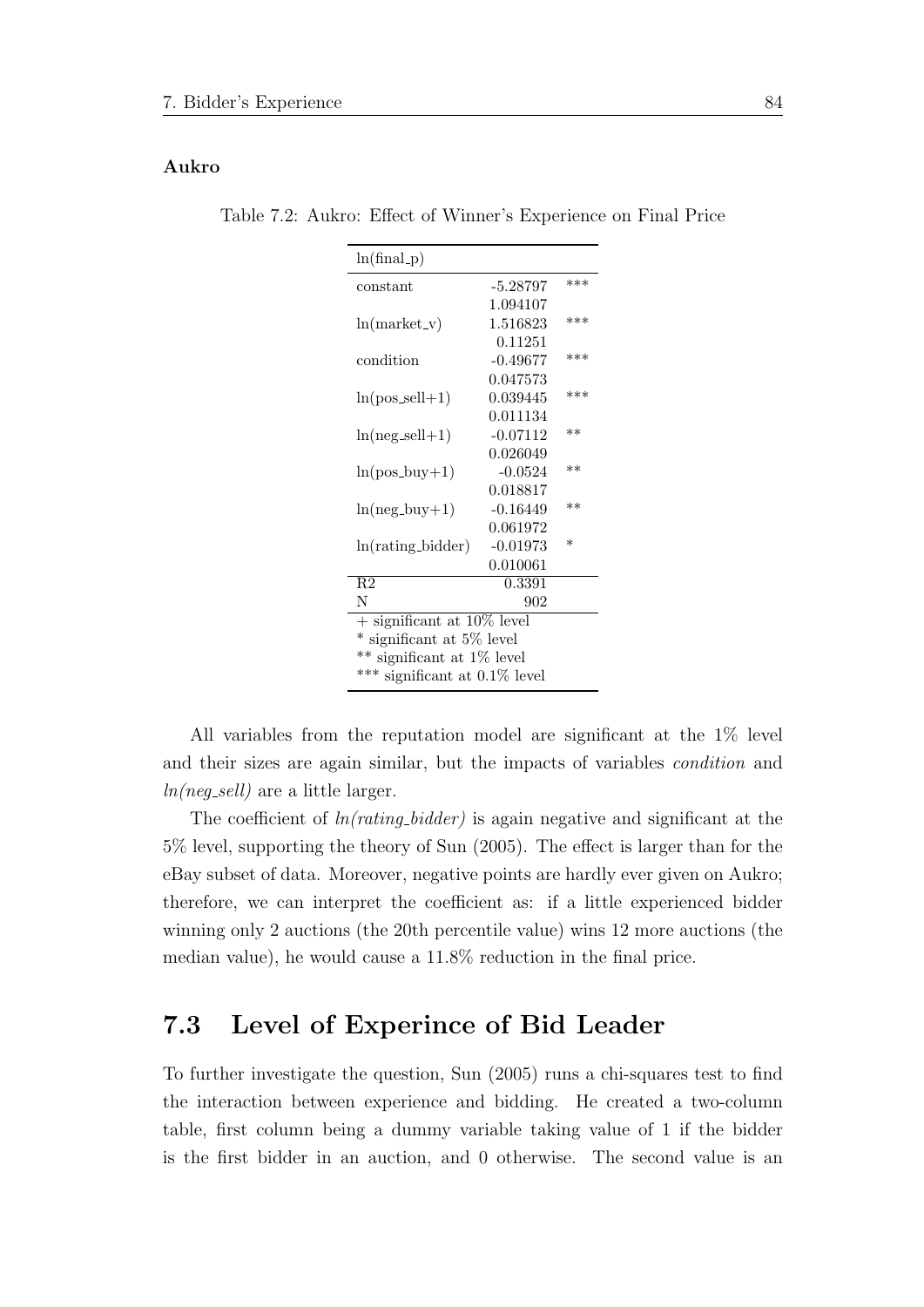**Aukro**

Table 7.2: Aukro: Effect of Winner's Experience on Final Price

| ln(final_p) | | |
|---|---|---|
| constant | -5.28797 | *** |
| | 1.094107 | |
| ln(market_v) | 1.516823 | *** |
| | 0.11251 | |
| condition | -0.49677 | *** |
| | 0.047573 | |
| ln(pos_sell+1) | 0.039445 | *** |
| | 0.011134 | |
| ln(neg_sell+1) | -0.07112 | ** |
| | 0.026049 | |
| ln(pos_buy+1) | -0.0524 | ** |
| | 0.018817 | |
| ln(neg_buy+1) | -0.16449 | ** |
| | 0.061972 | |
| ln(rating_bidder) | -0.01973 | * |
| | 0.010061 | |
| R2 | 0.3391 | |
| N | 902 | |
| + significant at 10% level | | |
| * significant at 5% level | | |
| ** significant at 1% level | | |
| *** significant at 0.1% level | | |

All variables from the reputation model are significant at the 1% level and their sizes are again similar, but the impacts of variables *condition* and *ln(neg_sell)* are a little larger.

The coefficient of *ln(rating_bidder)* is again negative and significant at the 5% level, supporting the theory of Sun (2005). The effect is larger than for the eBay subset of data. Moreover, negative points are hardly ever given on Aukro; therefore, we can interpret the coefficient as: if a little experienced bidder winning only 2 auctions (the 20th percentile value) wins 12 more auctions (the median value), he would cause a 11.8% reduction in the final price.

## 7.3 Level of Experince of Bid Leader

To further investigate the question, Sun (2005) runs a chi-squares test to find the interaction between experience and bidding. He created a two-column table, first column being a dummy variable taking value of 1 if the bidder is the first bidder in an auction, and 0 otherwise. The second value is an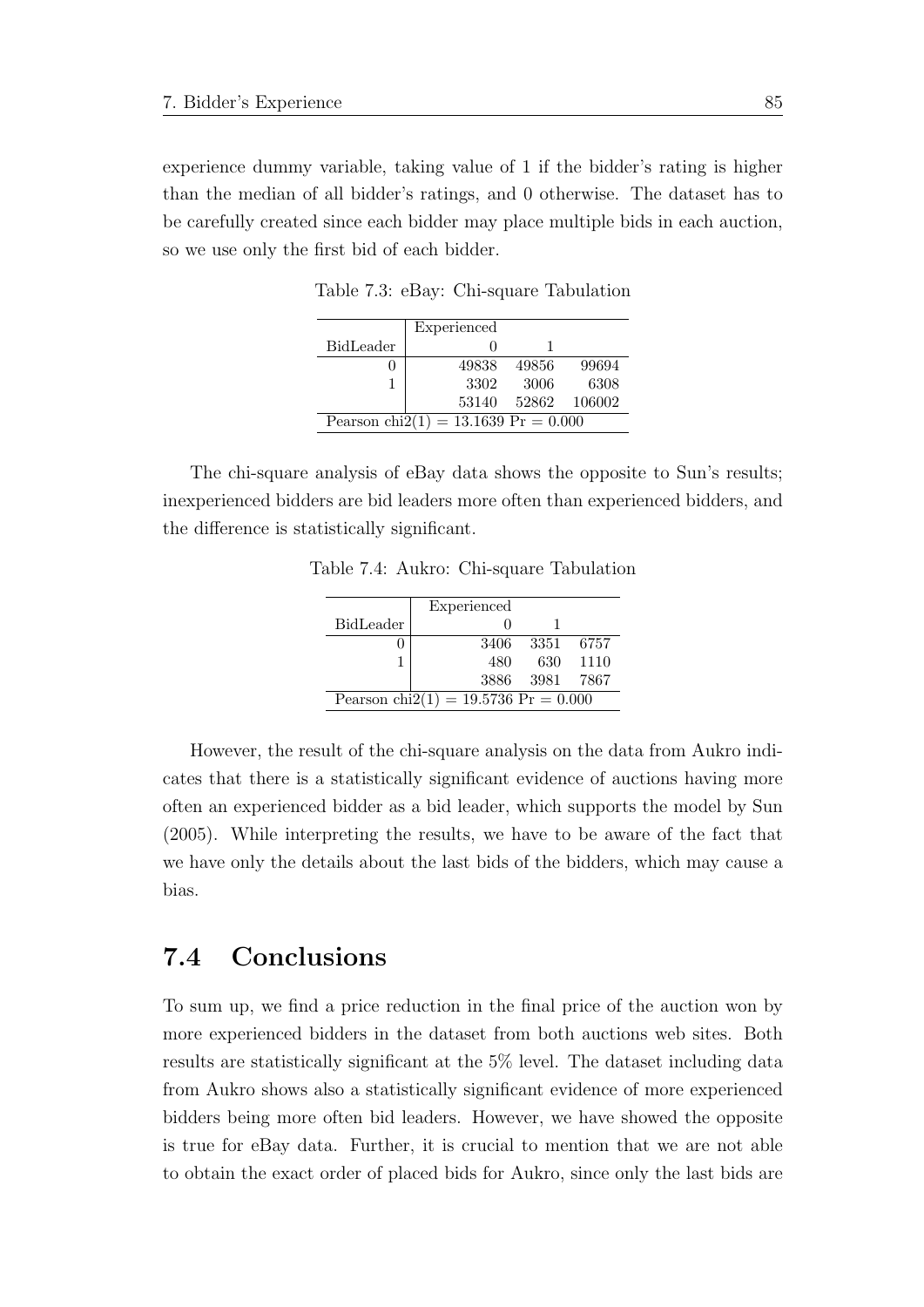experience dummy variable, taking value of 1 if the bidder's rating is higher than the median of all bidder's ratings, and 0 otherwise. The dataset has to be carefully created since each bidder may place multiple bids in each auction, so we use only the first bid of each bidder.

Table 7.3: eBay: Chi-square Tabulation

| | Experienced | | |
|---|---|---|---|
| BidLeader | 0 | 1 | |
| 0 | 49838 | 49856 | 99694 |
| 1 | 3302 | 3006 | 6308 |
| | 53140 | 52862 | 106002 |
| Pearson chi2(1) = 13.1639 Pr = 0.000 | | | |

The chi-square analysis of eBay data shows the opposite to Sun's results; inexperienced bidders are bid leaders more often than experienced bidders, and the difference is statistically significant.

Table 7.4: Aukro: Chi-square Tabulation

| | Experienced | | |
|---|---|---|---|
| BidLeader | 0 | 1 | |
| 0 | 3406 | 3351 | 6757 |
| 1 | 480 | 630 | 1110 |
| | 3886 | 3981 | 7867 |
| Pearson chi2(1) = 19.5736 Pr = 0.000 | | | |

However, the result of the chi-square analysis on the data from Aukro indicates that there is a statistically significant evidence of auctions having more often an experienced bidder as a bid leader, which supports the model by Sun (2005). While interpreting the results, we have to be aware of the fact that we have only the details about the last bids of the bidders, which may cause a bias.

## 7.4 Conclusions

To sum up, we find a price reduction in the final price of the auction won by more experienced bidders in the dataset from both auctions web sites. Both results are statistically significant at the 5% level. The dataset including data from Aukro shows also a statistically significant evidence of more experienced bidders being more often bid leaders. However, we have showed the opposite is true for eBay data. Further, it is crucial to mention that we are not able to obtain the exact order of placed bids for Aukro, since only the last bids are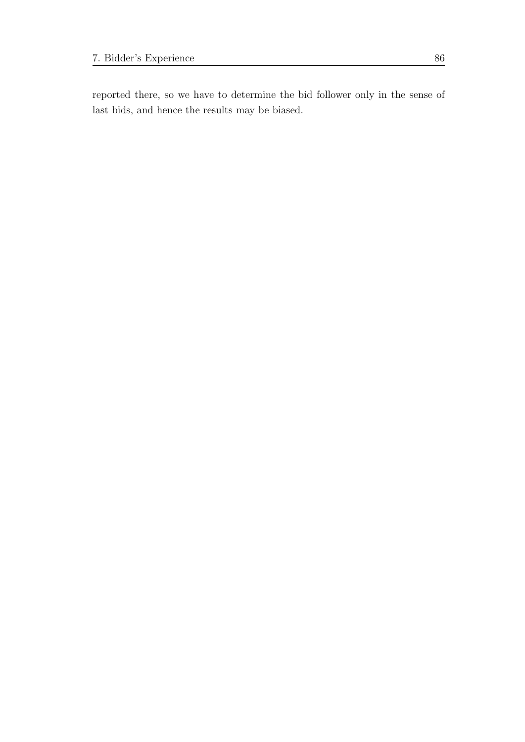reported there, so we have to determine the bid follower only in the sense of last bids, and hence the results may be biased.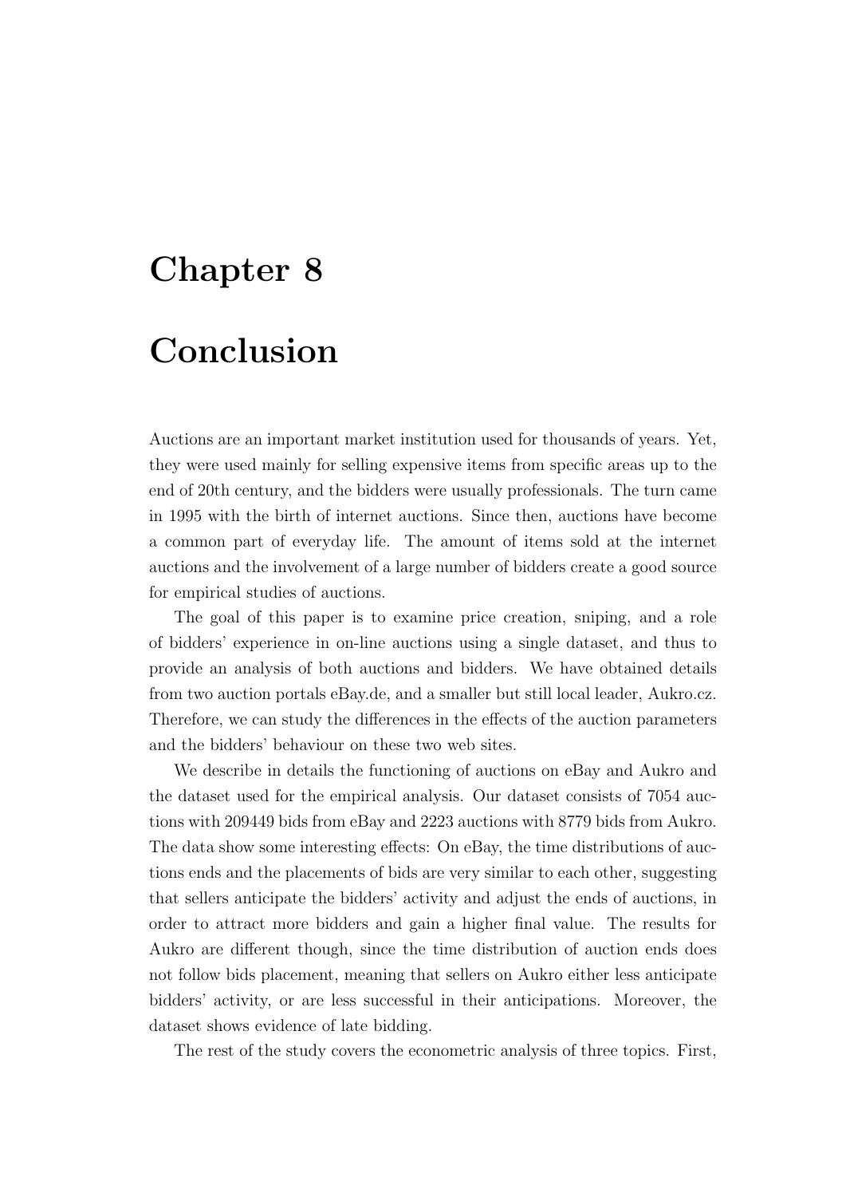# Chapter 8

# Conclusion

Auctions are an important market institution used for thousands of years. Yet, they were used mainly for selling expensive items from specific areas up to the end of 20th century, and the bidders were usually professionals. The turn came in 1995 with the birth of internet auctions. Since then, auctions have become a common part of everyday life. The amount of items sold at the internet auctions and the involvement of a large number of bidders create a good source for empirical studies of auctions.

The goal of this paper is to examine price creation, sniping, and a role of bidders' experience in on-line auctions using a single dataset, and thus to provide an analysis of both auctions and bidders. We have obtained details from two auction portals eBay.de, and a smaller but still local leader, Aukro.cz. Therefore, we can study the differences in the effects of the auction parameters and the bidders' behaviour on these two web sites.

We describe in details the functioning of auctions on eBay and Aukro and the dataset used for the empirical analysis. Our dataset consists of 7054 auctions with 209449 bids from eBay and 2223 auctions with 8779 bids from Aukro. The data show some interesting effects: On eBay, the time distributions of auctions ends and the placements of bids are very similar to each other, suggesting that sellers anticipate the bidders' activity and adjust the ends of auctions, in order to attract more bidders and gain a higher final value. The results for Aukro are different though, since the time distribution of auction ends does not follow bids placement, meaning that sellers on Aukro either less anticipate bidders' activity, or are less successful in their anticipations. Moreover, the dataset shows evidence of late bidding.

The rest of the study covers the econometric analysis of three topics. First,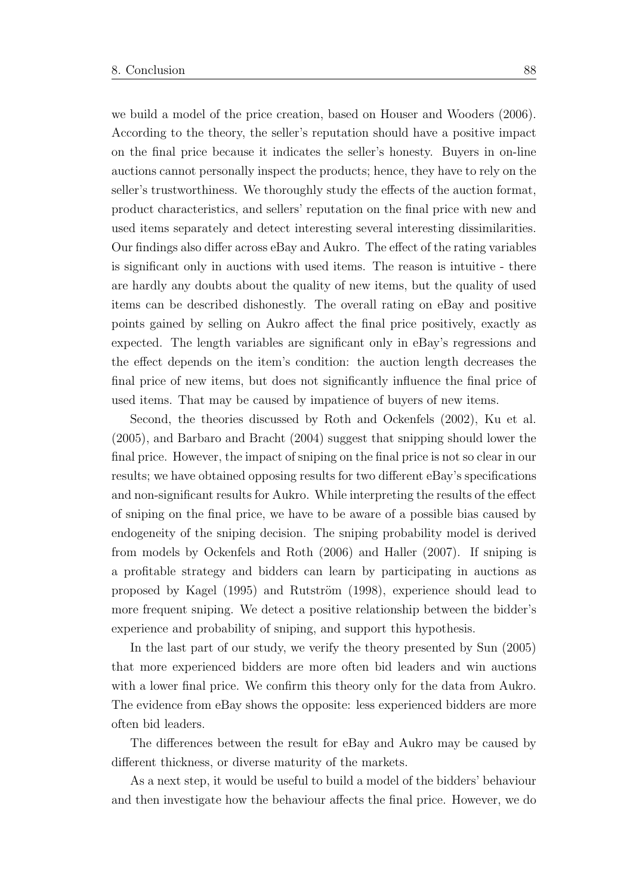we build a model of the price creation, based on Houser and Wooders (2006). According to the theory, the seller's reputation should have a positive impact on the final price because it indicates the seller's honesty. Buyers in on-line auctions cannot personally inspect the products; hence, they have to rely on the seller's trustworthiness. We thoroughly study the effects of the auction format, product characteristics, and sellers' reputation on the final price with new and used items separately and detect interesting several interesting dissimilarities. Our findings also differ across eBay and Aukro. The effect of the rating variables is significant only in auctions with used items. The reason is intuitive - there are hardly any doubts about the quality of new items, but the quality of used items can be described dishonestly. The overall rating on eBay and positive points gained by selling on Aukro affect the final price positively, exactly as expected. The length variables are significant only in eBay's regressions and the effect depends on the item's condition: the auction length decreases the final price of new items, but does not significantly influence the final price of used items. That may be caused by impatience of buyers of new items.

Second, the theories discussed by Roth and Ockenfels (2002), Ku et al. (2005), and Barbaro and Bracht (2004) suggest that snipping should lower the final price. However, the impact of sniping on the final price is not so clear in our results; we have obtained opposing results for two different eBay's specifications and non-significant results for Aukro. While interpreting the results of the effect of sniping on the final price, we have to be aware of a possible bias caused by endogeneity of the sniping decision. The sniping probability model is derived from models by Ockenfels and Roth (2006) and Haller (2007). If sniping is a profitable strategy and bidders can learn by participating in auctions as proposed by Kagel (1995) and Rutström (1998), experience should lead to more frequent sniping. We detect a positive relationship between the bidder's experience and probability of sniping, and support this hypothesis.

In the last part of our study, we verify the theory presented by Sun (2005) that more experienced bidders are more often bid leaders and win auctions with a lower final price. We confirm this theory only for the data from Aukro. The evidence from eBay shows the opposite: less experienced bidders are more often bid leaders.

The differences between the result for eBay and Aukro may be caused by different thickness, or diverse maturity of the markets.

As a next step, it would be useful to build a model of the bidders' behaviour and then investigate how the behaviour affects the final price. However, we do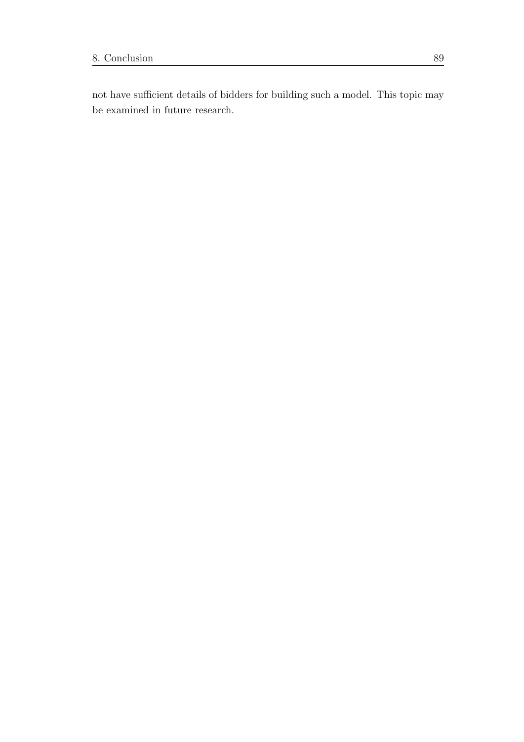not have sufficient details of bidders for building such a model. This topic may be examined in future research.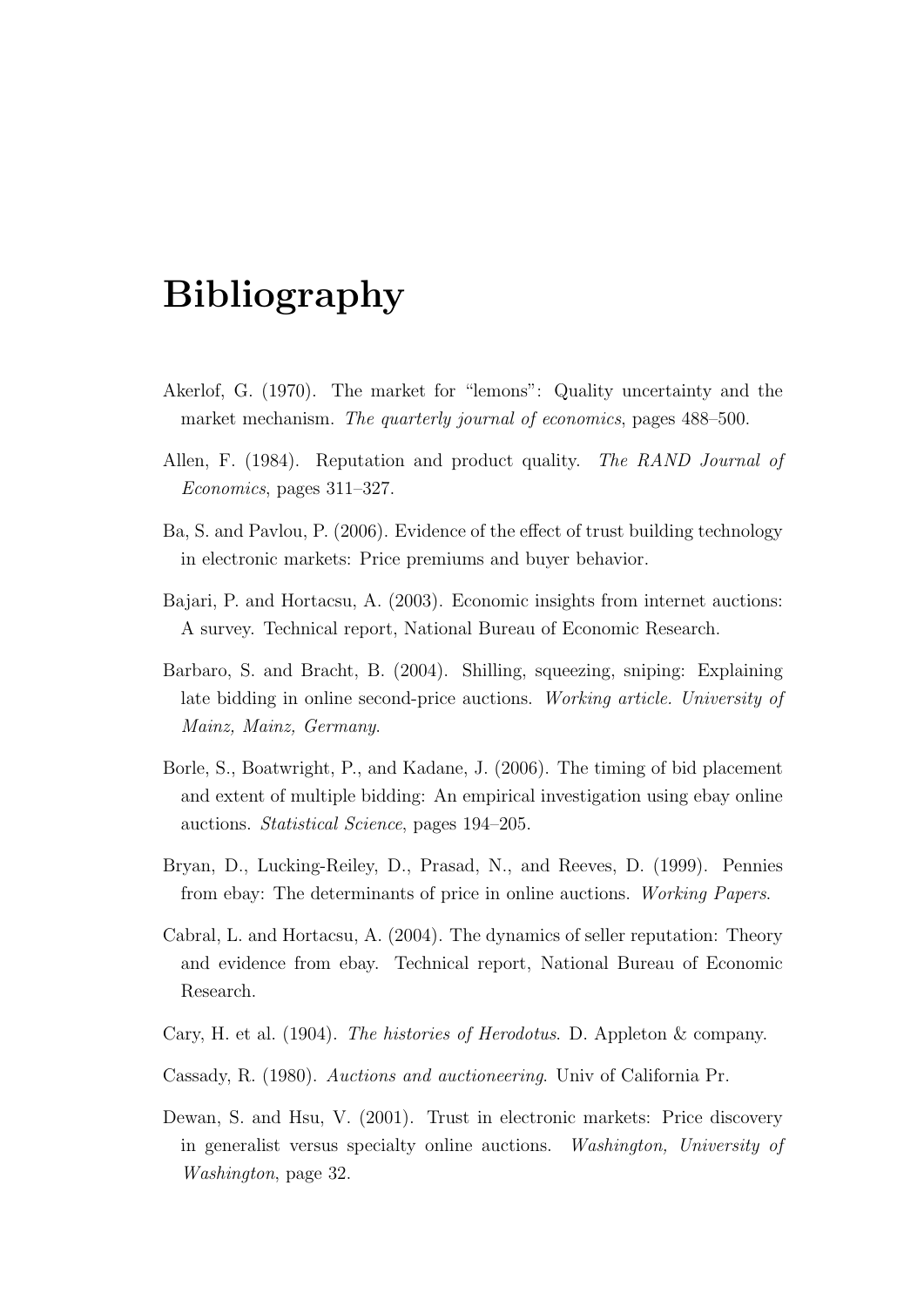# Bibliography

Akerlof, G. (1970). The market for "lemons": Quality uncertainty and the market mechanism. *The quarterly journal of economics*, pages 488–500.

Allen, F. (1984). Reputation and product quality. *The RAND Journal of Economics*, pages 311–327.

Ba, S. and Pavlou, P. (2006). Evidence of the effect of trust building technology in electronic markets: Price premiums and buyer behavior.

Bajari, P. and Hortacsu, A. (2003). Economic insights from internet auctions: A survey. Technical report, National Bureau of Economic Research.

Barbaro, S. and Bracht, B. (2004). Shilling, squeezing, sniping: Explaining late bidding in online second-price auctions. *Working article. University of Mainz, Mainz, Germany*.

Borle, S., Boatwright, P., and Kadane, J. (2006). The timing of bid placement and extent of multiple bidding: An empirical investigation using ebay online auctions. *Statistical Science*, pages 194–205.

Bryan, D., Lucking-Reiley, D., Prasad, N., and Reeves, D. (1999). Pennies from ebay: The determinants of price in online auctions. *Working Papers*.

Cabral, L. and Hortacsu, A. (2004). The dynamics of seller reputation: Theory and evidence from ebay. Technical report, National Bureau of Economic Research.

Cary, H. et al. (1904). *The histories of Herodotus*. D. Appleton & company.

Cassady, R. (1980). *Auctions and auctioneering*. Univ of California Pr.

Dewan, S. and Hsu, V. (2001). Trust in electronic markets: Price discovery in generalist versus specialty online auctions. *Washington, University of Washington*, page 32.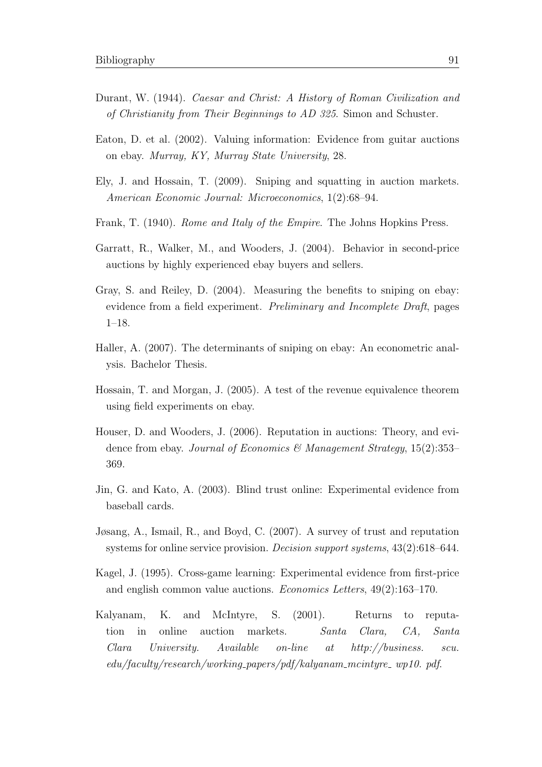Durant, W. (1944). *Caesar and Christ: A History of Roman Civilization and of Christianity from Their Beginnings to AD 325*. Simon and Schuster.

Eaton, D. et al. (2002). Valuing information: Evidence from guitar auctions on ebay. *Murray, KY, Murray State University*, 28.

Ely, J. and Hossain, T. (2009). Sniping and squatting in auction markets. *American Economic Journal: Microeconomics*, 1(2):68–94.

Frank, T. (1940). *Rome and Italy of the Empire*. The Johns Hopkins Press.

Garratt, R., Walker, M., and Wooders, J. (2004). Behavior in second-price auctions by highly experienced ebay buyers and sellers.

Gray, S. and Reiley, D. (2004). Measuring the benefits to sniping on ebay: evidence from a field experiment. *Preliminary and Incomplete Draft*, pages 1–18.

Haller, A. (2007). The determinants of sniping on ebay: An econometric analysis. Bachelor Thesis.

Hossain, T. and Morgan, J. (2005). A test of the revenue equivalence theorem using field experiments on ebay.

Houser, D. and Wooders, J. (2006). Reputation in auctions: Theory, and evidence from ebay. *Journal of Economics & Management Strategy*, 15(2):353–369.

Jin, G. and Kato, A. (2003). Blind trust online: Experimental evidence from baseball cards.

Jøsang, A., Ismail, R., and Boyd, C. (2007). A survey of trust and reputation systems for online service provision. *Decision support systems*, 43(2):618–644.

Kagel, J. (1995). Cross-game learning: Experimental evidence from first-price and english common value auctions. *Economics Letters*, 49(2):163–170.

Kalyanam, K. and McIntyre, S. (2001). Returns to reputation in online auction markets. *Santa Clara, CA, Santa Clara University. Available on-line at http://business. scu. edu/faculty/research/working_papers/pdf/kalyanam_mcintyre_ wp10. pdf*.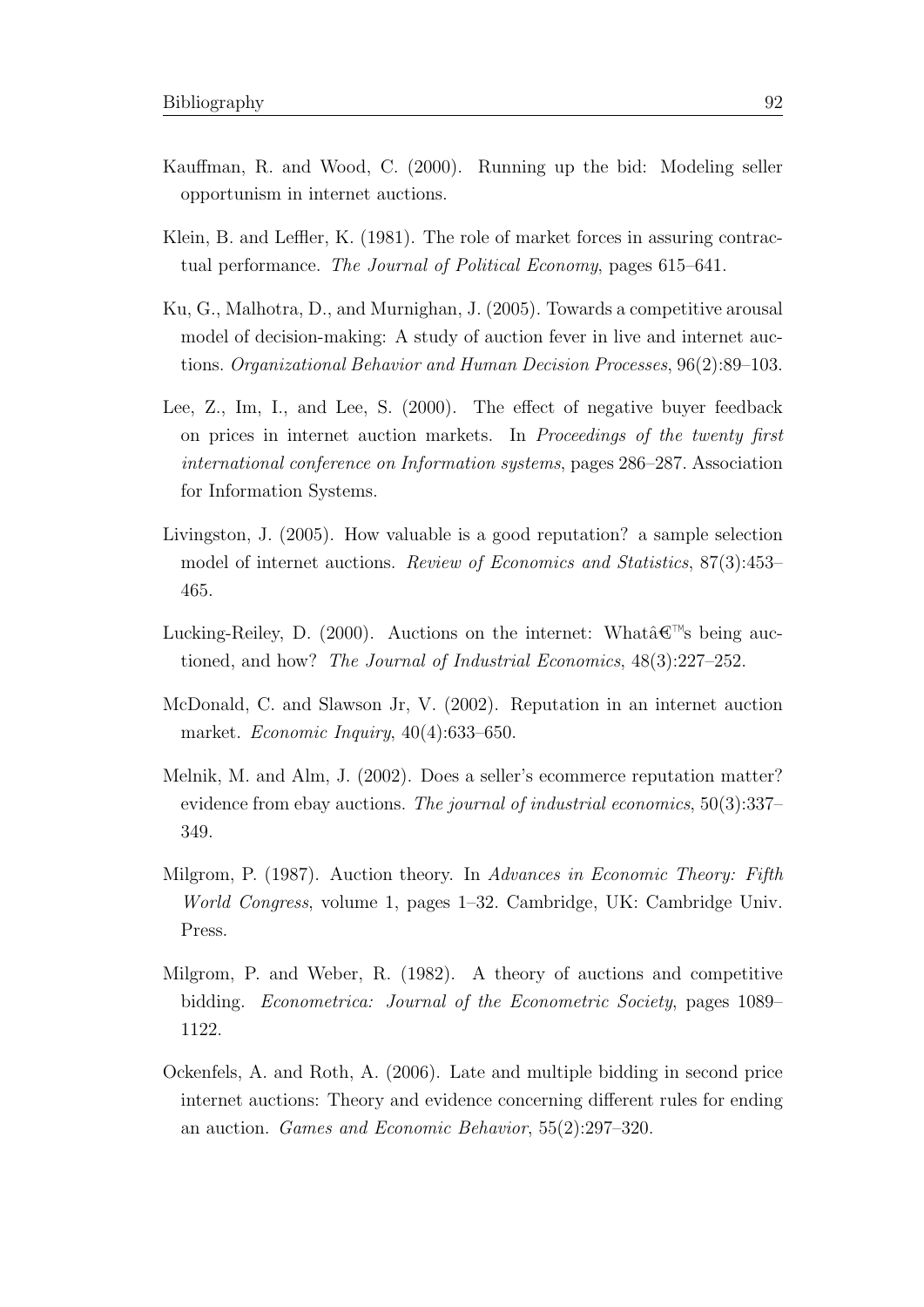Kauffman, R. and Wood, C. (2000). Running up the bid: Modeling seller opportunism in internet auctions.

Klein, B. and Leffler, K. (1981). The role of market forces in assuring contractual performance. *The Journal of Political Economy*, pages 615–641.

Ku, G., Malhotra, D., and Murnighan, J. (2005). Towards a competitive arousal model of decision-making: A study of auction fever in live and internet auctions. *Organizational Behavior and Human Decision Processes*, 96(2):89–103.

Lee, Z., Im, I., and Lee, S. (2000). The effect of negative buyer feedback on prices in internet auction markets. In *Proceedings of the twenty first international conference on Information systems*, pages 286–287. Association for Information Systems.

Livingston, J. (2005). How valuable is a good reputation? a sample selection model of internet auctions. *Review of Economics and Statistics*, 87(3):453–465.

Lucking-Reiley, D. (2000). Auctions on the internet: Whatâ€™s being auctioned, and how? *The Journal of Industrial Economics*, 48(3):227–252.

McDonald, C. and Slawson Jr, V. (2002). Reputation in an internet auction market. *Economic Inquiry*, 40(4):633–650.

Melnik, M. and Alm, J. (2002). Does a seller's ecommerce reputation matter? evidence from ebay auctions. *The journal of industrial economics*, 50(3):337–349.

Milgrom, P. (1987). Auction theory. In *Advances in Economic Theory: Fifth World Congress*, volume 1, pages 1–32. Cambridge, UK: Cambridge Univ. Press.

Milgrom, P. and Weber, R. (1982). A theory of auctions and competitive bidding. *Econometrica: Journal of the Econometric Society*, pages 1089–1122.

Ockenfels, A. and Roth, A. (2006). Late and multiple bidding in second price internet auctions: Theory and evidence concerning different rules for ending an auction. *Games and Economic Behavior*, 55(2):297–320.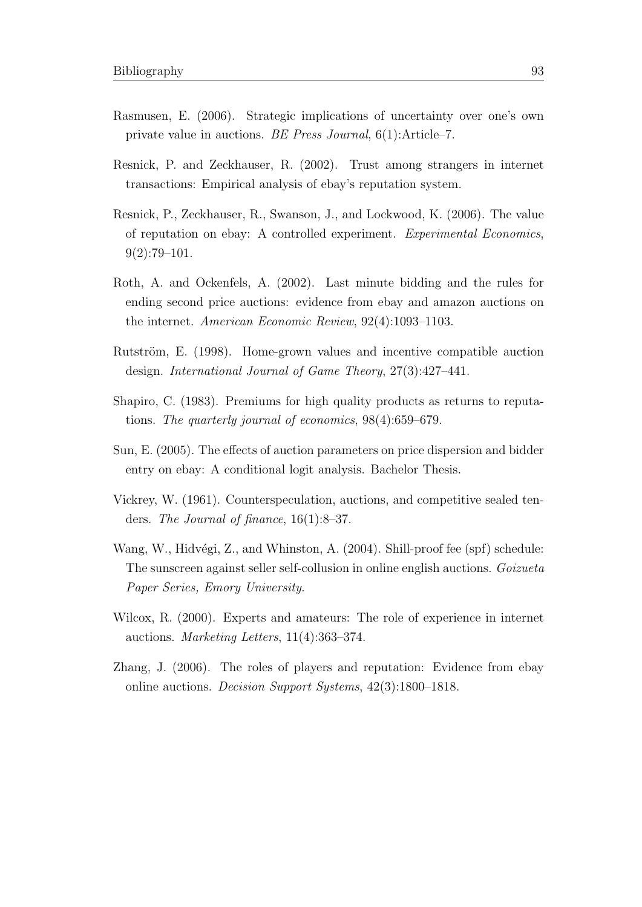Rasmusen, E. (2006). Strategic implications of uncertainty over one's own private value in auctions. *BE Press Journal*, 6(1):Article–7.

Resnick, P. and Zeckhauser, R. (2002). Trust among strangers in internet transactions: Empirical analysis of ebay's reputation system.

Resnick, P., Zeckhauser, R., Swanson, J., and Lockwood, K. (2006). The value of reputation on ebay: A controlled experiment. *Experimental Economics*, 9(2):79–101.

Roth, A. and Ockenfels, A. (2002). Last minute bidding and the rules for ending second price auctions: evidence from ebay and amazon auctions on the internet. *American Economic Review*, 92(4):1093–1103.

Rutström, E. (1998). Home-grown values and incentive compatible auction design. *International Journal of Game Theory*, 27(3):427–441.

Shapiro, C. (1983). Premiums for high quality products as returns to reputations. *The quarterly journal of economics*, 98(4):659–679.

Sun, E. (2005). The effects of auction parameters on price dispersion and bidder entry on ebay: A conditional logit analysis. Bachelor Thesis.

Vickrey, W. (1961). Counterspeculation, auctions, and competitive sealed tenders. *The Journal of finance*, 16(1):8–37.

Wang, W., Hidvégi, Z., and Whinston, A. (2004). Shill-proof fee (spf) schedule: The sunscreen against seller self-collusion in online english auctions. *Goizueta Paper Series, Emory University*.

Wilcox, R. (2000). Experts and amateurs: The role of experience in internet auctions. *Marketing Letters*, 11(4):363–374.

Zhang, J. (2006). The roles of players and reputation: Evidence from ebay online auctions. *Decision Support Systems*, 42(3):1800–1818.